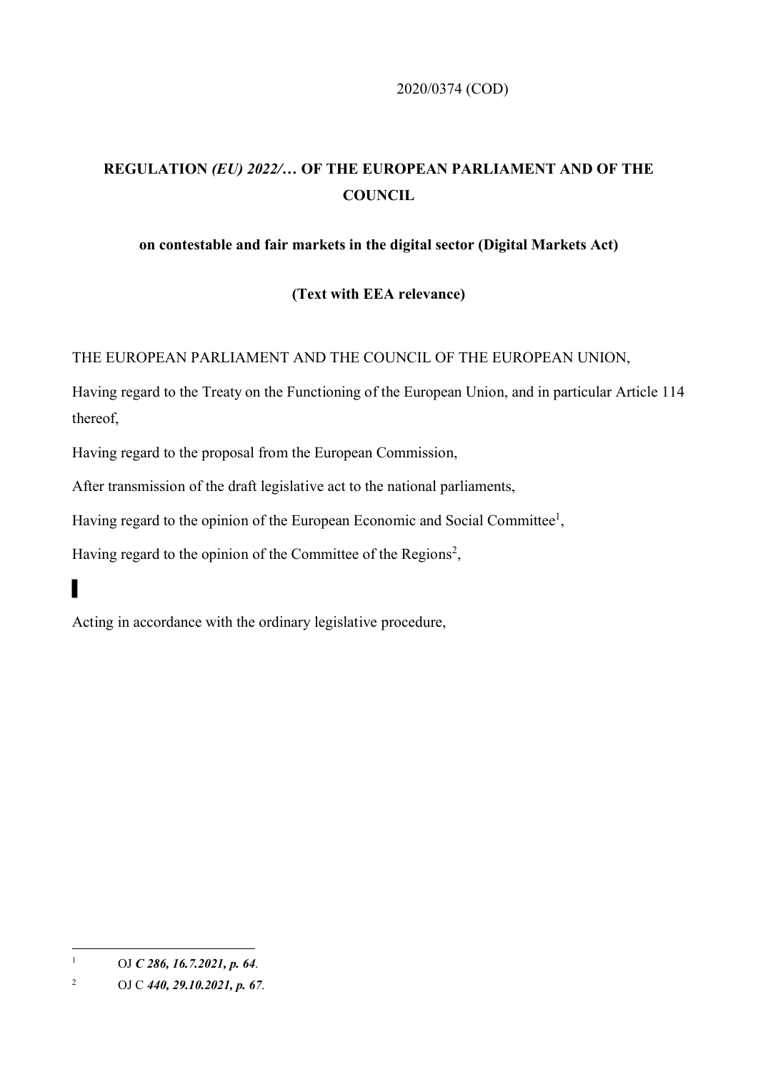2020/0374 (COD)

# REGULATION *(EU) 2022/…* OF THE EUROPEAN PARLIAMENT AND OF THE COUNCIL

## on contestable and fair markets in the digital sector (Digital Markets Act)

**(Text with EEA relevance)**

THE EUROPEAN PARLIAMENT AND THE COUNCIL OF THE EUROPEAN UNION,

Having regard to the Treaty on the Functioning of the European Union, and in particular Article 114 thereof,

Having regard to the proposal from the European Commission,

After transmission of the draft legislative act to the national parliaments,

Having regard to the opinion of the European Economic and Social Committee[1],

Having regard to the opinion of the Committee of the Regions[2],

Acting in accordance with the ordinary legislative procedure,

---

[1] OJ ***C 286, 16.7.2021, p. 64***.

[2] OJ C ***440, 29.10.2021, p. 67***.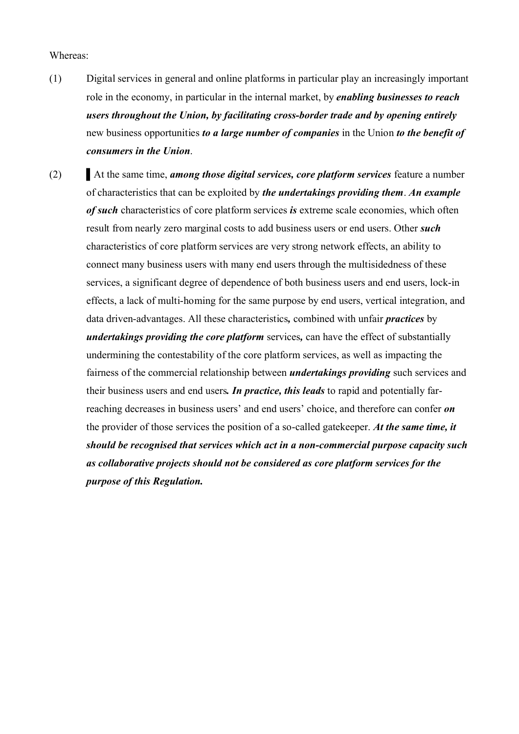Whereas:

(1) Digital services in general and online platforms in particular play an increasingly important role in the economy, in particular in the internal market, by ***enabling businesses to reach users throughout the Union, by facilitating cross-border trade and by opening entirely*** new business opportunities ***to a large number of companies*** in the Union ***to the benefit of consumers in the Union***.

(2) ▌At the same time, ***among those digital services, core platform services*** feature a number of characteristics that can be exploited by ***the undertakings providing them***. ***An example of such*** characteristics of core platform services ***is*** extreme scale economies, which often result from nearly zero marginal costs to add business users or end users. Other ***such*** characteristics of core platform services are very strong network effects, an ability to connect many business users with many end users through the multisidedness of these services, a significant degree of dependence of both business users and end users, lock-in effects, a lack of multi-homing for the same purpose by end users, vertical integration, and data driven-advantages. All these characteristics***,*** combined with unfair ***practices*** by ***undertakings providing the core platform*** services***,*** can have the effect of substantially undermining the contestability of the core platform services, as well as impacting the fairness of the commercial relationship between ***undertakings providing*** such services and their business users and end users***. In practice, this leads*** to rapid and potentially far-reaching decreases in business users' and end users' choice, and therefore can confer ***on*** the provider of those services the position of a so-called gatekeeper. ***At the same time, it should be recognised that services which act in a non-commercial purpose capacity such as collaborative projects should not be considered as core platform services for the purpose of this Regulation.***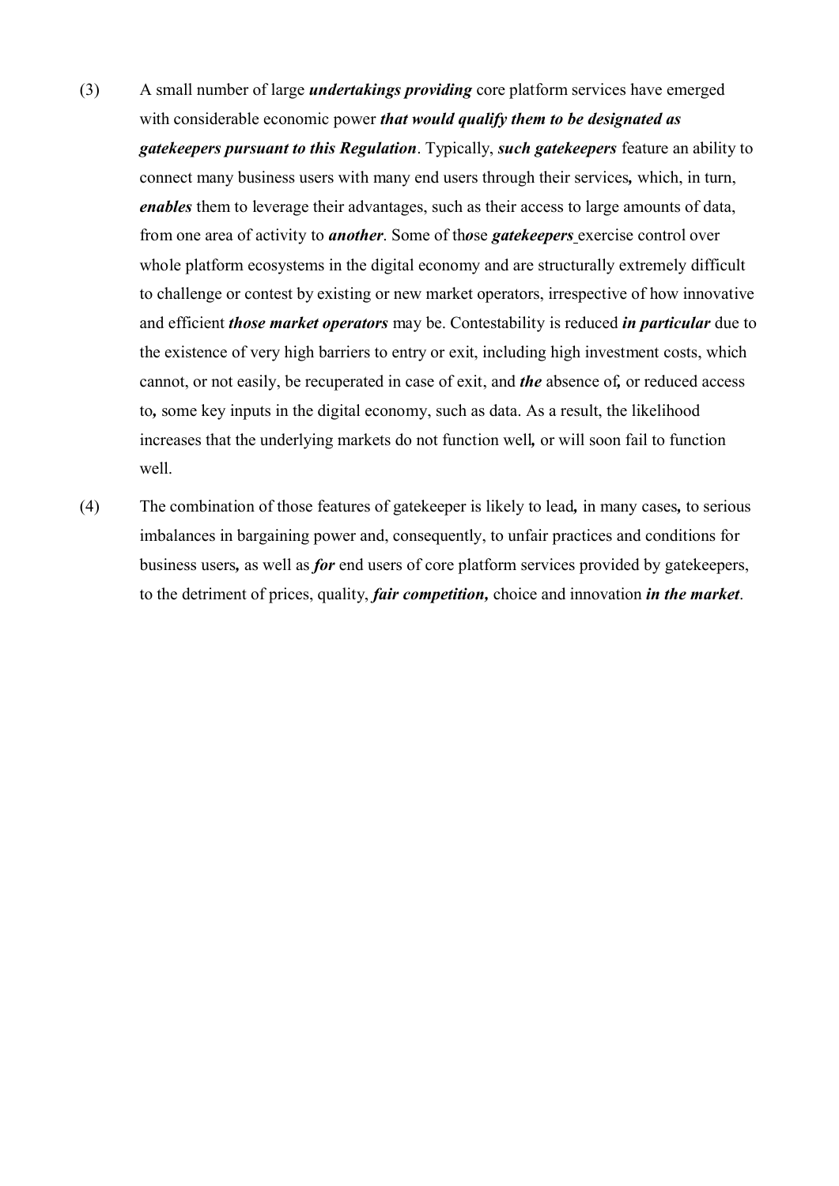(3) A small number of large ***undertakings providing*** core platform services have emerged with considerable economic power ***that would qualify them to be designated as gatekeepers pursuant to this Regulation***. Typically, ***such gatekeepers*** feature an ability to connect many business users with many end users through their services**,** which, in turn, ***enables*** them to leverage their advantages, such as their access to large amounts of data, from one area of activity to ***another***. Some of th***o***se ***gatekeepers*** exercise control over whole platform ecosystems in the digital economy and are structurally extremely difficult to challenge or contest by existing or new market operators, irrespective of how innovative and efficient ***those market operators*** may be. Contestability is reduced ***in particular*** due to the existence of very high barriers to entry or exit, including high investment costs, which cannot, or not easily, be recuperated in case of exit, and ***the*** absence of**,** or reduced access to**,** some key inputs in the digital economy, such as data. As a result, the likelihood increases that the underlying markets do not function well***,*** or will soon fail to function well.

(4) The combination of those features of gatekeeper is likely to lead**,** in many cases**,** to serious imbalances in bargaining power and, consequently, to unfair practices and conditions for business users**,** as well as ***for*** end users of core platform services provided by gatekeepers, to the detriment of prices, quality, ***fair competition,*** choice and innovation ***in the market***.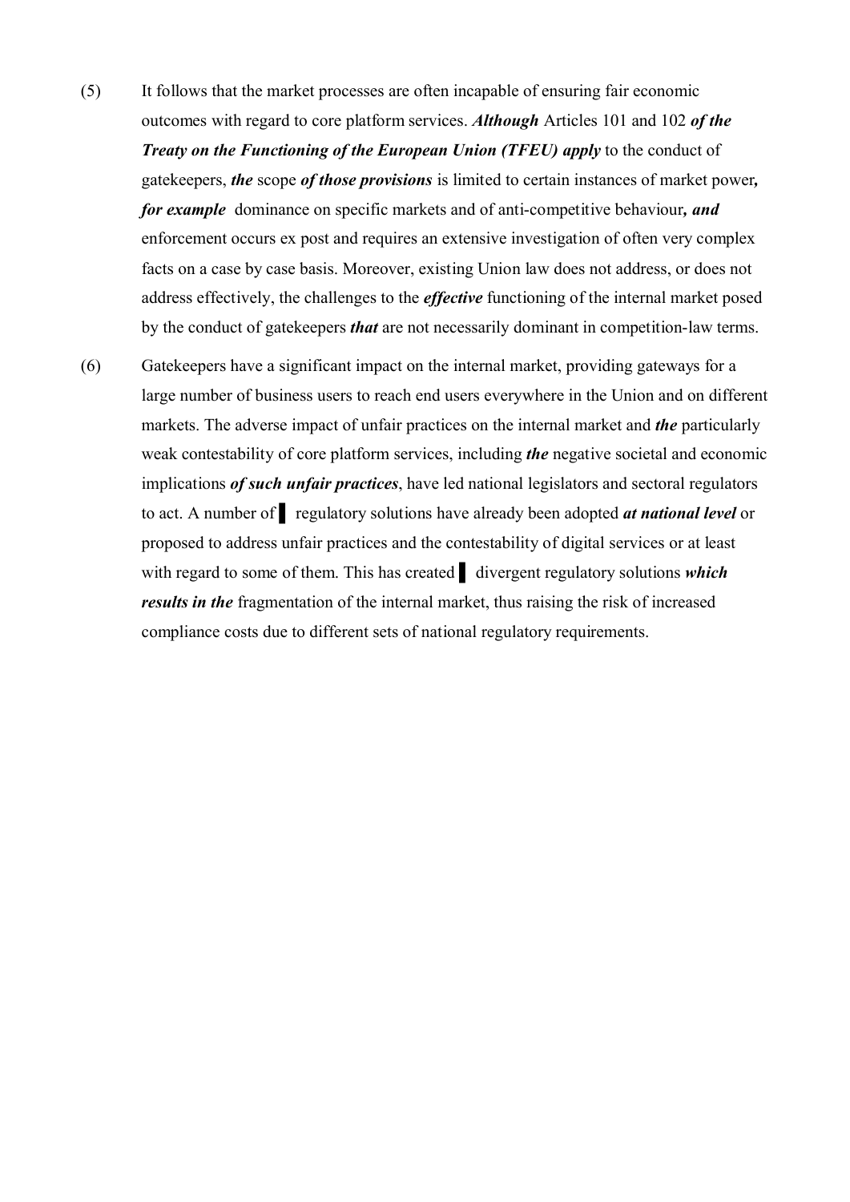(5) It follows that the market processes are often incapable of ensuring fair economic outcomes with regard to core platform services. ***Although*** Articles 101 and 102 ***of the Treaty on the Functioning of the European Union (TFEU) apply*** to the conduct of gatekeepers, ***the*** scope ***of those provisions*** is limited to certain instances of market power***, for example*** dominance on specific markets and of anti-competitive behaviour***, and*** enforcement occurs ex post and requires an extensive investigation of often very complex facts on a case by case basis. Moreover, existing Union law does not address, or does not address effectively, the challenges to the ***effective*** functioning of the internal market posed by the conduct of gatekeepers ***that*** are not necessarily dominant in competition-law terms.

(6) Gatekeepers have a significant impact on the internal market, providing gateways for a large number of business users to reach end users everywhere in the Union and on different markets. The adverse impact of unfair practices on the internal market and ***the*** particularly weak contestability of core platform services, including ***the*** negative societal and economic implications ***of such unfair practices***, have led national legislators and sectoral regulators to act. A number of ▌ regulatory solutions have already been adopted ***at national level*** or proposed to address unfair practices and the contestability of digital services or at least with regard to some of them. This has created ▌ divergent regulatory solutions ***which results in the*** fragmentation of the internal market, thus raising the risk of increased compliance costs due to different sets of national regulatory requirements.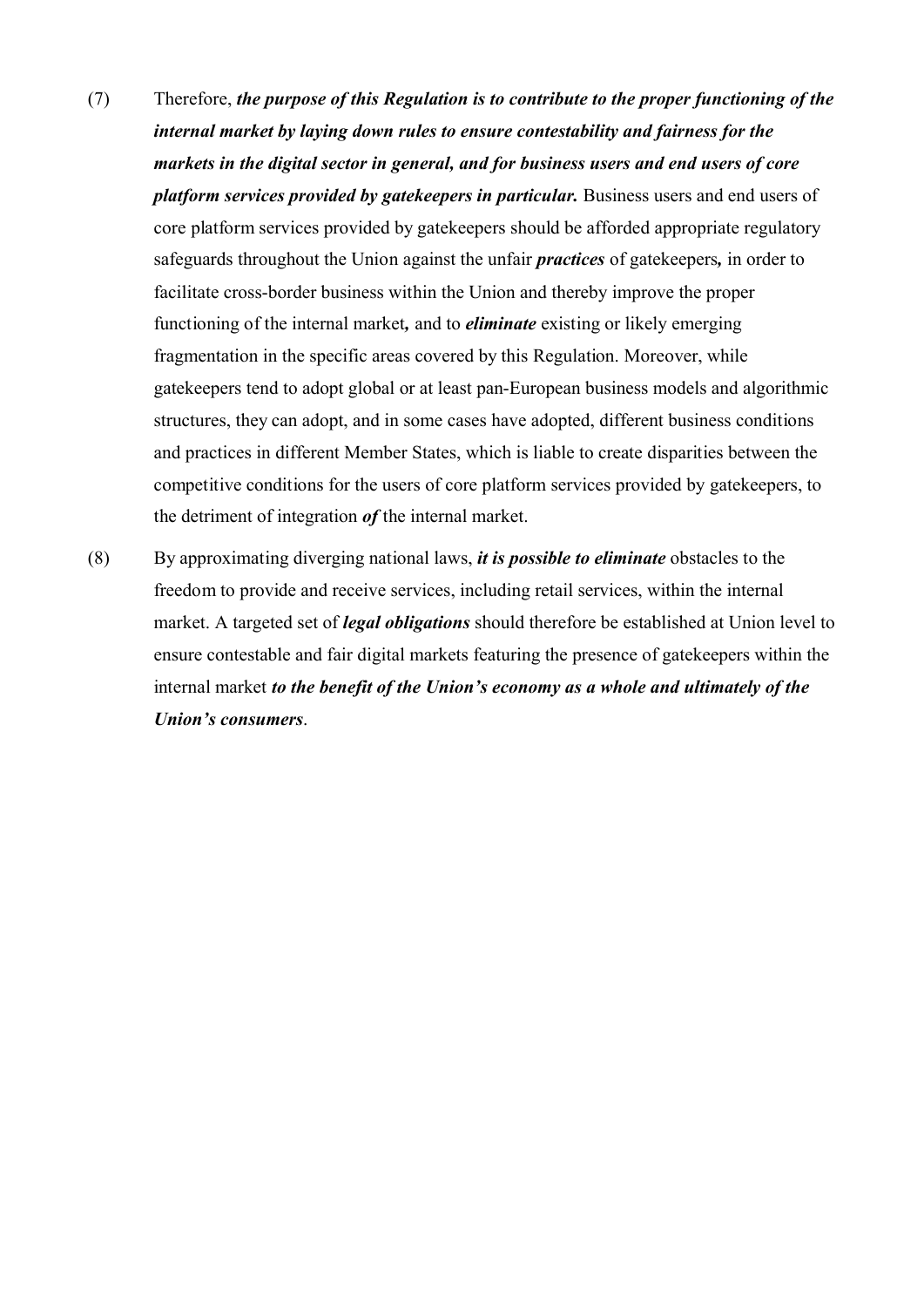(7) Therefore, ***the purpose of this Regulation is to contribute to the proper functioning of the internal market by laying down rules to ensure contestability and fairness for the markets in the digital sector in general, and for business users and end users of core platform services provided by gatekeepers in particular.*** Business users and end users of core platform services provided by gatekeepers should be afforded appropriate regulatory safeguards throughout the Union against the unfair ***practices*** of gatekeepers***,*** in order to facilitate cross-border business within the Union and thereby improve the proper functioning of the internal market***,*** and to ***eliminate*** existing or likely emerging fragmentation in the specific areas covered by this Regulation. Moreover, while gatekeepers tend to adopt global or at least pan-European business models and algorithmic structures, they can adopt, and in some cases have adopted, different business conditions and practices in different Member States, which is liable to create disparities between the competitive conditions for the users of core platform services provided by gatekeepers, to the detriment of integration ***of*** the internal market.

(8) By approximating diverging national laws, ***it is possible to eliminate*** obstacles to the freedom to provide and receive services, including retail services, within the internal market. A targeted set of ***legal obligations*** should therefore be established at Union level to ensure contestable and fair digital markets featuring the presence of gatekeepers within the internal market ***to the benefit of the Union's economy as a whole and ultimately of the Union's consumers***.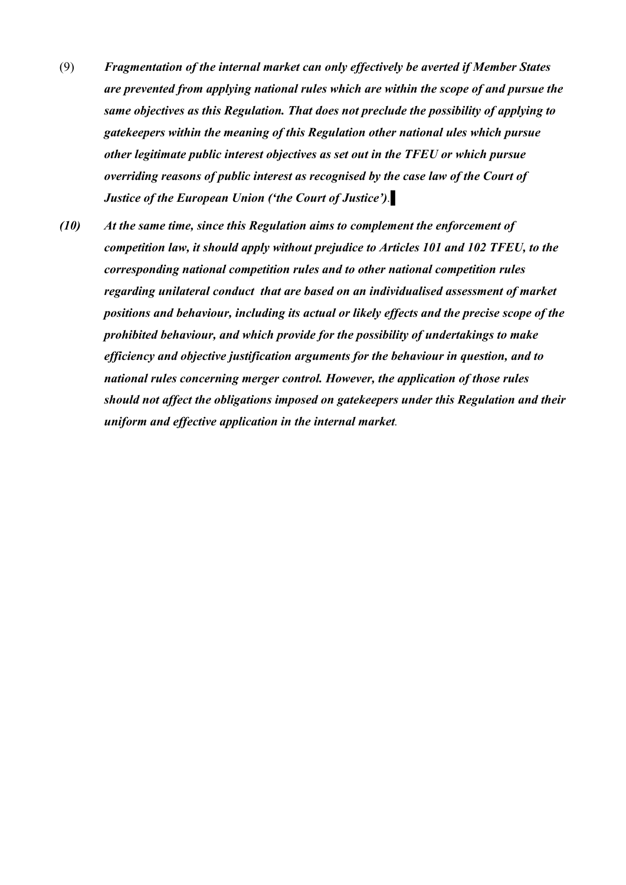(9) ***Fragmentation of the internal market can only effectively be averted if Member States are prevented from applying national rules which are within the scope of and pursue the same objectives as this Regulation. That does not preclude the possibility of applying to gatekeepers within the meaning of this Regulation other national ules which pursue other legitimate public interest objectives as set out in the TFEU or which pursue overriding reasons of public interest as recognised by the case law of the Court of Justice of the European Union ('the Court of Justice')*.** ▌

***(10) At the same time, since this Regulation aims to complement the enforcement of competition law, it should apply without prejudice to Articles 101 and 102 TFEU, to the corresponding national competition rules and to other national competition rules regarding unilateral conduct that are based on an individualised assessment of market positions and behaviour, including its actual or likely effects and the precise scope of the prohibited behaviour, and which provide for the possibility of undertakings to make efficiency and objective justification arguments for the behaviour in question, and to national rules concerning merger control. However, the application of those rules should not affect the obligations imposed on gatekeepers under this Regulation and their uniform and effective application in the internal market*.**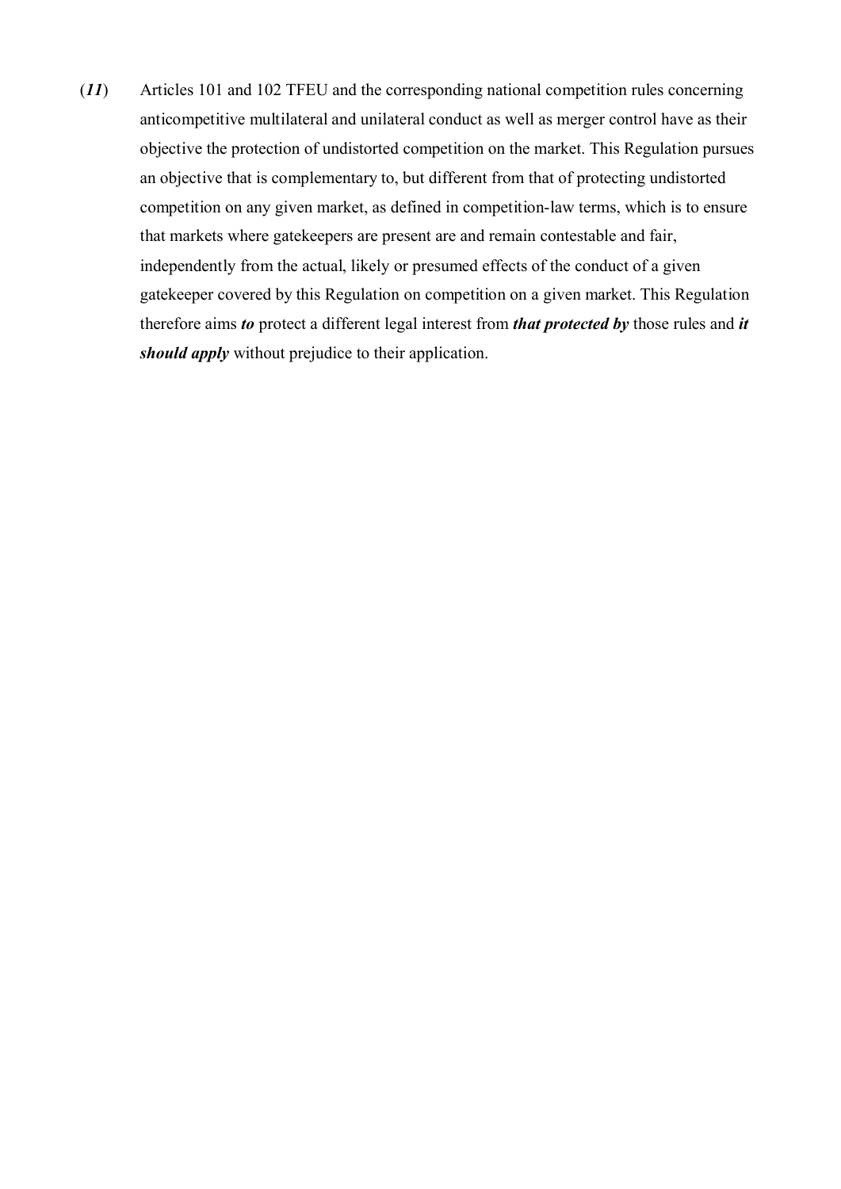(***11***) Articles 101 and 102 TFEU and the corresponding national competition rules concerning anticompetitive multilateral and unilateral conduct as well as merger control have as their objective the protection of undistorted competition on the market. This Regulation pursues an objective that is complementary to, but different from that of protecting undistorted competition on any given market, as defined in competition-law terms, which is to ensure that markets where gatekeepers are present are and remain contestable and fair, independently from the actual, likely or presumed effects of the conduct of a given gatekeeper covered by this Regulation on competition on a given market. This Regulation therefore aims ***to*** protect a different legal interest from ***that protected by*** those rules and ***it should apply*** without prejudice to their application.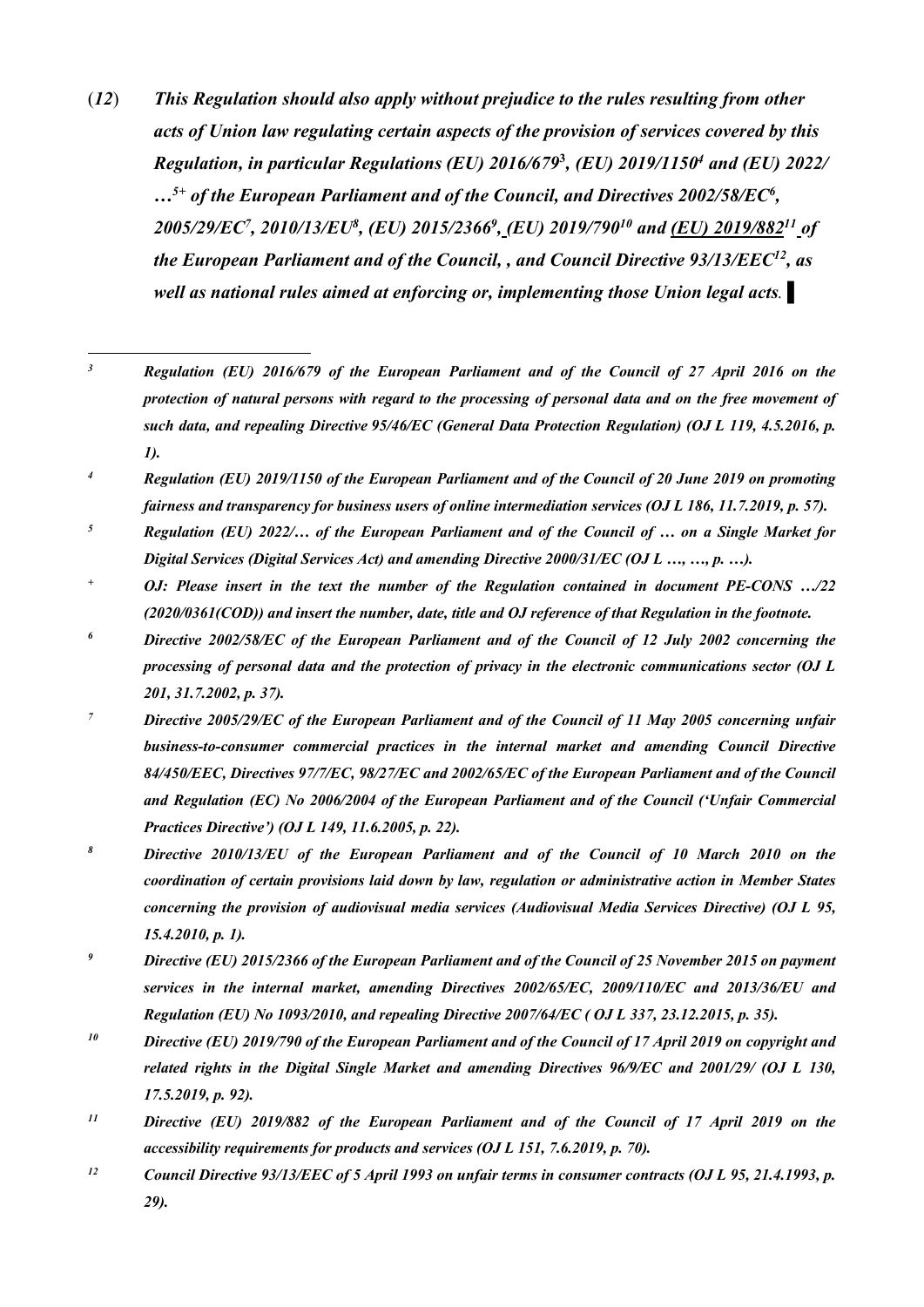(*12*) ***This Regulation should also apply without prejudice to the rules resulting from other acts of Union law regulating certain aspects of the provision of services covered by this Regulation, in particular Regulations (EU) 2016/679[3], (EU) 2019/1150[4] and (EU) 2022/ …[5+] of the European Parliament and of the Council, and Directives 2002/58/EC[6], 2005/29/EC[7], 2010/13/EU[8], (EU) 2015/2366[9], (EU) 2019/790[10] and (EU) 2019/882[11] of the European Parliament and of the Council, , and Council Directive 93/13/EEC[12], as well as national rules aimed at enforcing or, implementing those Union legal acts.*** ▌

---

[3] ***Regulation (EU) 2016/679 of the European Parliament and of the Council of 27 April 2016 on the protection of natural persons with regard to the processing of personal data and on the free movement of such data, and repealing Directive 95/46/EC (General Data Protection Regulation) (OJ L 119, 4.5.2016, p. 1).***

[4] ***Regulation (EU) 2019/1150 of the European Parliament and of the Council of 20 June 2019 on promoting fairness and transparency for business users of online intermediation services (OJ L 186, 11.7.2019, p. 57).***

[5] ***Regulation (EU) 2022/… of the European Parliament and of the Council of … on a Single Market for Digital Services (Digital Services Act) and amending Directive 2000/31/EC (OJ L …, …, p. …).***

[+] ***OJ: Please insert in the text the number of the Regulation contained in document PE-CONS …/22 (2020/0361(COD)) and insert the number, date, title and OJ reference of that Regulation in the footnote.***

[6] ***Directive 2002/58/EC of the European Parliament and of the Council of 12 July 2002 concerning the processing of personal data and the protection of privacy in the electronic communications sector (OJ L 201, 31.7.2002, p. 37).***

[7] ***Directive 2005/29/EC of the European Parliament and of the Council of 11 May 2005 concerning unfair business-to-consumer commercial practices in the internal market and amending Council Directive 84/450/EEC, Directives 97/7/EC, 98/27/EC and 2002/65/EC of the European Parliament and of the Council and Regulation (EC) No 2006/2004 of the European Parliament and of the Council ('Unfair Commercial Practices Directive') (OJ L 149, 11.6.2005, p. 22).***

[8] ***Directive 2010/13/EU of the European Parliament and of the Council of 10 March 2010 on the coordination of certain provisions laid down by law, regulation or administrative action in Member States concerning the provision of audiovisual media services (Audiovisual Media Services Directive) (OJ L 95, 15.4.2010, p. 1).***

[9] ***Directive (EU) 2015/2366 of the European Parliament and of the Council of 25 November 2015 on payment services in the internal market, amending Directives 2002/65/EC, 2009/110/EC and 2013/36/EU and Regulation (EU) No 1093/2010, and repealing Directive 2007/64/EC ( OJ L 337, 23.12.2015, p. 35).***

[10] ***Directive (EU) 2019/790 of the European Parliament and of the Council of 17 April 2019 on copyright and related rights in the Digital Single Market and amending Directives 96/9/EC and 2001/29/ (OJ L 130, 17.5.2019, p. 92).***

[11] ***Directive (EU) 2019/882 of the European Parliament and of the Council of 17 April 2019 on the accessibility requirements for products and services (OJ L 151, 7.6.2019, p. 70).***

[12] ***Council Directive 93/13/EEC of 5 April 1993 on unfair terms in consumer contracts (OJ L 95, 21.4.1993, p. 29).***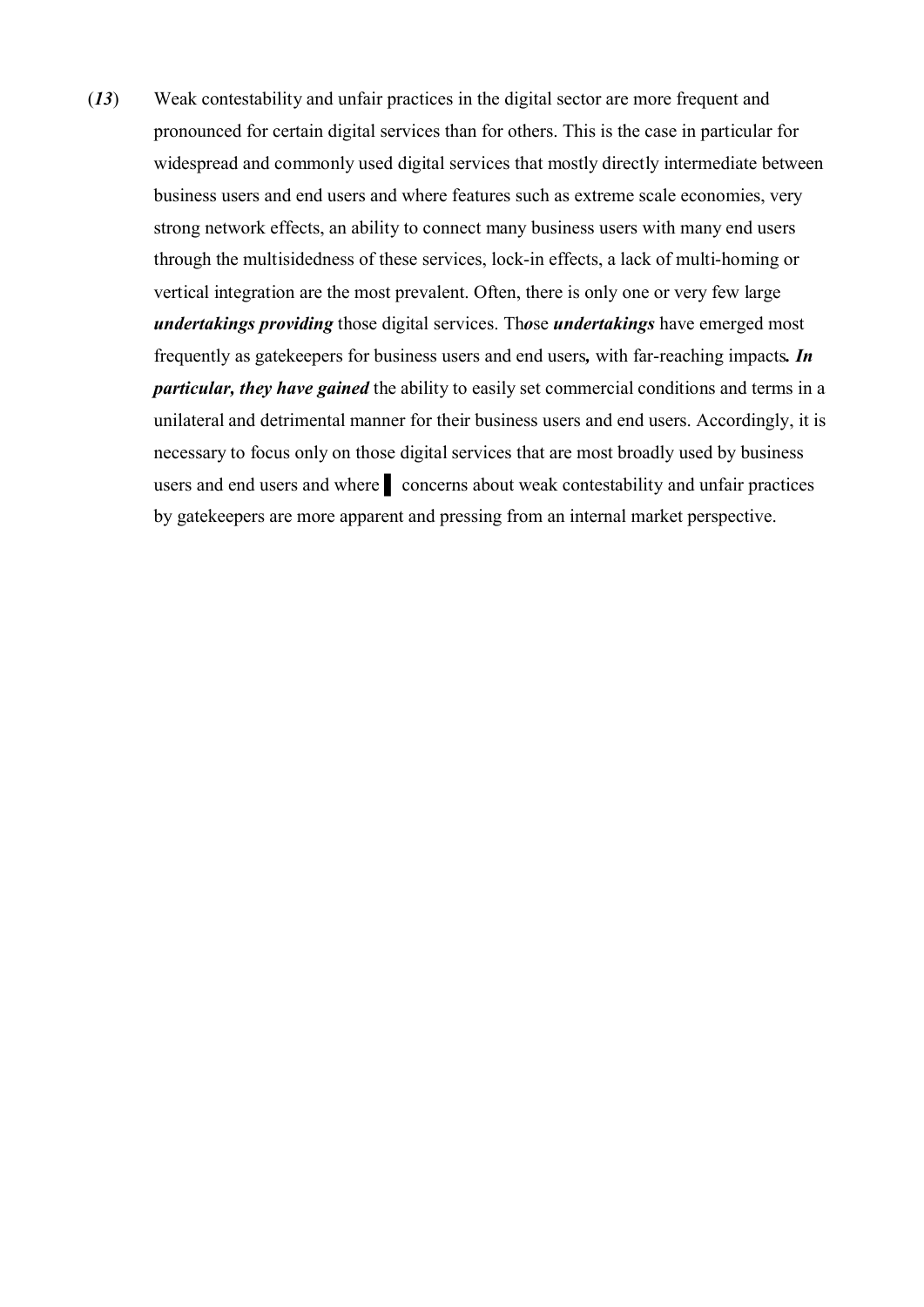(***13***) Weak contestability and unfair practices in the digital sector are more frequent and pronounced for certain digital services than for others. This is the case in particular for widespread and commonly used digital services that mostly directly intermediate between business users and end users and where features such as extreme scale economies, very strong network effects, an ability to connect many business users with many end users through the multisidedness of these services, lock-in effects, a lack of multi-homing or vertical integration are the most prevalent. Often, there is only one or very few large ***undertakings providing*** those digital services. Th***o***se ***undertakings*** have emerged most frequently as gatekeepers for business users and end users***,*** with far-reaching impacts***. In particular, they have gained*** the ability to easily set commercial conditions and terms in a unilateral and detrimental manner for their business users and end users. Accordingly, it is necessary to focus only on those digital services that are most broadly used by business users and end users and where ▌ concerns about weak contestability and unfair practices by gatekeepers are more apparent and pressing from an internal market perspective.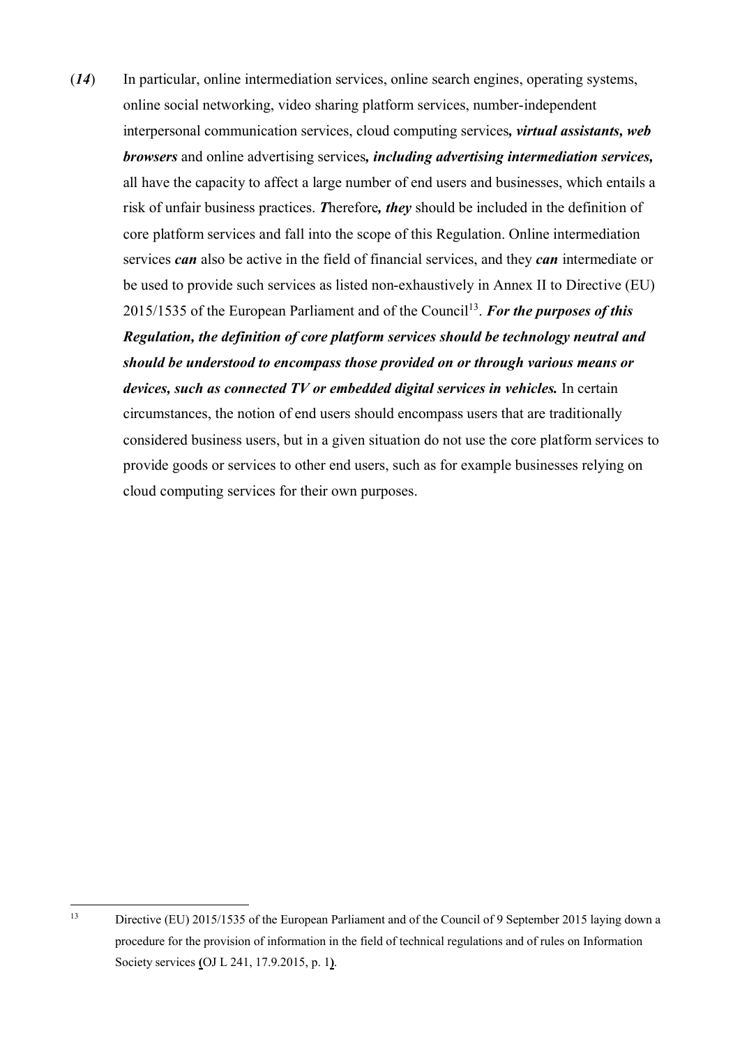(***14***) In particular, online intermediation services, online search engines, operating systems, online social networking, video sharing platform services, number-independent interpersonal communication services, cloud computing services***, virtual assistants, web browsers*** and online advertising services***, including advertising intermediation services,*** all have the capacity to affect a large number of end users and businesses, which entails a risk of unfair business practices. ***T***herefore***, they*** should be included in the definition of core platform services and fall into the scope of this Regulation. Online intermediation services ***can*** also be active in the field of financial services, and they ***can*** intermediate or be used to provide such services as listed non-exhaustively in Annex II to Directive (EU) 2015/1535 of the European Parliament and of the Council[13]. ***For the purposes of this Regulation, the definition of core platform services should be technology neutral and should be understood to encompass those provided on or through various means or devices, such as connected TV or embedded digital services in vehicles.*** In certain circumstances, the notion of end users should encompass users that are traditionally considered business users, but in a given situation do not use the core platform services to provide goods or services to other end users, such as for example businesses relying on cloud computing services for their own purposes.

---

[13] Directive (EU) 2015/1535 of the European Parliament and of the Council of 9 September 2015 laying down a procedure for the provision of information in the field of technical regulations and of rules on Information Society services **(**OJ L 241, 17.9.2015, p. 1**)**.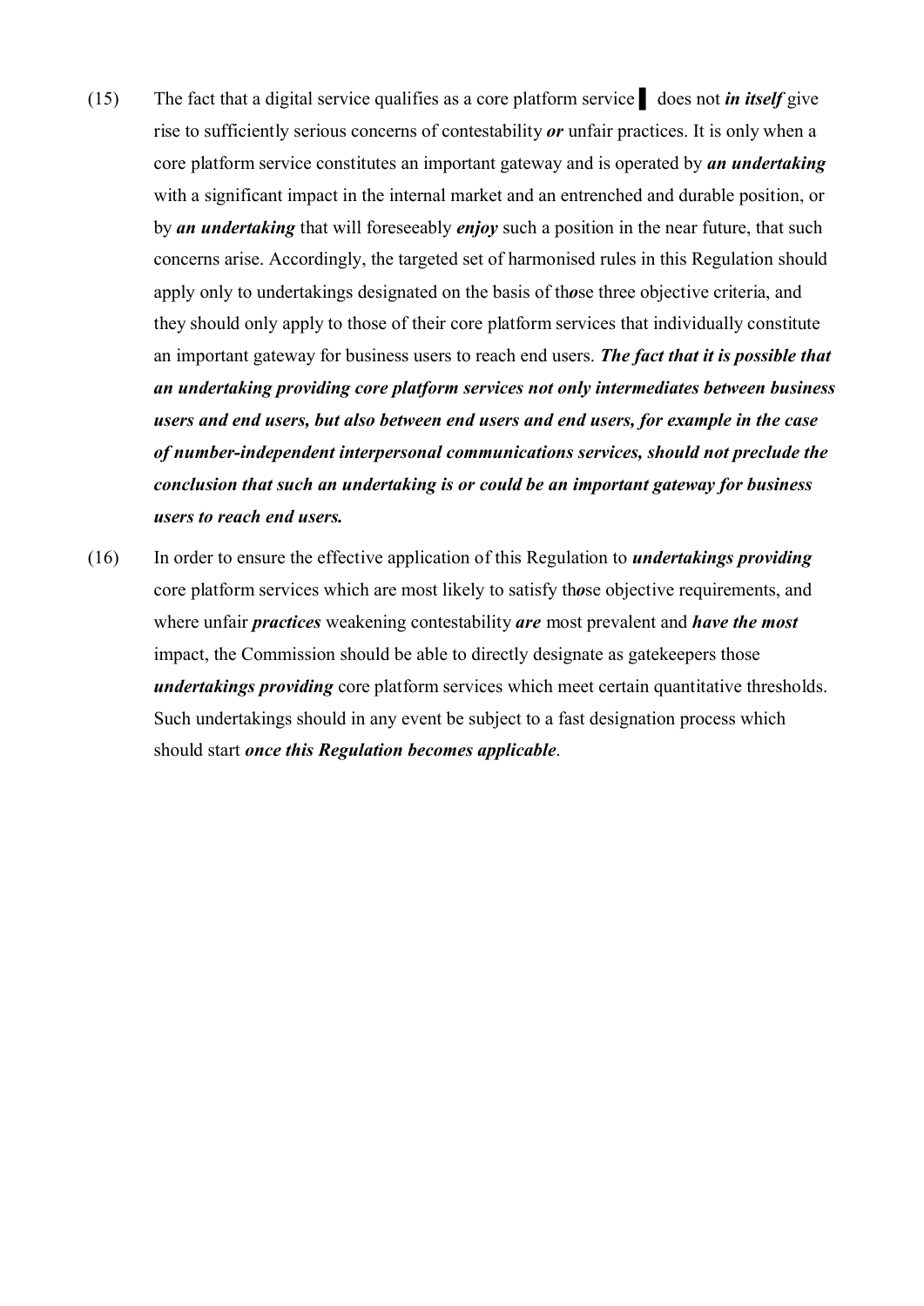(15) The fact that a digital service qualifies as a core platform service ▌ does not ***in itself*** give rise to sufficiently serious concerns of contestability ***or*** unfair practices. It is only when a core platform service constitutes an important gateway and is operated by ***an undertaking*** with a significant impact in the internal market and an entrenched and durable position, or by ***an undertaking*** that will foreseeably ***enjoy*** such a position in the near future, that such concerns arise. Accordingly, the targeted set of harmonised rules in this Regulation should apply only to undertakings designated on the basis of th***o***se three objective criteria, and they should only apply to those of their core platform services that individually constitute an important gateway for business users to reach end users. ***The fact that it is possible that an undertaking providing core platform services not only intermediates between business users and end users, but also between end users and end users, for example in the case of number-independent interpersonal communications services, should not preclude the conclusion that such an undertaking is or could be an important gateway for business users to reach end users.***

(16) In order to ensure the effective application of this Regulation to ***undertakings providing*** core platform services which are most likely to satisfy th***o***se objective requirements, and where unfair ***practices*** weakening contestability ***are*** most prevalent and ***have the most*** impact, the Commission should be able to directly designate as gatekeepers those ***undertakings providing*** core platform services which meet certain quantitative thresholds. Such undertakings should in any event be subject to a fast designation process which should start ***once this Regulation becomes applicable***.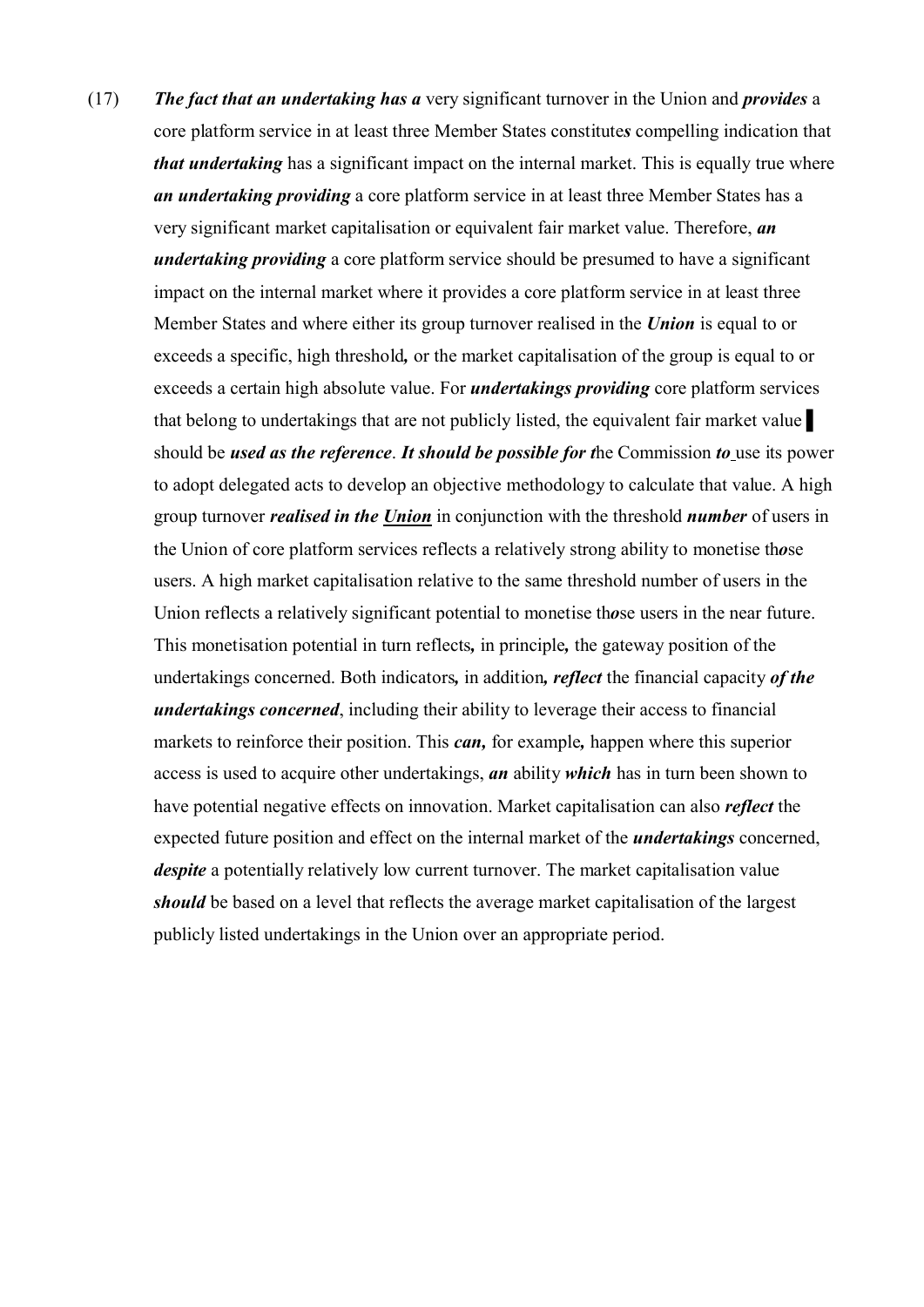(17) ***The fact that an undertaking has a*** very significant turnover in the Union and ***provides*** a core platform service in at least three Member States constitute***s*** compelling indication that ***that undertaking*** has a significant impact on the internal market. This is equally true where ***an undertaking providing*** a core platform service in at least three Member States has a very significant market capitalisation or equivalent fair market value. Therefore, ***an undertaking providing*** a core platform service should be presumed to have a significant impact on the internal market where it provides a core platform service in at least three Member States and where either its group turnover realised in the ***Union*** is equal to or exceeds a specific, high threshold***,*** or the market capitalisation of the group is equal to or exceeds a certain high absolute value. For ***undertakings providing*** core platform services that belong to undertakings that are not publicly listed, the equivalent fair market value ▌ should be ***used as the reference***. ***It should be possible for t***he Commission ***to*** use its power to adopt delegated acts to develop an objective methodology to calculate that value. A high group turnover ***realised in the <u>Union</u>*** in conjunction with the threshold ***number*** of users in the Union of core platform services reflects a relatively strong ability to monetise th***o***se users. A high market capitalisation relative to the same threshold number of users in the Union reflects a relatively significant potential to monetise th***o***se users in the near future. This monetisation potential in turn reflects***,*** in principle***,*** the gateway position of the undertakings concerned. Both indicators***,*** in addition***, reflect*** the financial capacity ***of the undertakings concerned***, including their ability to leverage their access to financial markets to reinforce their position. This ***can,*** for example***,*** happen where this superior access is used to acquire other undertakings, ***an*** ability ***which*** has in turn been shown to have potential negative effects on innovation. Market capitalisation can also ***reflect*** the expected future position and effect on the internal market of the ***undertakings*** concerned, ***despite*** a potentially relatively low current turnover. The market capitalisation value ***should*** be based on a level that reflects the average market capitalisation of the largest publicly listed undertakings in the Union over an appropriate period.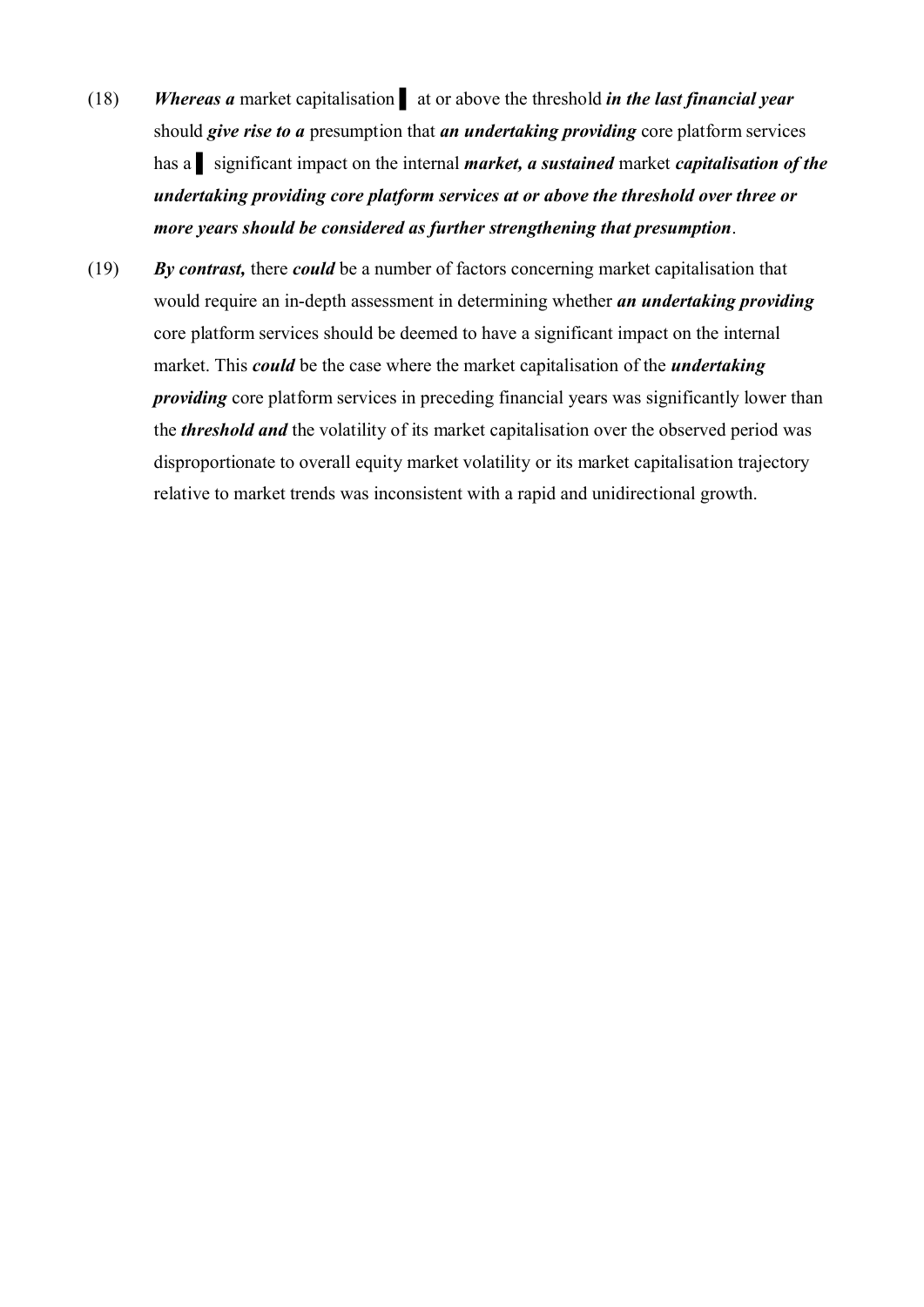(18) ***Whereas a*** market capitalisation ▌ at or above the threshold ***in the last financial year*** should ***give rise to a*** presumption that ***an undertaking providing*** core platform services has a ▌ significant impact on the internal ***market, a sustained*** market ***capitalisation of the undertaking providing core platform services at or above the threshold over three or more years should be considered as further strengthening that presumption***.

(19) ***By contrast,*** there ***could*** be a number of factors concerning market capitalisation that would require an in-depth assessment in determining whether ***an undertaking providing*** core platform services should be deemed to have a significant impact on the internal market. This ***could*** be the case where the market capitalisation of the ***undertaking providing*** core platform services in preceding financial years was significantly lower than the ***threshold and*** the volatility of its market capitalisation over the observed period was disproportionate to overall equity market volatility or its market capitalisation trajectory relative to market trends was inconsistent with a rapid and unidirectional growth.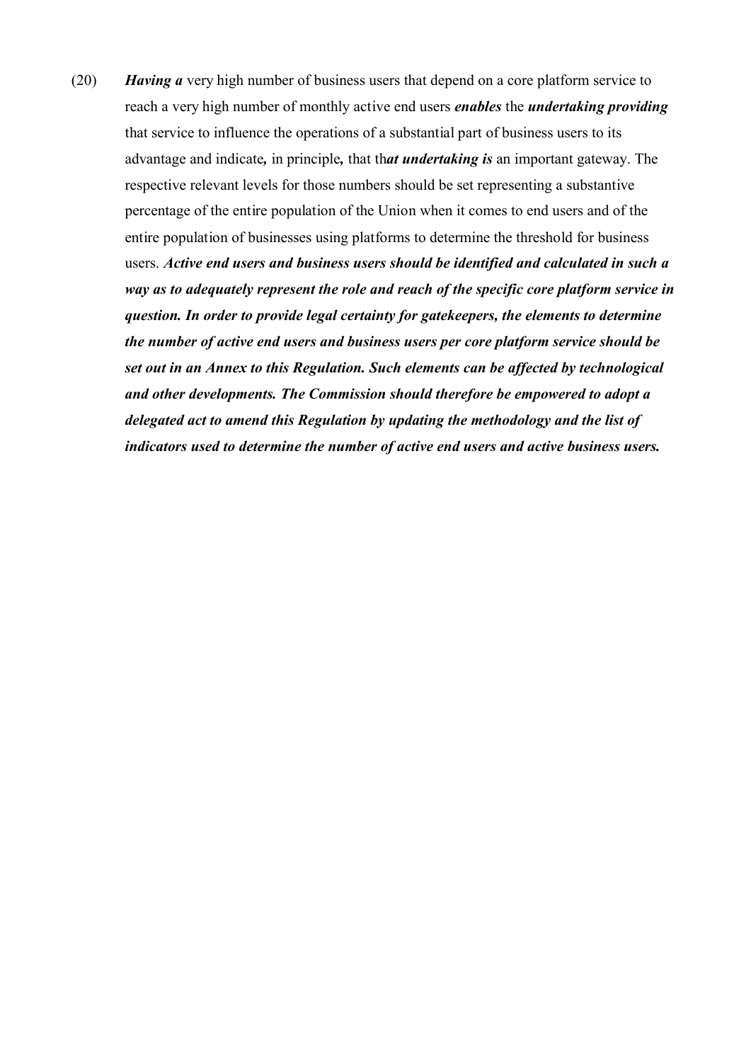(20) ***Having a*** very high number of business users that depend on a core platform service to reach a very high number of monthly active end users ***enables*** the ***undertaking providing*** that service to influence the operations of a substantial part of business users to its advantage and indicate***,*** in principle***,*** that th***at undertaking is*** an important gateway. The respective relevant levels for those numbers should be set representing a substantive percentage of the entire population of the Union when it comes to end users and of the entire population of businesses using platforms to determine the threshold for business users. ***Active end users and business users should be identified and calculated in such a way as to adequately represent the role and reach of the specific core platform service in question. In order to provide legal certainty for gatekeepers, the elements to determine the number of active end users and business users per core platform service should be set out in an Annex to this Regulation. Such elements can be affected by technological and other developments. The Commission should therefore be empowered to adopt a delegated act to amend this Regulation by updating the methodology and the list of indicators used to determine the number of active end users and active business users.***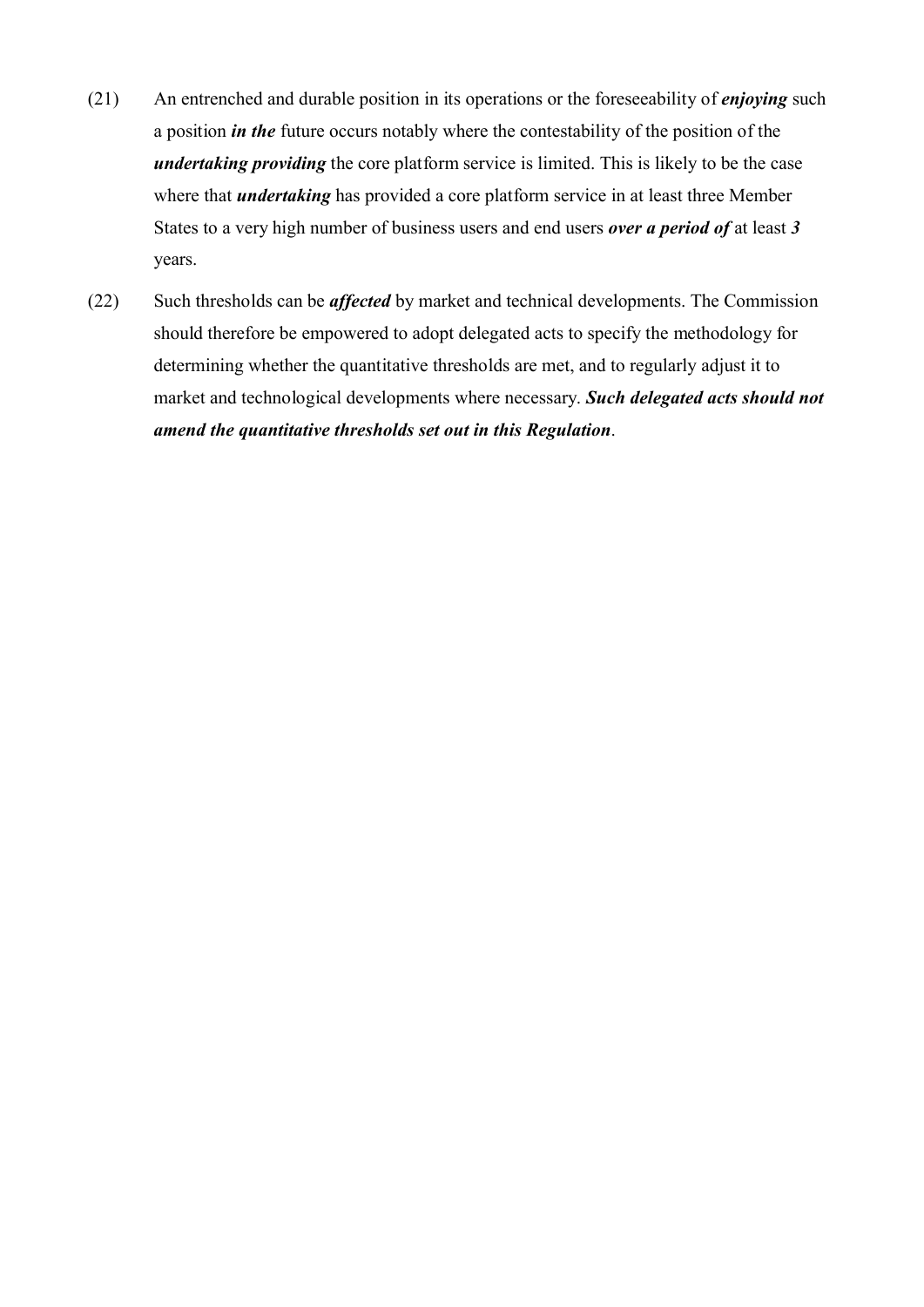(21) An entrenched and durable position in its operations or the foreseeability of ***enjoying*** such a position ***in the*** future occurs notably where the contestability of the position of the ***undertaking providing*** the core platform service is limited. This is likely to be the case where that ***undertaking*** has provided a core platform service in at least three Member States to a very high number of business users and end users ***over a period of*** at least ***3*** years.

(22) Such thresholds can be ***affected*** by market and technical developments. The Commission should therefore be empowered to adopt delegated acts to specify the methodology for determining whether the quantitative thresholds are met, and to regularly adjust it to market and technological developments where necessary. ***Such delegated acts should not amend the quantitative thresholds set out in this Regulation***.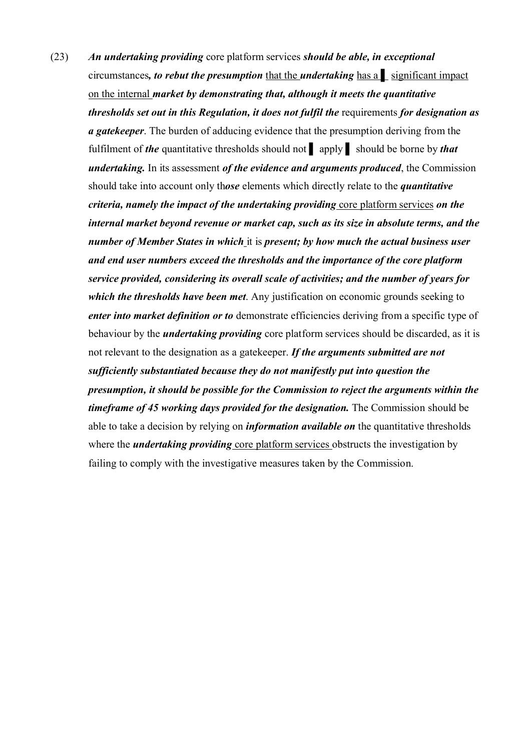(23) ***An undertaking providing*** core platform services ***should be able, in exceptional*** circumstances***, to rebut the presumption*** that the ***undertaking*** has a ▌ significant impact on the internal ***market by demonstrating that, although it meets the quantitative thresholds set out in this Regulation, it does not fulfil the*** requirements ***for designation as a gatekeeper***. The burden of adducing evidence that the presumption deriving from the fulfilment of ***the*** quantitative thresholds should not ▌ apply ▌ should be borne by ***that undertaking.*** In its assessment ***of the evidence and arguments produced***, the Commission should take into account only th***ose*** elements which directly relate to the ***quantitative criteria, namely the impact of the undertaking providing*** core platform services ***on the internal market beyond revenue or market cap, such as its size in absolute terms, and the number of Member States in which*** it is ***present; by how much the actual business user and end user numbers exceed the thresholds and the importance of the core platform service provided, considering its overall scale of activities; and the number of years for which the thresholds have been met***. Any justification on economic grounds seeking to ***enter into market definition or to*** demonstrate efficiencies deriving from a specific type of behaviour by the ***undertaking providing*** core platform services should be discarded, as it is not relevant to the designation as a gatekeeper. ***If the arguments submitted are not sufficiently substantiated because they do not manifestly put into question the presumption, it should be possible for the Commission to reject the arguments within the timeframe of 45 working days provided for the designation.*** The Commission should be able to take a decision by relying on ***information available on*** the quantitative thresholds where the ***undertaking providing*** core platform services obstructs the investigation by failing to comply with the investigative measures taken by the Commission.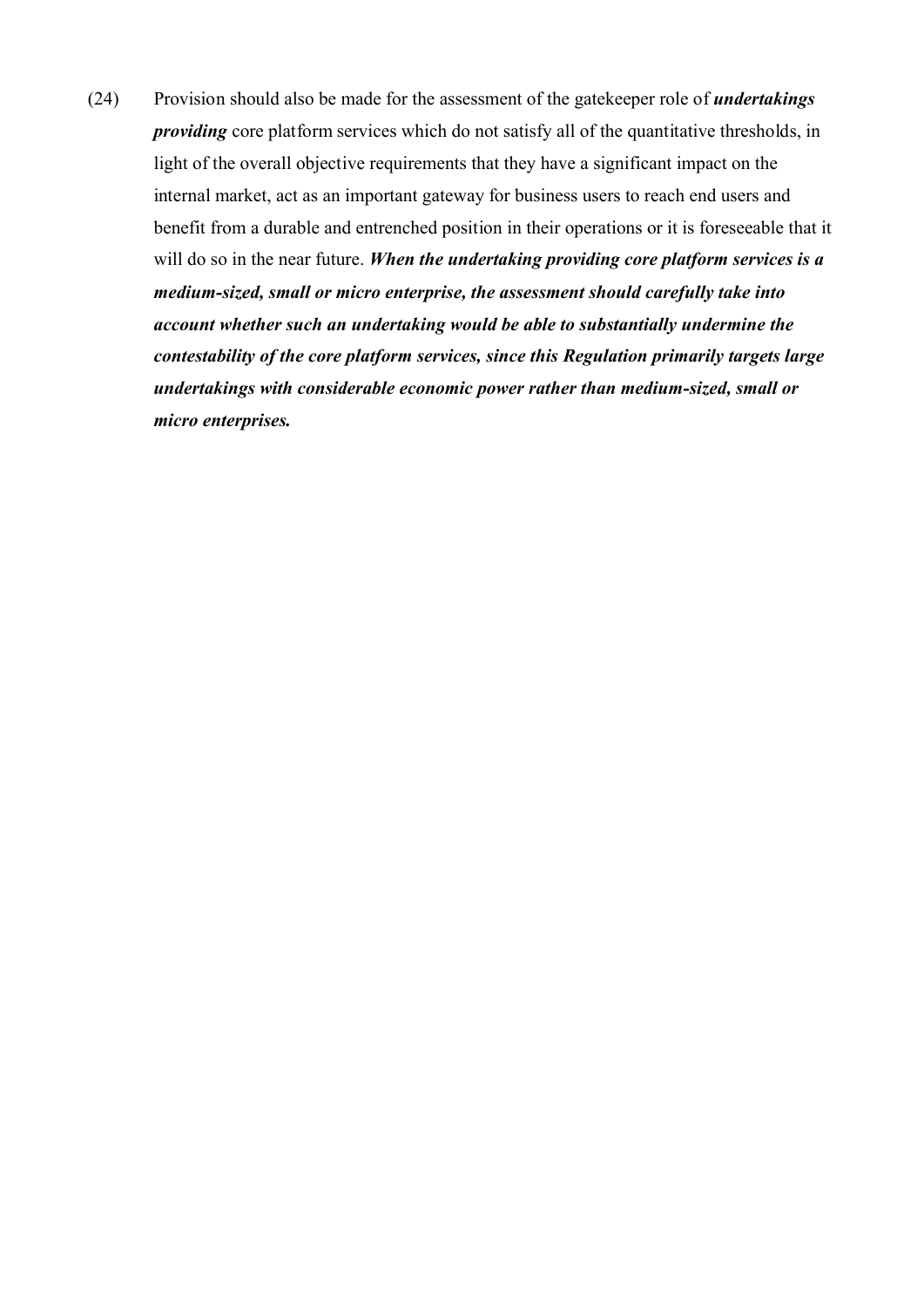(24) Provision should also be made for the assessment of the gatekeeper role of ***undertakings providing*** core platform services which do not satisfy all of the quantitative thresholds, in light of the overall objective requirements that they have a significant impact on the internal market, act as an important gateway for business users to reach end users and benefit from a durable and entrenched position in their operations or it is foreseeable that it will do so in the near future. ***When the undertaking providing core platform services is a medium-sized, small or micro enterprise, the assessment should carefully take into account whether such an undertaking would be able to substantially undermine the contestability of the core platform services, since this Regulation primarily targets large undertakings with considerable economic power rather than medium-sized, small or micro enterprises.***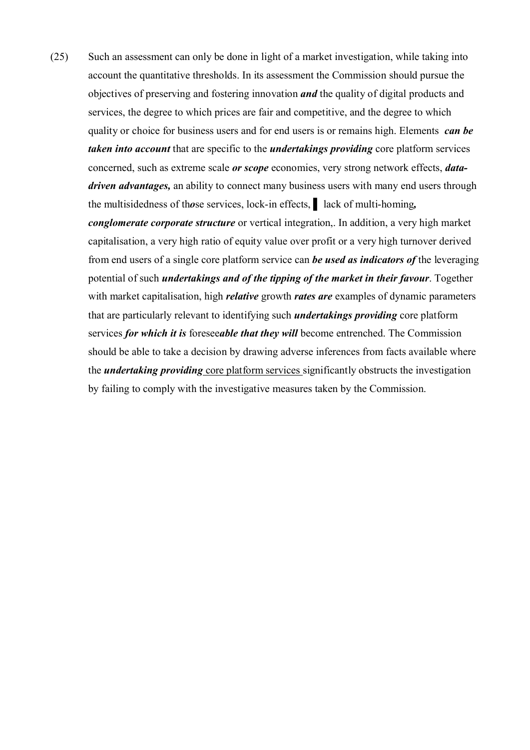(25) Such an assessment can only be done in light of a market investigation, while taking into account the quantitative thresholds. In its assessment the Commission should pursue the objectives of preserving and fostering innovation ***and*** the quality of digital products and services, the degree to which prices are fair and competitive, and the degree to which quality or choice for business users and for end users is or remains high. Elements ***can be taken into account*** that are specific to the ***undertakings providing*** core platform services concerned, such as extreme scale ***or scope*** economies, very strong network effects, ***data-driven advantages,*** an ability to connect many business users with many end users through the multisidedness of th***o***se services, lock-in effects, ▌ lack of multi-homing***, conglomerate corporate structure*** or vertical integration,. In addition, a very high market capitalisation, a very high ratio of equity value over profit or a very high turnover derived from end users of a single core platform service can ***be used as indicators of*** the leveraging potential of such ***undertakings and of the tipping of the market in their favour***. Together with market capitalisation, high ***relative*** growth ***rates are*** examples of dynamic parameters that are particularly relevant to identifying such ***undertakings providing*** core platform services ***for which it is*** foresee***able that they will*** become entrenched. The Commission should be able to take a decision by drawing adverse inferences from facts available where the ***undertaking providing*** core platform services significantly obstructs the investigation by failing to comply with the investigative measures taken by the Commission.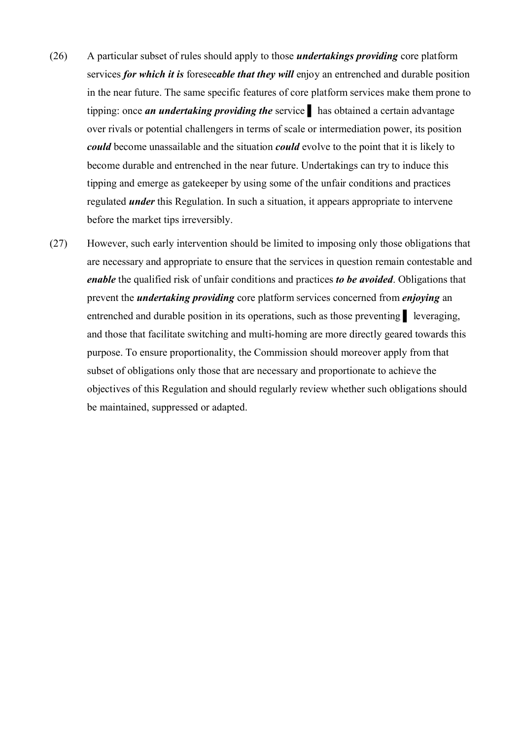(26) A particular subset of rules should apply to those ***undertakings providing*** core platform services ***for which it is*** foresee***able that they will*** enjoy an entrenched and durable position in the near future. The same specific features of core platform services make them prone to tipping: once ***an undertaking providing the*** service ▌ has obtained a certain advantage over rivals or potential challengers in terms of scale or intermediation power, its position ***could*** become unassailable and the situation ***could*** evolve to the point that it is likely to become durable and entrenched in the near future. Undertakings can try to induce this tipping and emerge as gatekeeper by using some of the unfair conditions and practices regulated ***under*** this Regulation. In such a situation, it appears appropriate to intervene before the market tips irreversibly.

(27) However, such early intervention should be limited to imposing only those obligations that are necessary and appropriate to ensure that the services in question remain contestable and ***enable*** the qualified risk of unfair conditions and practices ***to be avoided***. Obligations that prevent the ***undertaking providing*** core platform services concerned from ***enjoying*** an entrenched and durable position in its operations, such as those preventing ▌ leveraging, and those that facilitate switching and multi-homing are more directly geared towards this purpose. To ensure proportionality, the Commission should moreover apply from that subset of obligations only those that are necessary and proportionate to achieve the objectives of this Regulation and should regularly review whether such obligations should be maintained, suppressed or adapted.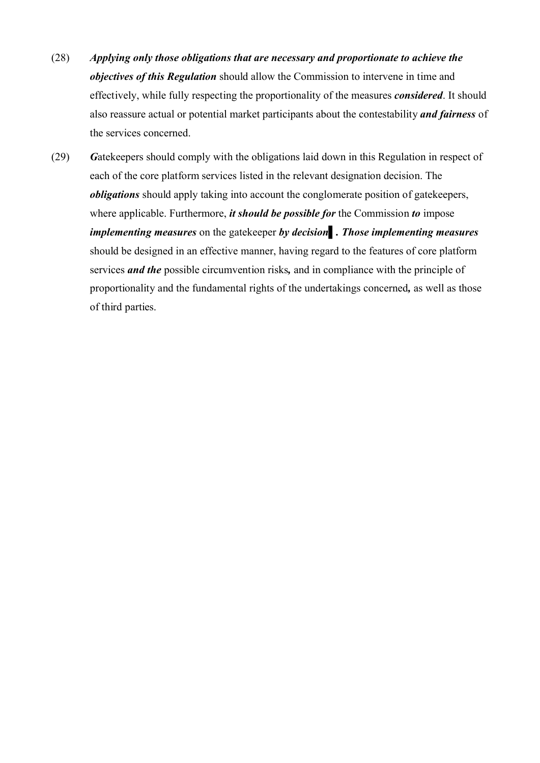(28) ***Applying only those obligations that are necessary and proportionate to achieve the objectives of this Regulation*** should allow the Commission to intervene in time and effectively, while fully respecting the proportionality of the measures ***considered***. It should also reassure actual or potential market participants about the contestability ***and fairness*** of the services concerned.

(29) ***G***atekeepers should comply with the obligations laid down in this Regulation in respect of each of the core platform services listed in the relevant designation decision. The ***obligations*** should apply taking into account the conglomerate position of gatekeepers, where applicable. Furthermore, ***it should be possible for*** the Commission ***to*** impose ***implementing measures*** on the gatekeeper ***by decision*▌*. Those implementing measures*** should be designed in an effective manner, having regard to the features of core platform services ***and the*** possible circumvention risks***,*** and in compliance with the principle of proportionality and the fundamental rights of the undertakings concerned***,*** as well as those of third parties.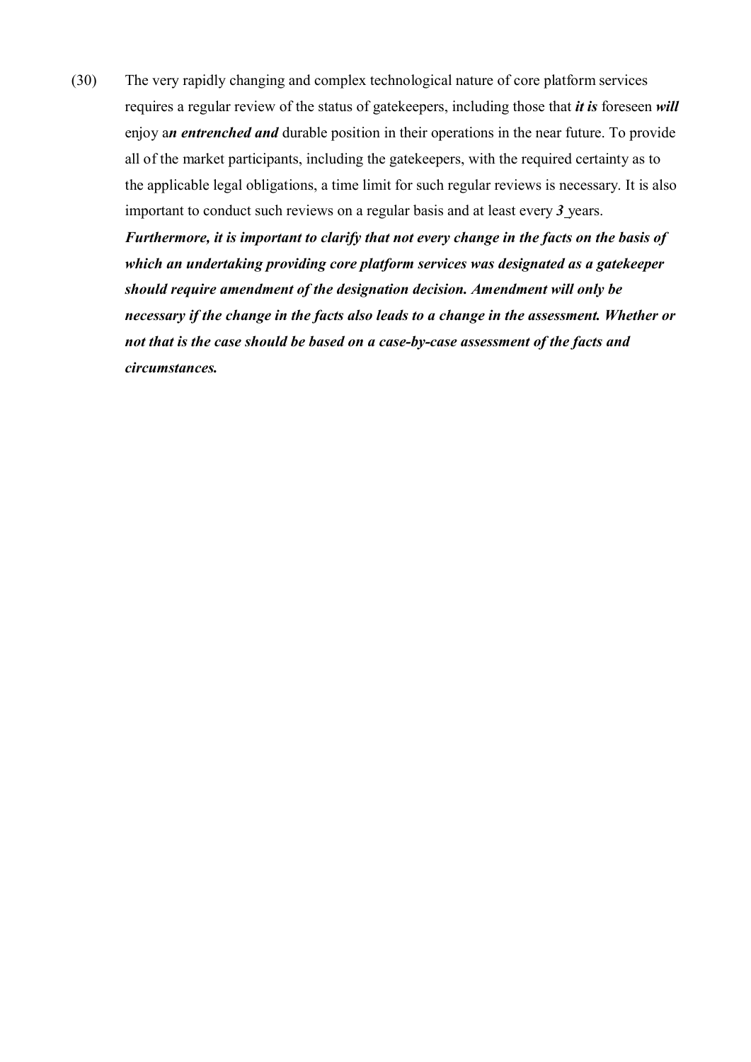(30) The very rapidly changing and complex technological nature of core platform services requires a regular review of the status of gatekeepers, including those that ***it is*** foreseen ***will*** enjoy a***n entrenched and*** durable position in their operations in the near future. To provide all of the market participants, including the gatekeepers, with the required certainty as to the applicable legal obligations, a time limit for such regular reviews is necessary. It is also important to conduct such reviews on a regular basis and at least every ***3*** years. ***Furthermore, it is important to clarify that not every change in the facts on the basis of which an undertaking providing core platform services was designated as a gatekeeper should require amendment of the designation decision. Amendment will only be necessary if the change in the facts also leads to a change in the assessment. Whether or not that is the case should be based on a case-by-case assessment of the facts and circumstances.***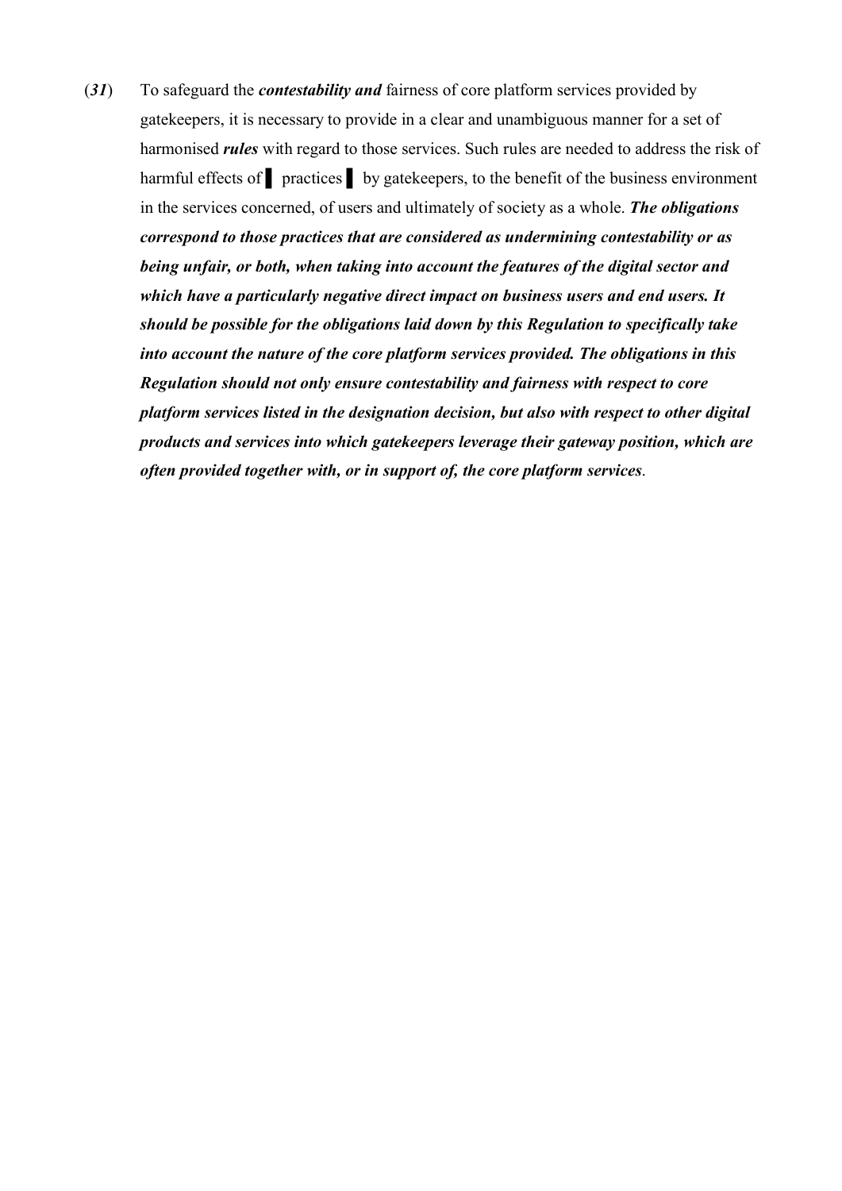(***31***) To safeguard the ***contestability and*** fairness of core platform services provided by gatekeepers, it is necessary to provide in a clear and unambiguous manner for a set of harmonised ***rules*** with regard to those services. Such rules are needed to address the risk of harmful effects of ▌ practices ▌ by gatekeepers, to the benefit of the business environment in the services concerned, of users and ultimately of society as a whole. ***The obligations correspond to those practices that are considered as undermining contestability or as being unfair, or both, when taking into account the features of the digital sector and which have a particularly negative direct impact on business users and end users. It should be possible for the obligations laid down by this Regulation to specifically take into account the nature of the core platform services provided. The obligations in this Regulation should not only ensure contestability and fairness with respect to core platform services listed in the designation decision, but also with respect to other digital products and services into which gatekeepers leverage their gateway position, which are often provided together with, or in support of, the core platform services***.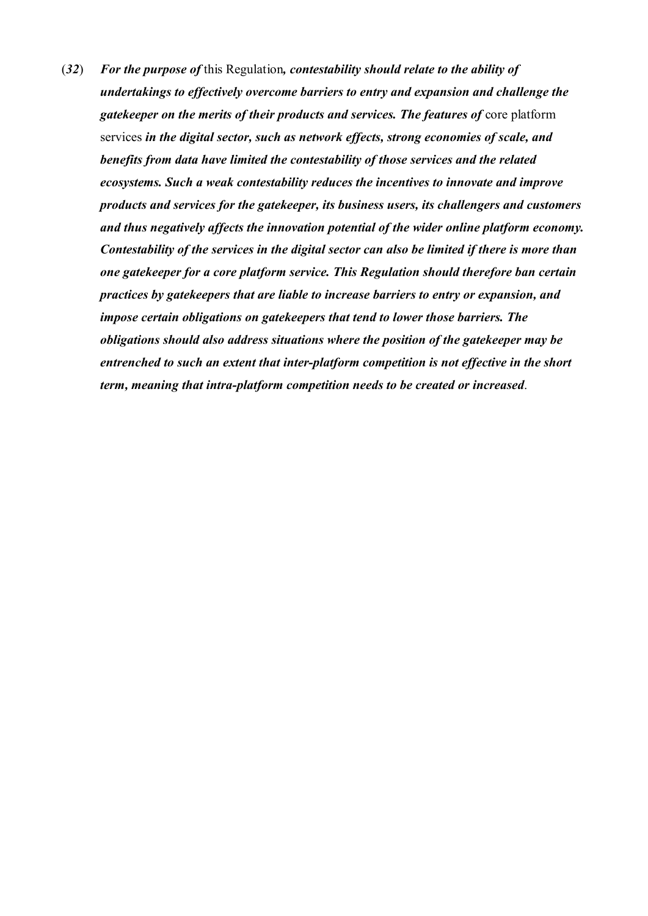(*32*) ***For the purpose of*** this Regulation***, contestability should relate to the ability of undertakings to effectively overcome barriers to entry and expansion and challenge the gatekeeper on the merits of their products and services. The features of*** core platform services ***in the digital sector, such as network effects, strong economies of scale, and benefits from data have limited the contestability of those services and the related ecosystems. Such a weak contestability reduces the incentives to innovate and improve products and services for the gatekeeper, its business users, its challengers and customers and thus negatively affects the innovation potential of the wider online platform economy. Contestability of the services in the digital sector can also be limited if there is more than one gatekeeper for a core platform service. This Regulation should therefore ban certain practices by gatekeepers that are liable to increase barriers to entry or expansion, and impose certain obligations on gatekeepers that tend to lower those barriers. The obligations should also address situations where the position of the gatekeeper may be entrenched to such an extent that inter-platform competition is not effective in the short term, meaning that intra-platform competition needs to be created or increased***.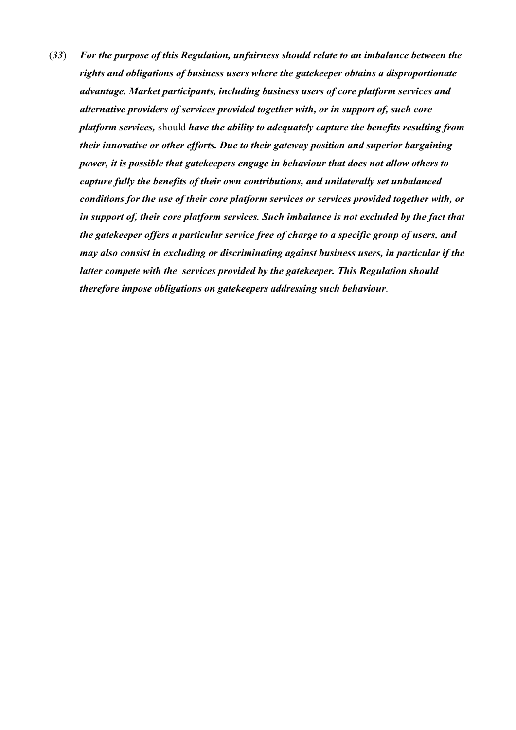(*33*) ***For the purpose of this Regulation, unfairness should relate to an imbalance between the rights and obligations of business users where the gatekeeper obtains a disproportionate advantage. Market participants, including business users of core platform services and alternative providers of services provided together with, or in support of, such core platform services,*** should ***have the ability to adequately capture the benefits resulting from their innovative or other efforts. Due to their gateway position and superior bargaining power, it is possible that gatekeepers engage in behaviour that does not allow others to capture fully the benefits of their own contributions, and unilaterally set unbalanced conditions for the use of their core platform services or services provided together with, or in support of, their core platform services. Such imbalance is not excluded by the fact that the gatekeeper offers a particular service free of charge to a specific group of users, and may also consist in excluding or discriminating against business users, in particular if the latter compete with the services provided by the gatekeeper. This Regulation should therefore impose obligations on gatekeepers addressing such behaviour***.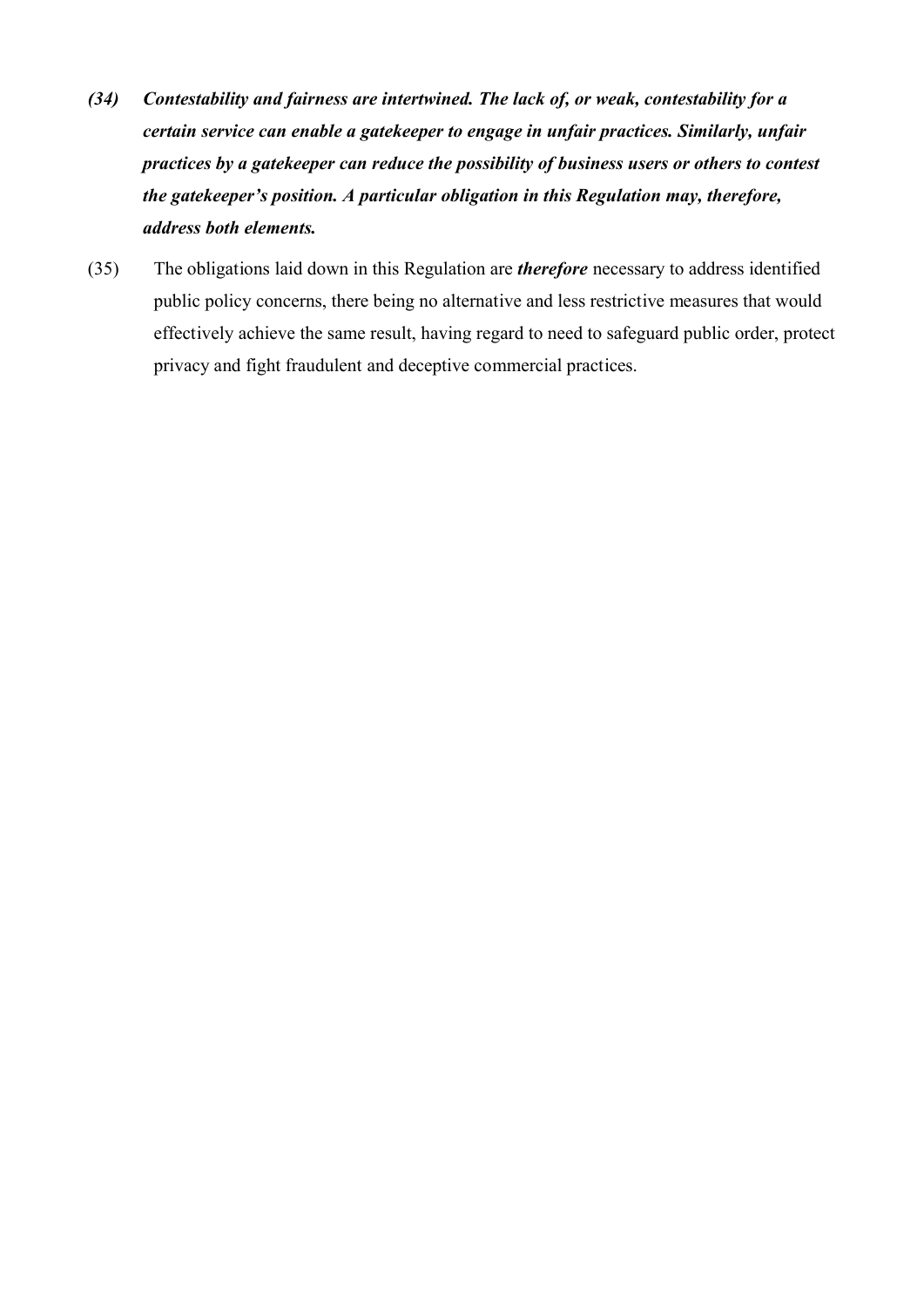***(34) Contestability and fairness are intertwined. The lack of, or weak, contestability for a certain service can enable a gatekeeper to engage in unfair practices. Similarly, unfair practices by a gatekeeper can reduce the possibility of business users or others to contest the gatekeeper's position. A particular obligation in this Regulation may, therefore, address both elements.***

(35) The obligations laid down in this Regulation are ***therefore*** necessary to address identified public policy concerns, there being no alternative and less restrictive measures that would effectively achieve the same result, having regard to need to safeguard public order, protect privacy and fight fraudulent and deceptive commercial practices.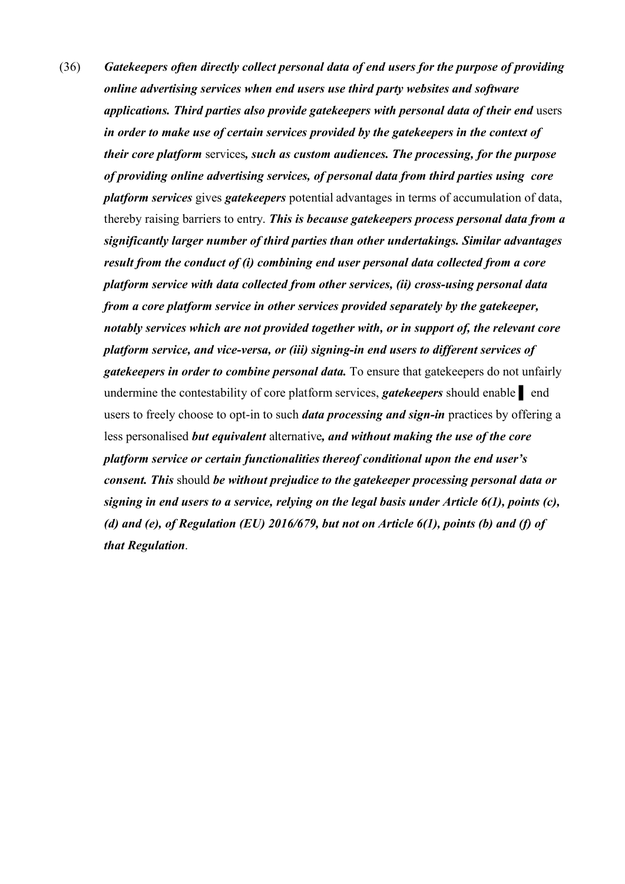(36) ***Gatekeepers often directly collect personal data of end users for the purpose of providing online advertising services when end users use third party websites and software applications. Third parties also provide gatekeepers with personal data of their end*** users ***in order to make use of certain services provided by the gatekeepers in the context of their core platform*** services***, such as custom audiences. The processing, for the purpose of providing online advertising services, of personal data from third parties using core platform services*** gives ***gatekeepers*** potential advantages in terms of accumulation of data, thereby raising barriers to entry. ***This is because gatekeepers process personal data from a significantly larger number of third parties than other undertakings. Similar advantages result from the conduct of (i) combining end user personal data collected from a core platform service with data collected from other services, (ii) cross-using personal data from a core platform service in other services provided separately by the gatekeeper, notably services which are not provided together with, or in support of, the relevant core platform service, and vice-versa, or (iii) signing-in end users to different services of gatekeepers in order to combine personal data.*** To ensure that gatekeepers do not unfairly undermine the contestability of core platform services, ***gatekeepers*** should enable ▌ end users to freely choose to opt-in to such ***data processing and sign-in*** practices by offering a less personalised ***but equivalent*** alternative***, and without making the use of the core platform service or certain functionalities thereof conditional upon the end user's consent. This*** should ***be without prejudice to the gatekeeper processing personal data or signing in end users to a service, relying on the legal basis under Article 6(1), points (c), (d) and (e), of Regulation (EU) 2016/679, but not on Article 6(1), points (b) and (f) of that Regulation***.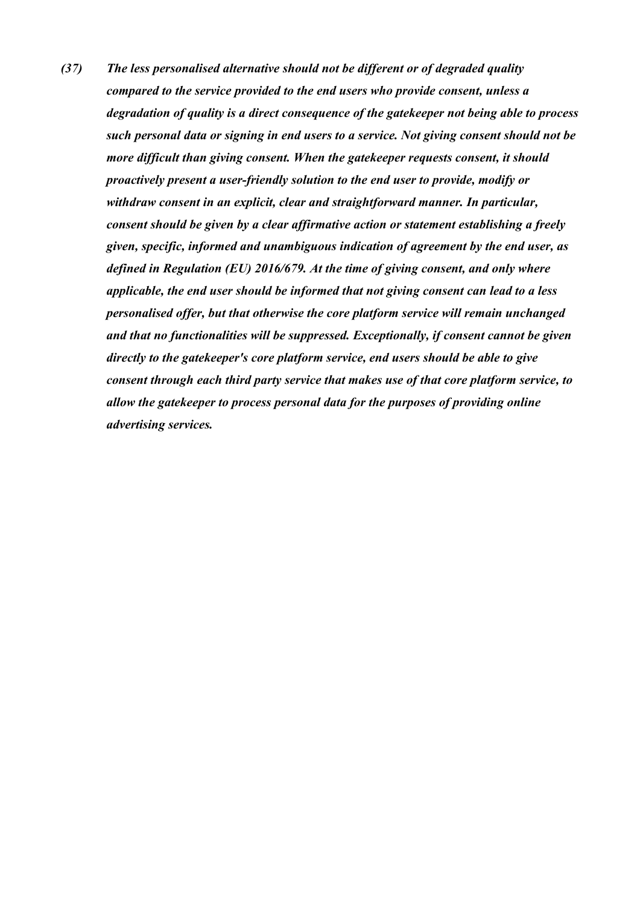*(37) The less personalised alternative should not be different or of degraded quality compared to the service provided to the end users who provide consent, unless a degradation of quality is a direct consequence of the gatekeeper not being able to process such personal data or signing in end users to a service. Not giving consent should not be more difficult than giving consent. When the gatekeeper requests consent, it should proactively present a user-friendly solution to the end user to provide, modify or withdraw consent in an explicit, clear and straightforward manner. In particular, consent should be given by a clear affirmative action or statement establishing a freely given, specific, informed and unambiguous indication of agreement by the end user, as defined in Regulation (EU) 2016/679. At the time of giving consent, and only where applicable, the end user should be informed that not giving consent can lead to a less personalised offer, but that otherwise the core platform service will remain unchanged and that no functionalities will be suppressed. Exceptionally, if consent cannot be given directly to the gatekeeper's core platform service, end users should be able to give consent through each third party service that makes use of that core platform service, to allow the gatekeeper to process personal data for the purposes of providing online advertising services.*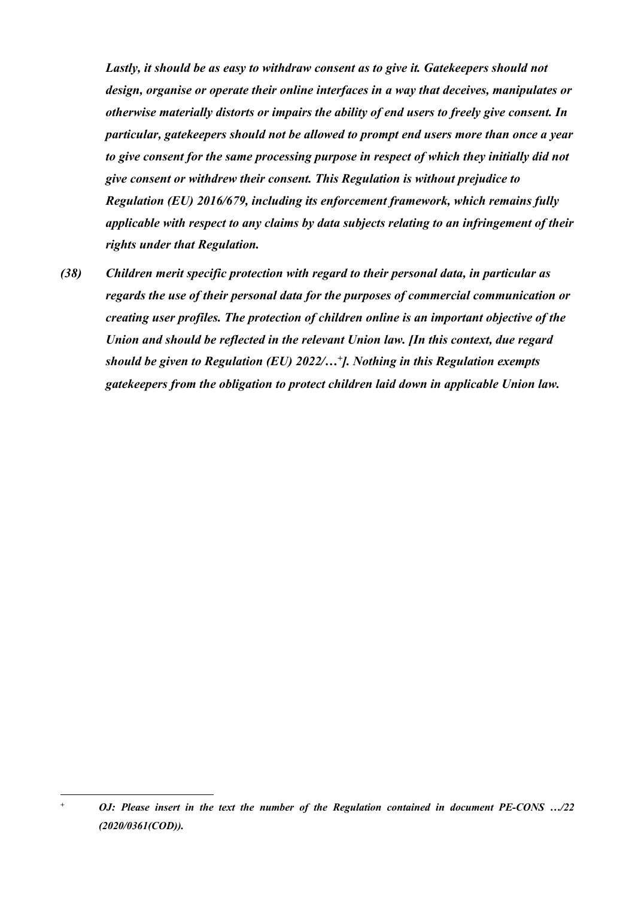***Lastly, it should be as easy to withdraw consent as to give it. Gatekeepers should not design, organise or operate their online interfaces in a way that deceives, manipulates or otherwise materially distorts or impairs the ability of end users to freely give consent. In particular, gatekeepers should not be allowed to prompt end users more than once a year to give consent for the same processing purpose in respect of which they initially did not give consent or withdrew their consent. This Regulation is without prejudice to Regulation (EU) 2016/679, including its enforcement framework, which remains fully applicable with respect to any claims by data subjects relating to an infringement of their rights under that Regulation.***

***(38) Children merit specific protection with regard to their personal data, in particular as regards the use of their personal data for the purposes of commercial communication or creating user profiles. The protection of children online is an important objective of the Union and should be reflected in the relevant Union law. [In this context, due regard should be given to Regulation (EU) 2022/…[+]]. Nothing in this Regulation exempts gatekeepers from the obligation to protect children laid down in applicable Union law.***

---

[+] ***OJ: Please insert in the text the number of the Regulation contained in document PE-CONS …/22 (2020/0361(COD)).***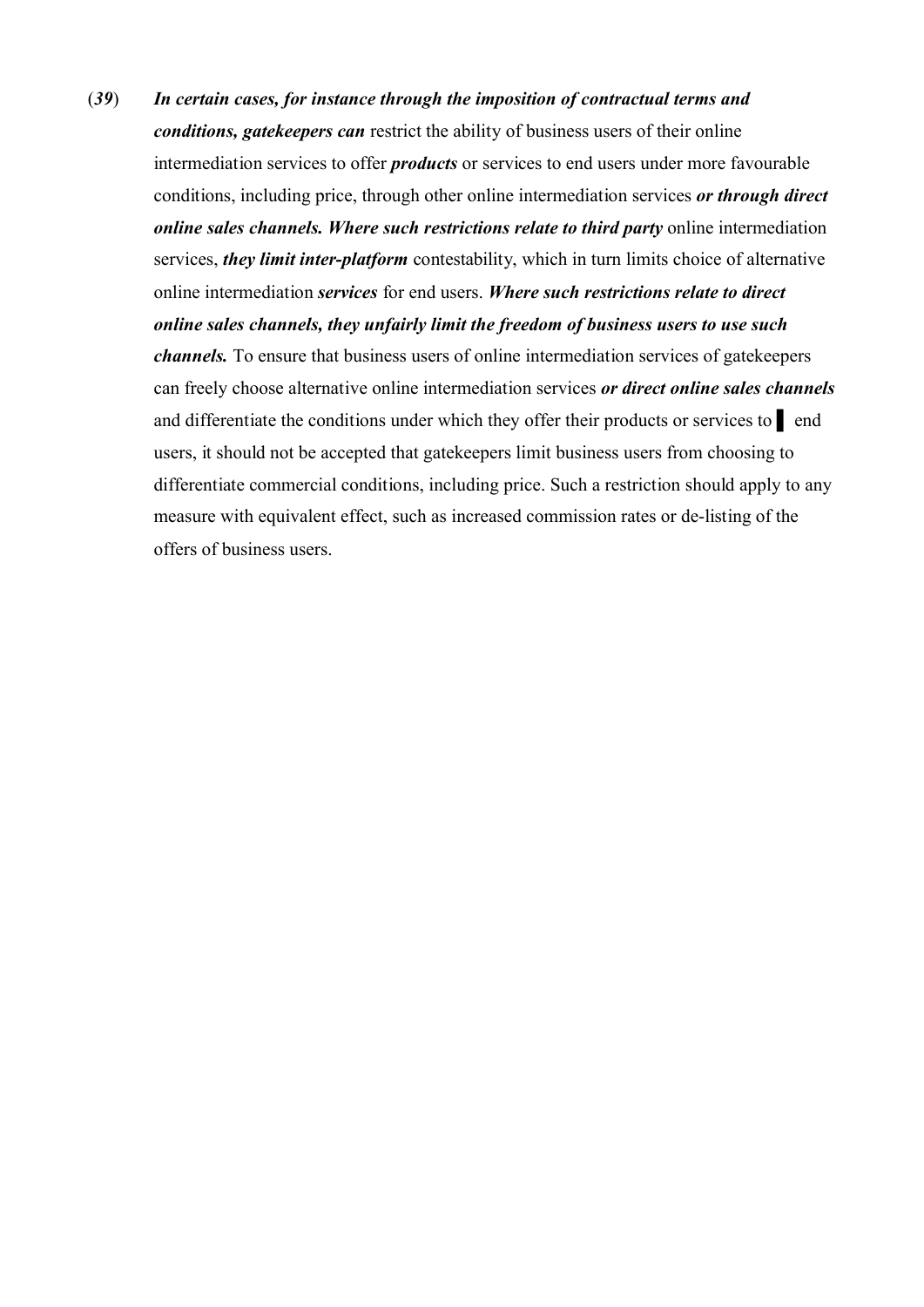(*39*) ***In certain cases, for instance through the imposition of contractual terms and conditions, gatekeepers can*** restrict the ability of business users of their online intermediation services to offer ***products*** or services to end users under more favourable conditions, including price, through other online intermediation services ***or through direct online sales channels. Where such restrictions relate to third party*** online intermediation services, ***they limit inter-platform*** contestability, which in turn limits choice of alternative online intermediation ***services*** for end users. ***Where such restrictions relate to direct online sales channels, they unfairly limit the freedom of business users to use such channels.*** To ensure that business users of online intermediation services of gatekeepers can freely choose alternative online intermediation services ***or direct online sales channels*** and differentiate the conditions under which they offer their products or services to ▌ end users, it should not be accepted that gatekeepers limit business users from choosing to differentiate commercial conditions, including price. Such a restriction should apply to any measure with equivalent effect, such as increased commission rates or de-listing of the offers of business users.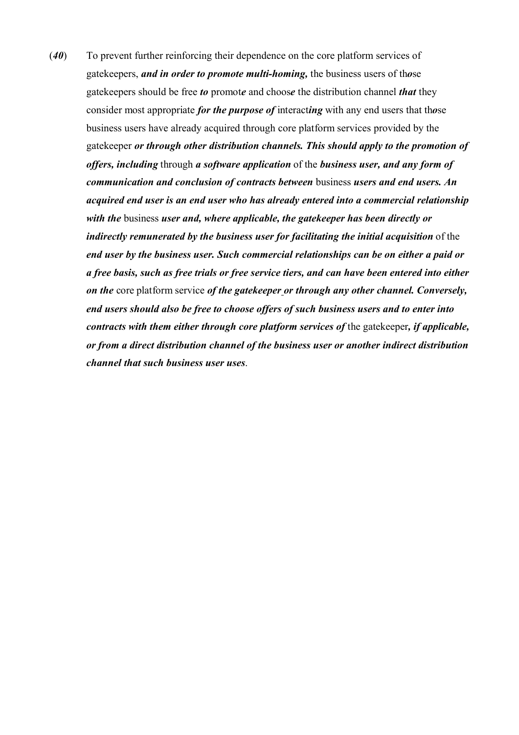(*40*) To prevent further reinforcing their dependence on the core platform services of gatekeepers, ***and in order to promote multi-homing,*** the business users of th***o***se gatekeepers should be free ***to*** promot***e*** and choos***e*** the distribution channel ***that*** they consider most appropriate ***for the purpose of*** interact***ing*** with any end users that th***o***se business users have already acquired through core platform services provided by the gatekeeper ***or through other distribution channels. This should apply to the promotion of offers, including*** through ***a software application*** of the ***business user, and any form of communication and conclusion of contracts between*** business ***users and end users. An acquired end user is an end user who has already entered into a commercial relationship with the*** business ***user and, where applicable, the gatekeeper has been directly or indirectly remunerated by the business user for facilitating the initial acquisition*** of the ***end user by the business user. Such commercial relationships can be on either a paid or a free basis, such as free trials or free service tiers, and can have been entered into either on the*** core platform service ***of the gatekeeper or through any other channel. Conversely, end users should also be free to choose offers of such business users and to enter into contracts with them either through core platform services of*** the gatekeeper***, if applicable, or from a direct distribution channel of the business user or another indirect distribution channel that such business user uses***.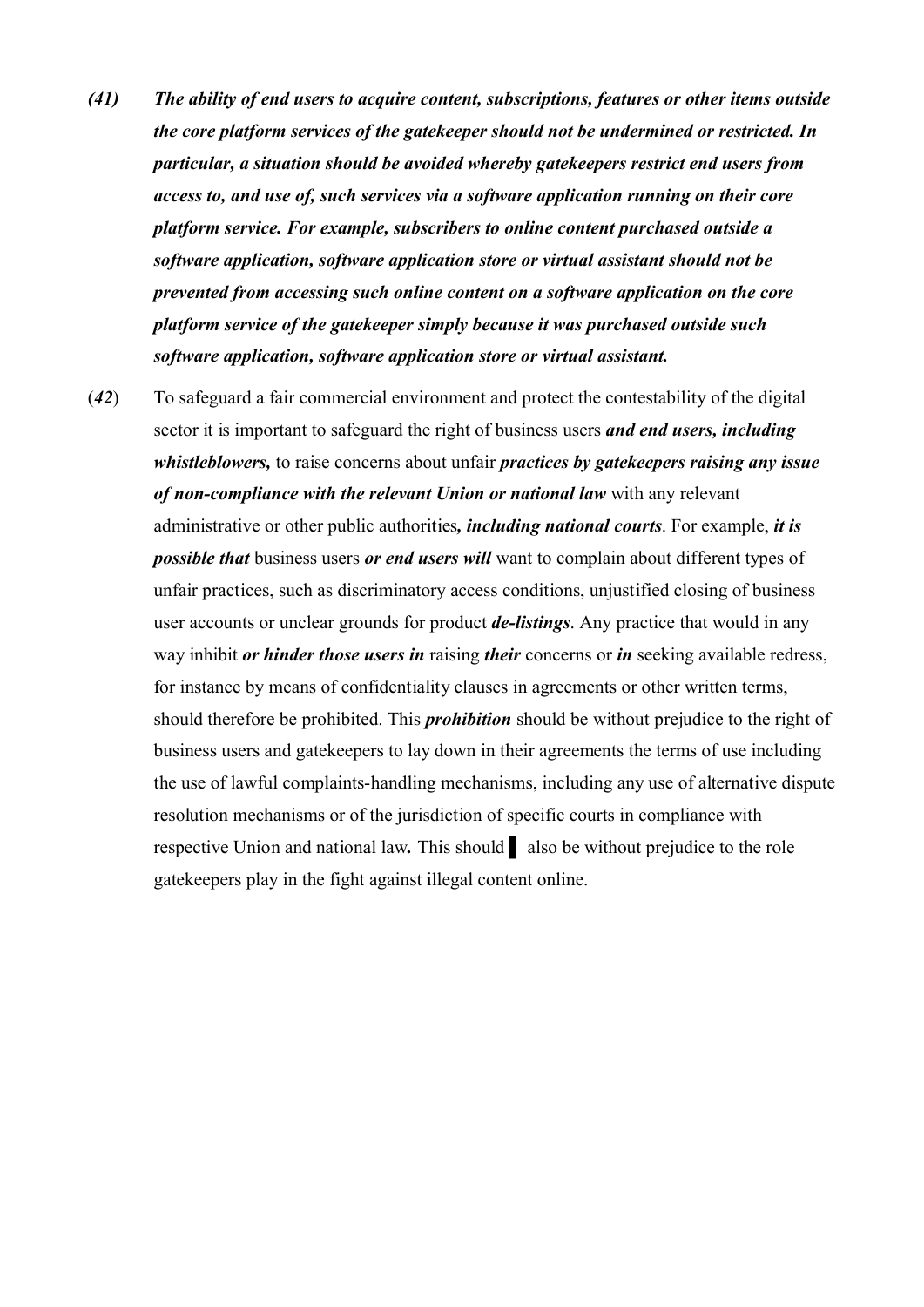***(41) The ability of end users to acquire content, subscriptions, features or other items outside the core platform services of the gatekeeper should not be undermined or restricted. In particular, a situation should be avoided whereby gatekeepers restrict end users from access to, and use of, such services via a software application running on their core platform service. For example, subscribers to online content purchased outside a software application, software application store or virtual assistant should not be prevented from accessing such online content on a software application on the core platform service of the gatekeeper simply because it was purchased outside such software application, software application store or virtual assistant.***

(***42***) To safeguard a fair commercial environment and protect the contestability of the digital sector it is important to safeguard the right of business users ***and end users, including whistleblowers,*** to raise concerns about unfair ***practices by gatekeepers raising any issue of non-compliance with the relevant Union or national law*** with any relevant administrative or other public authorities***, including national courts***. For example, ***it is possible that*** business users ***or end users will*** want to complain about different types of unfair practices, such as discriminatory access conditions, unjustified closing of business user accounts or unclear grounds for product ***de-listings***. Any practice that would in any way inhibit ***or hinder those users in*** raising ***their*** concerns or ***in*** seeking available redress, for instance by means of confidentiality clauses in agreements or other written terms, should therefore be prohibited. This ***prohibition*** should be without prejudice to the right of business users and gatekeepers to lay down in their agreements the terms of use including the use of lawful complaints-handling mechanisms, including any use of alternative dispute resolution mechanisms or of the jurisdiction of specific courts in compliance with respective Union and national law***.*** This should ▌ also be without prejudice to the role gatekeepers play in the fight against illegal content online.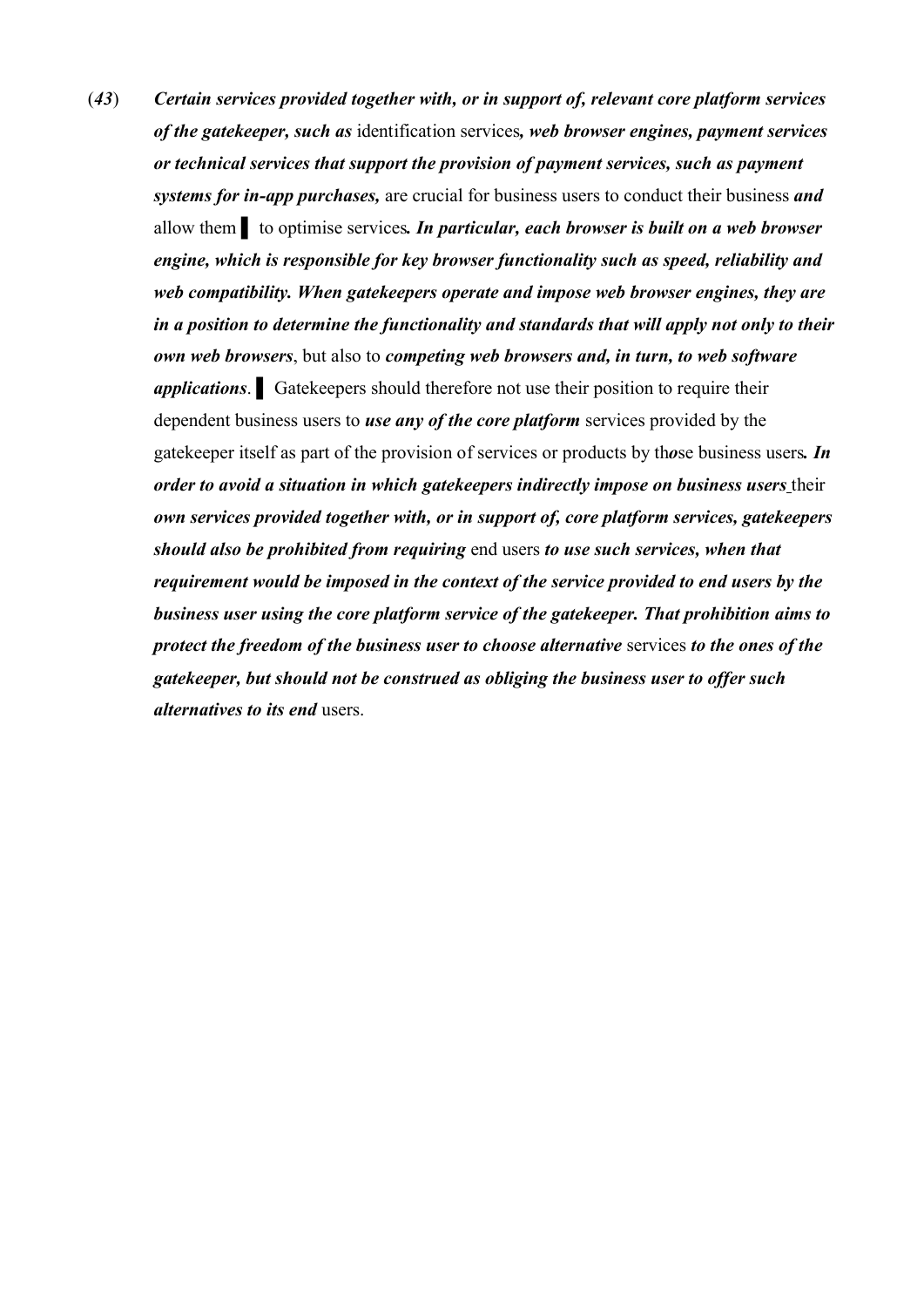(*43*) ***Certain services provided together with, or in support of, relevant core platform services of the gatekeeper, such as*** identification services***, web browser engines, payment services or technical services that support the provision of payment services, such as payment systems for in-app purchases,*** are crucial for business users to conduct their business ***and*** allow them ▌ to optimise services***. In particular, each browser is built on a web browser engine, which is responsible for key browser functionality such as speed, reliability and web compatibility. When gatekeepers operate and impose web browser engines, they are in a position to determine the functionality and standards that will apply not only to their own web browsers***, but also to ***competing web browsers and, in turn, to web software applications***. ▌ Gatekeepers should therefore not use their position to require their dependent business users to ***use any of the core platform*** services provided by the gatekeeper itself as part of the provision of services or products by th***o***se business users***. In order to avoid a situation in which gatekeepers indirectly impose on business users*** their ***own services provided together with, or in support of, core platform services, gatekeepers should also be prohibited from requiring*** end users ***to use such services, when that requirement would be imposed in the context of the service provided to end users by the business user using the core platform service of the gatekeeper. That prohibition aims to protect the freedom of the business user to choose alternative*** services ***to the ones of the gatekeeper, but should not be construed as obliging the business user to offer such alternatives to its end*** users.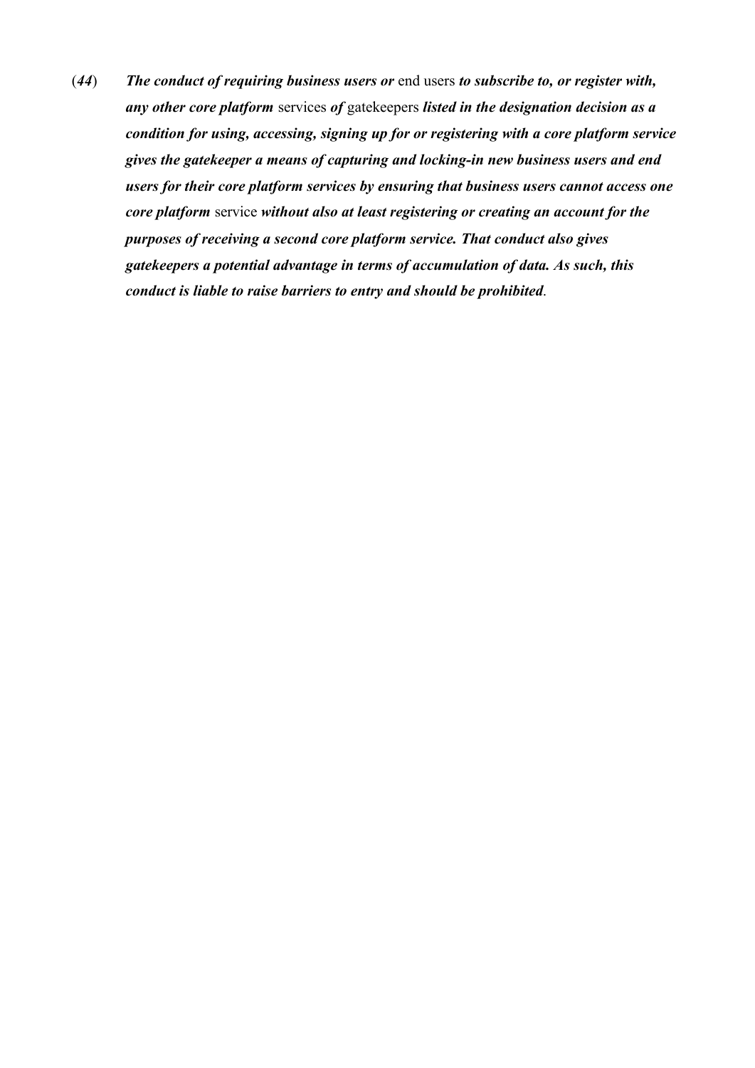(*44*) ***The conduct of requiring business users or*** end users ***to subscribe to, or register with, any other core platform*** services ***of*** gatekeepers ***listed in the designation decision as a condition for using, accessing, signing up for or registering with a core platform service gives the gatekeeper a means of capturing and locking-in new business users and end users for their core platform services by ensuring that business users cannot access one core platform*** service ***without also at least registering or creating an account for the purposes of receiving a second core platform service. That conduct also gives gatekeepers a potential advantage in terms of accumulation of data. As such, this conduct is liable to raise barriers to entry and should be prohibited***.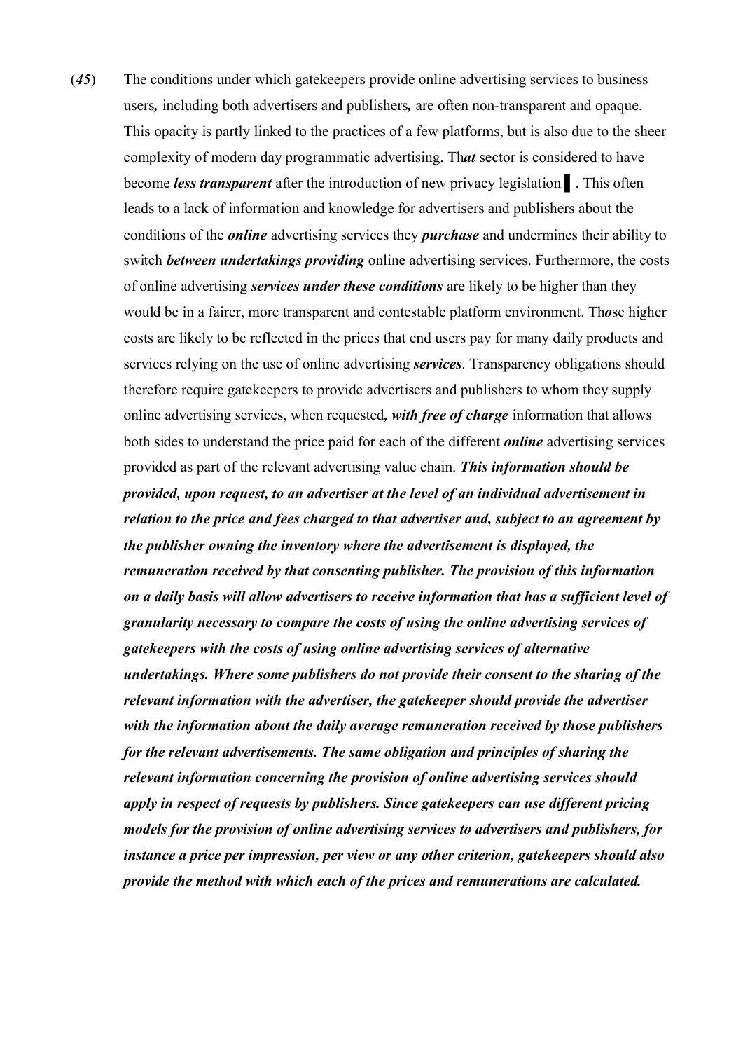(*45*) The conditions under which gatekeepers provide online advertising services to business users*,* including both advertisers and publishers*,* are often non-transparent and opaque. This opacity is partly linked to the practices of a few platforms, but is also due to the sheer complexity of modern day programmatic advertising. Th***at*** sector is considered to have become ***less transparent*** after the introduction of new privacy legislation ▌. This often leads to a lack of information and knowledge for advertisers and publishers about the conditions of the ***online*** advertising services they ***purchase*** and undermines their ability to switch ***between undertakings providing*** online advertising services. Furthermore, the costs of online advertising ***services under these conditions*** are likely to be higher than they would be in a fairer, more transparent and contestable platform environment. Th***o***se higher costs are likely to be reflected in the prices that end users pay for many daily products and services relying on the use of online advertising ***services***. Transparency obligations should therefore require gatekeepers to provide advertisers and publishers to whom they supply online advertising services, when requested***, with free of charge*** information that allows both sides to understand the price paid for each of the different ***online*** advertising services provided as part of the relevant advertising value chain. ***This information should be provided, upon request, to an advertiser at the level of an individual advertisement in relation to the price and fees charged to that advertiser and, subject to an agreement by the publisher owning the inventory where the advertisement is displayed, the remuneration received by that consenting publisher. The provision of this information on a daily basis will allow advertisers to receive information that has a sufficient level of granularity necessary to compare the costs of using the online advertising services of gatekeepers with the costs of using online advertising services of alternative undertakings. Where some publishers do not provide their consent to the sharing of the relevant information with the advertiser, the gatekeeper should provide the advertiser with the information about the daily average remuneration received by those publishers for the relevant advertisements. The same obligation and principles of sharing the relevant information concerning the provision of online advertising services should apply in respect of requests by publishers. Since gatekeepers can use different pricing models for the provision of online advertising services to advertisers and publishers, for instance a price per impression, per view or any other criterion, gatekeepers should also provide the method with which each of the prices and remunerations are calculated.***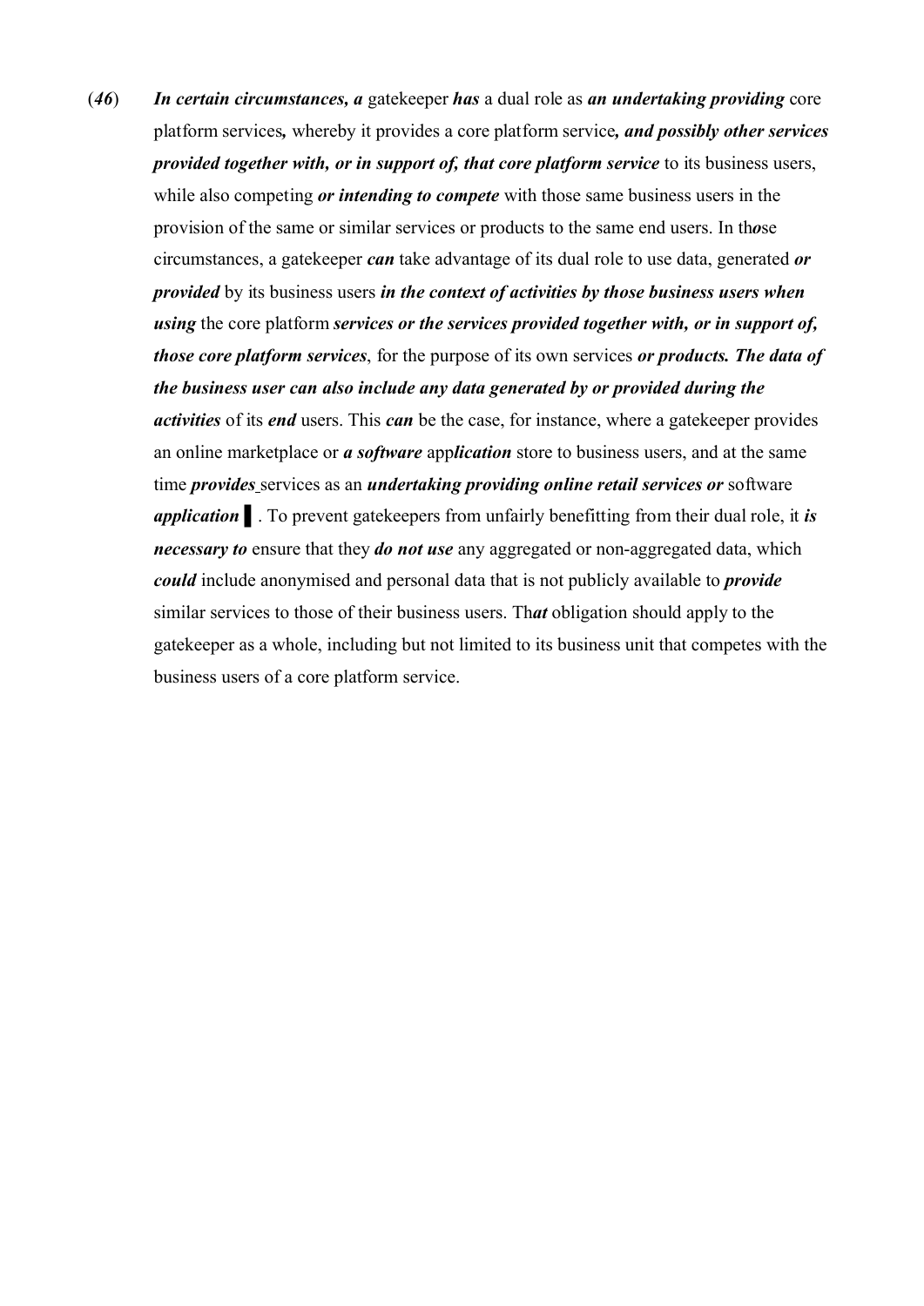(*46*) ***In certain circumstances, a*** gatekeeper ***has*** a dual role as ***an undertaking providing*** core platform services***,*** whereby it provides a core platform service***, and possibly other services provided together with, or in support of, that core platform service*** to its business users, while also competing ***or intending to compete*** with those same business users in the provision of the same or similar services or products to the same end users. In th***o***se circumstances, a gatekeeper ***can*** take advantage of its dual role to use data, generated ***or provided*** by its business users ***in the context of activities by those business users when using*** the core platform ***services or the services provided together with, or in support of, those core platform services***, for the purpose of its own services ***or products. The data of the business user can also include any data generated by or provided during the activities*** of its ***end*** users. This ***can*** be the case, for instance, where a gatekeeper provides an online marketplace or ***a software*** app***lication*** store to business users, and at the same time ***provides*** services as an ***undertaking providing online retail services or*** software ***application*** ▌. To prevent gatekeepers from unfairly benefitting from their dual role, it ***is necessary to*** ensure that they ***do not use*** any aggregated or non-aggregated data, which ***could*** include anonymised and personal data that is not publicly available to ***provide*** similar services to those of their business users. Th***at*** obligation should apply to the gatekeeper as a whole, including but not limited to its business unit that competes with the business users of a core platform service.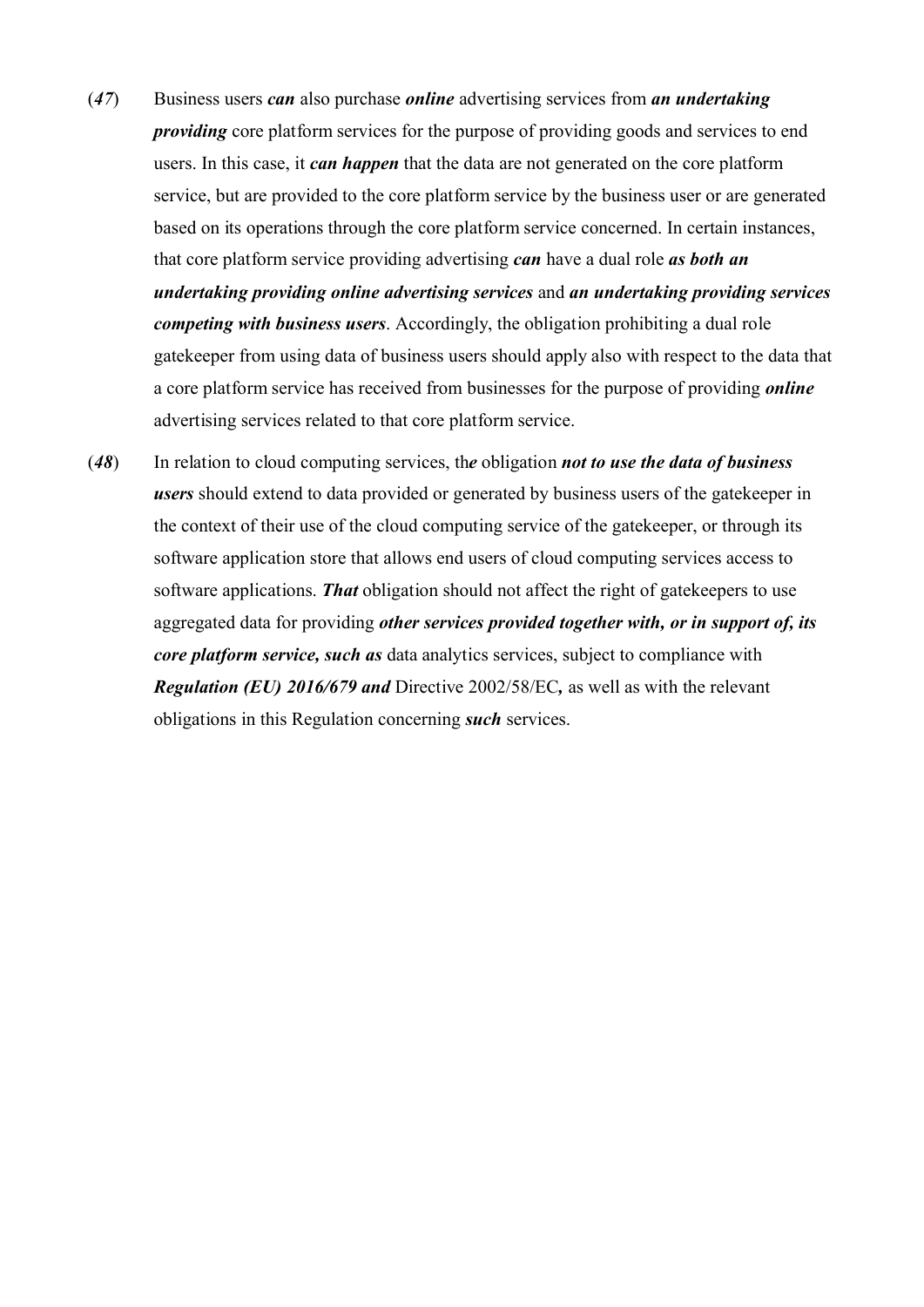(*47*) Business users ***can*** also purchase ***online*** advertising services from ***an undertaking providing*** core platform services for the purpose of providing goods and services to end users. In this case, it ***can happen*** that the data are not generated on the core platform service, but are provided to the core platform service by the business user or are generated based on its operations through the core platform service concerned. In certain instances, that core platform service providing advertising ***can*** have a dual role ***as both an undertaking providing online advertising services*** and ***an undertaking providing services competing with business users***. Accordingly, the obligation prohibiting a dual role gatekeeper from using data of business users should apply also with respect to the data that a core platform service has received from businesses for the purpose of providing ***online*** advertising services related to that core platform service.

(***48***) In relation to cloud computing services, th***e*** obligation ***not to use the data of business users*** should extend to data provided or generated by business users of the gatekeeper in the context of their use of the cloud computing service of the gatekeeper, or through its software application store that allows end users of cloud computing services access to software applications. ***That*** obligation should not affect the right of gatekeepers to use aggregated data for providing ***other services provided together with, or in support of, its core platform service, such as*** data analytics services, subject to compliance with ***Regulation (EU) 2016/679 and*** Directive 2002/58/EC***,*** as well as with the relevant obligations in this Regulation concerning ***such*** services.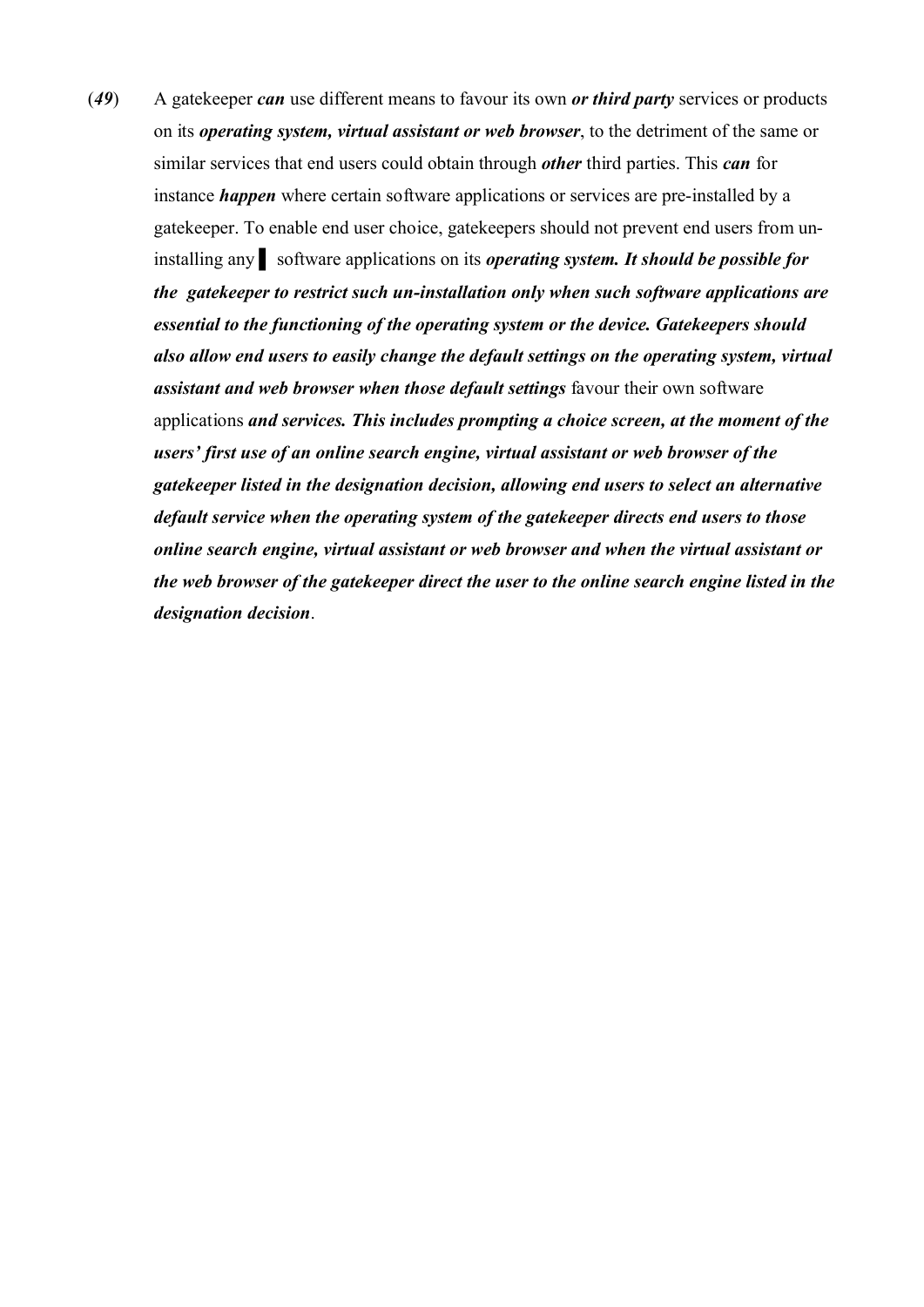(*49*) A gatekeeper ***can*** use different means to favour its own ***or third party*** services or products on its ***operating system, virtual assistant or web browser***, to the detriment of the same or similar services that end users could obtain through ***other*** third parties. This ***can*** for instance ***happen*** where certain software applications or services are pre-installed by a gatekeeper. To enable end user choice, gatekeepers should not prevent end users from un-installing any ▌ software applications on its ***operating system. It should be possible for the gatekeeper to restrict such un-installation only when such software applications are essential to the functioning of the operating system or the device. Gatekeepers should also allow end users to easily change the default settings on the operating system, virtual assistant and web browser when those default settings*** favour their own software applications ***and services. This includes prompting a choice screen, at the moment of the users' first use of an online search engine, virtual assistant or web browser of the gatekeeper listed in the designation decision, allowing end users to select an alternative default service when the operating system of the gatekeeper directs end users to those online search engine, virtual assistant or web browser and when the virtual assistant or the web browser of the gatekeeper direct the user to the online search engine listed in the designation decision***.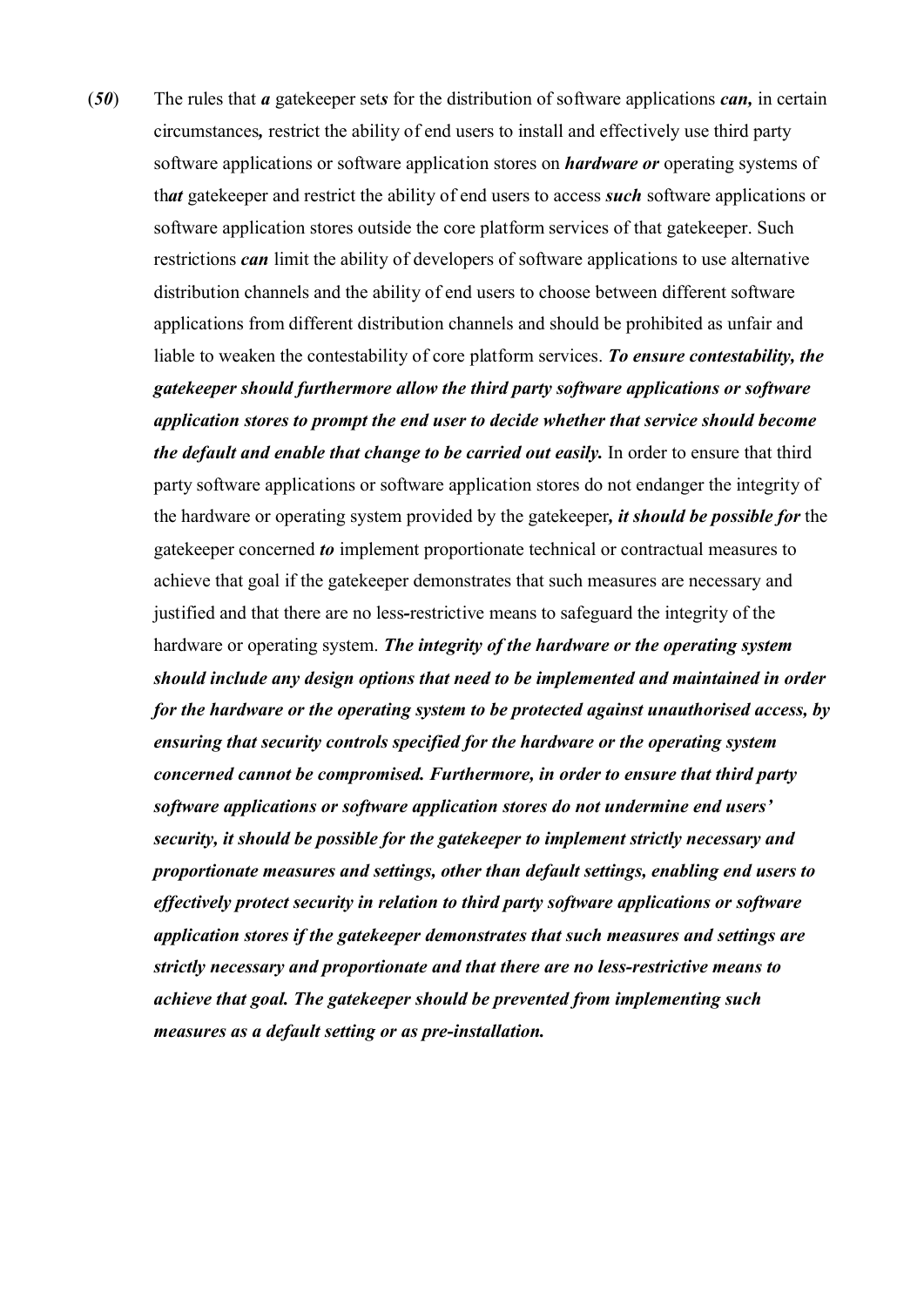(***50***) The rules that ***a*** gatekeeper set***s*** for the distribution of software applications ***can,*** in certain circumstances***,*** restrict the ability of end users to install and effectively use third party software applications or software application stores on ***hardware or*** operating systems of th***at*** gatekeeper and restrict the ability of end users to access ***such*** software applications or software application stores outside the core platform services of that gatekeeper. Such restrictions ***can*** limit the ability of developers of software applications to use alternative distribution channels and the ability of end users to choose between different software applications from different distribution channels and should be prohibited as unfair and liable to weaken the contestability of core platform services. ***To ensure contestability, the gatekeeper should furthermore allow the third party software applications or software application stores to prompt the end user to decide whether that service should become the default and enable that change to be carried out easily.*** In order to ensure that third party software applications or software application stores do not endanger the integrity of the hardware or operating system provided by the gatekeeper***, it should be possible for*** the gatekeeper concerned ***to*** implement proportionate technical or contractual measures to achieve that goal if the gatekeeper demonstrates that such measures are necessary and justified and that there are no less-restrictive means to safeguard the integrity of the hardware or operating system. ***The integrity of the hardware or the operating system should include any design options that need to be implemented and maintained in order for the hardware or the operating system to be protected against unauthorised access, by ensuring that security controls specified for the hardware or the operating system concerned cannot be compromised. Furthermore, in order to ensure that third party software applications or software application stores do not undermine end users' security, it should be possible for the gatekeeper to implement strictly necessary and proportionate measures and settings, other than default settings, enabling end users to effectively protect security in relation to third party software applications or software application stores if the gatekeeper demonstrates that such measures and settings are strictly necessary and proportionate and that there are no less-restrictive means to achieve that goal. The gatekeeper should be prevented from implementing such measures as a default setting or as pre-installation.***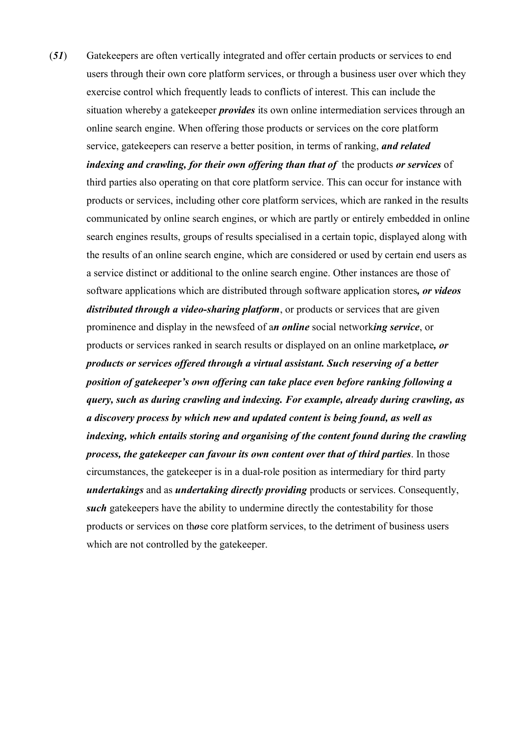(***51***) Gatekeepers are often vertically integrated and offer certain products or services to end users through their own core platform services, or through a business user over which they exercise control which frequently leads to conflicts of interest. This can include the situation whereby a gatekeeper ***provides*** its own online intermediation services through an online search engine. When offering those products or services on the core platform service, gatekeepers can reserve a better position, in terms of ranking, ***and related indexing and crawling, for their own offering than that of*** the products ***or services*** of third parties also operating on that core platform service. This can occur for instance with products or services, including other core platform services, which are ranked in the results communicated by online search engines, or which are partly or entirely embedded in online search engines results, groups of results specialised in a certain topic, displayed along with the results of an online search engine, which are considered or used by certain end users as a service distinct or additional to the online search engine. Other instances are those of software applications which are distributed through software application stores***, or videos distributed through a video-sharing platform***, or products or services that are given prominence and display in the newsfeed of a***n online*** social network***ing service***, or products or services ranked in search results or displayed on an online marketplace***, or products or services offered through a virtual assistant. Such reserving of a better position of gatekeeper's own offering can take place even before ranking following a query, such as during crawling and indexing. For example, already during crawling, as a discovery process by which new and updated content is being found, as well as indexing, which entails storing and organising of the content found during the crawling process, the gatekeeper can favour its own content over that of third parties***. In those circumstances, the gatekeeper is in a dual-role position as intermediary for third party ***undertakings*** and as ***undertaking directly providing*** products or services. Consequently, ***such*** gatekeepers have the ability to undermine directly the contestability for those products or services on th***o***se core platform services, to the detriment of business users which are not controlled by the gatekeeper.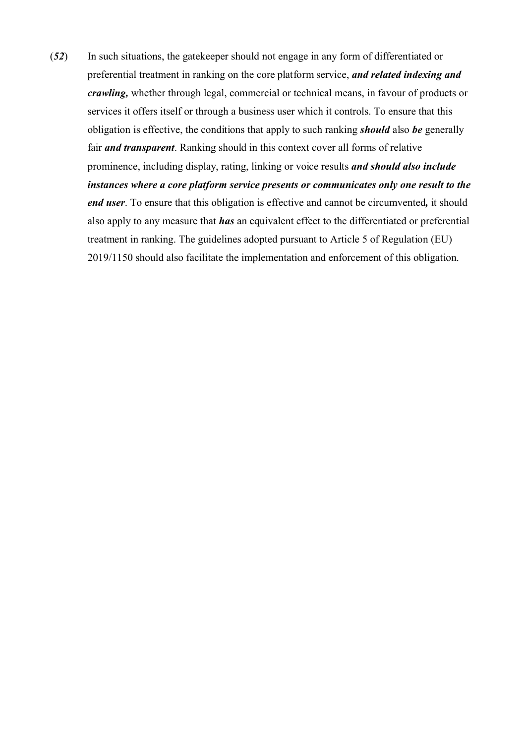(***52***) In such situations, the gatekeeper should not engage in any form of differentiated or preferential treatment in ranking on the core platform service, ***and related indexing and crawling,*** whether through legal, commercial or technical means, in favour of products or services it offers itself or through a business user which it controls. To ensure that this obligation is effective, the conditions that apply to such ranking ***should*** also ***be*** generally fair ***and transparent***. Ranking should in this context cover all forms of relative prominence, including display, rating, linking or voice results ***and should also include instances where a core platform service presents or communicates only one result to the end user***. To ensure that this obligation is effective and cannot be circumvented***,*** it should also apply to any measure that ***has*** an equivalent effect to the differentiated or preferential treatment in ranking. The guidelines adopted pursuant to Article 5 of Regulation (EU) 2019/1150 should also facilitate the implementation and enforcement of this obligation.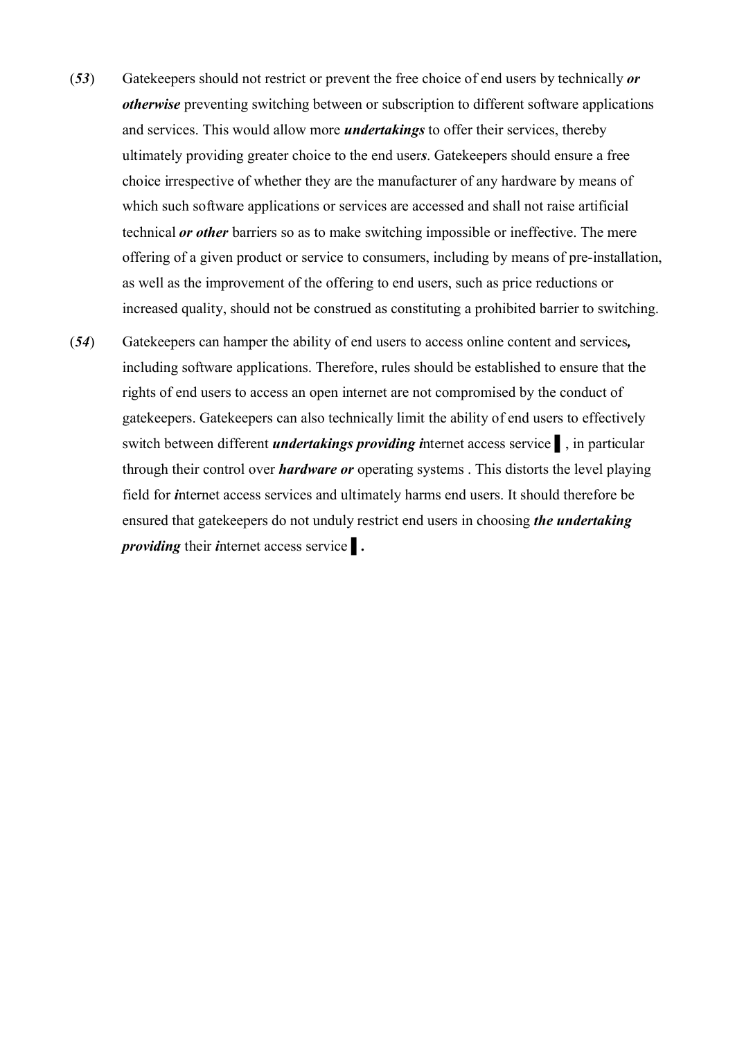(*53*) Gatekeepers should not restrict or prevent the free choice of end users by technically ***or otherwise*** preventing switching between or subscription to different software applications and services. This would allow more ***undertakings*** to offer their services, thereby ultimately providing greater choice to the end user***s***. Gatekeepers should ensure a free choice irrespective of whether they are the manufacturer of any hardware by means of which such software applications or services are accessed and shall not raise artificial technical ***or other*** barriers so as to make switching impossible or ineffective. The mere offering of a given product or service to consumers, including by means of pre-installation, as well as the improvement of the offering to end users, such as price reductions or increased quality, should not be construed as constituting a prohibited barrier to switching.

(*54*) Gatekeepers can hamper the ability of end users to access online content and services***,*** including software applications. Therefore, rules should be established to ensure that the rights of end users to access an open internet are not compromised by the conduct of gatekeepers. Gatekeepers can also technically limit the ability of end users to effectively switch between different ***undertakings providing i***nternet access service ▌, in particular through their control over ***hardware or*** operating systems . This distorts the level playing field for ***i***nternet access services and ultimately harms end users. It should therefore be ensured that gatekeepers do not unduly restrict end users in choosing ***the undertaking providing*** their ***i***nternet access service ▌**.**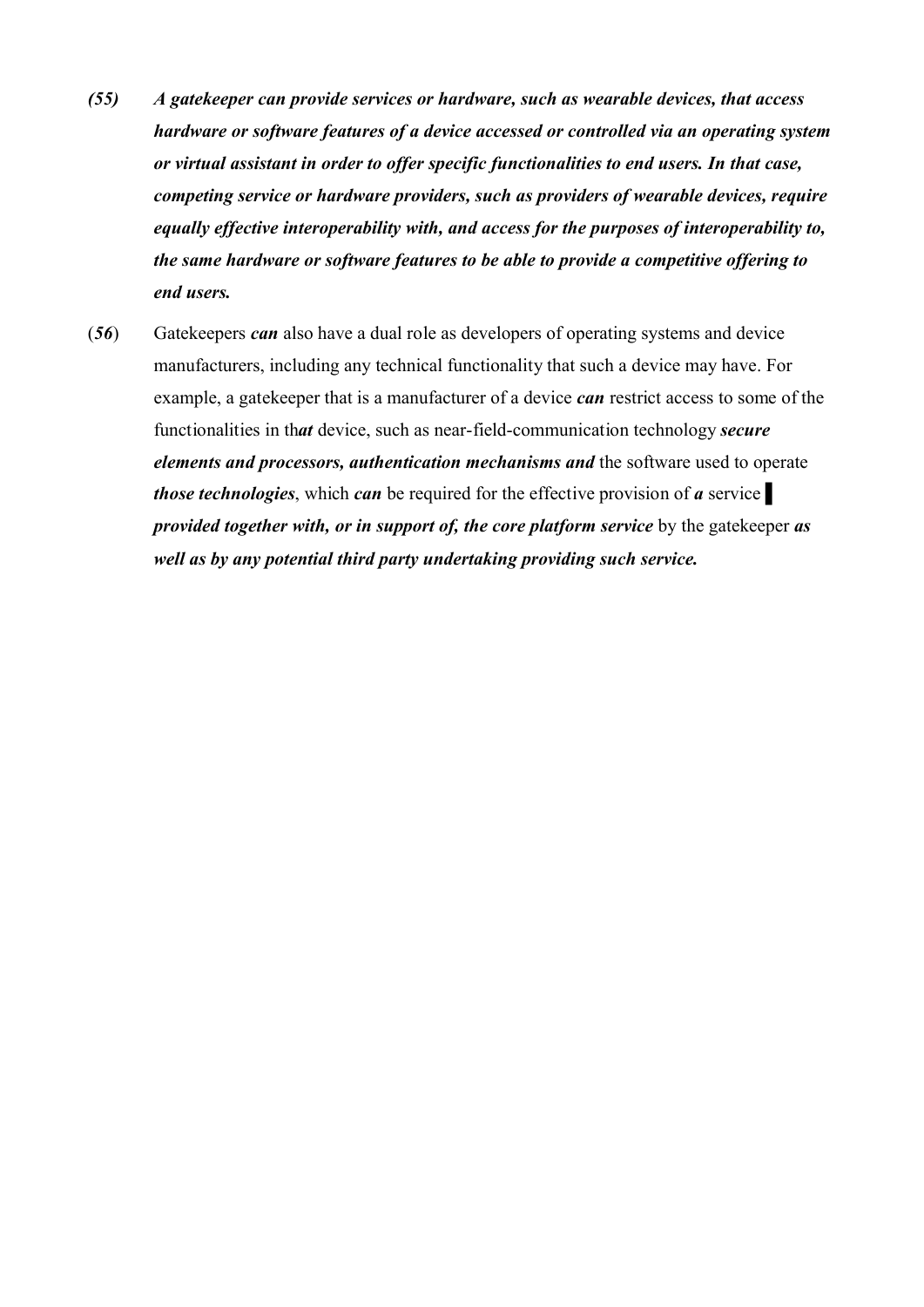*(55)* ***A gatekeeper can provide services or hardware, such as wearable devices, that access hardware or software features of a device accessed or controlled via an operating system or virtual assistant in order to offer specific functionalities to end users. In that case, competing service or hardware providers, such as providers of wearable devices, require equally effective interoperability with, and access for the purposes of interoperability to, the same hardware or software features to be able to provide a competitive offering to end users.***

(*56*) Gatekeepers ***can*** also have a dual role as developers of operating systems and device manufacturers, including any technical functionality that such a device may have. For example, a gatekeeper that is a manufacturer of a device ***can*** restrict access to some of the functionalities in th***at*** device, such as near-field-communication technology ***secure elements and processors, authentication mechanisms and*** the software used to operate ***those technologies***, which ***can*** be required for the effective provision of ***a*** service ▌ ***provided together with, or in support of, the core platform service*** by the gatekeeper ***as well as by any potential third party undertaking providing such service.***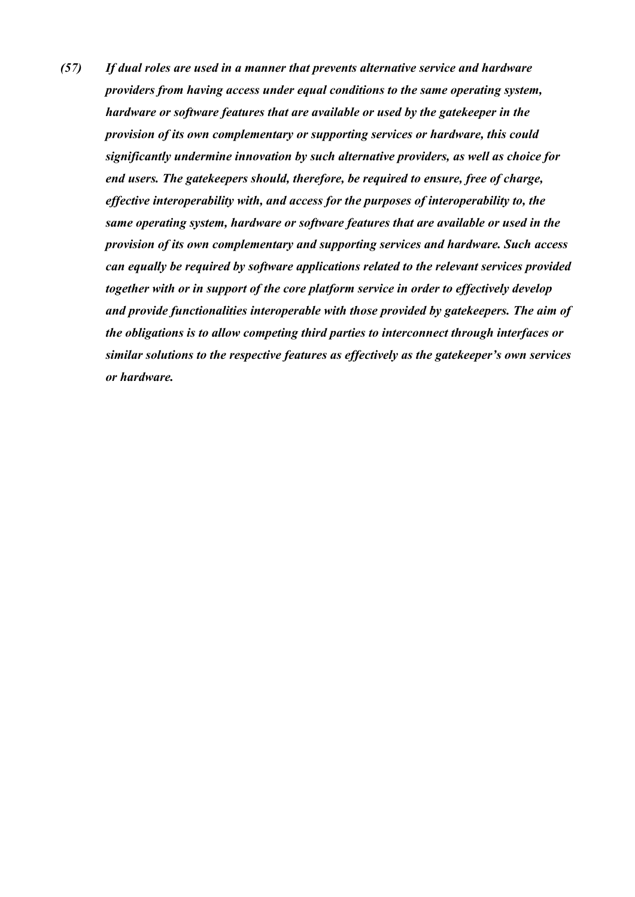***(57) If dual roles are used in a manner that prevents alternative service and hardware providers from having access under equal conditions to the same operating system, hardware or software features that are available or used by the gatekeeper in the provision of its own complementary or supporting services or hardware, this could significantly undermine innovation by such alternative providers, as well as choice for end users. The gatekeepers should, therefore, be required to ensure, free of charge, effective interoperability with, and access for the purposes of interoperability to, the same operating system, hardware or software features that are available or used in the provision of its own complementary and supporting services and hardware. Such access can equally be required by software applications related to the relevant services provided together with or in support of the core platform service in order to effectively develop and provide functionalities interoperable with those provided by gatekeepers. The aim of the obligations is to allow competing third parties to interconnect through interfaces or similar solutions to the respective features as effectively as the gatekeeper's own services or hardware.***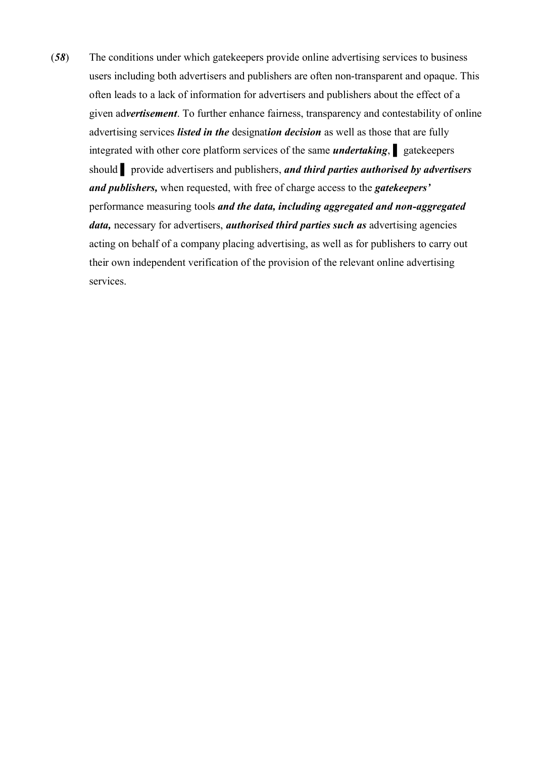(***58***) The conditions under which gatekeepers provide online advertising services to business users including both advertisers and publishers are often non-transparent and opaque. This often leads to a lack of information for advertisers and publishers about the effect of a given ad***vertisement***. To further enhance fairness, transparency and contestability of online advertising services ***listed in the*** designat***ion decision*** as well as those that are fully integrated with other core platform services of the same ***undertaking***, ▌ gatekeepers should ▌ provide advertisers and publishers, ***and third parties authorised by advertisers and publishers,*** when requested, with free of charge access to the ***gatekeepers'*** performance measuring tools ***and the data, including aggregated and non-aggregated data,*** necessary for advertisers, ***authorised third parties such as*** advertising agencies acting on behalf of a company placing advertising, as well as for publishers to carry out their own independent verification of the provision of the relevant online advertising services.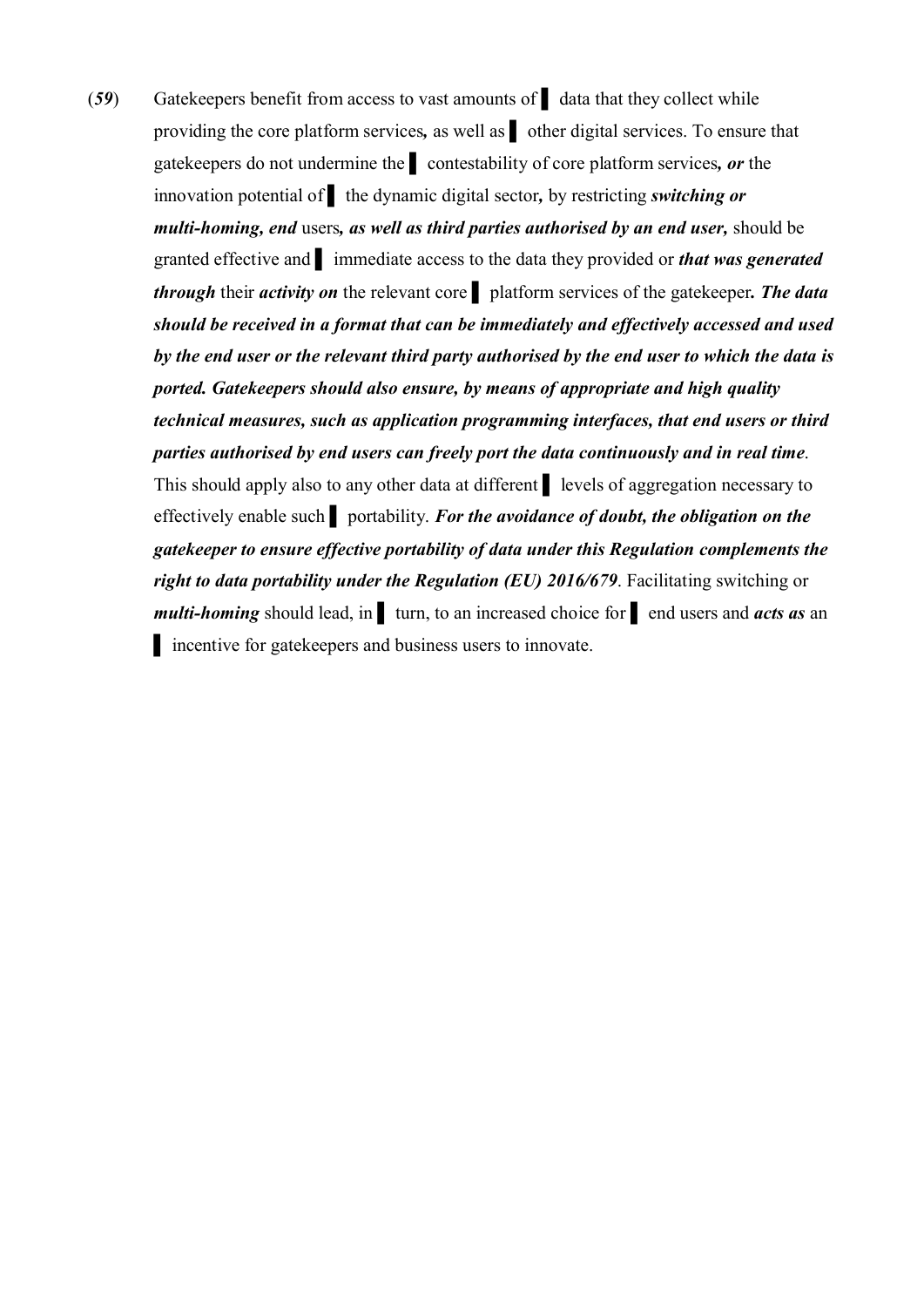(***59***) Gatekeepers benefit from access to vast amounts of ▌ data that they collect while providing the core platform services*,* as well as ▌ other digital services. To ensure that gatekeepers do not undermine the ▌ contestability of core platform services*, **or*** the innovation potential of ▌ the dynamic digital sector*,* by restricting ***switching or multi-homing, end*** users*, **as well as third parties authorised by an end user,*** should be granted effective and ▌ immediate access to the data they provided or ***that was generated through*** their ***activity on*** the relevant core ▌ platform services of the gatekeeper***. The data should be received in a format that can be immediately and effectively accessed and used by the end user or the relevant third party authorised by the end user to which the data is ported. Gatekeepers should also ensure, by means of appropriate and high quality technical measures, such as application programming interfaces, that end users or third parties authorised by end users can freely port the data continuously and in real time***. This should apply also to any other data at different ▌ levels of aggregation necessary to effectively enable such ▌ portability. ***For the avoidance of doubt, the obligation on the gatekeeper to ensure effective portability of data under this Regulation complements the right to data portability under the Regulation (EU) 2016/679***. Facilitating switching or ***multi-homing*** should lead, in ▌ turn, to an increased choice for ▌ end users and ***acts as*** an ▌ incentive for gatekeepers and business users to innovate.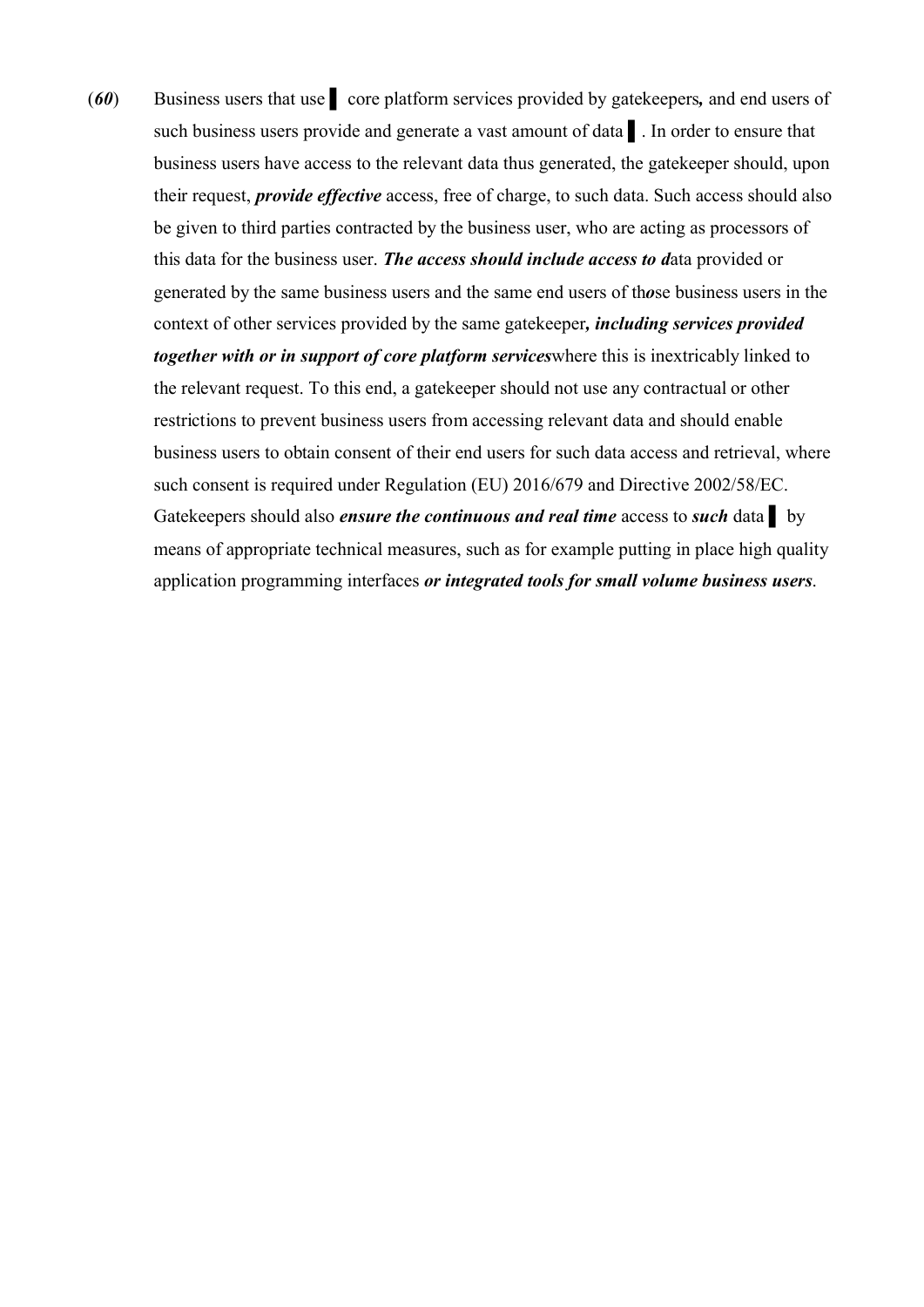(*60*) Business users that use ▌ core platform services provided by gatekeepers*,* and end users of such business users provide and generate a vast amount of data ▌. In order to ensure that business users have access to the relevant data thus generated, the gatekeeper should, upon their request, ***provide effective*** access, free of charge, to such data. Such access should also be given to third parties contracted by the business user, who are acting as processors of this data for the business user. ***The access should include access to d***ata provided or generated by the same business users and the same end users of th***o***se business users in the context of other services provided by the same gatekeeper***, including services provided together with or in support of core platform services***where this is inextricably linked to the relevant request. To this end, a gatekeeper should not use any contractual or other restrictions to prevent business users from accessing relevant data and should enable business users to obtain consent of their end users for such data access and retrieval, where such consent is required under Regulation (EU) 2016/679 and Directive 2002/58/EC. Gatekeepers should also ***ensure the continuous and real time*** access to ***such*** data ▌ by means of appropriate technical measures, such as for example putting in place high quality application programming interfaces ***or integrated tools for small volume business users***.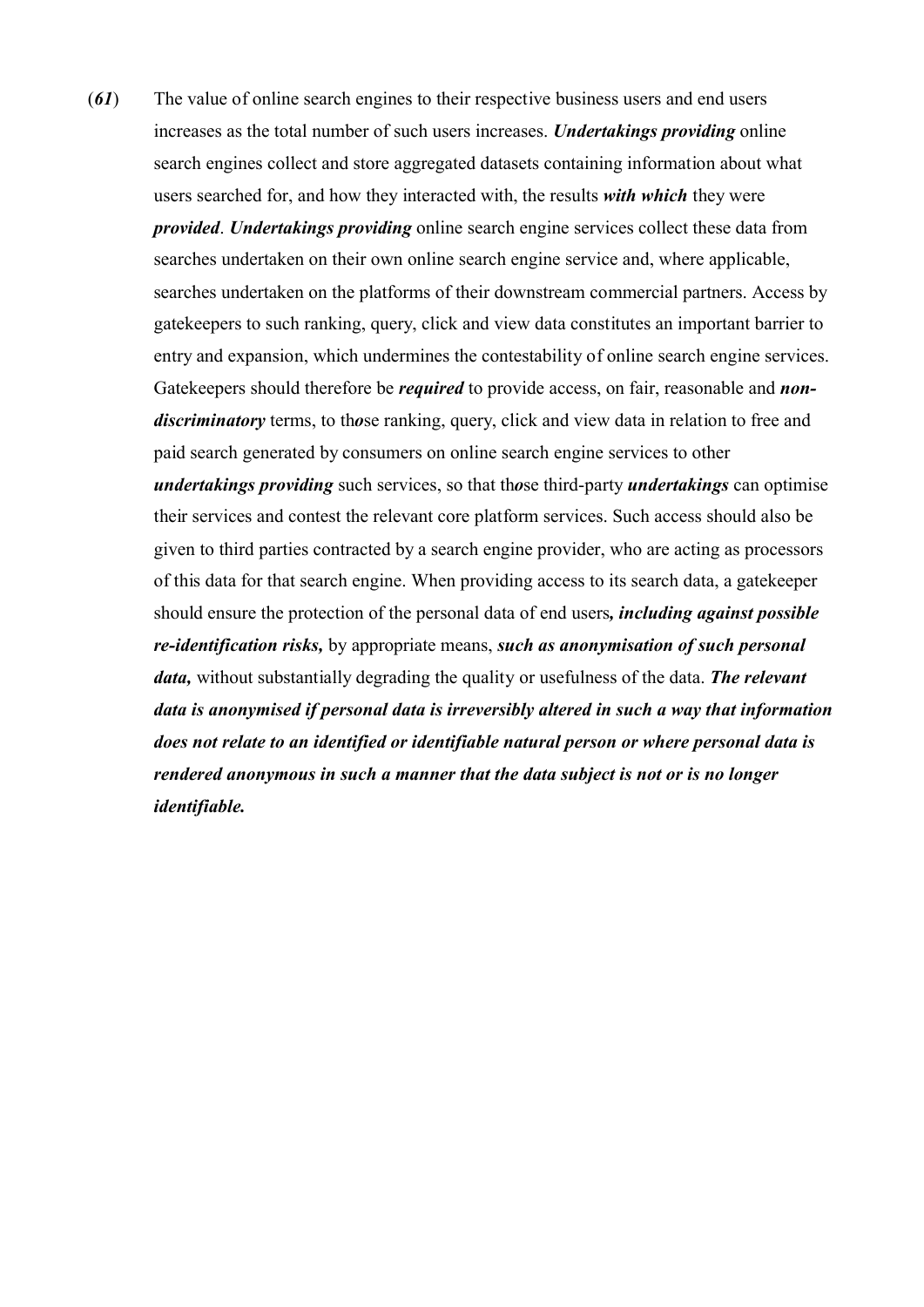(*61*) The value of online search engines to their respective business users and end users increases as the total number of such users increases. ***Undertakings providing*** online search engines collect and store aggregated datasets containing information about what users searched for, and how they interacted with, the results ***with which*** they were ***provided***. ***Undertakings providing*** online search engine services collect these data from searches undertaken on their own online search engine service and, where applicable, searches undertaken on the platforms of their downstream commercial partners. Access by gatekeepers to such ranking, query, click and view data constitutes an important barrier to entry and expansion, which undermines the contestability of online search engine services. Gatekeepers should therefore be ***required*** to provide access, on fair, reasonable and ***non-discriminatory*** terms, to th***o***se ranking, query, click and view data in relation to free and paid search generated by consumers on online search engine services to other ***undertakings providing*** such services, so that th***o***se third-party ***undertakings*** can optimise their services and contest the relevant core platform services. Such access should also be given to third parties contracted by a search engine provider, who are acting as processors of this data for that search engine. When providing access to its search data, a gatekeeper should ensure the protection of the personal data of end users***, including against possible re-identification risks,*** by appropriate means, ***such as anonymisation of such personal data,*** without substantially degrading the quality or usefulness of the data. ***The relevant data is anonymised if personal data is irreversibly altered in such a way that information does not relate to an identified or identifiable natural person or where personal data is rendered anonymous in such a manner that the data subject is not or is no longer identifiable.***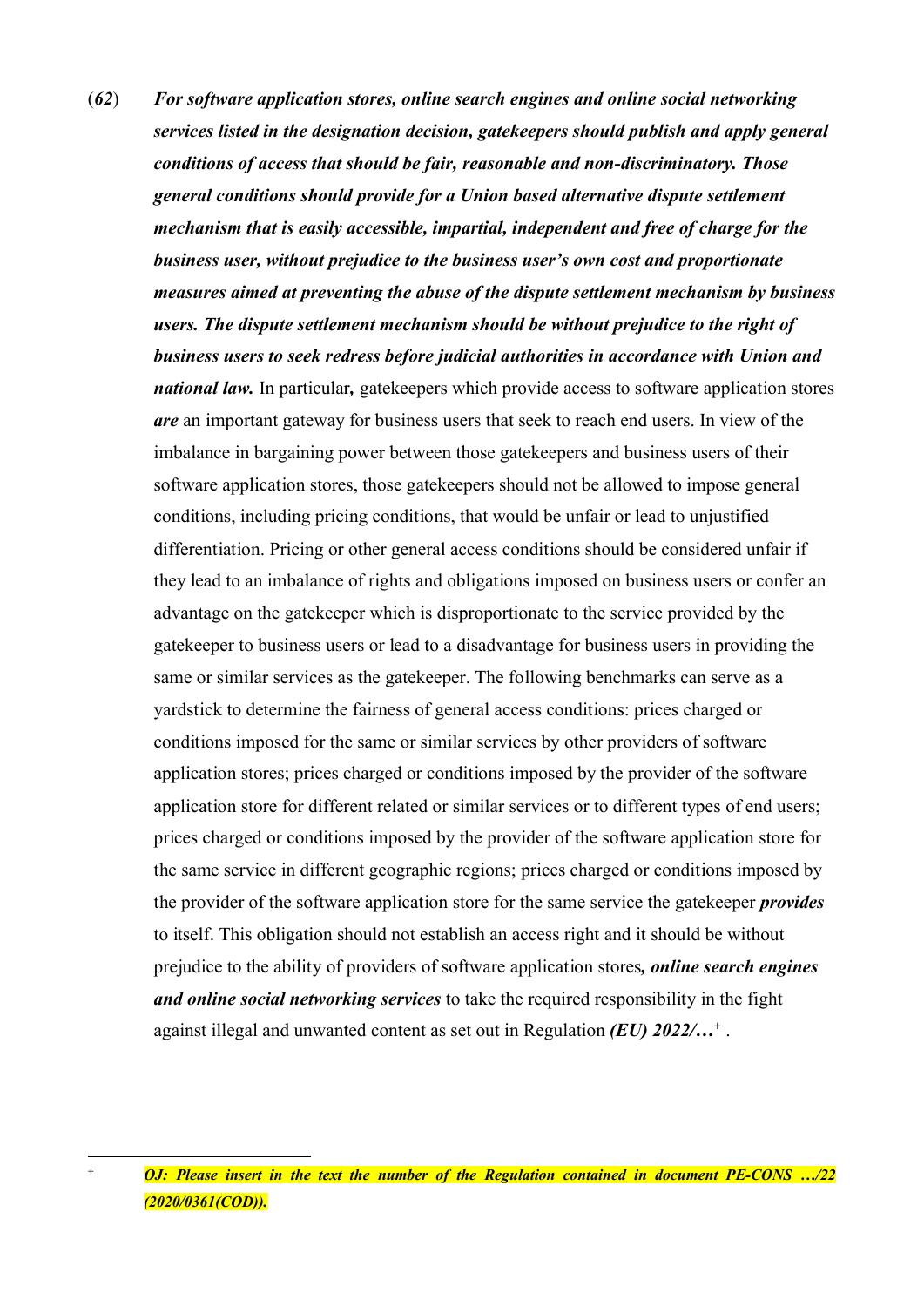(*62*) ***For software application stores, online search engines and online social networking services listed in the designation decision, gatekeepers should publish and apply general conditions of access that should be fair, reasonable and non-discriminatory. Those general conditions should provide for a Union based alternative dispute settlement mechanism that is easily accessible, impartial, independent and free of charge for the business user, without prejudice to the business user's own cost and proportionate measures aimed at preventing the abuse of the dispute settlement mechanism by business users. The dispute settlement mechanism should be without prejudice to the right of business users to seek redress before judicial authorities in accordance with Union and national law.*** In particular***,*** gatekeepers which provide access to software application stores ***are*** an important gateway for business users that seek to reach end users. In view of the imbalance in bargaining power between those gatekeepers and business users of their software application stores, those gatekeepers should not be allowed to impose general conditions, including pricing conditions, that would be unfair or lead to unjustified differentiation. Pricing or other general access conditions should be considered unfair if they lead to an imbalance of rights and obligations imposed on business users or confer an advantage on the gatekeeper which is disproportionate to the service provided by the gatekeeper to business users or lead to a disadvantage for business users in providing the same or similar services as the gatekeeper. The following benchmarks can serve as a yardstick to determine the fairness of general access conditions: prices charged or conditions imposed for the same or similar services by other providers of software application stores; prices charged or conditions imposed by the provider of the software application store for different related or similar services or to different types of end users; prices charged or conditions imposed by the provider of the software application store for the same service in different geographic regions; prices charged or conditions imposed by the provider of the software application store for the same service the gatekeeper ***provides*** to itself. This obligation should not establish an access right and it should be without prejudice to the ability of providers of software application stores***, online search engines and online social networking services*** to take the required responsibility in the fight against illegal and unwanted content as set out in Regulation ***(EU) 2022/…***[+] .

---

[+] ***OJ: Please insert in the text the number of the Regulation contained in document PE-CONS …/22 (2020/0361(COD)).***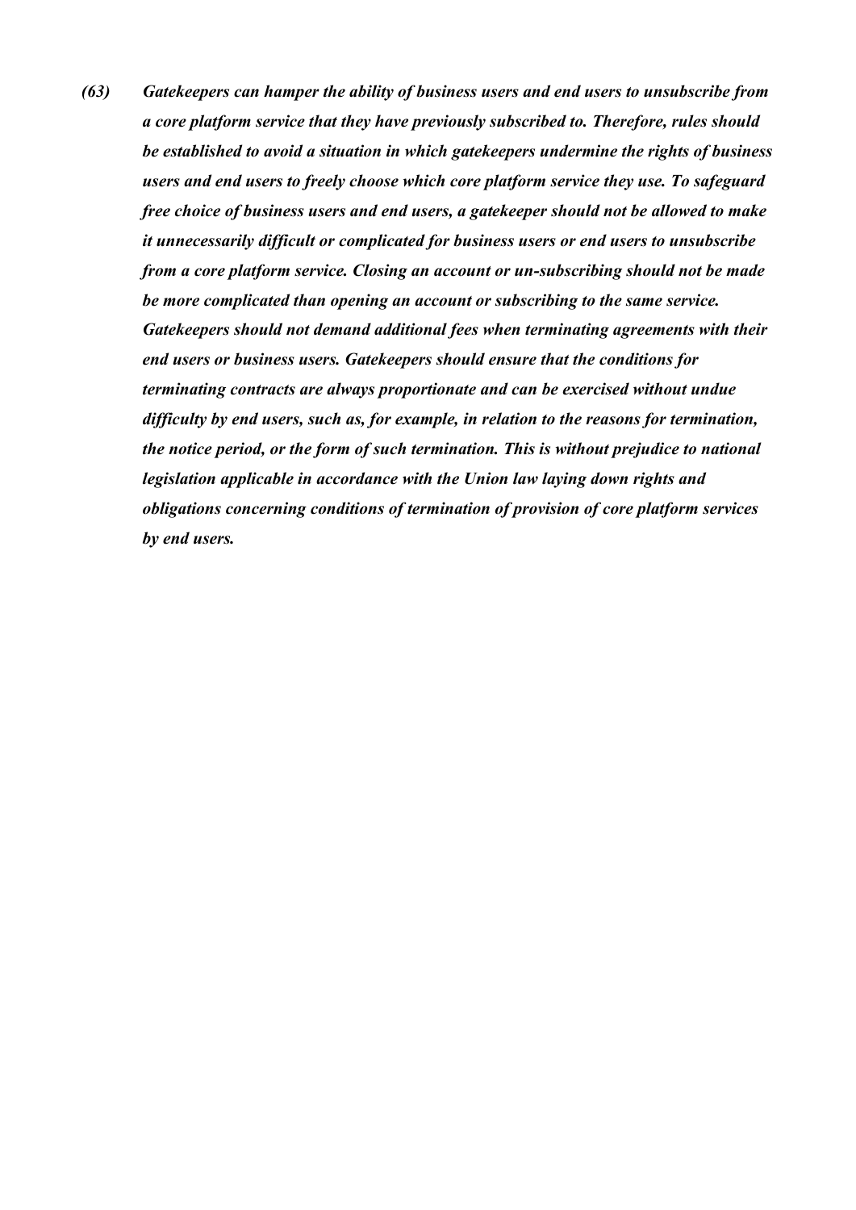***(63) Gatekeepers can hamper the ability of business users and end users to unsubscribe from a core platform service that they have previously subscribed to. Therefore, rules should be established to avoid a situation in which gatekeepers undermine the rights of business users and end users to freely choose which core platform service they use. To safeguard free choice of business users and end users, a gatekeeper should not be allowed to make it unnecessarily difficult or complicated for business users or end users to unsubscribe from a core platform service. Closing an account or un-subscribing should not be made be more complicated than opening an account or subscribing to the same service. Gatekeepers should not demand additional fees when terminating agreements with their end users or business users. Gatekeepers should ensure that the conditions for terminating contracts are always proportionate and can be exercised without undue difficulty by end users, such as, for example, in relation to the reasons for termination, the notice period, or the form of such termination. This is without prejudice to national legislation applicable in accordance with the Union law laying down rights and obligations concerning conditions of termination of provision of core platform services by end users.***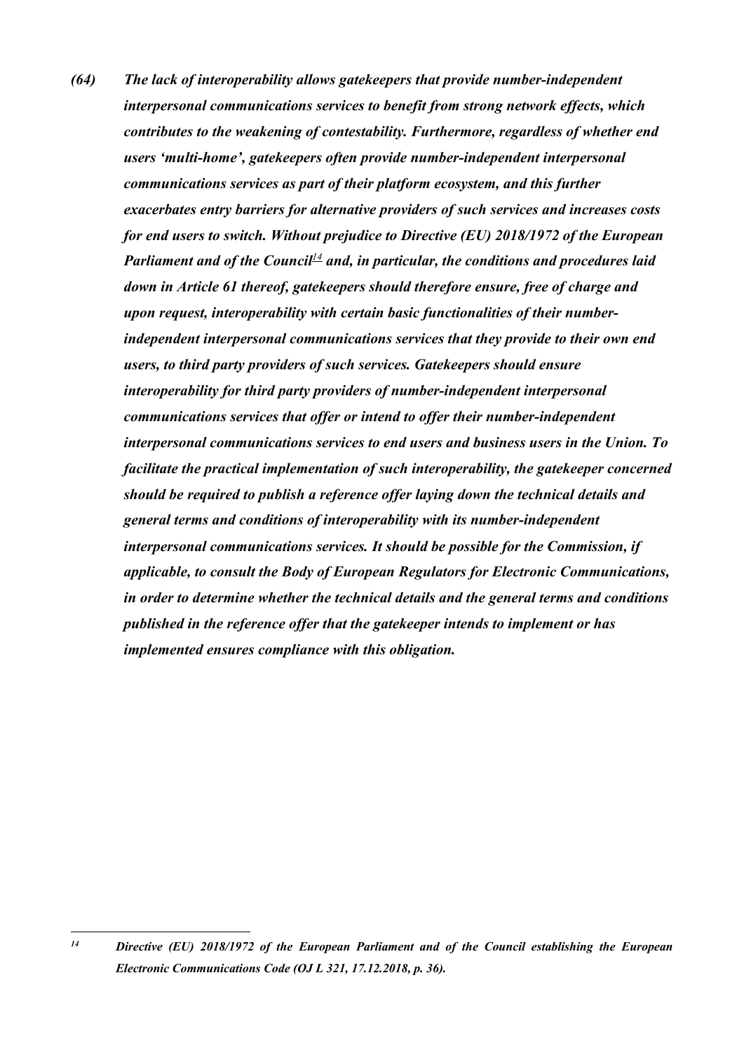*(64) The lack of interoperability allows gatekeepers that provide number-independent interpersonal communications services to benefit from strong network effects, which contributes to the weakening of contestability. Furthermore, regardless of whether end users 'multi-home', gatekeepers often provide number-independent interpersonal communications services as part of their platform ecosystem, and this further exacerbates entry barriers for alternative providers of such services and increases costs for end users to switch. Without prejudice to Directive (EU) 2018/1972 of the European Parliament and of the Council[14] and, in particular, the conditions and procedures laid down in Article 61 thereof, gatekeepers should therefore ensure, free of charge and upon request, interoperability with certain basic functionalities of their number-independent interpersonal communications services that they provide to their own end users, to third party providers of such services. Gatekeepers should ensure interoperability for third party providers of number-independent interpersonal communications services that offer or intend to offer their number-independent interpersonal communications services to end users and business users in the Union. To facilitate the practical implementation of such interoperability, the gatekeeper concerned should be required to publish a reference offer laying down the technical details and general terms and conditions of interoperability with its number-independent interpersonal communications services. It should be possible for the Commission, if applicable, to consult the Body of European Regulators for Electronic Communications, in order to determine whether the technical details and the general terms and conditions published in the reference offer that the gatekeeper intends to implement or has implemented ensures compliance with this obligation.*

---

*[14] Directive (EU) 2018/1972 of the European Parliament and of the Council establishing the European Electronic Communications Code (OJ L 321, 17.12.2018, p. 36).*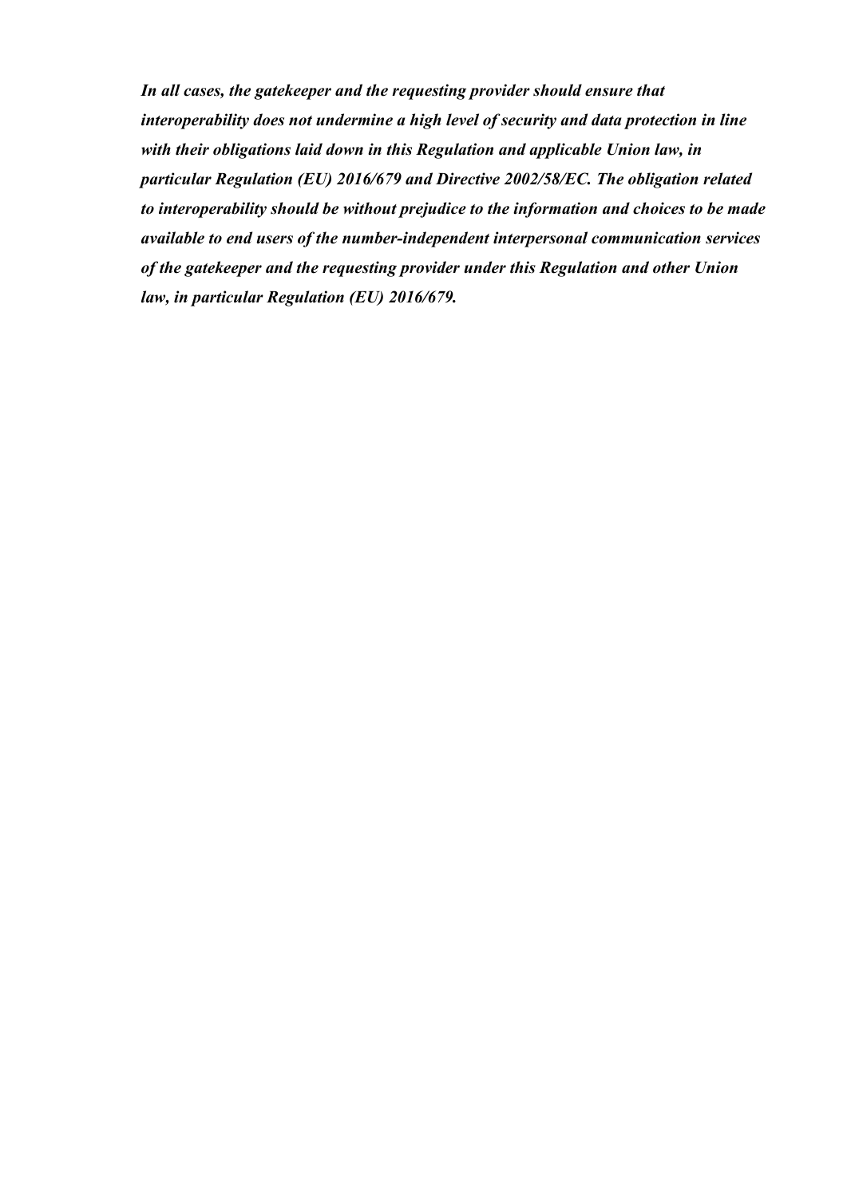***In all cases, the gatekeeper and the requesting provider should ensure that interoperability does not undermine a high level of security and data protection in line with their obligations laid down in this Regulation and applicable Union law, in particular Regulation (EU) 2016/679 and Directive 2002/58/EC. The obligation related to interoperability should be without prejudice to the information and choices to be made available to end users of the number-independent interpersonal communication services of the gatekeeper and the requesting provider under this Regulation and other Union law, in particular Regulation (EU) 2016/679.***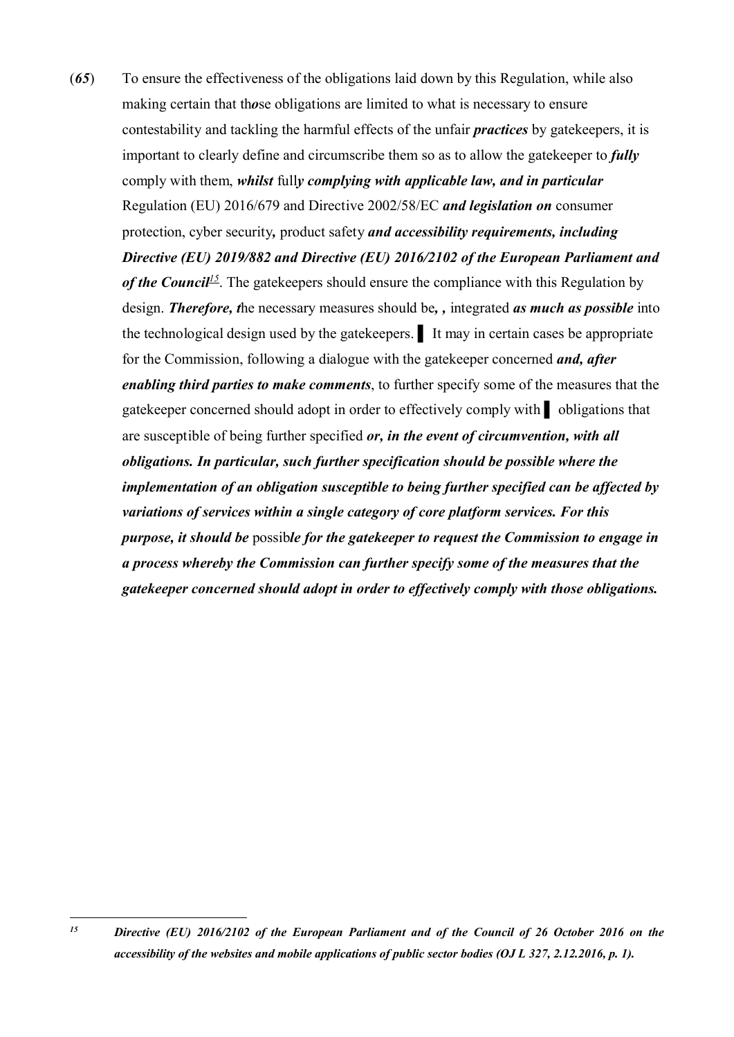(***65***) To ensure the effectiveness of the obligations laid down by this Regulation, while also making certain that th***o***se obligations are limited to what is necessary to ensure contestability and tackling the harmful effects of the unfair ***practices*** by gatekeepers, it is important to clearly define and circumscribe them so as to allow the gatekeeper to ***fully*** comply with them, ***whilst*** full***y complying with applicable law, and in particular*** Regulation (EU) 2016/679 and Directive 2002/58/EC ***and legislation on*** consumer protection, cyber security***,*** product safety ***and accessibility requirements, including Directive (EU) 2019/882 and Directive (EU) 2016/2102 of the European Parliament and of the Council***[15]. The gatekeepers should ensure the compliance with this Regulation by design. ***Therefore, t***he necessary measures should be***, ,*** integrated ***as much as possible*** into the technological design used by the gatekeepers. ▌ It may in certain cases be appropriate for the Commission, following a dialogue with the gatekeeper concerned ***and, after enabling third parties to make comments***, to further specify some of the measures that the gatekeeper concerned should adopt in order to effectively comply with ▌ obligations that are susceptible of being further specified ***or, in the event of circumvention, with all obligations. In particular, such further specification should be possible where the implementation of an obligation susceptible to being further specified can be affected by variations of services within a single category of core platform services. For this purpose, it should be*** possib***le for the gatekeeper to request the Commission to engage in a process whereby the Commission can further specify some of the measures that the gatekeeper concerned should adopt in order to effectively comply with those obligations.***

---

[15] ***Directive (EU) 2016/2102 of the European Parliament and of the Council of 26 October 2016 on the accessibility of the websites and mobile applications of public sector bodies (OJ L 327, 2.12.2016, p. 1).***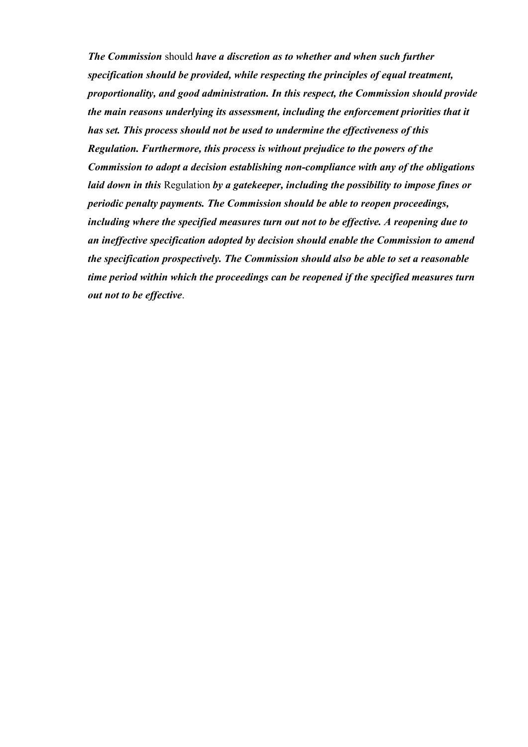***The Commission*** should ***have a discretion as to whether and when such further specification should be provided, while respecting the principles of equal treatment, proportionality, and good administration. In this respect, the Commission should provide the main reasons underlying its assessment, including the enforcement priorities that it has set. This process should not be used to undermine the effectiveness of this Regulation. Furthermore, this process is without prejudice to the powers of the Commission to adopt a decision establishing non-compliance with any of the obligations laid down in this*** Regulation ***by a gatekeeper, including the possibility to impose fines or periodic penalty payments. The Commission should be able to reopen proceedings, including where the specified measures turn out not to be effective. A reopening due to an ineffective specification adopted by decision should enable the Commission to amend the specification prospectively. The Commission should also be able to set a reasonable time period within which the proceedings can be reopened if the specified measures turn out not to be effective***.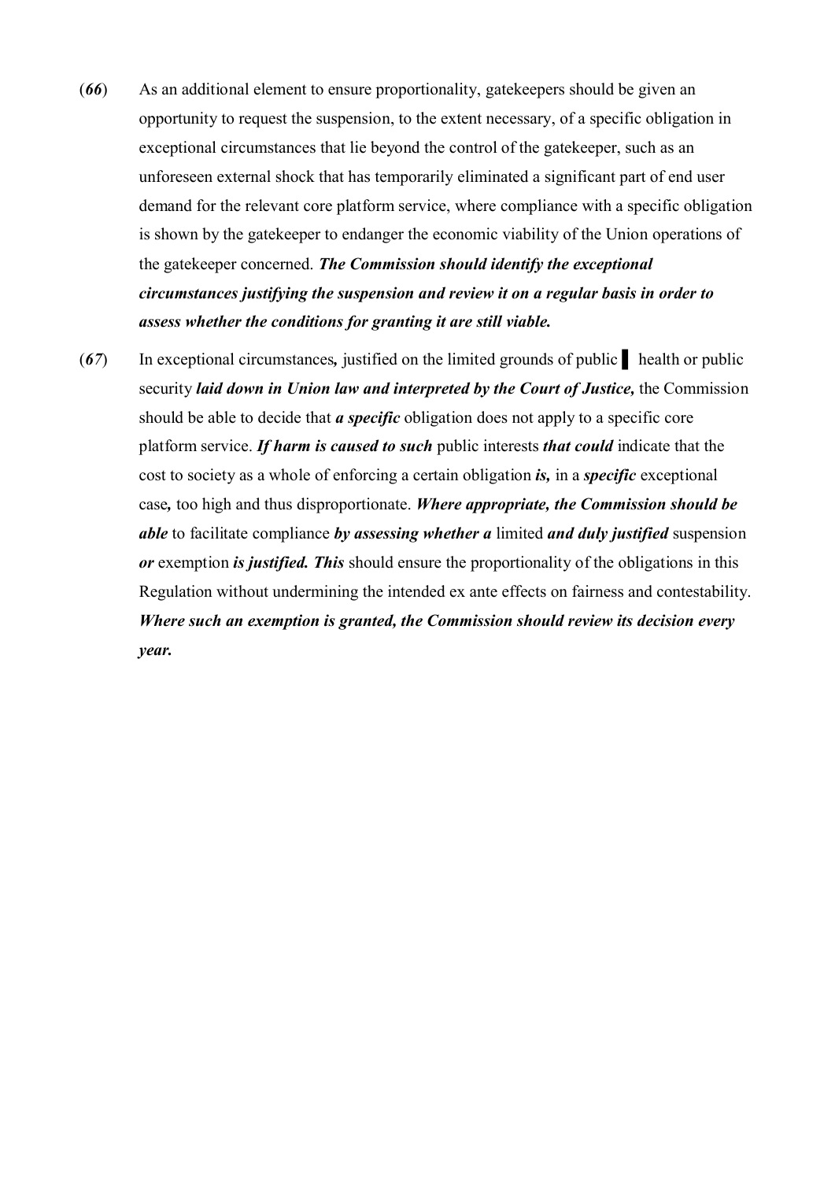(***66***) As an additional element to ensure proportionality, gatekeepers should be given an opportunity to request the suspension, to the extent necessary, of a specific obligation in exceptional circumstances that lie beyond the control of the gatekeeper, such as an unforeseen external shock that has temporarily eliminated a significant part of end user demand for the relevant core platform service, where compliance with a specific obligation is shown by the gatekeeper to endanger the economic viability of the Union operations of the gatekeeper concerned. ***The Commission should identify the exceptional circumstances justifying the suspension and review it on a regular basis in order to assess whether the conditions for granting it are still viable.***

(***67***) In exceptional circumstances***,*** justified on the limited grounds of public ▌ health or public security ***laid down in Union law and interpreted by the Court of Justice,*** the Commission should be able to decide that ***a specific*** obligation does not apply to a specific core platform service. ***If harm is caused to such*** public interests ***that could*** indicate that the cost to society as a whole of enforcing a certain obligation ***is,*** in a ***specific*** exceptional case***,*** too high and thus disproportionate. ***Where appropriate, the Commission should be able*** to facilitate compliance ***by assessing whether a*** limited ***and duly justified*** suspension ***or*** exemption ***is justified. This*** should ensure the proportionality of the obligations in this Regulation without undermining the intended ex ante effects on fairness and contestability. ***Where such an exemption is granted, the Commission should review its decision every year.***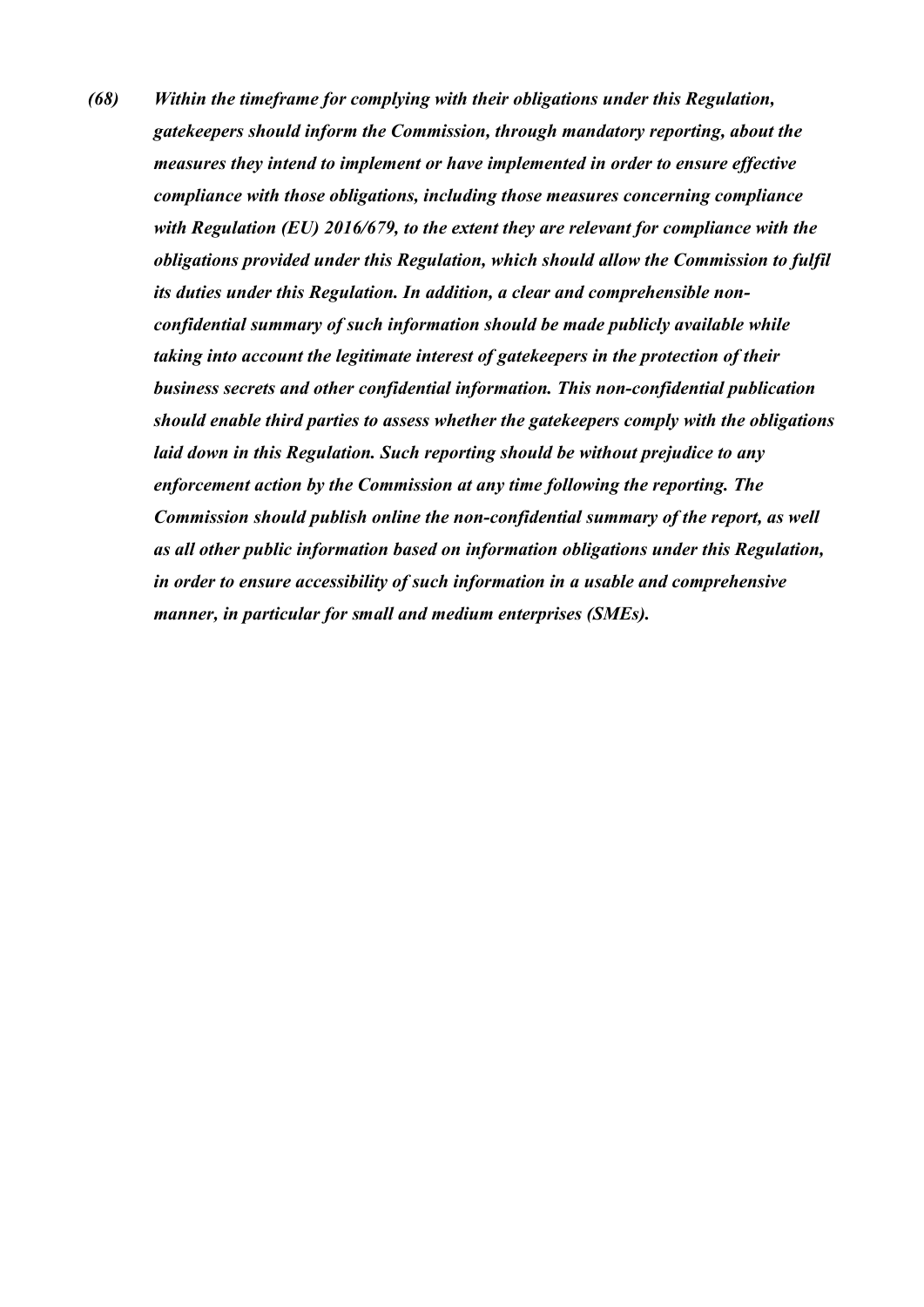***(68) Within the timeframe for complying with their obligations under this Regulation, gatekeepers should inform the Commission, through mandatory reporting, about the measures they intend to implement or have implemented in order to ensure effective compliance with those obligations, including those measures concerning compliance with Regulation (EU) 2016/679, to the extent they are relevant for compliance with the obligations provided under this Regulation, which should allow the Commission to fulfil its duties under this Regulation. In addition, a clear and comprehensible non-confidential summary of such information should be made publicly available while taking into account the legitimate interest of gatekeepers in the protection of their business secrets and other confidential information. This non-confidential publication should enable third parties to assess whether the gatekeepers comply with the obligations laid down in this Regulation. Such reporting should be without prejudice to any enforcement action by the Commission at any time following the reporting. The Commission should publish online the non-confidential summary of the report, as well as all other public information based on information obligations under this Regulation, in order to ensure accessibility of such information in a usable and comprehensive manner, in particular for small and medium enterprises (SMEs).***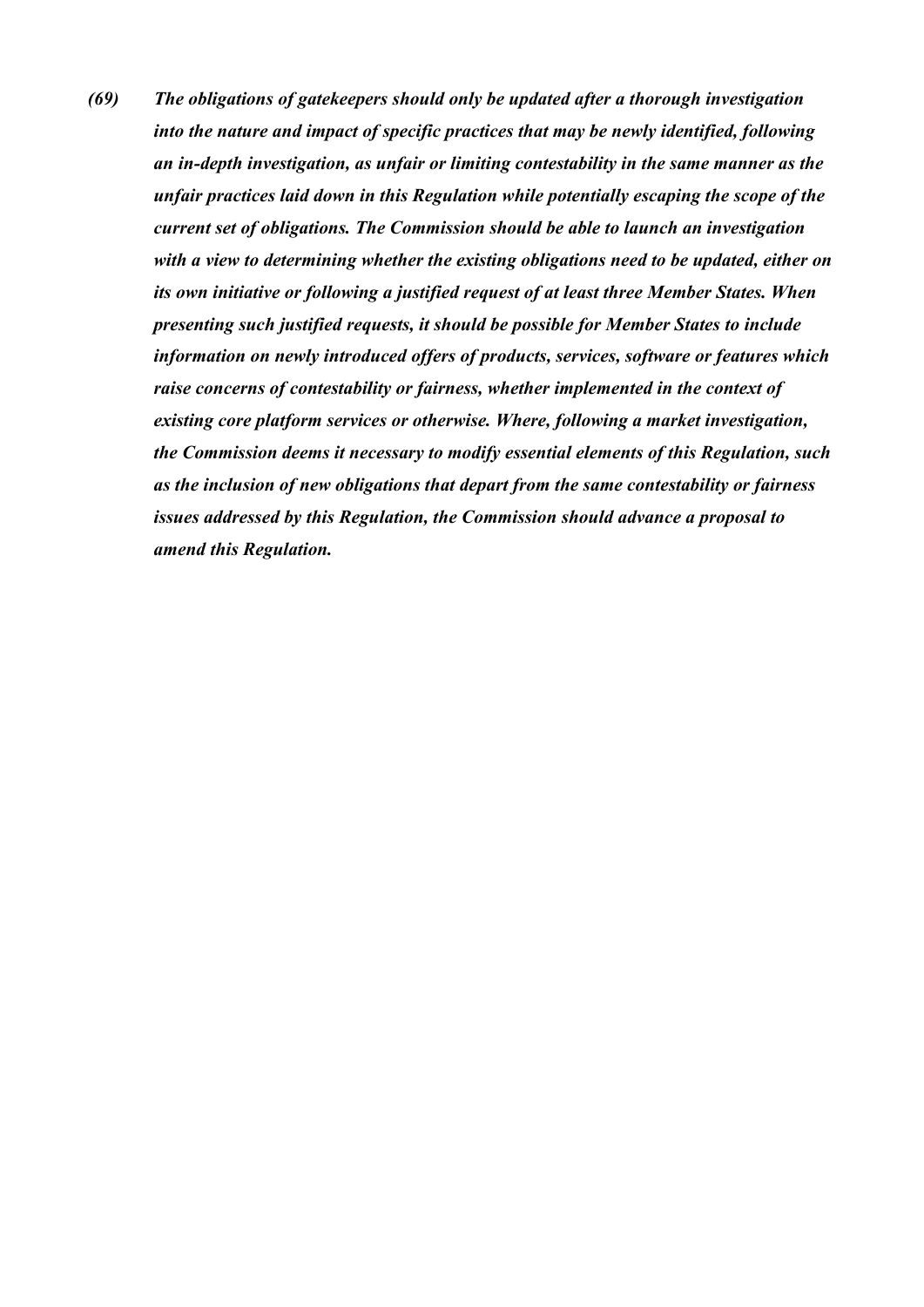***(69) The obligations of gatekeepers should only be updated after a thorough investigation into the nature and impact of specific practices that may be newly identified, following an in-depth investigation, as unfair or limiting contestability in the same manner as the unfair practices laid down in this Regulation while potentially escaping the scope of the current set of obligations. The Commission should be able to launch an investigation with a view to determining whether the existing obligations need to be updated, either on its own initiative or following a justified request of at least three Member States. When presenting such justified requests, it should be possible for Member States to include information on newly introduced offers of products, services, software or features which raise concerns of contestability or fairness, whether implemented in the context of existing core platform services or otherwise. Where, following a market investigation, the Commission deems it necessary to modify essential elements of this Regulation, such as the inclusion of new obligations that depart from the same contestability or fairness issues addressed by this Regulation, the Commission should advance a proposal to amend this Regulation.***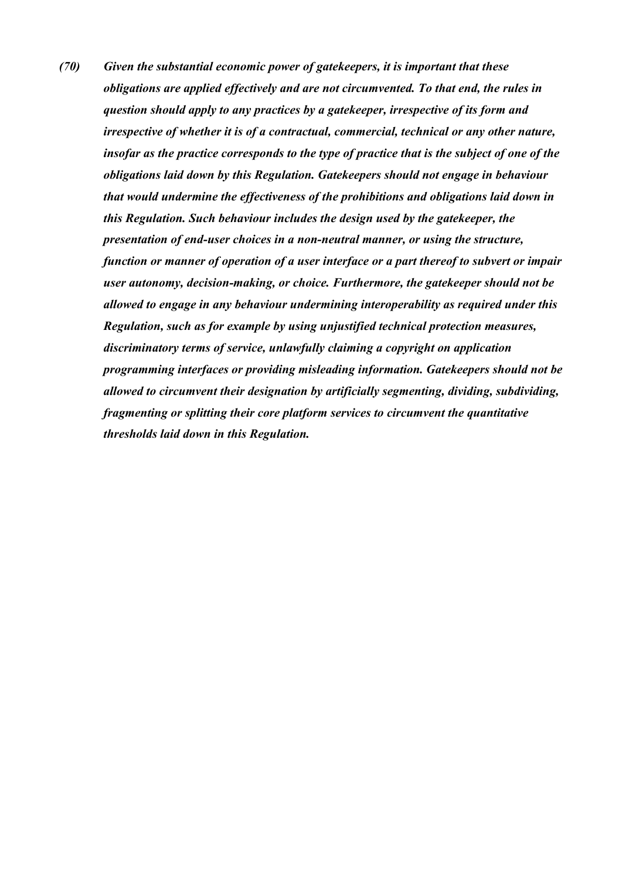*(70) Given the substantial economic power of gatekeepers, it is important that these obligations are applied effectively and are not circumvented. To that end, the rules in question should apply to any practices by a gatekeeper, irrespective of its form and irrespective of whether it is of a contractual, commercial, technical or any other nature, insofar as the practice corresponds to the type of practice that is the subject of one of the obligations laid down by this Regulation. Gatekeepers should not engage in behaviour that would undermine the effectiveness of the prohibitions and obligations laid down in this Regulation. Such behaviour includes the design used by the gatekeeper, the presentation of end-user choices in a non-neutral manner, or using the structure, function or manner of operation of a user interface or a part thereof to subvert or impair user autonomy, decision-making, or choice. Furthermore, the gatekeeper should not be allowed to engage in any behaviour undermining interoperability as required under this Regulation, such as for example by using unjustified technical protection measures, discriminatory terms of service, unlawfully claiming a copyright on application programming interfaces or providing misleading information. Gatekeepers should not be allowed to circumvent their designation by artificially segmenting, dividing, subdividing, fragmenting or splitting their core platform services to circumvent the quantitative thresholds laid down in this Regulation.*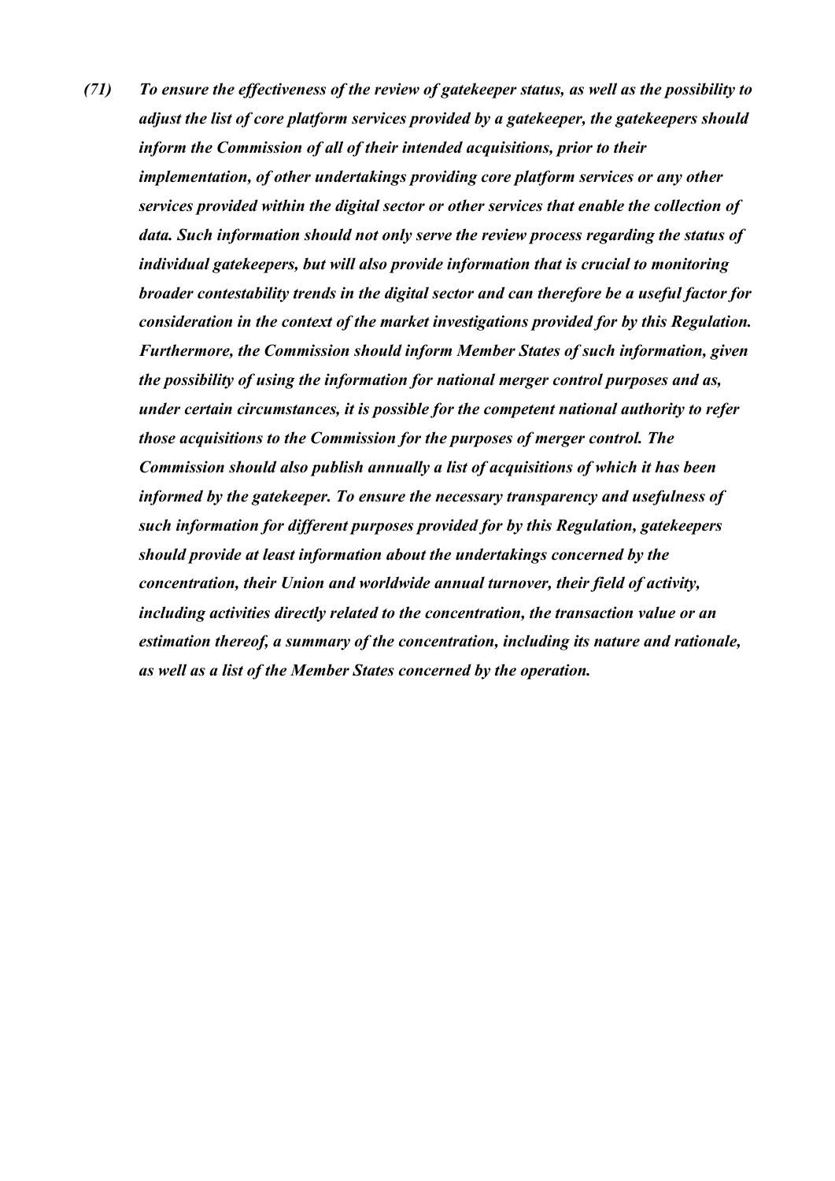*(71) To ensure the effectiveness of the review of gatekeeper status, as well as the possibility to adjust the list of core platform services provided by a gatekeeper, the gatekeepers should inform the Commission of all of their intended acquisitions, prior to their implementation, of other undertakings providing core platform services or any other services provided within the digital sector or other services that enable the collection of data. Such information should not only serve the review process regarding the status of individual gatekeepers, but will also provide information that is crucial to monitoring broader contestability trends in the digital sector and can therefore be a useful factor for consideration in the context of the market investigations provided for by this Regulation. Furthermore, the Commission should inform Member States of such information, given the possibility of using the information for national merger control purposes and as, under certain circumstances, it is possible for the competent national authority to refer those acquisitions to the Commission for the purposes of merger control. The Commission should also publish annually a list of acquisitions of which it has been informed by the gatekeeper. To ensure the necessary transparency and usefulness of such information for different purposes provided for by this Regulation, gatekeepers should provide at least information about the undertakings concerned by the concentration, their Union and worldwide annual turnover, their field of activity, including activities directly related to the concentration, the transaction value or an estimation thereof, a summary of the concentration, including its nature and rationale, as well as a list of the Member States concerned by the operation.*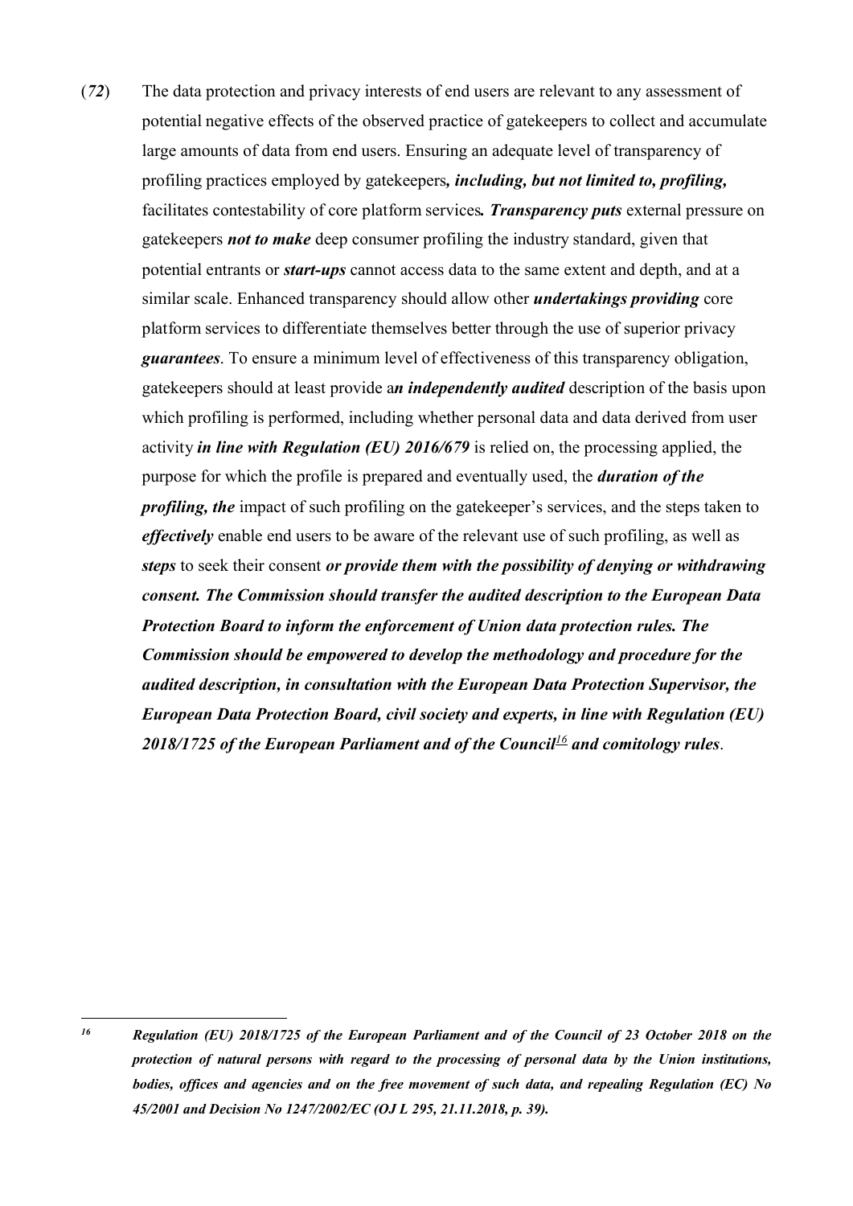(*72*) The data protection and privacy interests of end users are relevant to any assessment of potential negative effects of the observed practice of gatekeepers to collect and accumulate large amounts of data from end users. Ensuring an adequate level of transparency of profiling practices employed by gatekeepers***, including, but not limited to, profiling,*** facilitates contestability of core platform services***. Transparency puts*** external pressure on gatekeepers ***not to make*** deep consumer profiling the industry standard, given that potential entrants or ***start-ups*** cannot access data to the same extent and depth, and at a similar scale. Enhanced transparency should allow other ***undertakings providing*** core platform services to differentiate themselves better through the use of superior privacy ***guarantees***. To ensure a minimum level of effectiveness of this transparency obligation, gatekeepers should at least provide a***n independently audited*** description of the basis upon which profiling is performed, including whether personal data and data derived from user activity ***in line with Regulation (EU) 2016/679*** is relied on, the processing applied, the purpose for which the profile is prepared and eventually used, the ***duration of the profiling, the*** impact of such profiling on the gatekeeper's services, and the steps taken to ***effectively*** enable end users to be aware of the relevant use of such profiling, as well as ***steps*** to seek their consent ***or provide them with the possibility of denying or withdrawing consent. The Commission should transfer the audited description to the European Data Protection Board to inform the enforcement of Union data protection rules. The Commission should be empowered to develop the methodology and procedure for the audited description, in consultation with the European Data Protection Supervisor, the European Data Protection Board, civil society and experts, in line with Regulation (EU) 2018/1725 of the European Parliament and of the Council[16] and comitology rules***.

---

[16] ***Regulation (EU) 2018/1725 of the European Parliament and of the Council of 23 October 2018 on the protection of natural persons with regard to the processing of personal data by the Union institutions, bodies, offices and agencies and on the free movement of such data, and repealing Regulation (EC) No 45/2001 and Decision No 1247/2002/EC (OJ L 295, 21.11.2018, p. 39).***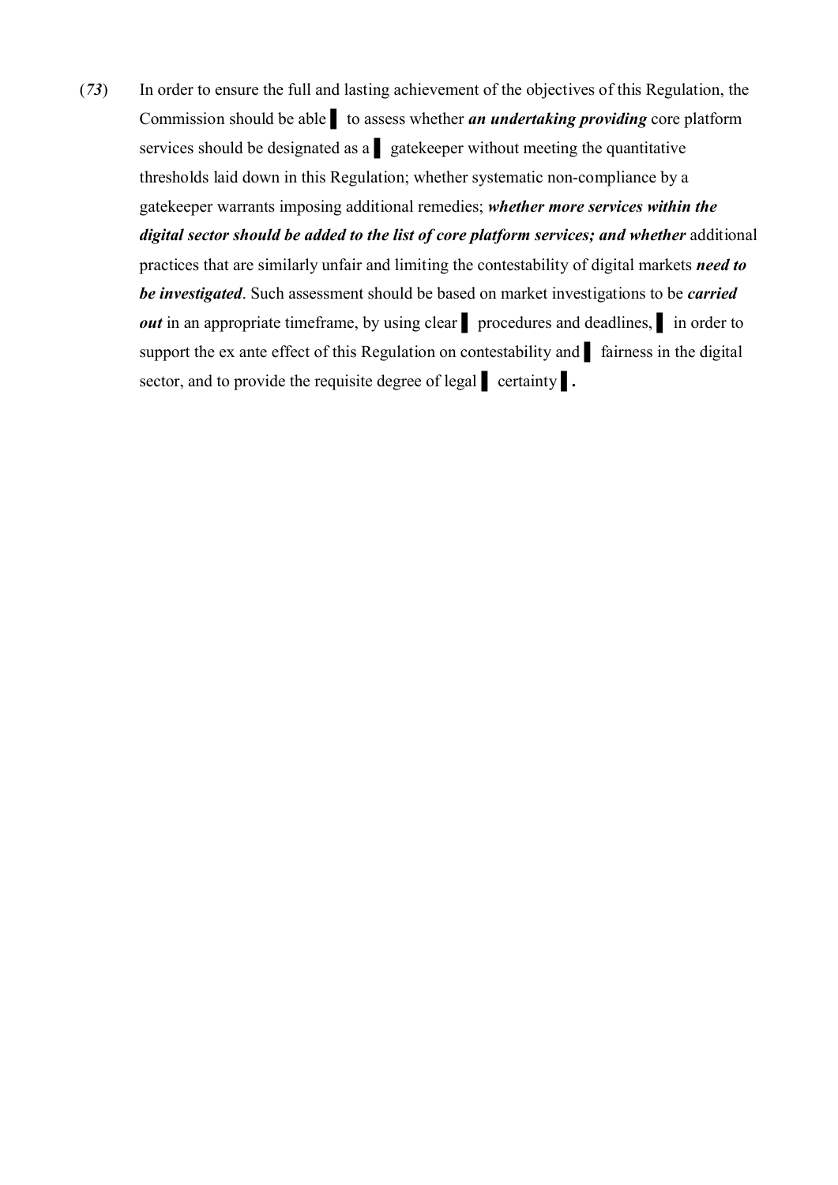(*73*) In order to ensure the full and lasting achievement of the objectives of this Regulation, the Commission should be able ▌ to assess whether ***an undertaking providing*** core platform services should be designated as a ▌ gatekeeper without meeting the quantitative thresholds laid down in this Regulation; whether systematic non-compliance by a gatekeeper warrants imposing additional remedies; ***whether more services within the digital sector should be added to the list of core platform services; and whether*** additional practices that are similarly unfair and limiting the contestability of digital markets ***need to be investigated***. Such assessment should be based on market investigations to be ***carried out*** in an appropriate timeframe, by using clear ▌ procedures and deadlines, ▌ in order to support the ex ante effect of this Regulation on contestability and ▌ fairness in the digital sector, and to provide the requisite degree of legal ▌ certainty ▌.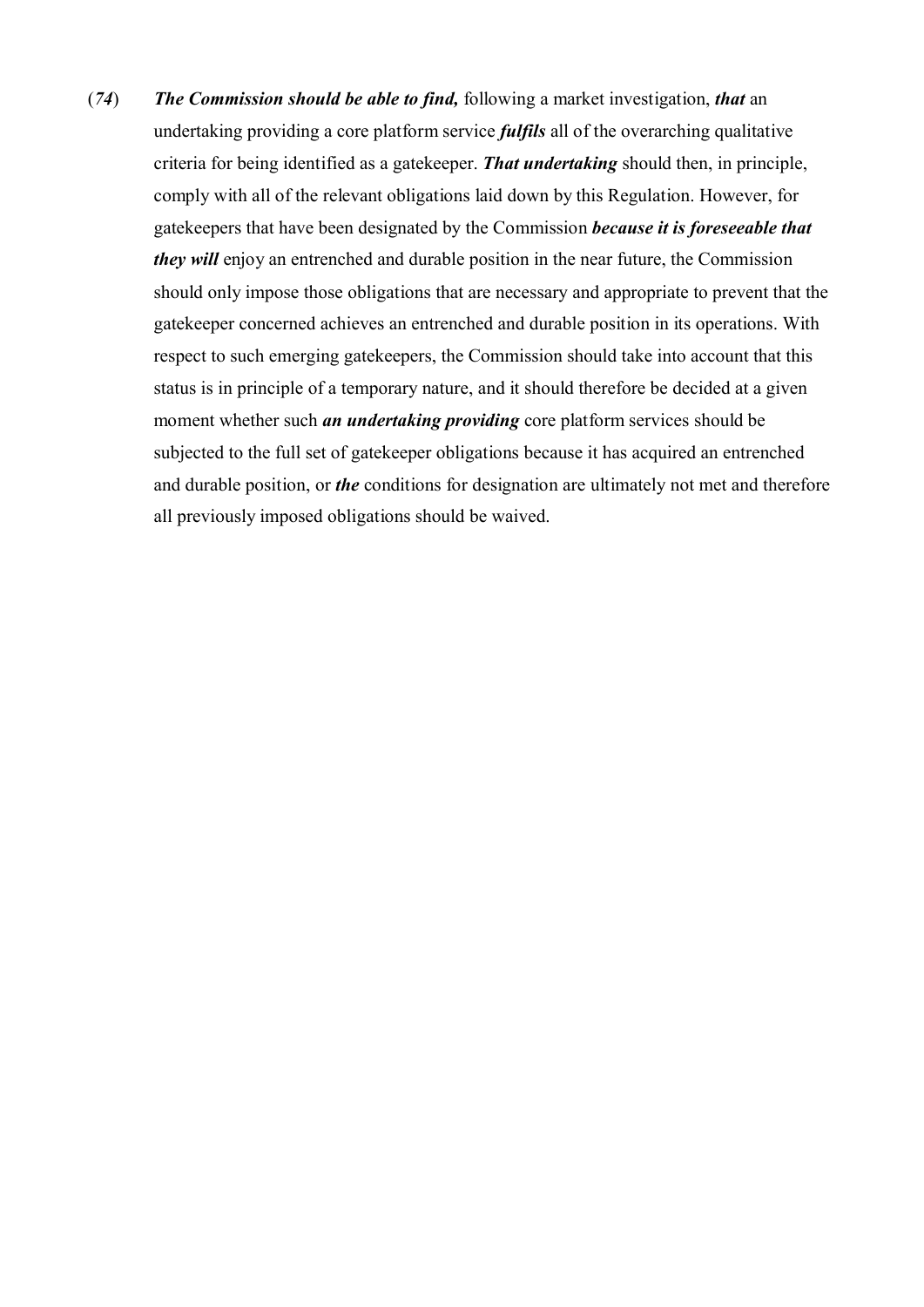(*74*) ***The Commission should be able to find,*** following a market investigation, ***that*** an undertaking providing a core platform service ***fulfils*** all of the overarching qualitative criteria for being identified as a gatekeeper. ***That undertaking*** should then, in principle, comply with all of the relevant obligations laid down by this Regulation. However, for gatekeepers that have been designated by the Commission ***because it is foreseeable that they will*** enjoy an entrenched and durable position in the near future, the Commission should only impose those obligations that are necessary and appropriate to prevent that the gatekeeper concerned achieves an entrenched and durable position in its operations. With respect to such emerging gatekeepers, the Commission should take into account that this status is in principle of a temporary nature, and it should therefore be decided at a given moment whether such ***an undertaking providing*** core platform services should be subjected to the full set of gatekeeper obligations because it has acquired an entrenched and durable position, or ***the*** conditions for designation are ultimately not met and therefore all previously imposed obligations should be waived.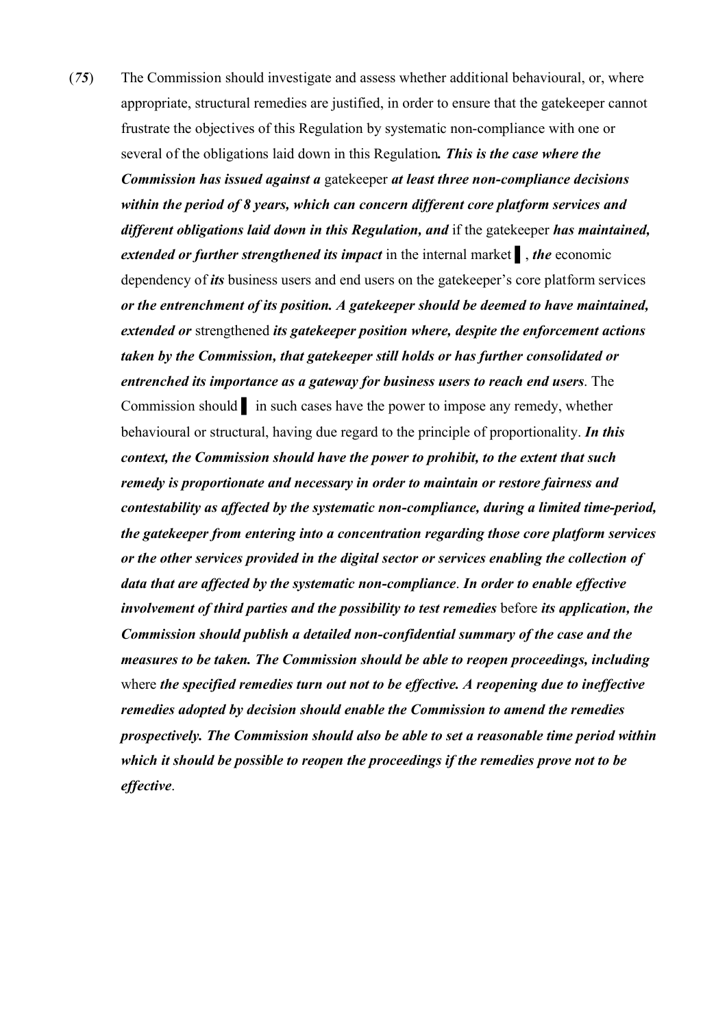(*75*) The Commission should investigate and assess whether additional behavioural, or, where appropriate, structural remedies are justified, in order to ensure that the gatekeeper cannot frustrate the objectives of this Regulation by systematic non-compliance with one or several of the obligations laid down in this Regulation***. This is the case where the Commission has issued against a*** gatekeeper ***at least three non-compliance decisions within the period of 8 years, which can concern different core platform services and different obligations laid down in this Regulation, and*** if the gatekeeper ***has maintained, extended or further strengthened its impact*** in the internal market ▌, ***the*** economic dependency of ***its*** business users and end users on the gatekeeper's core platform services ***or the entrenchment of its position. A gatekeeper should be deemed to have maintained, extended or*** strengthened ***its gatekeeper position where, despite the enforcement actions taken by the Commission, that gatekeeper still holds or has further consolidated or entrenched its importance as a gateway for business users to reach end users***. The Commission should ▌ in such cases have the power to impose any remedy, whether behavioural or structural, having due regard to the principle of proportionality. ***In this context, the Commission should have the power to prohibit, to the extent that such remedy is proportionate and necessary in order to maintain or restore fairness and contestability as affected by the systematic non-compliance, during a limited time-period, the gatekeeper from entering into a concentration regarding those core platform services or the other services provided in the digital sector or services enabling the collection of data that are affected by the systematic non-compliance***. ***In order to enable effective involvement of third parties and the possibility to test remedies*** before ***its application, the Commission should publish a detailed non-confidential summary of the case and the measures to be taken. The Commission should be able to reopen proceedings, including*** where ***the specified remedies turn out not to be effective. A reopening due to ineffective remedies adopted by decision should enable the Commission to amend the remedies prospectively. The Commission should also be able to set a reasonable time period within which it should be possible to reopen the proceedings if the remedies prove not to be effective***.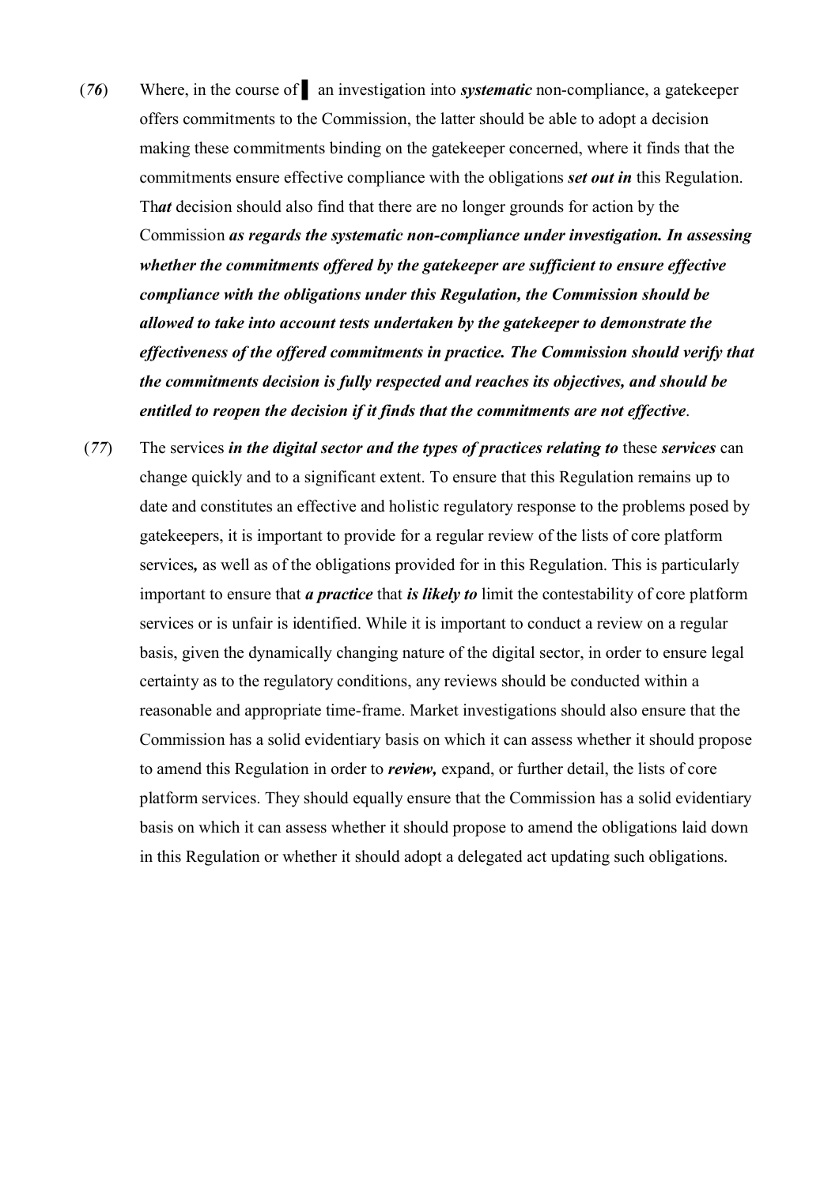(*76*) Where, in the course of ▌ an investigation into ***systematic*** non-compliance, a gatekeeper offers commitments to the Commission, the latter should be able to adopt a decision making these commitments binding on the gatekeeper concerned, where it finds that the commitments ensure effective compliance with the obligations ***set out in*** this Regulation. Th***at*** decision should also find that there are no longer grounds for action by the Commission ***as regards the systematic non-compliance under investigation. In assessing whether the commitments offered by the gatekeeper are sufficient to ensure effective compliance with the obligations under this Regulation, the Commission should be allowed to take into account tests undertaken by the gatekeeper to demonstrate the effectiveness of the offered commitments in practice. The Commission should verify that the commitments decision is fully respected and reaches its objectives, and should be entitled to reopen the decision if it finds that the commitments are not effective***.

(*77*) The services ***in the digital sector and the types of practices relating to*** these ***services*** can change quickly and to a significant extent. To ensure that this Regulation remains up to date and constitutes an effective and holistic regulatory response to the problems posed by gatekeepers, it is important to provide for a regular review of the lists of core platform services***,*** as well as of the obligations provided for in this Regulation. This is particularly important to ensure that ***a practice*** that ***is likely to*** limit the contestability of core platform services or is unfair is identified. While it is important to conduct a review on a regular basis, given the dynamically changing nature of the digital sector, in order to ensure legal certainty as to the regulatory conditions, any reviews should be conducted within a reasonable and appropriate time-frame. Market investigations should also ensure that the Commission has a solid evidentiary basis on which it can assess whether it should propose to amend this Regulation in order to ***review,*** expand, or further detail, the lists of core platform services. They should equally ensure that the Commission has a solid evidentiary basis on which it can assess whether it should propose to amend the obligations laid down in this Regulation or whether it should adopt a delegated act updating such obligations.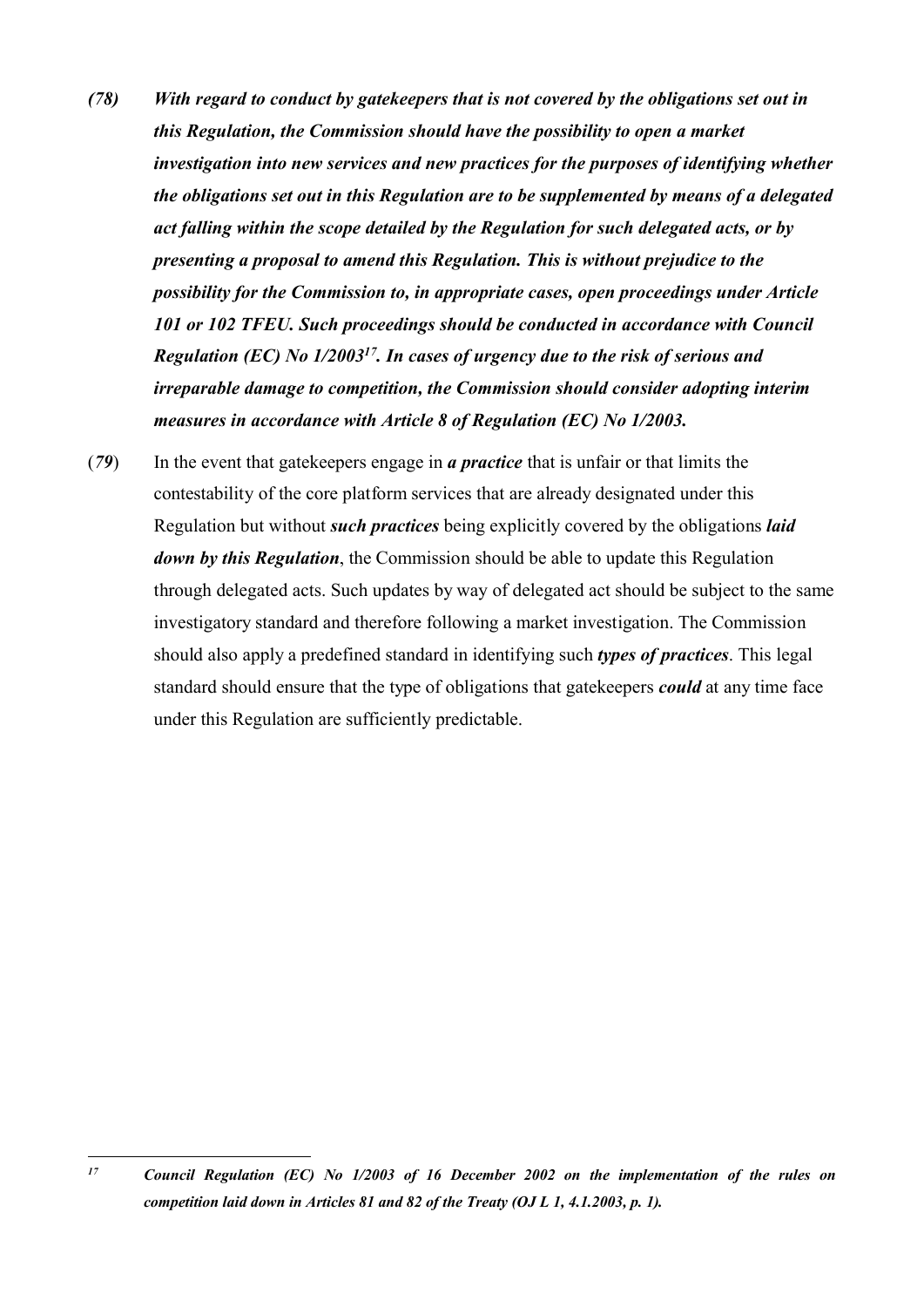*(78)* ***With regard to conduct by gatekeepers that is not covered by the obligations set out in this Regulation, the Commission should have the possibility to open a market investigation into new services and new practices for the purposes of identifying whether the obligations set out in this Regulation are to be supplemented by means of a delegated act falling within the scope detailed by the Regulation for such delegated acts, or by presenting a proposal to amend this Regulation. This is without prejudice to the possibility for the Commission to, in appropriate cases, open proceedings under Article 101 or 102 TFEU. Such proceedings should be conducted in accordance with Council Regulation (EC) No 1/2003[17]. In cases of urgency due to the risk of serious and irreparable damage to competition, the Commission should consider adopting interim measures in accordance with Article 8 of Regulation (EC) No 1/2003.***

(*79*) In the event that gatekeepers engage in ***a practice*** that is unfair or that limits the contestability of the core platform services that are already designated under this Regulation but without ***such practices*** being explicitly covered by the obligations ***laid down by this Regulation***, the Commission should be able to update this Regulation through delegated acts. Such updates by way of delegated act should be subject to the same investigatory standard and therefore following a market investigation. The Commission should also apply a predefined standard in identifying such ***types of practices***. This legal standard should ensure that the type of obligations that gatekeepers ***could*** at any time face under this Regulation are sufficiently predictable.

---

[17] ***Council Regulation (EC) No 1/2003 of 16 December 2002 on the implementation of the rules on competition laid down in Articles 81 and 82 of the Treaty (OJ L 1, 4.1.2003, p. 1).***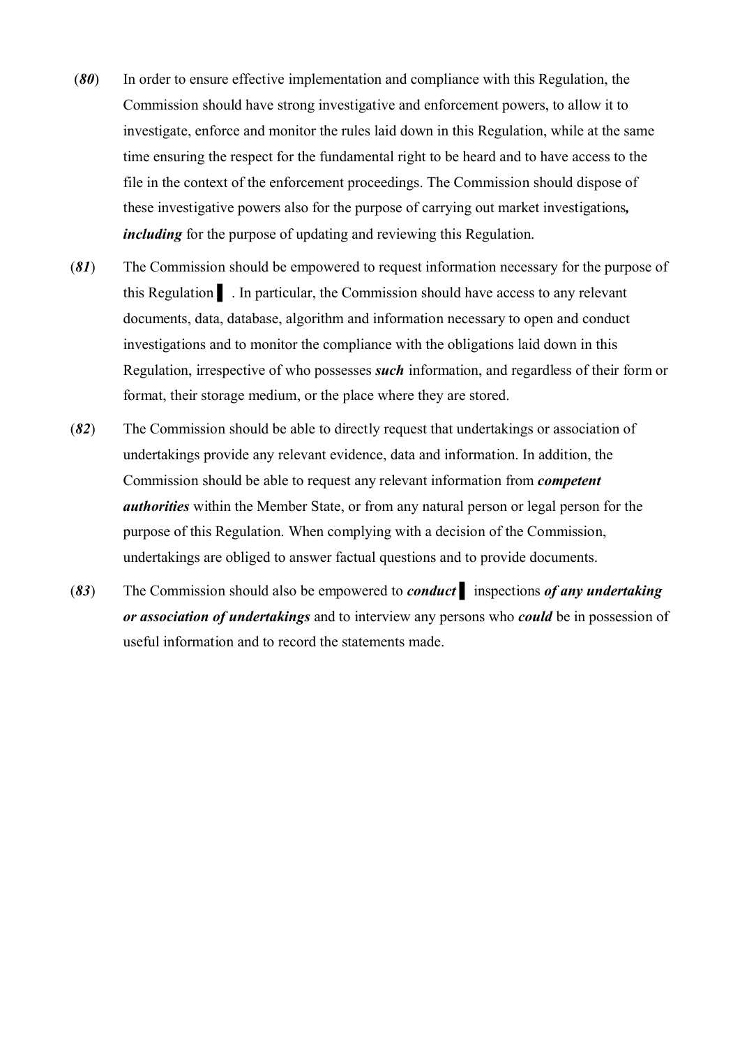(***80***) In order to ensure effective implementation and compliance with this Regulation, the Commission should have strong investigative and enforcement powers, to allow it to investigate, enforce and monitor the rules laid down in this Regulation, while at the same time ensuring the respect for the fundamental right to be heard and to have access to the file in the context of the enforcement proceedings. The Commission should dispose of these investigative powers also for the purpose of carrying out market investigations***, including*** for the purpose of updating and reviewing this Regulation.

(***81***) The Commission should be empowered to request information necessary for the purpose of this Regulation ▌. In particular, the Commission should have access to any relevant documents, data, database, algorithm and information necessary to open and conduct investigations and to monitor the compliance with the obligations laid down in this Regulation, irrespective of who possesses ***such*** information, and regardless of their form or format, their storage medium, or the place where they are stored.

(***82***) The Commission should be able to directly request that undertakings or association of undertakings provide any relevant evidence, data and information. In addition, the Commission should be able to request any relevant information from ***competent authorities*** within the Member State, or from any natural person or legal person for the purpose of this Regulation. When complying with a decision of the Commission, undertakings are obliged to answer factual questions and to provide documents.

(***83***) The Commission should also be empowered to ***conduct*** ▌ inspections ***of any undertaking or association of undertakings*** and to interview any persons who ***could*** be in possession of useful information and to record the statements made.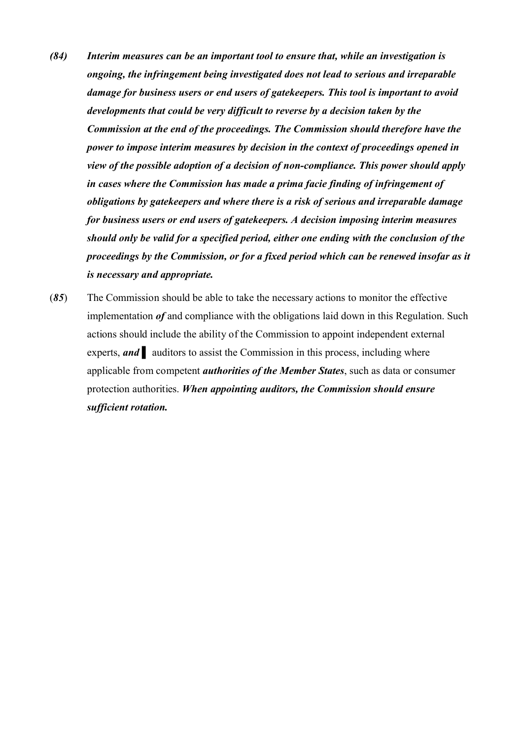***(84)*** ***Interim measures can be an important tool to ensure that, while an investigation is ongoing, the infringement being investigated does not lead to serious and irreparable damage for business users or end users of gatekeepers. This tool is important to avoid developments that could be very difficult to reverse by a decision taken by the Commission at the end of the proceedings. The Commission should therefore have the power to impose interim measures by decision in the context of proceedings opened in view of the possible adoption of a decision of non-compliance. This power should apply in cases where the Commission has made a prima facie finding of infringement of obligations by gatekeepers and where there is a risk of serious and irreparable damage for business users or end users of gatekeepers. A decision imposing interim measures should only be valid for a specified period, either one ending with the conclusion of the proceedings by the Commission, or for a fixed period which can be renewed insofar as it is necessary and appropriate.***

(***85***) The Commission should be able to take the necessary actions to monitor the effective implementation ***of*** and compliance with the obligations laid down in this Regulation. Such actions should include the ability of the Commission to appoint independent external experts, ***and*** ▌ auditors to assist the Commission in this process, including where applicable from competent ***authorities of the Member States***, such as data or consumer protection authorities. ***When appointing auditors, the Commission should ensure sufficient rotation.***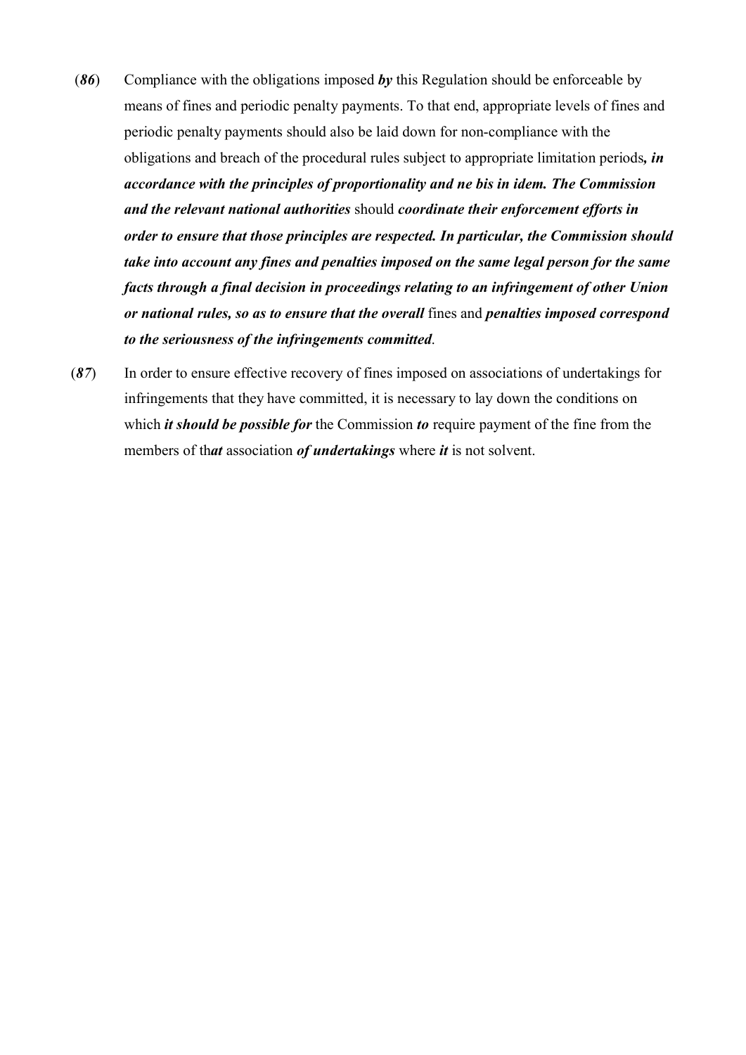(***86***) Compliance with the obligations imposed ***by*** this Regulation should be enforceable by means of fines and periodic penalty payments. To that end, appropriate levels of fines and periodic penalty payments should also be laid down for non-compliance with the obligations and breach of the procedural rules subject to appropriate limitation periods***, in accordance with the principles of proportionality and ne bis in idem. The Commission and the relevant national authorities*** should ***coordinate their enforcement efforts in order to ensure that those principles are respected. In particular, the Commission should take into account any fines and penalties imposed on the same legal person for the same facts through a final decision in proceedings relating to an infringement of other Union or national rules, so as to ensure that the overall*** fines and ***penalties imposed correspond to the seriousness of the infringements committed***.

(***87***) In order to ensure effective recovery of fines imposed on associations of undertakings for infringements that they have committed, it is necessary to lay down the conditions on which ***it should be possible for*** the Commission ***to*** require payment of the fine from the members of th***at*** association ***of undertakings*** where ***it*** is not solvent.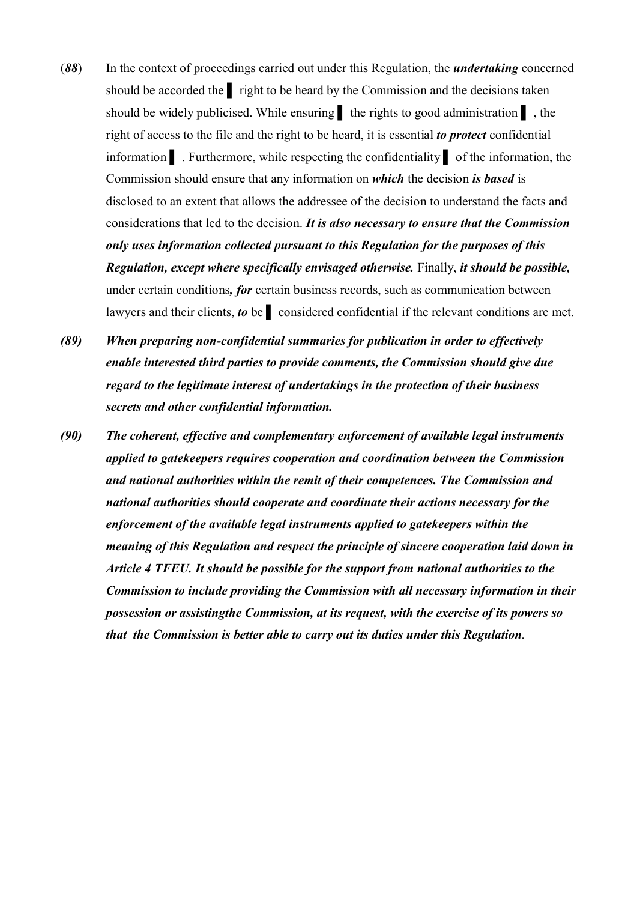(*88*) In the context of proceedings carried out under this Regulation, the ***undertaking*** concerned should be accorded the ▌ right to be heard by the Commission and the decisions taken should be widely publicised. While ensuring ▌ the rights to good administration ▌, the right of access to the file and the right to be heard, it is essential ***to protect*** confidential information ▌. Furthermore, while respecting the confidentiality ▌ of the information, the Commission should ensure that any information on ***which*** the decision ***is based*** is disclosed to an extent that allows the addressee of the decision to understand the facts and considerations that led to the decision. ***It is also necessary to ensure that the Commission only uses information collected pursuant to this Regulation for the purposes of this Regulation, except where specifically envisaged otherwise.*** Finally, ***it should be possible,*** under certain conditions***, for*** certain business records, such as communication between lawyers and their clients, ***to*** be ▌ considered confidential if the relevant conditions are met.

***(89) When preparing non-confidential summaries for publication in order to effectively enable interested third parties to provide comments, the Commission should give due regard to the legitimate interest of undertakings in the protection of their business secrets and other confidential information.***

***(90) The coherent, effective and complementary enforcement of available legal instruments applied to gatekeepers requires cooperation and coordination between the Commission and national authorities within the remit of their competences. The Commission and national authorities should cooperate and coordinate their actions necessary for the enforcement of the available legal instruments applied to gatekeepers within the meaning of this Regulation and respect the principle of sincere cooperation laid down in Article 4 TFEU. It should be possible for the support from national authorities to the Commission to include providing the Commission with all necessary information in their possession or assistingthe Commission, at its request, with the exercise of its powers so that the Commission is better able to carry out its duties under this Regulation***.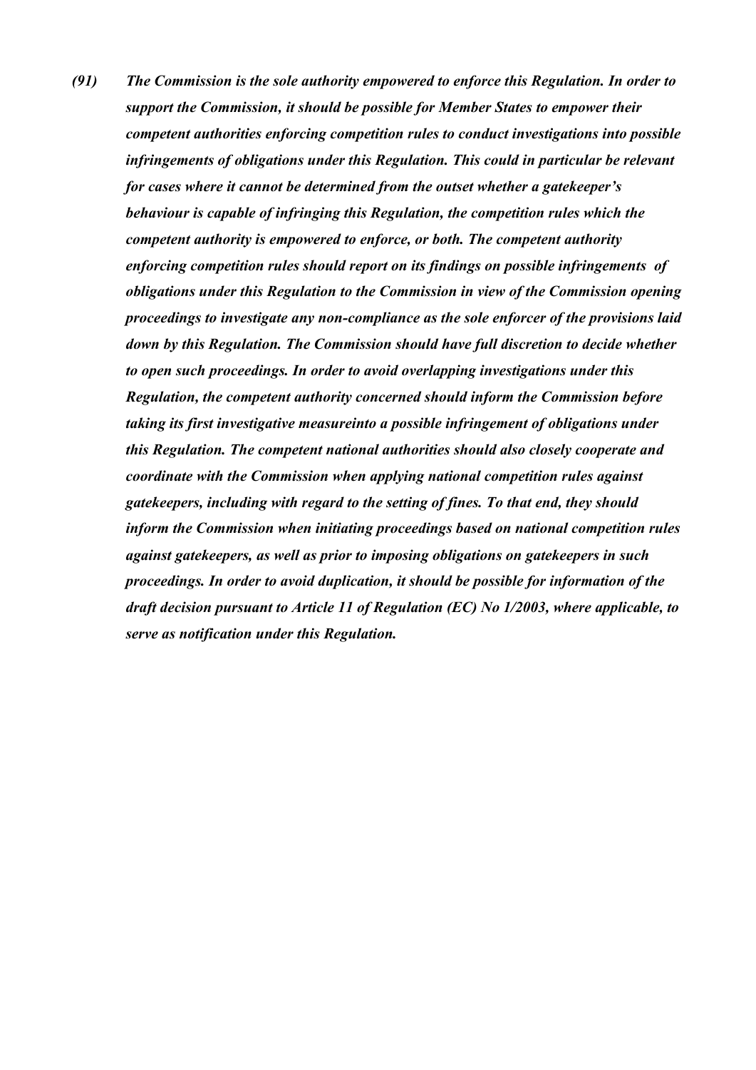***(91) The Commission is the sole authority empowered to enforce this Regulation. In order to support the Commission, it should be possible for Member States to empower their competent authorities enforcing competition rules to conduct investigations into possible infringements of obligations under this Regulation. This could in particular be relevant for cases where it cannot be determined from the outset whether a gatekeeper's behaviour is capable of infringing this Regulation, the competition rules which the competent authority is empowered to enforce, or both. The competent authority enforcing competition rules should report on its findings on possible infringements of obligations under this Regulation to the Commission in view of the Commission opening proceedings to investigate any non-compliance as the sole enforcer of the provisions laid down by this Regulation. The Commission should have full discretion to decide whether to open such proceedings. In order to avoid overlapping investigations under this Regulation, the competent authority concerned should inform the Commission before taking its first investigative measureinto a possible infringement of obligations under this Regulation. The competent national authorities should also closely cooperate and coordinate with the Commission when applying national competition rules against gatekeepers, including with regard to the setting of fines. To that end, they should inform the Commission when initiating proceedings based on national competition rules against gatekeepers, as well as prior to imposing obligations on gatekeepers in such proceedings. In order to avoid duplication, it should be possible for information of the draft decision pursuant to Article 11 of Regulation (EC) No 1/2003, where applicable, to serve as notification under this Regulation.***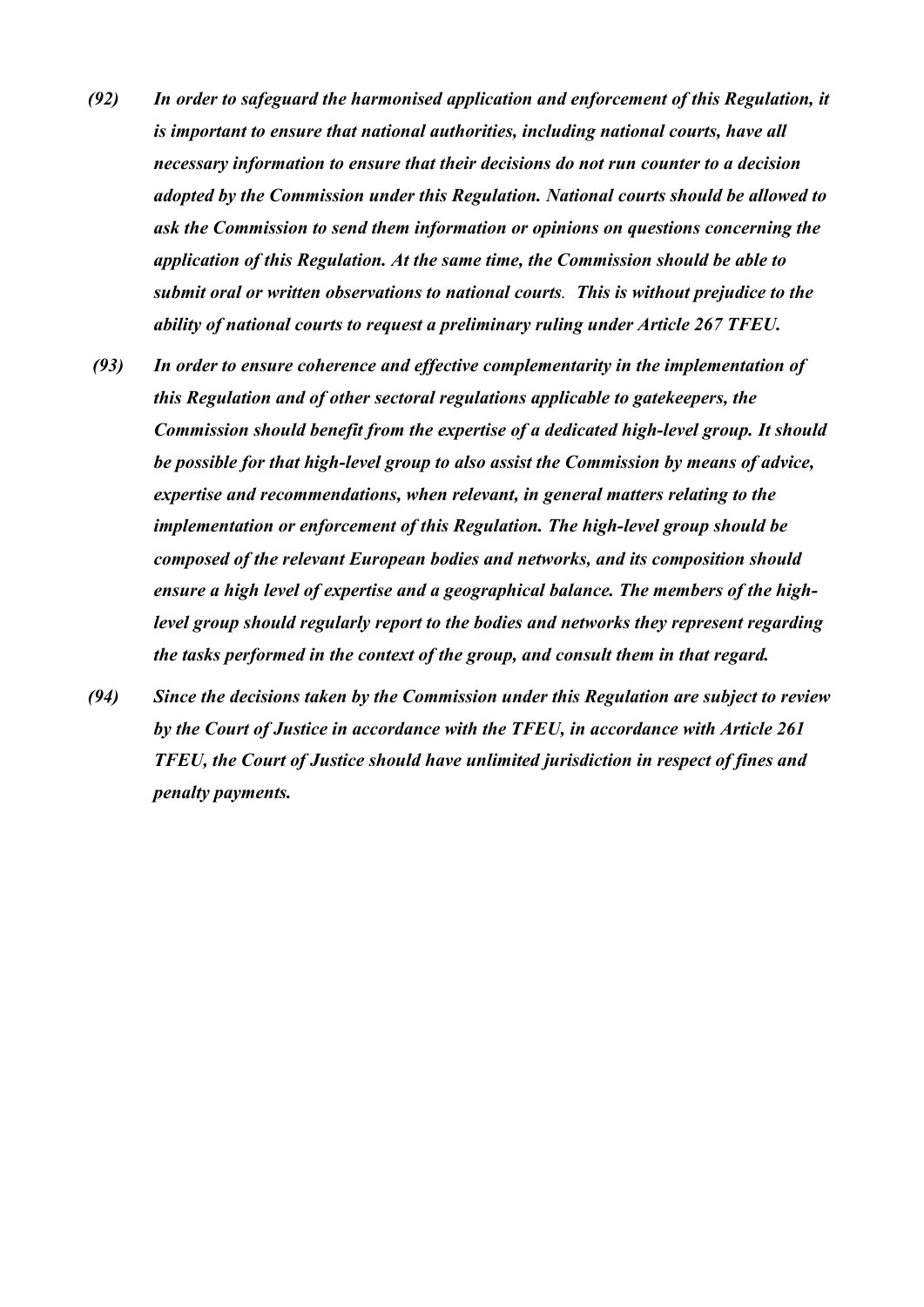*(92) In order to safeguard the harmonised application and enforcement of this Regulation, it is important to ensure that national authorities, including national courts, have all necessary information to ensure that their decisions do not run counter to a decision adopted by the Commission under this Regulation. National courts should be allowed to ask the Commission to send them information or opinions on questions concerning the application of this Regulation. At the same time, the Commission should be able to submit oral or written observations to national courts. This is without prejudice to the ability of national courts to request a preliminary ruling under Article 267 TFEU.*

*(93) In order to ensure coherence and effective complementarity in the implementation of this Regulation and of other sectoral regulations applicable to gatekeepers, the Commission should benefit from the expertise of a dedicated high-level group. It should be possible for that high-level group to also assist the Commission by means of advice, expertise and recommendations, when relevant, in general matters relating to the implementation or enforcement of this Regulation. The high-level group should be composed of the relevant European bodies and networks, and its composition should ensure a high level of expertise and a geographical balance. The members of the high-level group should regularly report to the bodies and networks they represent regarding the tasks performed in the context of the group, and consult them in that regard.*

*(94) Since the decisions taken by the Commission under this Regulation are subject to review by the Court of Justice in accordance with the TFEU, in accordance with Article 261 TFEU, the Court of Justice should have unlimited jurisdiction in respect of fines and penalty payments.*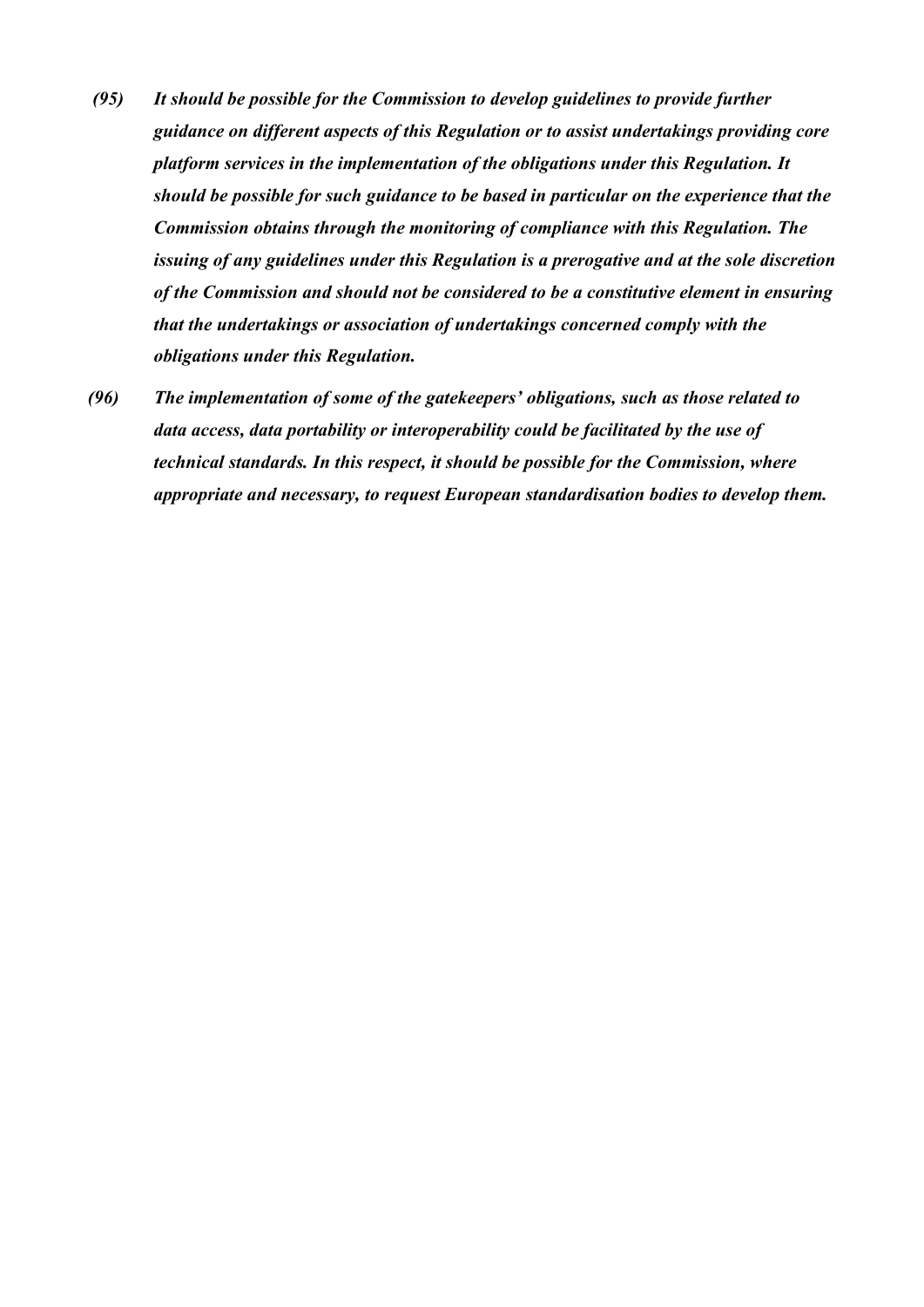*(95) It should be possible for the Commission to develop guidelines to provide further guidance on different aspects of this Regulation or to assist undertakings providing core platform services in the implementation of the obligations under this Regulation. It should be possible for such guidance to be based in particular on the experience that the Commission obtains through the monitoring of compliance with this Regulation. The issuing of any guidelines under this Regulation is a prerogative and at the sole discretion of the Commission and should not be considered to be a constitutive element in ensuring that the undertakings or association of undertakings concerned comply with the obligations under this Regulation.*

*(96) The implementation of some of the gatekeepers' obligations, such as those related to data access, data portability or interoperability could be facilitated by the use of technical standards. In this respect, it should be possible for the Commission, where appropriate and necessary, to request European standardisation bodies to develop them.*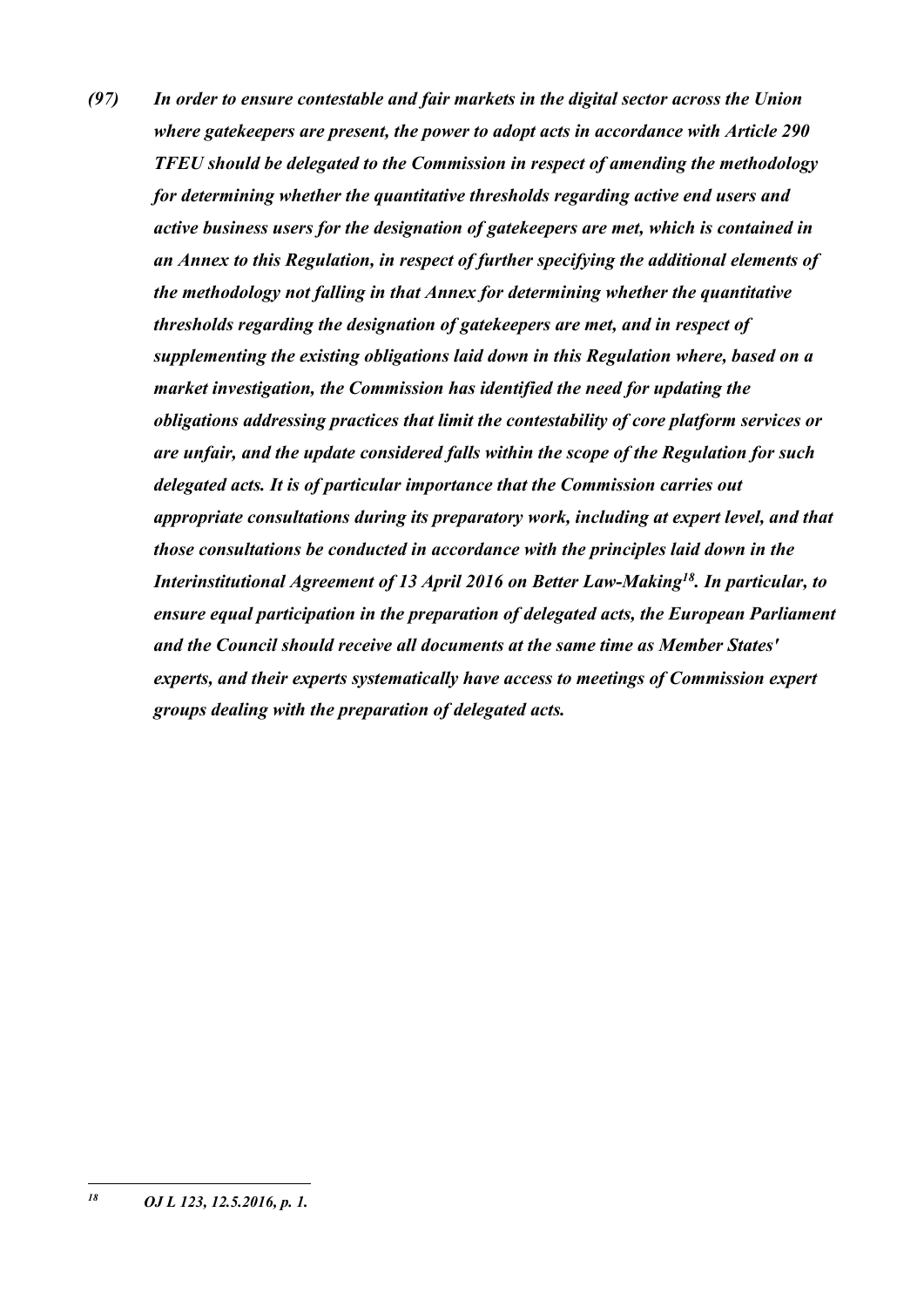*(97) In order to ensure contestable and fair markets in the digital sector across the Union where gatekeepers are present, the power to adopt acts in accordance with Article 290 TFEU should be delegated to the Commission in respect of amending the methodology for determining whether the quantitative thresholds regarding active end users and active business users for the designation of gatekeepers are met, which is contained in an Annex to this Regulation, in respect of further specifying the additional elements of the methodology not falling in that Annex for determining whether the quantitative thresholds regarding the designation of gatekeepers are met, and in respect of supplementing the existing obligations laid down in this Regulation where, based on a market investigation, the Commission has identified the need for updating the obligations addressing practices that limit the contestability of core platform services or are unfair, and the update considered falls within the scope of the Regulation for such delegated acts. It is of particular importance that the Commission carries out appropriate consultations during its preparatory work, including at expert level, and that those consultations be conducted in accordance with the principles laid down in the Interinstitutional Agreement of 13 April 2016 on Better Law-Making[18]. In particular, to ensure equal participation in the preparation of delegated acts, the European Parliament and the Council should receive all documents at the same time as Member States' experts, and their experts systematically have access to meetings of Commission expert groups dealing with the preparation of delegated acts.*

---

[18] *OJ L 123, 12.5.2016, p. 1.*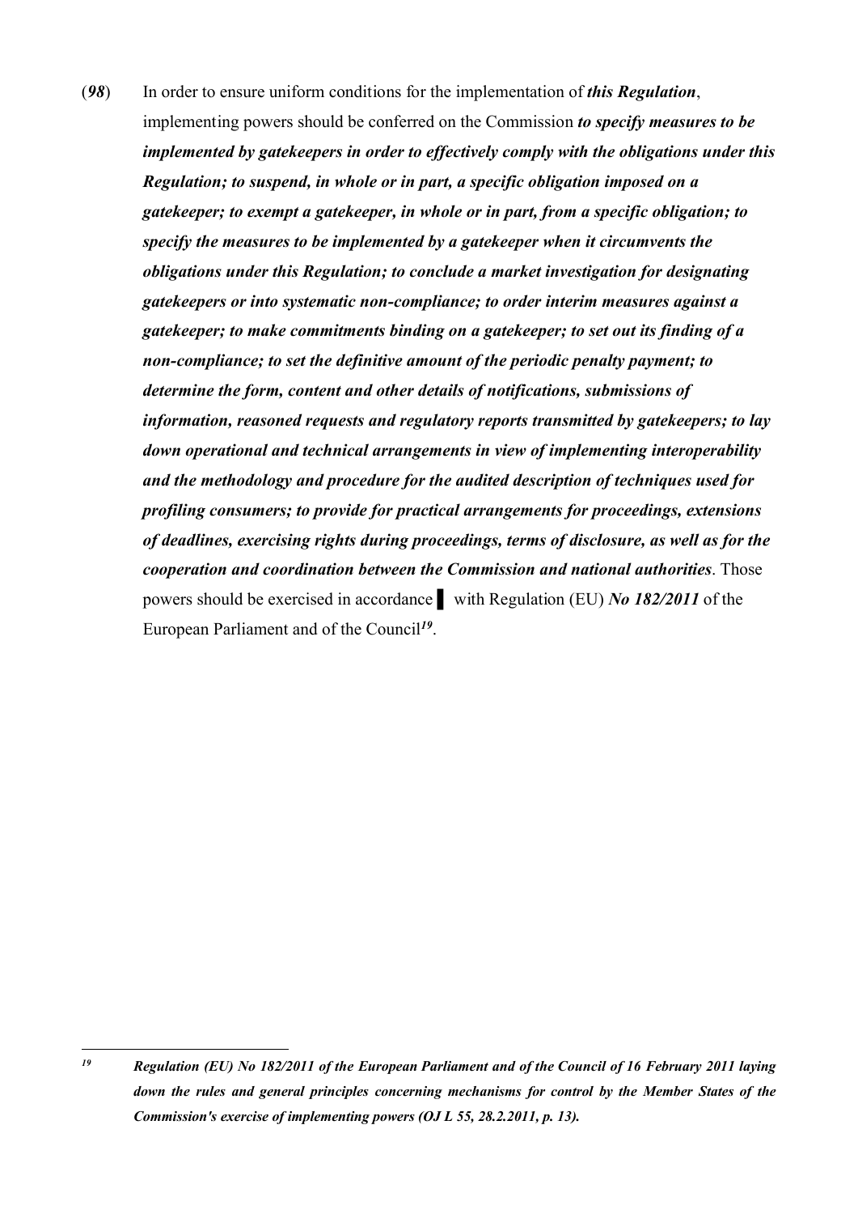(***98***) In order to ensure uniform conditions for the implementation of ***this Regulation***, implementing powers should be conferred on the Commission ***to specify measures to be implemented by gatekeepers in order to effectively comply with the obligations under this Regulation; to suspend, in whole or in part, a specific obligation imposed on a gatekeeper; to exempt a gatekeeper, in whole or in part, from a specific obligation; to specify the measures to be implemented by a gatekeeper when it circumvents the obligations under this Regulation; to conclude a market investigation for designating gatekeepers or into systematic non-compliance; to order interim measures against a gatekeeper; to make commitments binding on a gatekeeper; to set out its finding of a non-compliance; to set the definitive amount of the periodic penalty payment; to determine the form, content and other details of notifications, submissions of information, reasoned requests and regulatory reports transmitted by gatekeepers; to lay down operational and technical arrangements in view of implementing interoperability and the methodology and procedure for the audited description of techniques used for profiling consumers; to provide for practical arrangements for proceedings, extensions of deadlines, exercising rights during proceedings, terms of disclosure, as well as for the cooperation and coordination between the Commission and national authorities***. Those powers should be exercised in accordance ▌ with Regulation (EU) ***No 182/2011*** of the European Parliament and of the Council[19].

[19] ***Regulation (EU) No 182/2011 of the European Parliament and of the Council of 16 February 2011 laying down the rules and general principles concerning mechanisms for control by the Member States of the Commission's exercise of implementing powers (OJ L 55, 28.2.2011, p. 13).***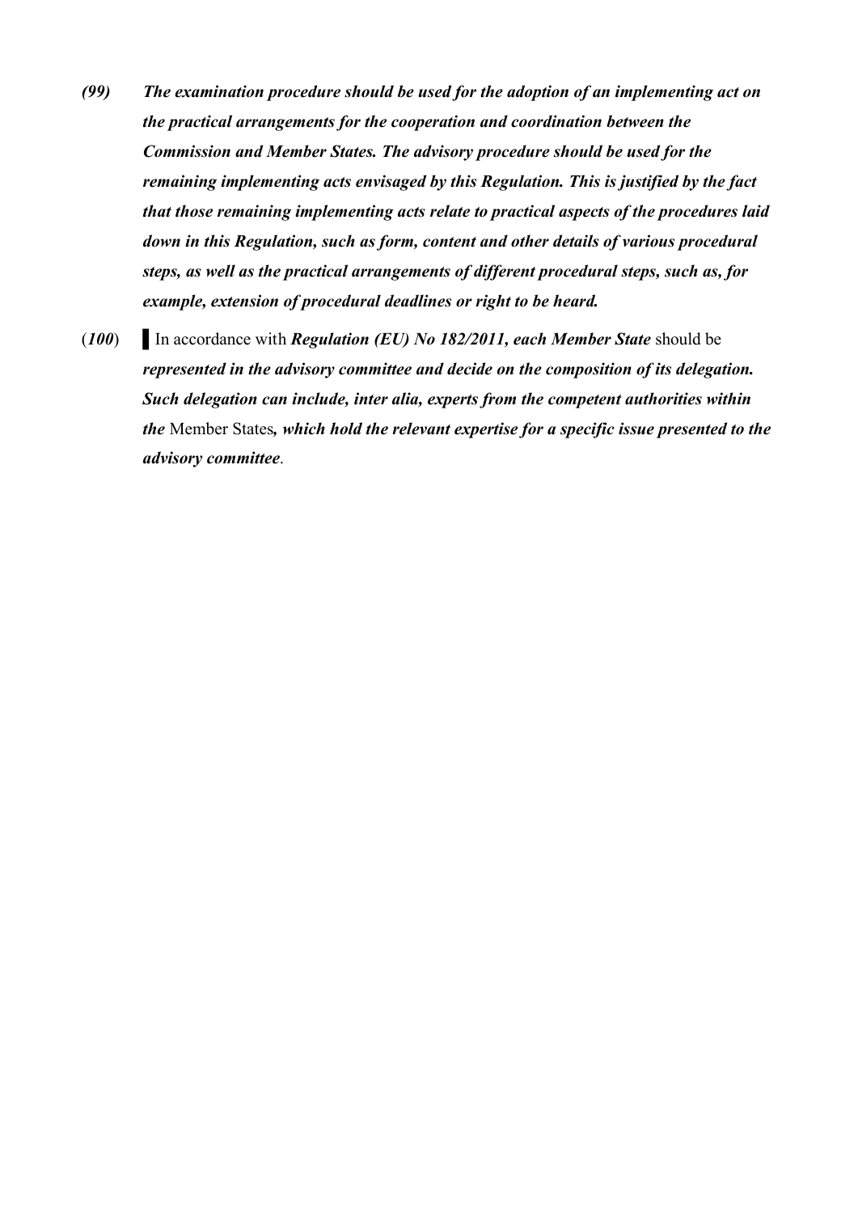*(99)* ***The examination procedure should be used for the adoption of an implementing act on the practical arrangements for the cooperation and coordination between the Commission and Member States. The advisory procedure should be used for the remaining implementing acts envisaged by this Regulation. This is justified by the fact that those remaining implementing acts relate to practical aspects of the procedures laid down in this Regulation, such as form, content and other details of various procedural steps, as well as the practical arrangements of different procedural steps, such as, for example, extension of procedural deadlines or right to be heard.***

(***100***) ▌In accordance with ***Regulation (EU) No 182/2011, each Member State*** should be ***represented in the advisory committee and decide on the composition of its delegation. Such delegation can include, inter alia, experts from the competent authorities within the*** Member States***, which hold the relevant expertise for a specific issue presented to the advisory committee***.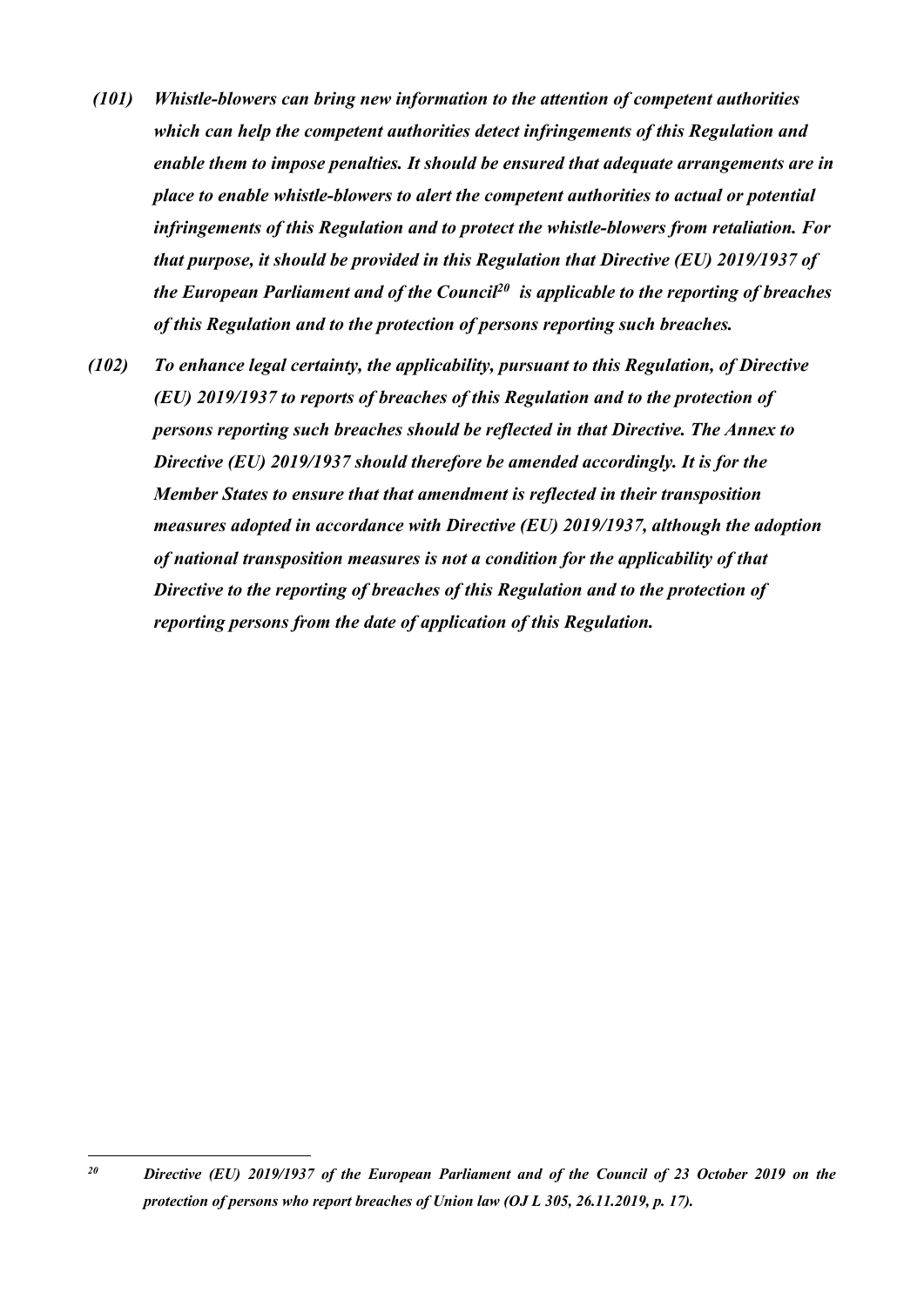*(101) Whistle-blowers can bring new information to the attention of competent authorities which can help the competent authorities detect infringements of this Regulation and enable them to impose penalties. It should be ensured that adequate arrangements are in place to enable whistle-blowers to alert the competent authorities to actual or potential infringements of this Regulation and to protect the whistle-blowers from retaliation. For that purpose, it should be provided in this Regulation that Directive (EU) 2019/1937 of the European Parliament and of the Council[20] is applicable to the reporting of breaches of this Regulation and to the protection of persons reporting such breaches.*

*(102) To enhance legal certainty, the applicability, pursuant to this Regulation, of Directive (EU) 2019/1937 to reports of breaches of this Regulation and to the protection of persons reporting such breaches should be reflected in that Directive. The Annex to Directive (EU) 2019/1937 should therefore be amended accordingly. It is for the Member States to ensure that that amendment is reflected in their transposition measures adopted in accordance with Directive (EU) 2019/1937, although the adoption of national transposition measures is not a condition for the applicability of that Directive to the reporting of breaches of this Regulation and to the protection of reporting persons from the date of application of this Regulation.*

---

*[20] Directive (EU) 2019/1937 of the European Parliament and of the Council of 23 October 2019 on the protection of persons who report breaches of Union law (OJ L 305, 26.11.2019, p. 17).*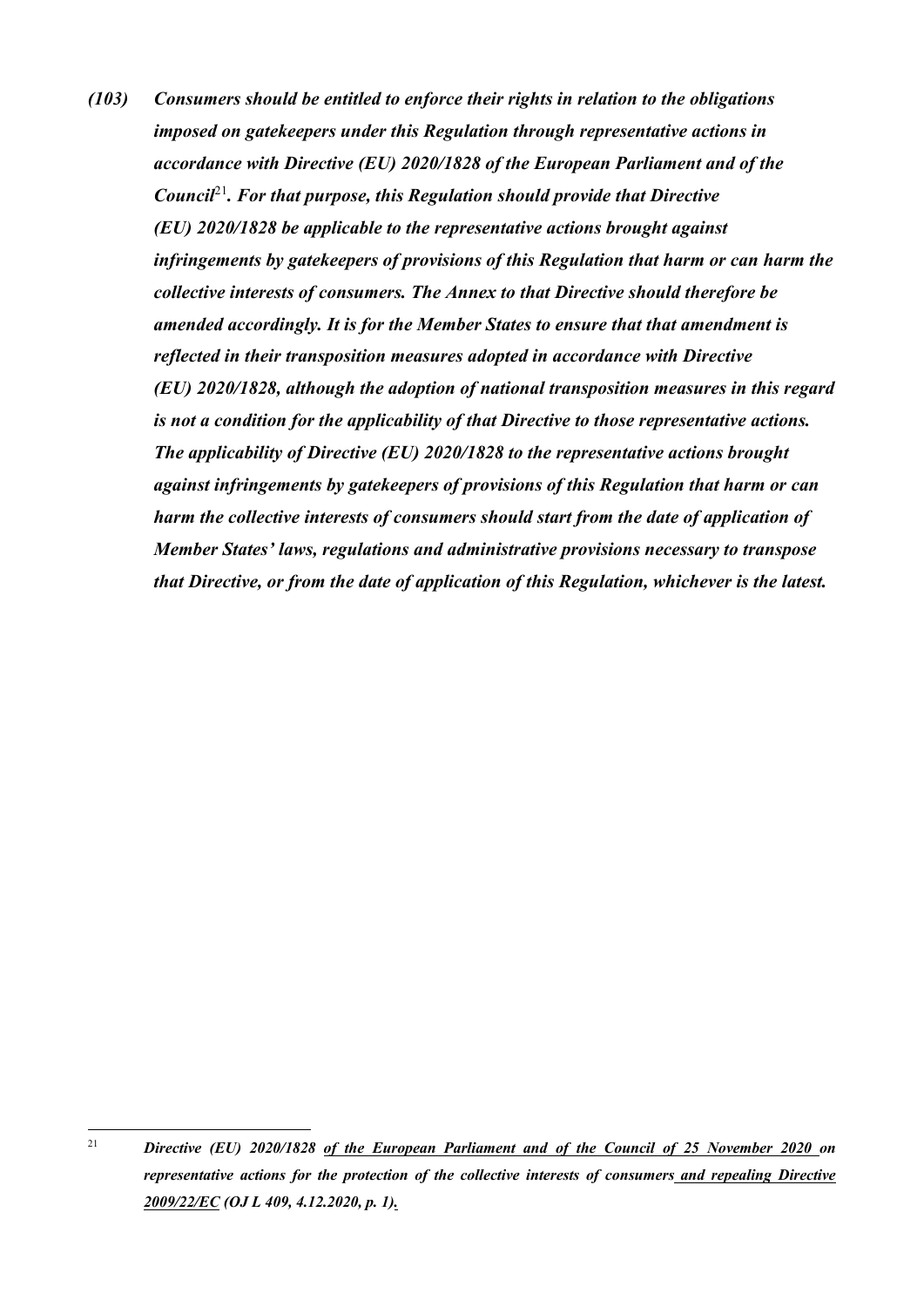***(103) Consumers should be entitled to enforce their rights in relation to the obligations imposed on gatekeepers under this Regulation through representative actions in accordance with Directive (EU) 2020/1828 of the European Parliament and of the Council[21]. For that purpose, this Regulation should provide that Directive (EU) 2020/1828 be applicable to the representative actions brought against infringements by gatekeepers of provisions of this Regulation that harm or can harm the collective interests of consumers. The Annex to that Directive should therefore be amended accordingly. It is for the Member States to ensure that that amendment is reflected in their transposition measures adopted in accordance with Directive (EU) 2020/1828, although the adoption of national transposition measures in this regard is not a condition for the applicability of that Directive to those representative actions. The applicability of Directive (EU) 2020/1828 to the representative actions brought against infringements by gatekeepers of provisions of this Regulation that harm or can harm the collective interests of consumers should start from the date of application of Member States' laws, regulations and administrative provisions necessary to transpose that Directive, or from the date of application of this Regulation, whichever is the latest.***

---

[21] ***Directive (EU) 2020/1828 <u>of the European Parliament and of the Council of 25 November 2020</u> on representative actions for the protection of the collective interests of consumers<u> and repealing Directive 2009/22/EC</u> (OJ L 409, 4.12.2020, p. 1)<u>.</u>***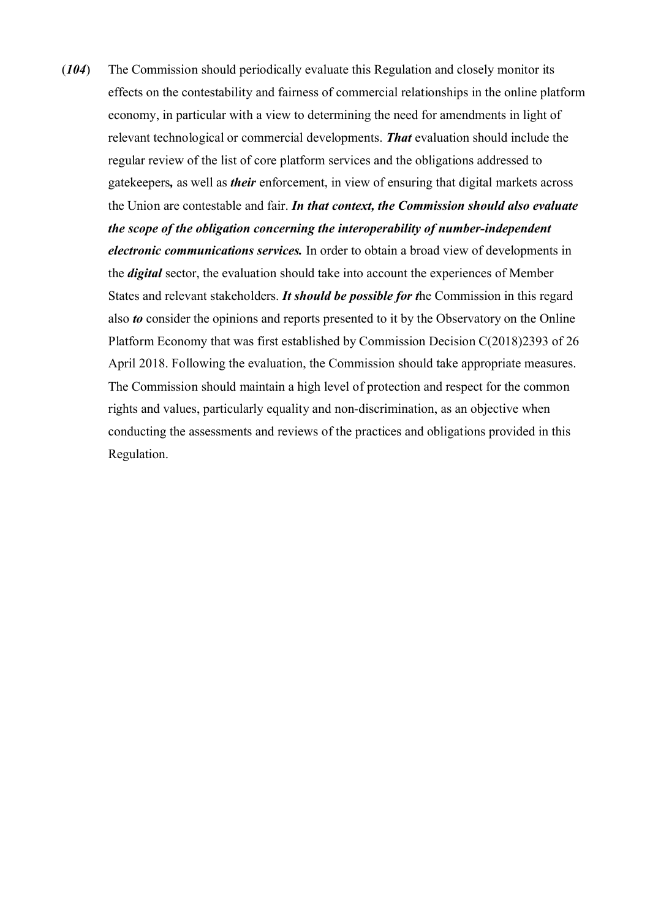(***104***) The Commission should periodically evaluate this Regulation and closely monitor its effects on the contestability and fairness of commercial relationships in the online platform economy, in particular with a view to determining the need for amendments in light of relevant technological or commercial developments. ***That*** evaluation should include the regular review of the list of core platform services and the obligations addressed to gatekeepers***,*** as well as ***their*** enforcement, in view of ensuring that digital markets across the Union are contestable and fair. ***In that context, the Commission should also evaluate the scope of the obligation concerning the interoperability of number-independent electronic communications services.*** In order to obtain a broad view of developments in the ***digital*** sector, the evaluation should take into account the experiences of Member States and relevant stakeholders. ***It should be possible for t***he Commission in this regard also ***to*** consider the opinions and reports presented to it by the Observatory on the Online Platform Economy that was first established by Commission Decision C(2018)2393 of 26 April 2018. Following the evaluation, the Commission should take appropriate measures. The Commission should maintain a high level of protection and respect for the common rights and values, particularly equality and non-discrimination, as an objective when conducting the assessments and reviews of the practices and obligations provided in this Regulation.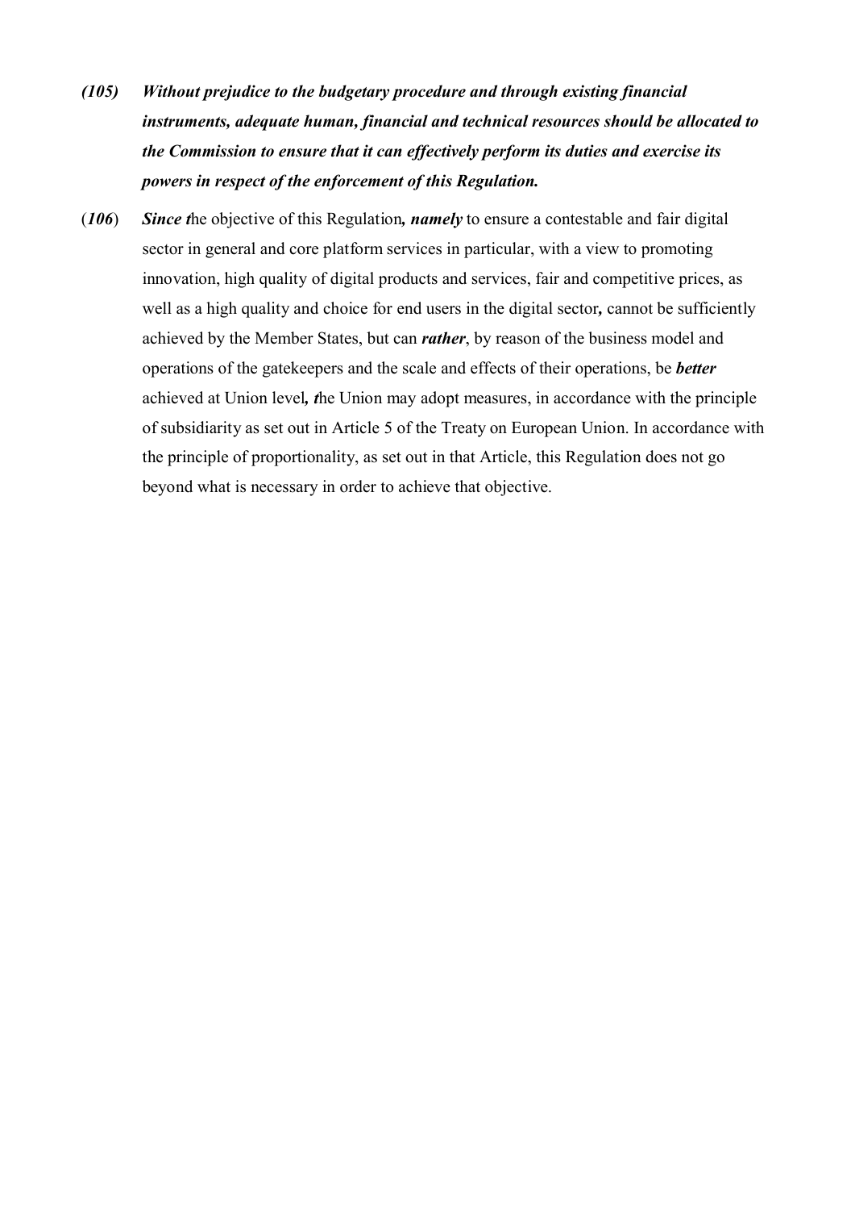***(105)*** ***Without prejudice to the budgetary procedure and through existing financial instruments, adequate human, financial and technical resources should be allocated to the Commission to ensure that it can effectively perform its duties and exercise its powers in respect of the enforcement of this Regulation.***

(***106***) ***Since t***he objective of this Regulation***, namely*** to ensure a contestable and fair digital sector in general and core platform services in particular, with a view to promoting innovation, high quality of digital products and services, fair and competitive prices, as well as a high quality and choice for end users in the digital sector***,*** cannot be sufficiently achieved by the Member States, but can ***rather***, by reason of the business model and operations of the gatekeepers and the scale and effects of their operations, be ***better*** achieved at Union level***, t***he Union may adopt measures, in accordance with the principle of subsidiarity as set out in Article 5 of the Treaty on European Union. In accordance with the principle of proportionality, as set out in that Article, this Regulation does not go beyond what is necessary in order to achieve that objective.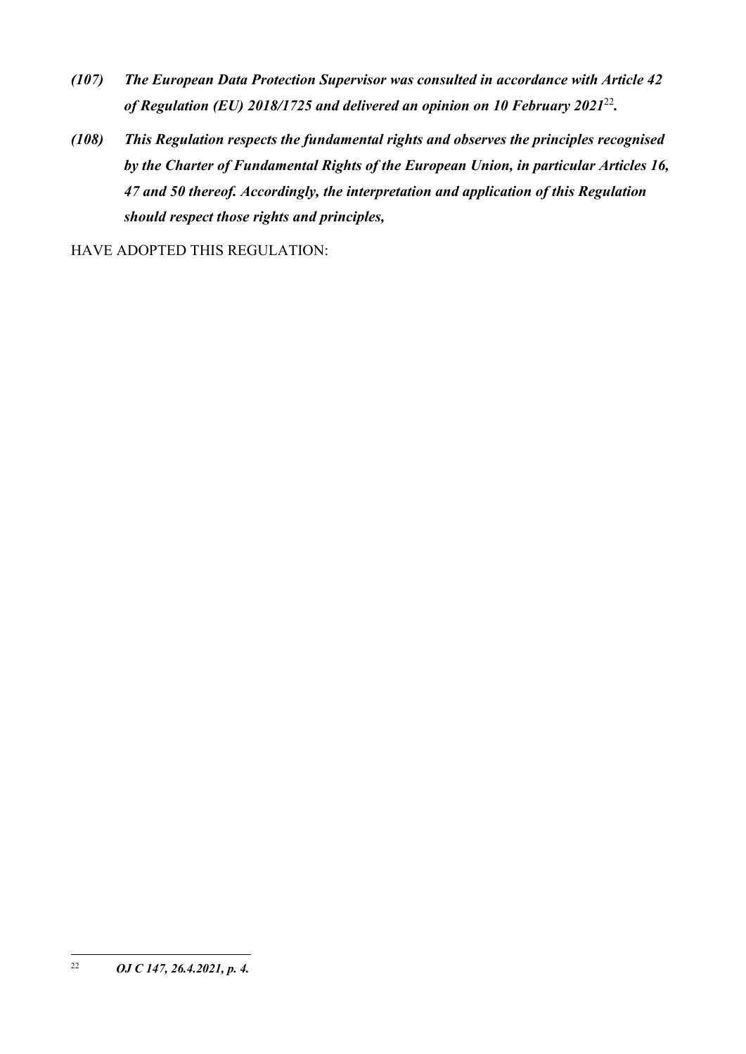***(107) The European Data Protection Supervisor was consulted in accordance with Article 42 of Regulation (EU) 2018/1725 and delivered an opinion on 10 February 2021*[22]*.***

***(108) This Regulation respects the fundamental rights and observes the principles recognised by the Charter of Fundamental Rights of the European Union, in particular Articles 16, 47 and 50 thereof. Accordingly, the interpretation and application of this Regulation should respect those rights and principles,***

HAVE ADOPTED THIS REGULATION:

---

[22] ***OJ C 147, 26.4.2021, p. 4.***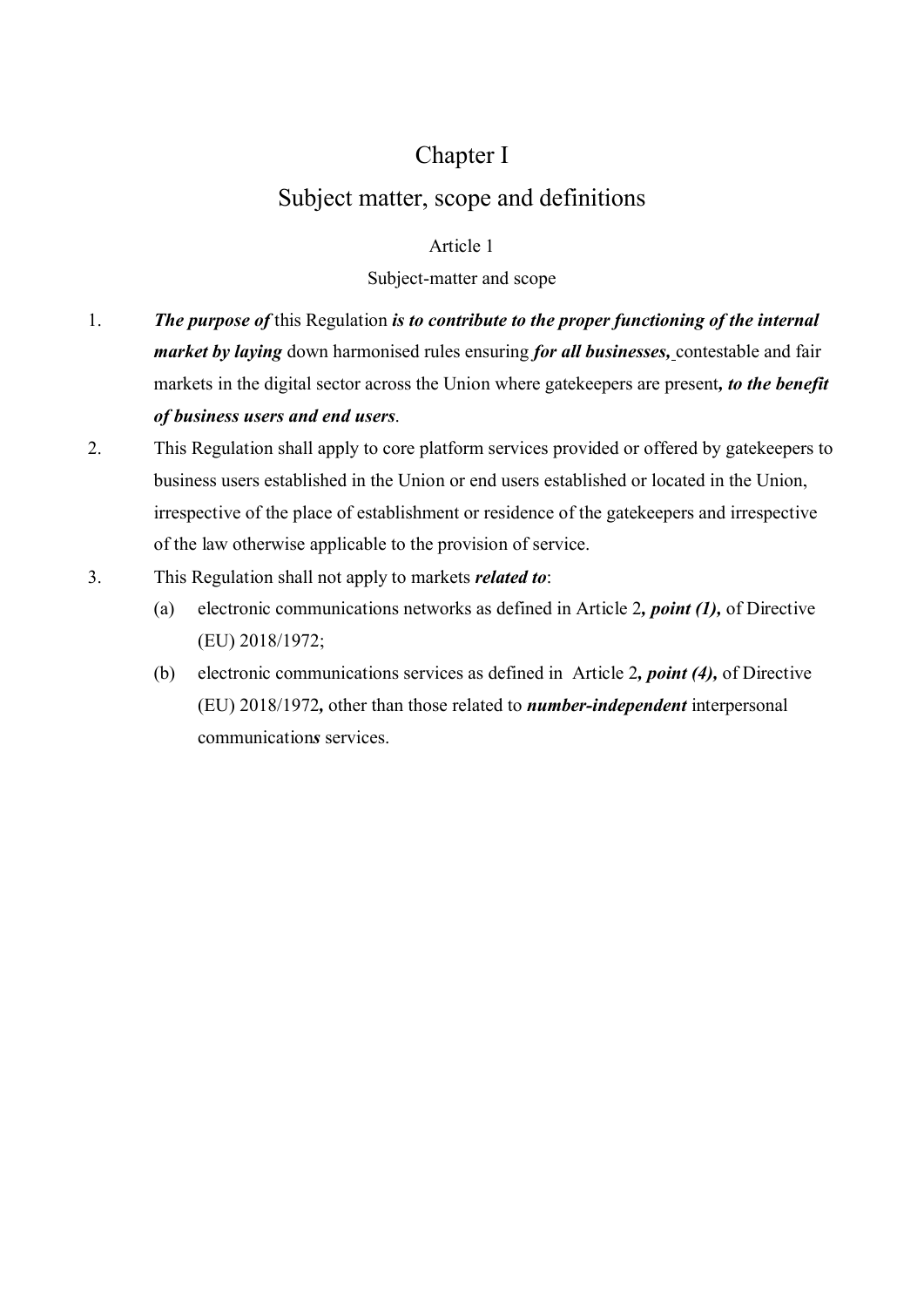# Chapter I

## Subject matter, scope and definitions

### Article 1

### Subject-matter and scope

1. ***The purpose of*** this Regulation ***is to contribute to the proper functioning of the internal market by laying*** down harmonised rules ensuring ***for all businesses,*** contestable and fair markets in the digital sector across the Union where gatekeepers are present***, to the benefit of business users and end users***.
2. This Regulation shall apply to core platform services provided or offered by gatekeepers to business users established in the Union or end users established or located in the Union, irrespective of the place of establishment or residence of the gatekeepers and irrespective of the law otherwise applicable to the provision of service.
3. This Regulation shall not apply to markets ***related to***:
   - (a) electronic communications networks as defined in Article 2***, point (1),*** of Directive (EU) 2018/1972;
   - (b) electronic communications services as defined in Article 2***, point (4),*** of Directive (EU) 2018/1972***,*** other than those related to ***number-independent*** interpersonal communication***s*** services.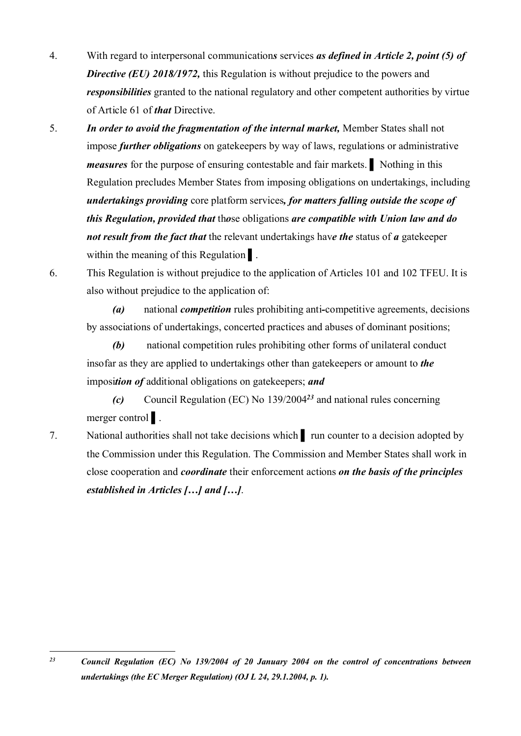4. With regard to interpersonal communication*s* services ***as defined in Article 2, point (5) of Directive (EU) 2018/1972,*** this Regulation is without prejudice to the powers and ***responsibilities*** granted to the national regulatory and other competent authorities by virtue of Article 61 of ***that*** Directive.

5. ***In order to avoid the fragmentation of the internal market,*** Member States shall not impose ***further obligations*** on gatekeepers by way of laws, regulations or administrative ***measures*** for the purpose of ensuring contestable and fair markets. ▌ Nothing in this Regulation precludes Member States from imposing obligations on undertakings, including ***undertakings providing*** core platform services***, for matters falling outside the scope of this Regulation, provided that*** th*o*se obligations ***are compatible with Union law and do not result from the fact that*** the relevant undertakings hav*e* ***the*** status of ***a*** gatekeeper within the meaning of this Regulation ▌.

6. This Regulation is without prejudice to the application of Articles 101 and 102 TFEU. It is also without prejudice to the application of:

   ***(a)*** national ***competition*** rules prohibiting anti-competitive agreements, decisions by associations of undertakings, concerted practices and abuses of dominant positions;

   ***(b)*** national competition rules prohibiting other forms of unilateral conduct insofar as they are applied to undertakings other than gatekeepers or amount to ***the*** imposi***tion of*** additional obligations on gatekeepers; ***and***

   ***(c)*** Council Regulation (EC) No 139/2004[23] and national rules concerning merger control ▌.

7. National authorities shall not take decisions which ▌ run counter to a decision adopted by the Commission under this Regulation. The Commission and Member States shall work in close cooperation and ***coordinate*** their enforcement actions ***on the basis of the principles established in Articles […] and […]***.

---

[23] ***Council Regulation (EC) No 139/2004 of 20 January 2004 on the control of concentrations between undertakings (the EC Merger Regulation) (OJ L 24, 29.1.2004, p. 1).***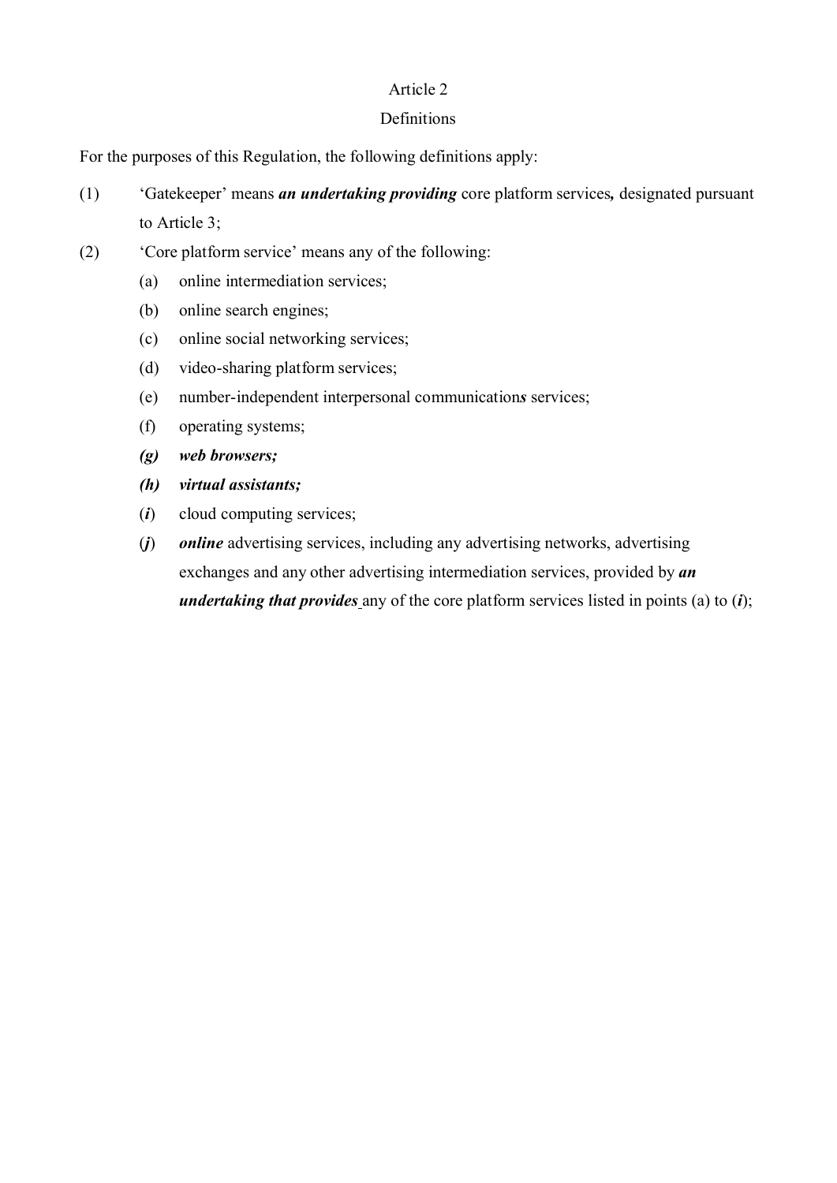Article 2

Definitions

For the purposes of this Regulation, the following definitions apply:

(1) ‘Gatekeeper’ means ***an undertaking providing*** core platform services***,*** designated pursuant to Article 3;

(2) ‘Core platform service’ means any of the following:

  (a) online intermediation services;

  (b) online search engines;

  (c) online social networking services;

  (d) video-sharing platform services;

  (e) number-independent interpersonal communication***s*** services;

  (f) operating systems;

  ***(g) web browsers;***

  ***(h) virtual assistants;***

  (***i***) cloud computing services;

  (***j***) ***online*** advertising services, including any advertising networks, advertising exchanges and any other advertising intermediation services, provided by ***an undertaking that provides*** any of the core platform services listed in points (a) to (***i***);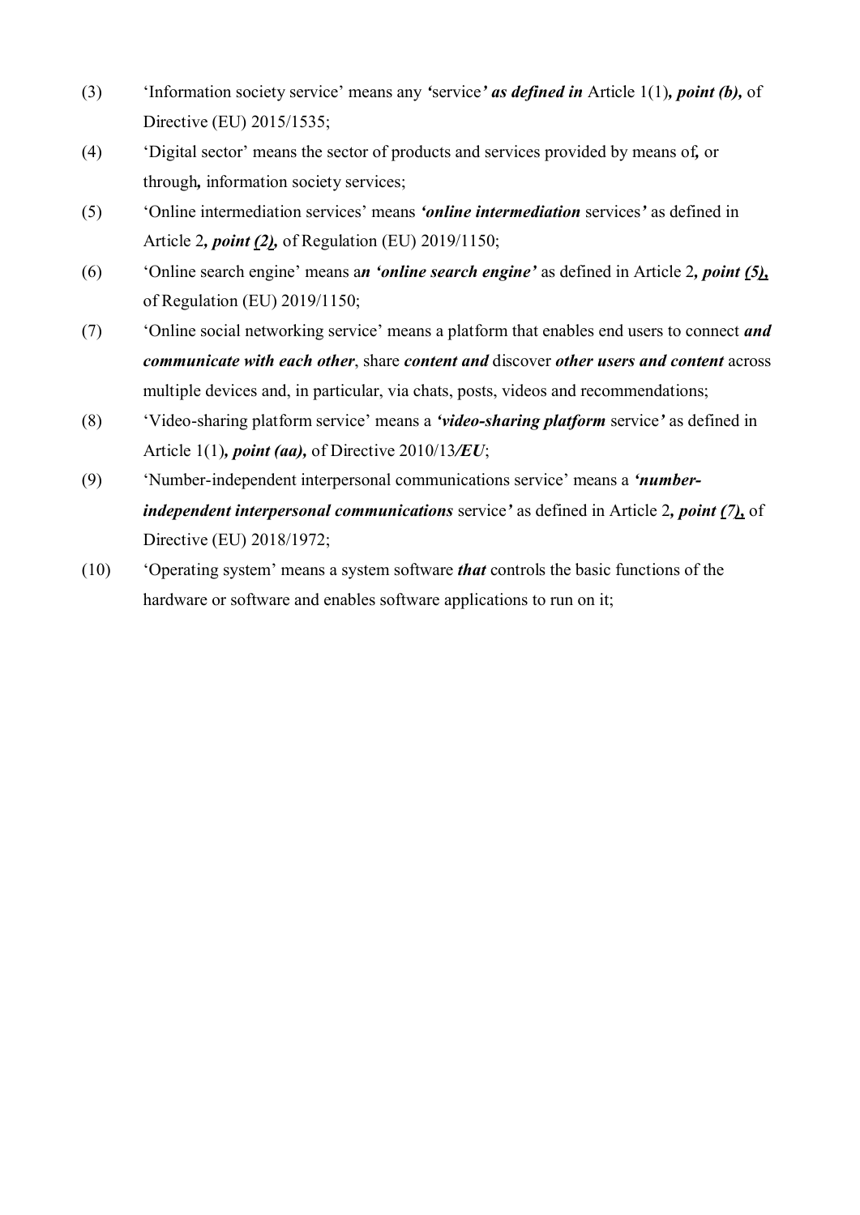(3) 'Information society service' means any ***'***service***' as defined in*** Article 1(1)***, point (b),*** of Directive (EU) 2015/1535;

(4) 'Digital sector' means the sector of products and services provided by means of***,*** or through***,*** information society services;

(5) 'Online intermediation services' means ***'online intermediation*** services***'*** as defined in Article 2***, point (2),*** of Regulation (EU) 2019/1150;

(6) 'Online search engine' means a***n 'online search engine'*** as defined in Article 2***, point (5),*** of Regulation (EU) 2019/1150;

(7) 'Online social networking service' means a platform that enables end users to connect ***and communicate with each other***, share ***content and*** discover ***other users and content*** across multiple devices and, in particular, via chats, posts, videos and recommendations;

(8) 'Video-sharing platform service' means a ***'video-sharing platform*** service***'*** as defined in Article 1(1)***, point (aa),*** of Directive 2010/13***/EU***;

(9) 'Number-independent interpersonal communications service' means a ***'number-independent interpersonal communications*** service***'*** as defined in Article 2***, point (7),*** of Directive (EU) 2018/1972;

(10) 'Operating system' means a system software ***that*** controls the basic functions of the hardware or software and enables software applications to run on it;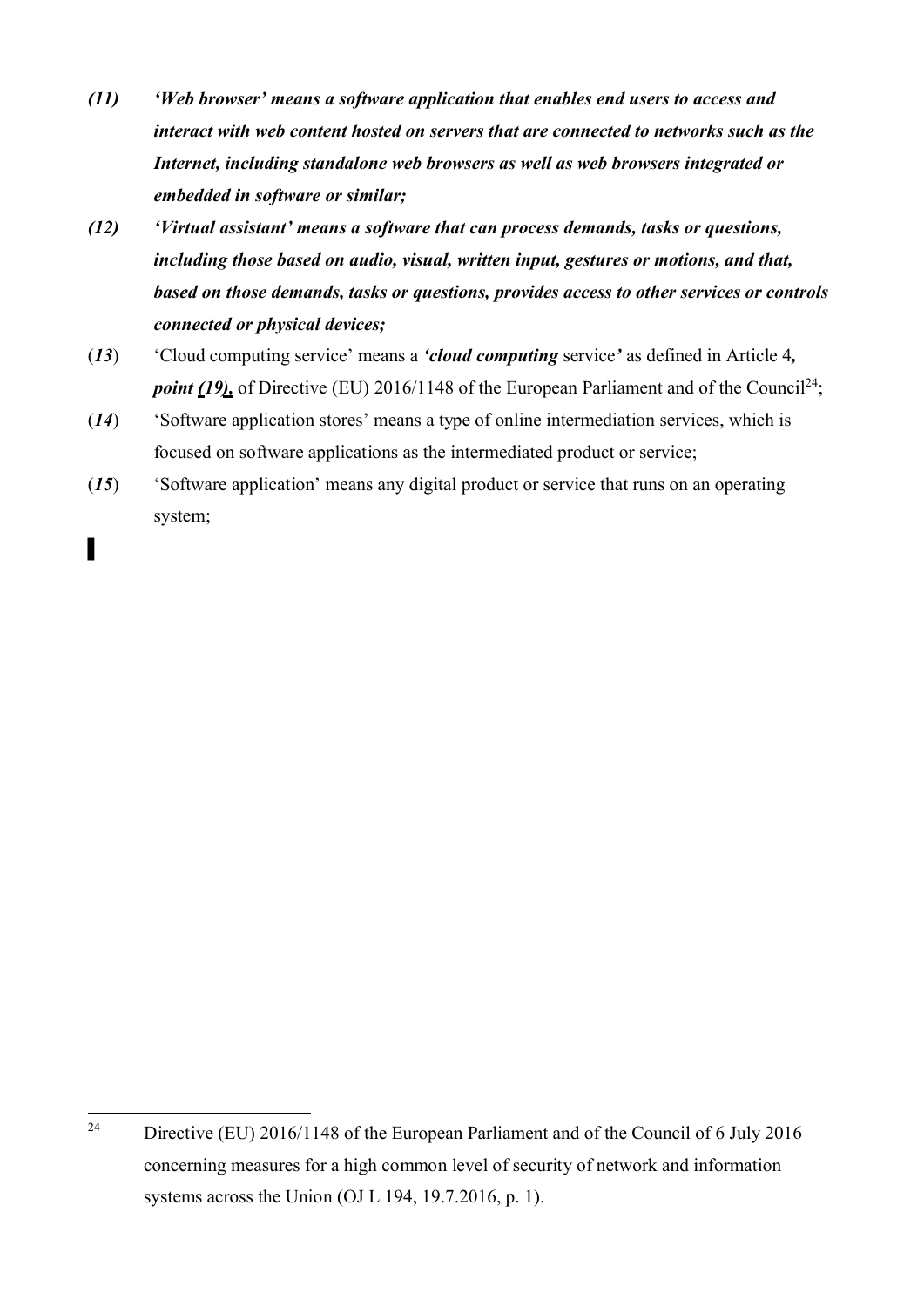***(11) 'Web browser' means a software application that enables end users to access and interact with web content hosted on servers that are connected to networks such as the Internet, including standalone web browsers as well as web browsers integrated or embedded in software or similar;***

***(12) 'Virtual assistant' means a software that can process demands, tasks or questions, including those based on audio, visual, written input, gestures or motions, and that, based on those demands, tasks or questions, provides access to other services or controls connected or physical devices;***

(***13***) 'Cloud computing service' means a ***'cloud computing*** service***'*** as defined in Article 4***, point (19),*** of Directive (EU) 2016/1148 of the European Parliament and of the Council[24];

(***14***) 'Software application stores' means a type of online intermediation services, which is focused on software applications as the intermediated product or service;

(***15***) 'Software application' means any digital product or service that runs on an operating system;

---

[24] Directive (EU) 2016/1148 of the European Parliament and of the Council of 6 July 2016 concerning measures for a high common level of security of network and information systems across the Union (OJ L 194, 19.7.2016, p. 1).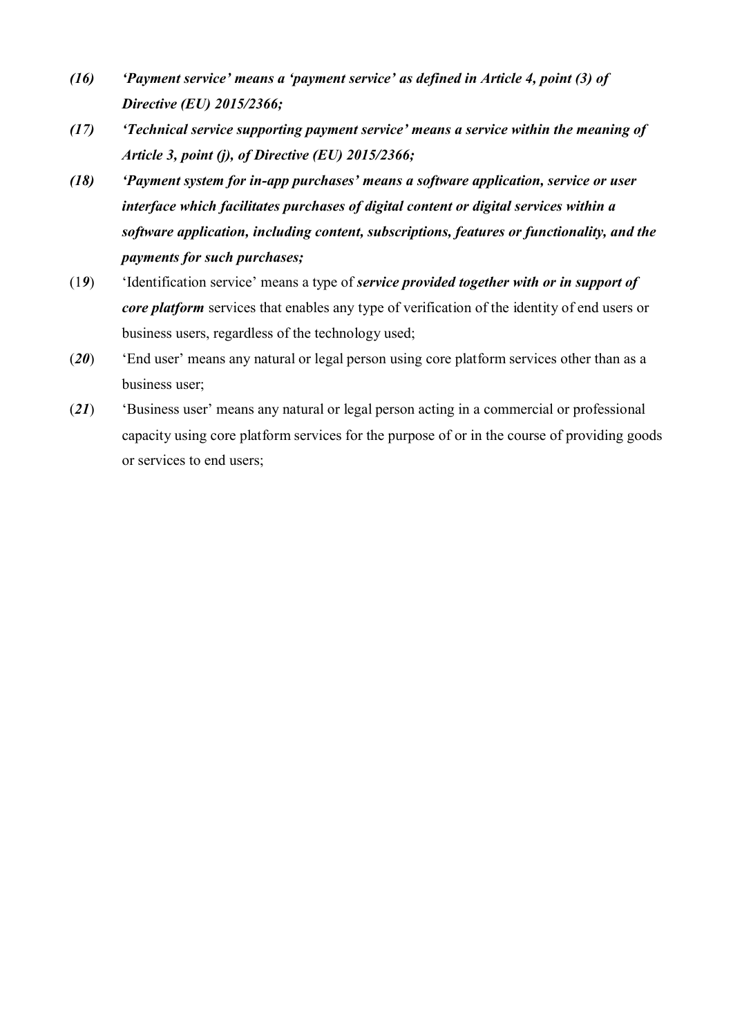*(16)* ***'Payment service' means a 'payment service' as defined in Article 4, point (3) of Directive (EU) 2015/2366;***

*(17)* ***'Technical service supporting payment service' means a service within the meaning of Article 3, point (j), of Directive (EU) 2015/2366;***

*(18)* ***'Payment system for in-app purchases' means a software application, service or user interface which facilitates purchases of digital content or digital services within a software application, including content, subscriptions, features or functionality, and the payments for such purchases;***

(1***9***) 'Identification service' means a type of ***service provided together with or in support of core platform*** services that enables any type of verification of the identity of end users or business users, regardless of the technology used;

(***20***) 'End user' means any natural or legal person using core platform services other than as a business user;

(***21***) 'Business user' means any natural or legal person acting in a commercial or professional capacity using core platform services for the purpose of or in the course of providing goods or services to end users;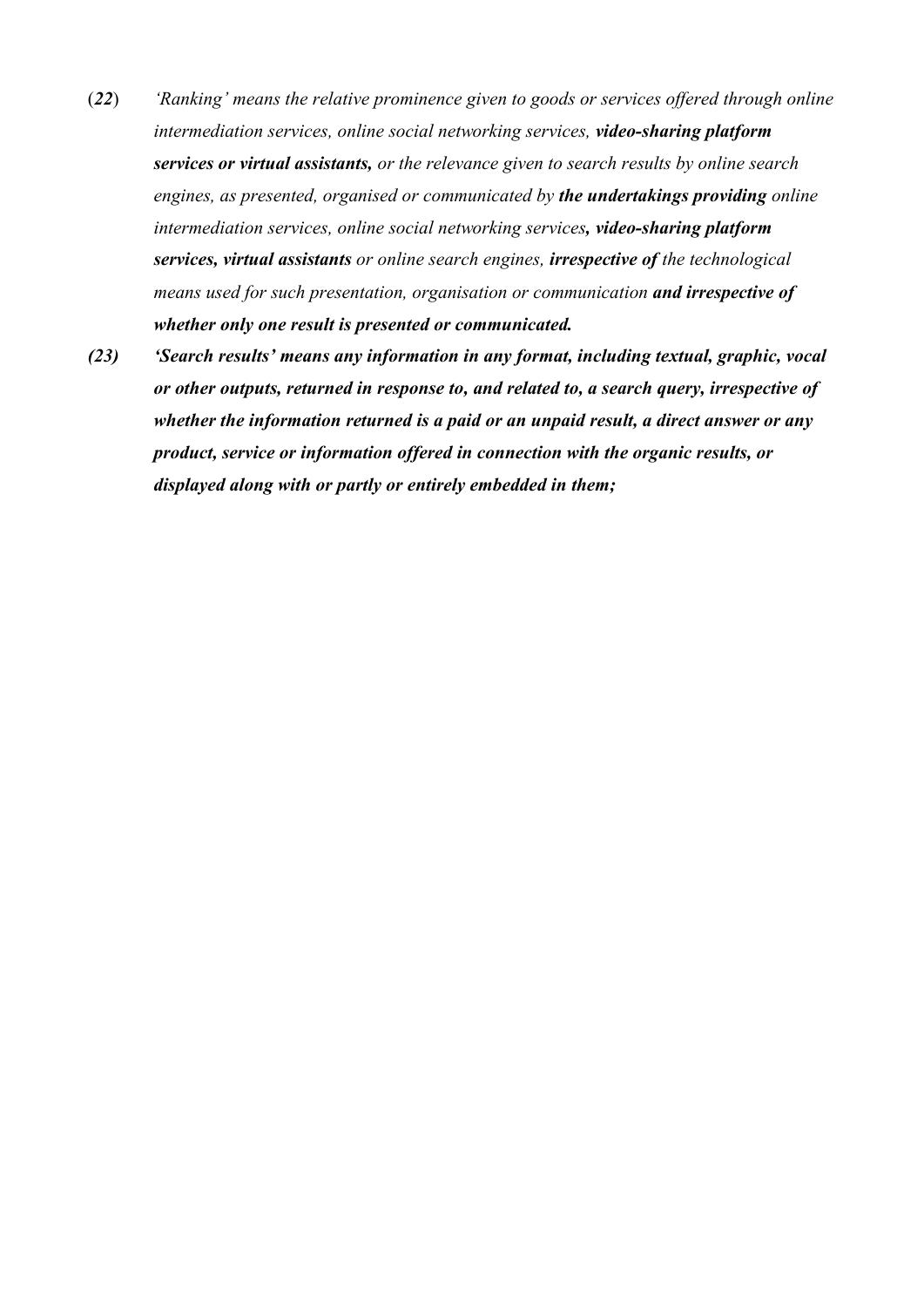(*22*) *‘Ranking’ means the relative prominence given to goods or services offered through online intermediation services, online social networking services,* ***video-sharing platform services or virtual assistants,*** *or the relevance given to search results by online search engines, as presented, organised or communicated by* ***the undertakings providing*** *online intermediation services, online social networking services****, video-sharing platform services, virtual assistants*** *or online search engines,* ***irrespective of*** *the technological means used for such presentation, organisation or communication* ***and irrespective of whether only one result is presented or communicated.***

***(23) ‘Search results’ means any information in any format, including textual, graphic, vocal or other outputs, returned in response to, and related to, a search query, irrespective of whether the information returned is a paid or an unpaid result, a direct answer or any product, service or information offered in connection with the organic results, or displayed along with or partly or entirely embedded in them;***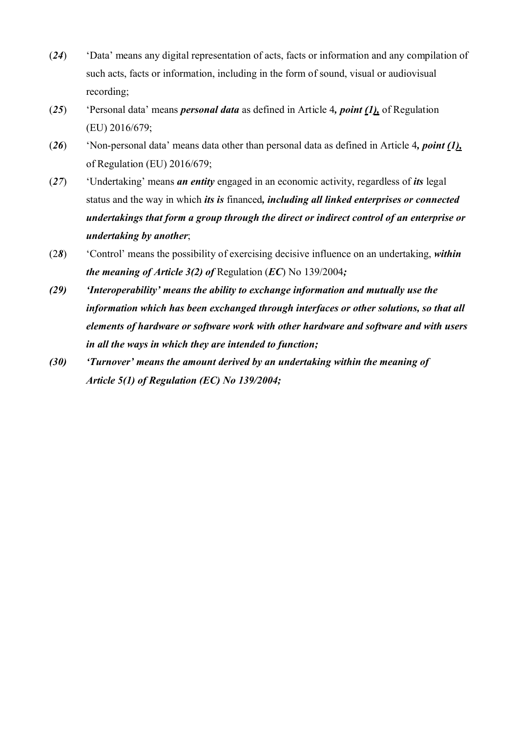(*24*) 'Data' means any digital representation of acts, facts or information and any compilation of such acts, facts or information, including in the form of sound, visual or audiovisual recording;

(*25*) 'Personal data' means ***personal data*** as defined in Article 4***, point (1),*** of Regulation (EU) 2016/679;

(*26*) 'Non-personal data' means data other than personal data as defined in Article 4***, point (1),*** of Regulation (EU) 2016/679;

(*27*) 'Undertaking' means ***an entity*** engaged in an economic activity, regardless of ***its*** legal status and the way in which ***its is*** financed***, including all linked enterprises or connected undertakings that form a group through the direct or indirect control of an enterprise or undertaking by another***;

(2*8*) 'Control' means the possibility of exercising decisive influence on an undertaking, ***within the meaning of Article 3(2) of*** Regulation (***EC***) No 139/2004***;***

***(29) 'Interoperability' means the ability to exchange information and mutually use the information which has been exchanged through interfaces or other solutions, so that all elements of hardware or software work with other hardware and software and with users in all the ways in which they are intended to function;***

***(30) 'Turnover' means the amount derived by an undertaking within the meaning of Article 5(1) of Regulation (EC) No 139/2004;***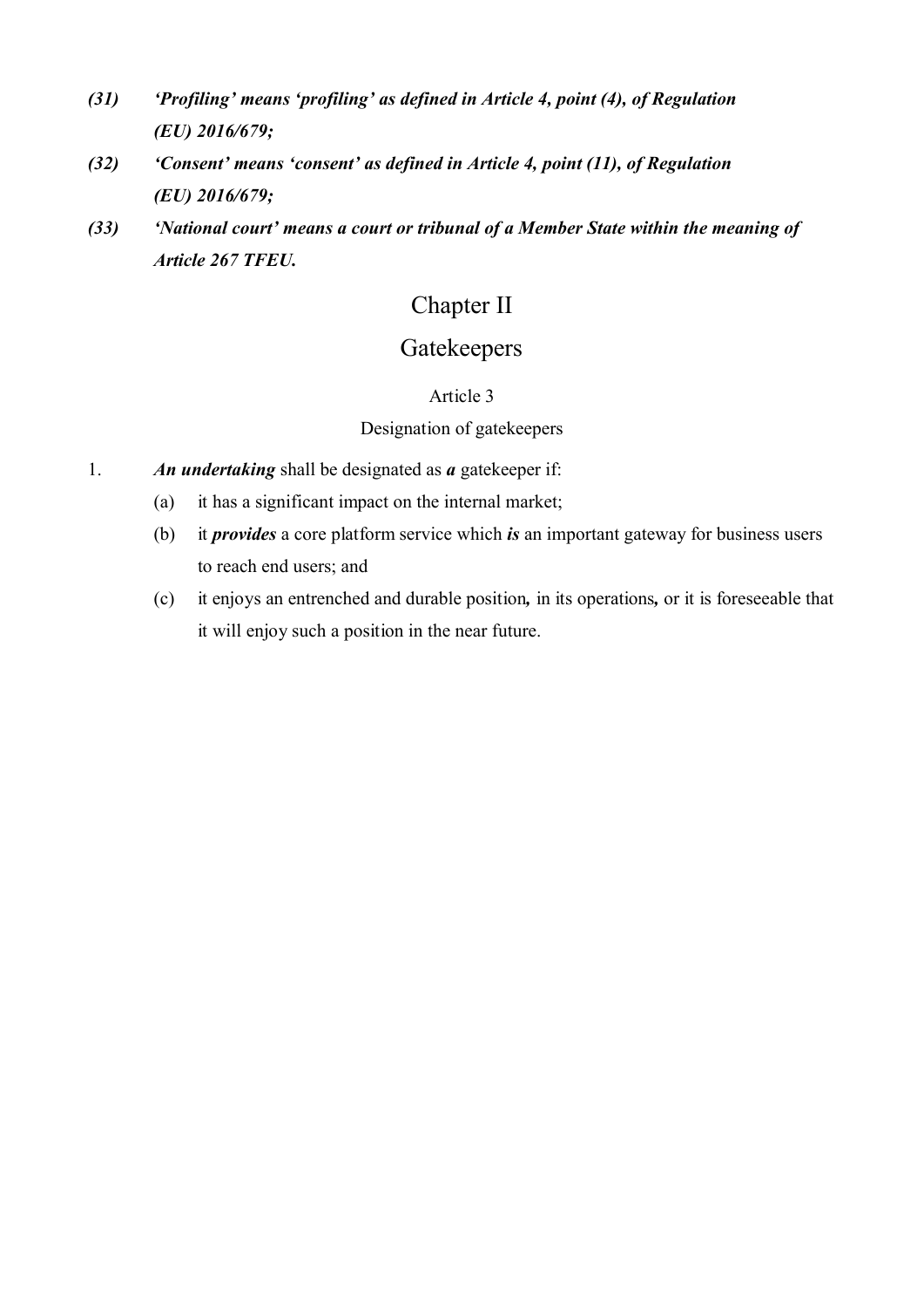***(31)*** ***'Profiling' means 'profiling' as defined in Article 4, point (4), of Regulation (EU) 2016/679;***

***(32)*** ***'Consent' means 'consent' as defined in Article 4, point (11), of Regulation (EU) 2016/679;***

***(33)*** ***'National court' means a court or tribunal of a Member State within the meaning of Article 267 TFEU.***

# Chapter II

# Gatekeepers

### Article 3

### Designation of gatekeepers

1. ***An undertaking*** shall be designated as ***a*** gatekeeper if:

   (a) it has a significant impact on the internal market;

   (b) it ***provides*** a core platform service which ***is*** an important gateway for business users to reach end users; and

   (c) it enjoys an entrenched and durable position***,*** in its operations***,*** or it is foreseeable that it will enjoy such a position in the near future.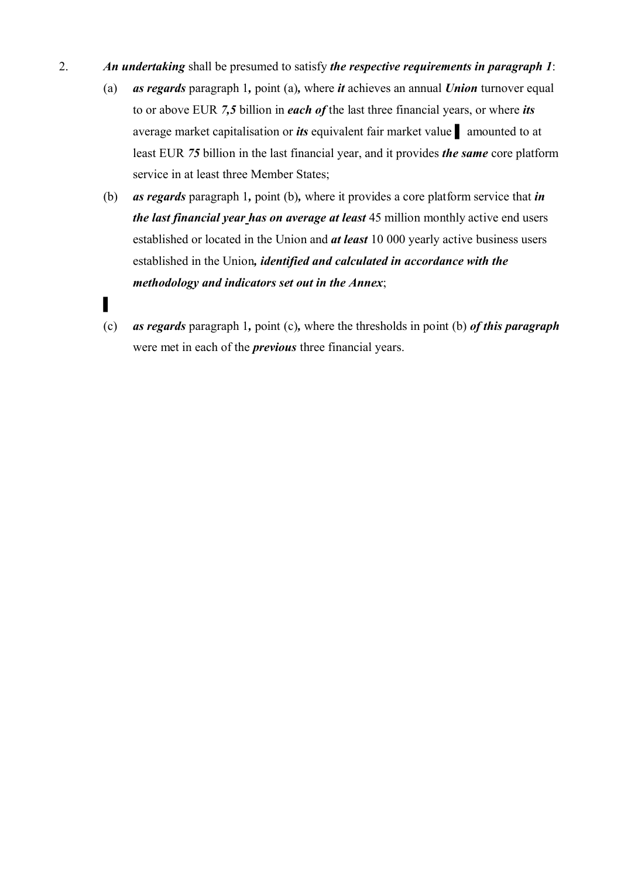2. ***An undertaking*** shall be presumed to satisfy ***the respective requirements in paragraph 1***:

   (a) ***as regards*** paragraph 1***,*** point (a)***,*** where ***it*** achieves an annual ***Union*** turnover equal to or above EUR ***7,5*** billion in ***each of*** the last three financial years, or where ***its*** average market capitalisation or ***its*** equivalent fair market value ▌ amounted to at least EUR ***75*** billion in the last financial year, and it provides ***the same*** core platform service in at least three Member States;

   (b) ***as regards*** paragraph 1***,*** point (b)***,*** where it provides a core platform service that ***in the last financial year has on average at least*** 45 million monthly active end users established or located in the Union and ***at least*** 10 000 yearly active business users established in the Union***, identified and calculated in accordance with the methodology and indicators set out in the Annex***;

   ▌

   (c) ***as regards*** paragraph 1***,*** point (c)***,*** where the thresholds in point (b) ***of this paragraph*** were met in each of the ***previous*** three financial years.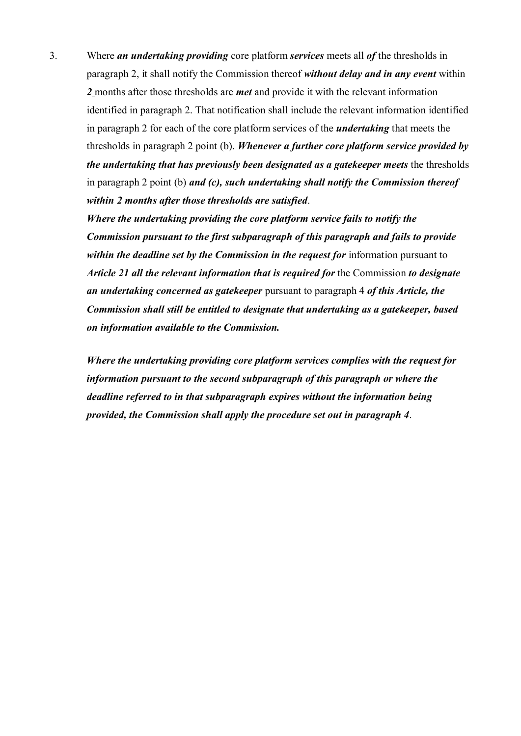3. Where ***an undertaking providing*** core platform ***services*** meets all ***of*** the thresholds in paragraph 2, it shall notify the Commission thereof ***without delay and in any event*** within ***2*** months after those thresholds are ***met*** and provide it with the relevant information identified in paragraph 2. That notification shall include the relevant information identified in paragraph 2 for each of the core platform services of the ***undertaking*** that meets the thresholds in paragraph 2 point (b). ***Whenever a further core platform service provided by the undertaking that has previously been designated as a gatekeeper meets*** the thresholds in paragraph 2 point (b) ***and (c), such undertaking shall notify the Commission thereof within 2 months after those thresholds are satisfied***.

   ***Where the undertaking providing the core platform service fails to notify the Commission pursuant to the first subparagraph of this paragraph and fails to provide within the deadline set by the Commission in the request for*** information pursuant to ***Article 21 all the relevant information that is required for*** the Commission ***to designate an undertaking concerned as gatekeeper*** pursuant to paragraph 4 ***of this Article, the Commission shall still be entitled to designate that undertaking as a gatekeeper, based on information available to the Commission.***

   ***Where the undertaking providing core platform services complies with the request for information pursuant to the second subparagraph of this paragraph or where the deadline referred to in that subparagraph expires without the information being provided, the Commission shall apply the procedure set out in paragraph 4***.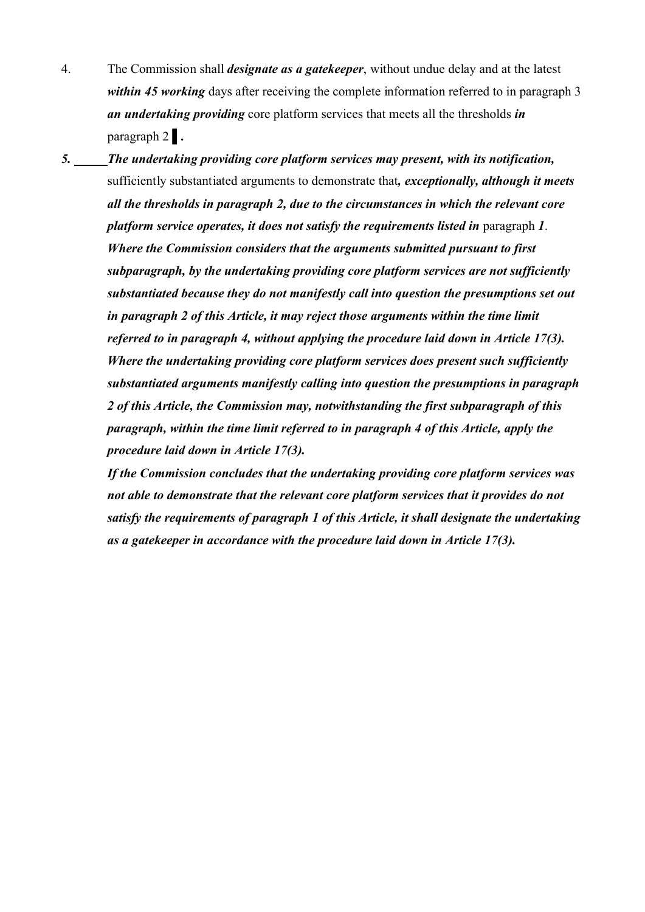4. The Commission shall ***designate as a gatekeeper***, without undue delay and at the latest ***within 45 working*** days after receiving the complete information referred to in paragraph 3 ***an undertaking providing*** core platform services that meets all the thresholds ***in*** paragraph 2 ▌**.**

***5.*** ***The undertaking providing core platform services may present, with its notification,*** sufficiently substantiated arguments to demonstrate that***, exceptionally, although it meets all the thresholds in paragraph 2, due to the circumstances in which the relevant core platform service operates, it does not satisfy the requirements listed in*** paragraph ***1***.

***Where the Commission considers that the arguments submitted pursuant to first subparagraph, by the undertaking providing core platform services are not sufficiently substantiated because they do not manifestly call into question the presumptions set out in paragraph 2 of this Article, it may reject those arguments within the time limit referred to in paragraph 4, without applying the procedure laid down in Article 17(3).***

***Where the undertaking providing core platform services does present such sufficiently substantiated arguments manifestly calling into question the presumptions in paragraph 2 of this Article, the Commission may, notwithstanding the first subparagraph of this paragraph, within the time limit referred to in paragraph 4 of this Article, apply the procedure laid down in Article 17(3).***

***If the Commission concludes that the undertaking providing core platform services was not able to demonstrate that the relevant core platform services that it provides do not satisfy the requirements of paragraph 1 of this Article, it shall designate the undertaking as a gatekeeper in accordance with the procedure laid down in Article 17(3).***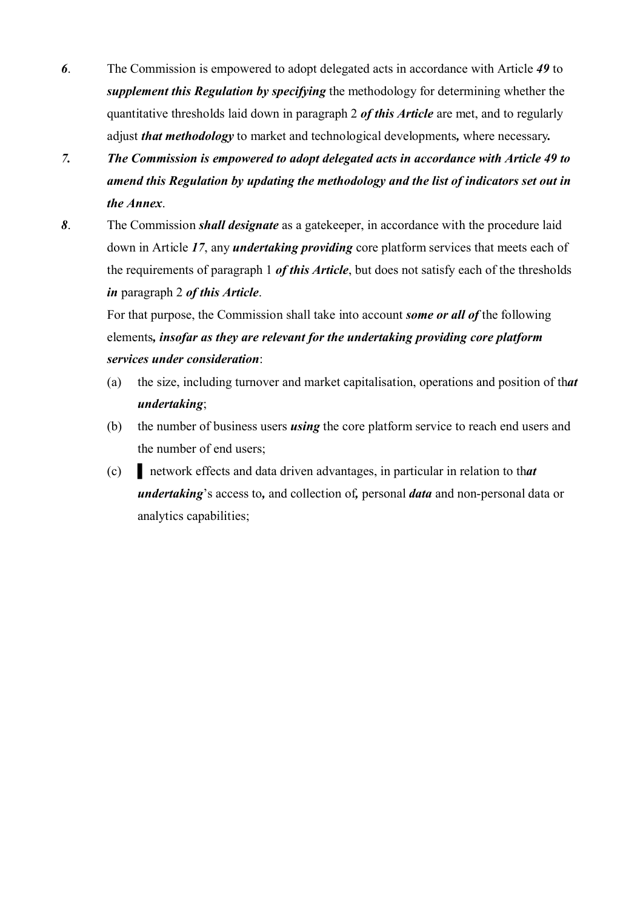*6*. The Commission is empowered to adopt delegated acts in accordance with Article ***49*** to ***supplement this Regulation by specifying*** the methodology for determining whether the quantitative thresholds laid down in paragraph 2 ***of this Article*** are met, and to regularly adjust ***that methodology*** to market and technological developments***,*** where necessary***.***

***7. The Commission is empowered to adopt delegated acts in accordance with Article 49 to amend this Regulation by updating the methodology and the list of indicators set out in the Annex***.

***8***. The Commission ***shall designate*** as a gatekeeper, in accordance with the procedure laid down in Article ***17***, any ***undertaking providing*** core platform services that meets each of the requirements of paragraph 1 ***of this Article***, but does not satisfy each of the thresholds ***in*** paragraph 2 ***of this Article***.

For that purpose, the Commission shall take into account ***some or all of*** the following elements***, insofar as they are relevant for the undertaking providing core platform services under consideration***:

(a) the size, including turnover and market capitalisation, operations and position of th***at undertaking***;

(b) the number of business users ***using*** the core platform service to reach end users and the number of end users;

(c) ▌ network effects and data driven advantages, in particular in relation to th***at undertaking***'s access to***,*** and collection of***,*** personal ***data*** and non-personal data or analytics capabilities;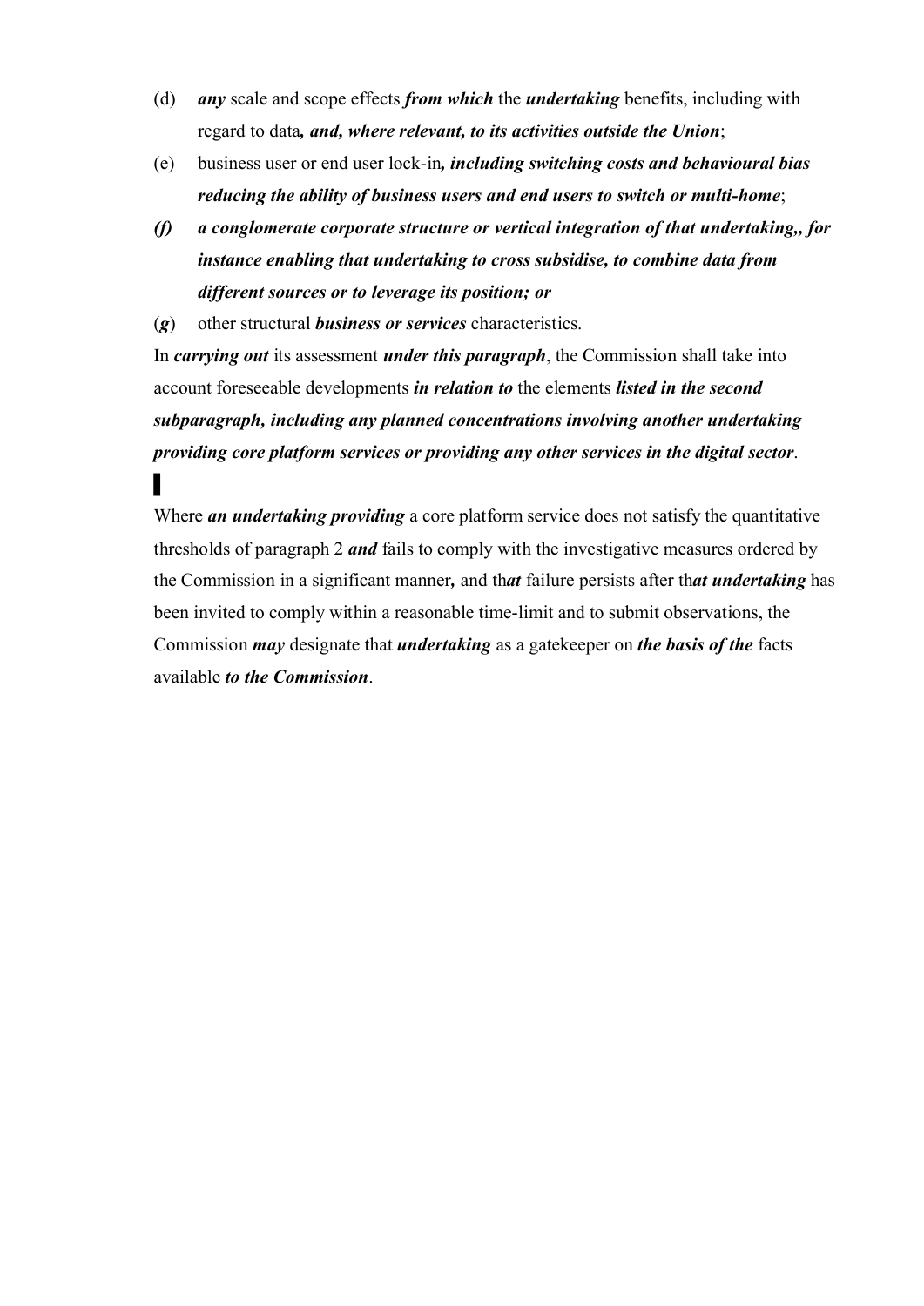(d) ***any*** scale and scope effects ***from which*** the ***undertaking*** benefits, including with regard to data***, and, where relevant, to its activities outside the Union***;

(e) business user or end user lock-in***, including switching costs and behavioural bias reducing the ability of business users and end users to switch or multi-home***;

***(f) a conglomerate corporate structure or vertical integration of that undertaking,, for instance enabling that undertaking to cross subsidise, to combine data from different sources or to leverage its position; or***

(***g***) other structural ***business or services*** characteristics.

In ***carrying out*** its assessment ***under this paragraph***, the Commission shall take into account foreseeable developments ***in relation to*** the elements ***listed in the second subparagraph, including any planned concentrations involving another undertaking providing core platform services or providing any other services in the digital sector***.

▌

Where ***an undertaking providing*** a core platform service does not satisfy the quantitative thresholds of paragraph 2 ***and*** fails to comply with the investigative measures ordered by the Commission in a significant manner***,*** and th***at*** failure persists after th***at undertaking*** has been invited to comply within a reasonable time-limit and to submit observations, the Commission ***may*** designate that ***undertaking*** as a gatekeeper on ***the basis of the*** facts available ***to the Commission***.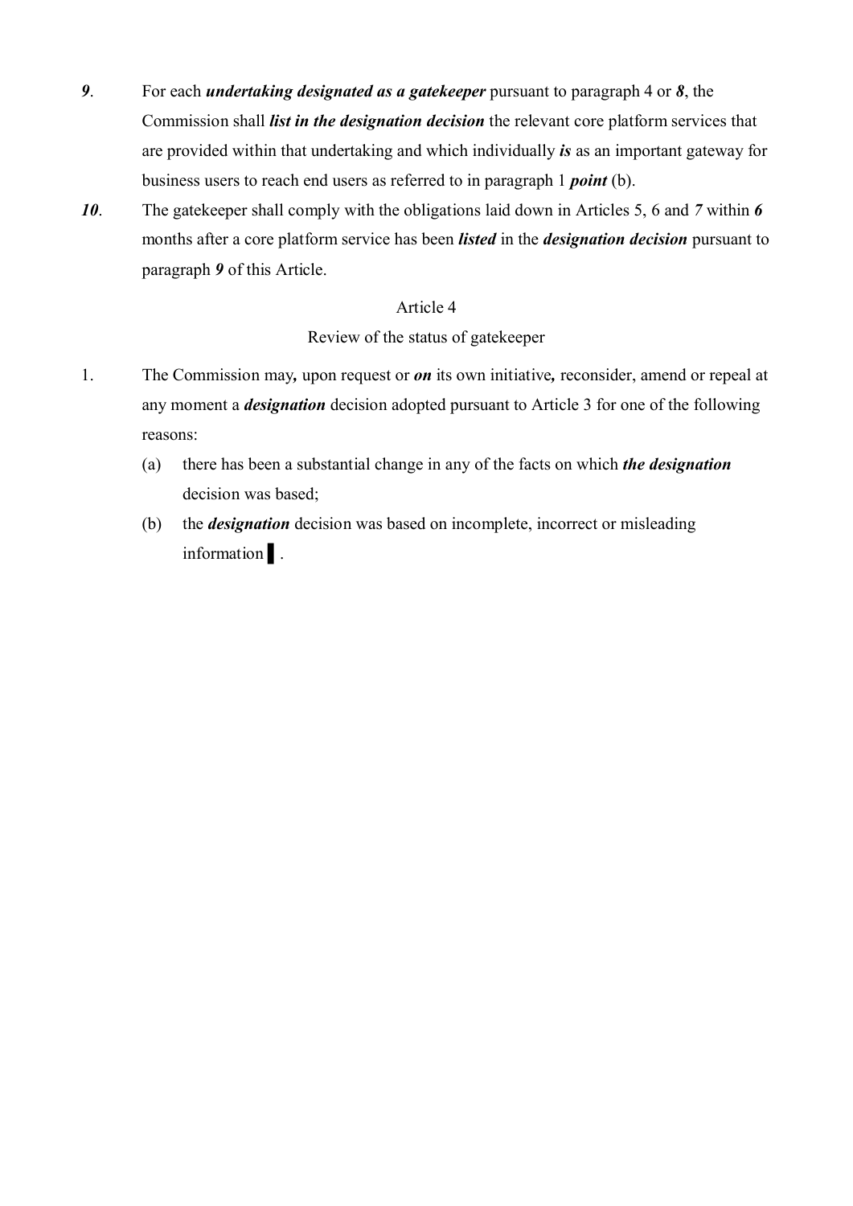***9***. For each ***undertaking designated as a gatekeeper*** pursuant to paragraph 4 or ***8***, the Commission shall ***list in the designation decision*** the relevant core platform services that are provided within that undertaking and which individually ***is*** as an important gateway for business users to reach end users as referred to in paragraph 1 ***point*** (b).

***10***. The gatekeeper shall comply with the obligations laid down in Articles 5, 6 and ***7*** within ***6*** months after a core platform service has been ***listed*** in the ***designation decision*** pursuant to paragraph ***9*** of this Article.

Article 4

Review of the status of gatekeeper

1. The Commission may***,*** upon request or ***on*** its own initiative***,*** reconsider, amend or repeal at any moment a ***designation*** decision adopted pursuant to Article 3 for one of the following reasons:

   (a) there has been a substantial change in any of the facts on which ***the designation*** decision was based;

   (b) the ***designation*** decision was based on incomplete, incorrect or misleading information ▌.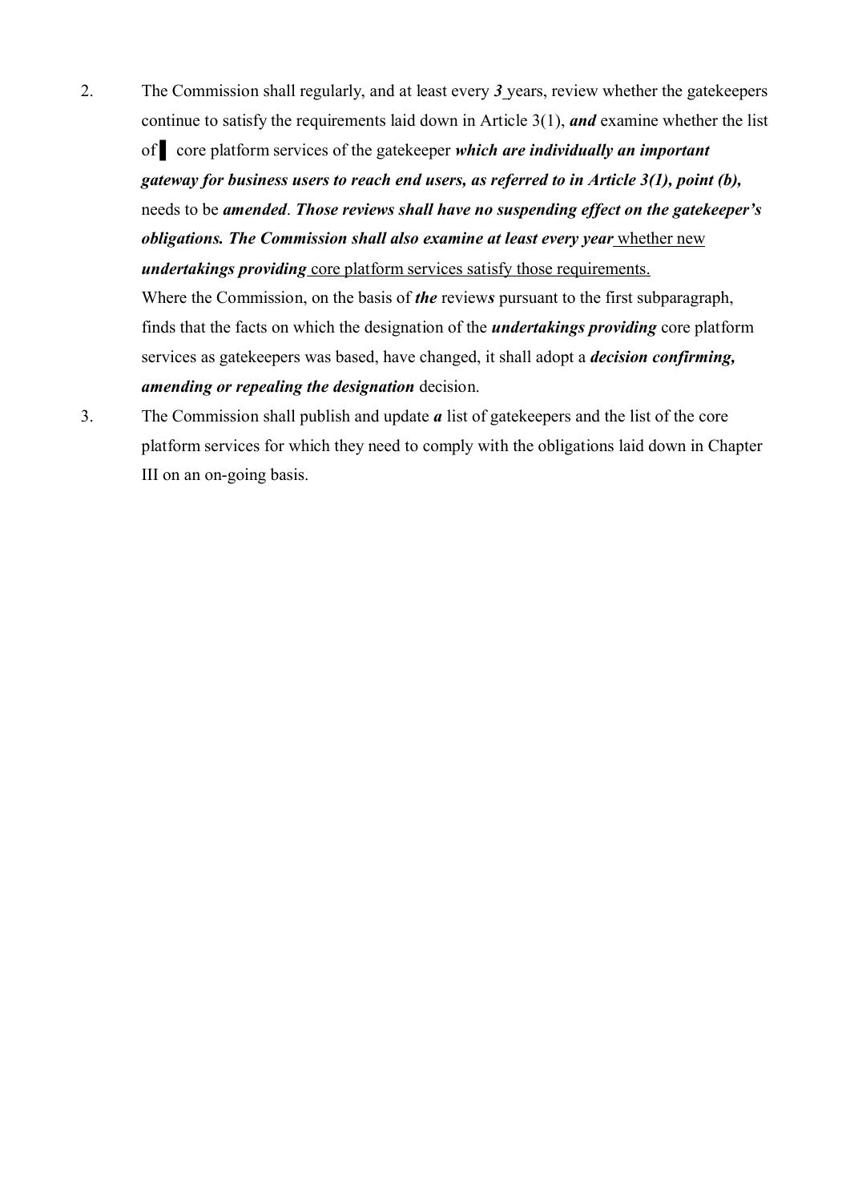2. The Commission shall regularly, and at least every ***3*** years, review whether the gatekeepers continue to satisfy the requirements laid down in Article 3(1), ***and*** examine whether the list of ▌ core platform services of the gatekeeper ***which are individually an important gateway for business users to reach end users, as referred to in Article 3(1), point (b),*** needs to be ***amended***. ***Those reviews shall have no suspending effect on the gatekeeper's obligations. The Commission shall also examine at least every year*** whether new ***undertakings providing*** core platform services satisfy those requirements.

   Where the Commission, on the basis of ***the*** review***s*** pursuant to the first subparagraph, finds that the facts on which the designation of the ***undertakings providing*** core platform services as gatekeepers was based, have changed, it shall adopt a ***decision confirming, amending or repealing the designation*** decision.

3. The Commission shall publish and update ***a*** list of gatekeepers and the list of the core platform services for which they need to comply with the obligations laid down in Chapter III on an on-going basis.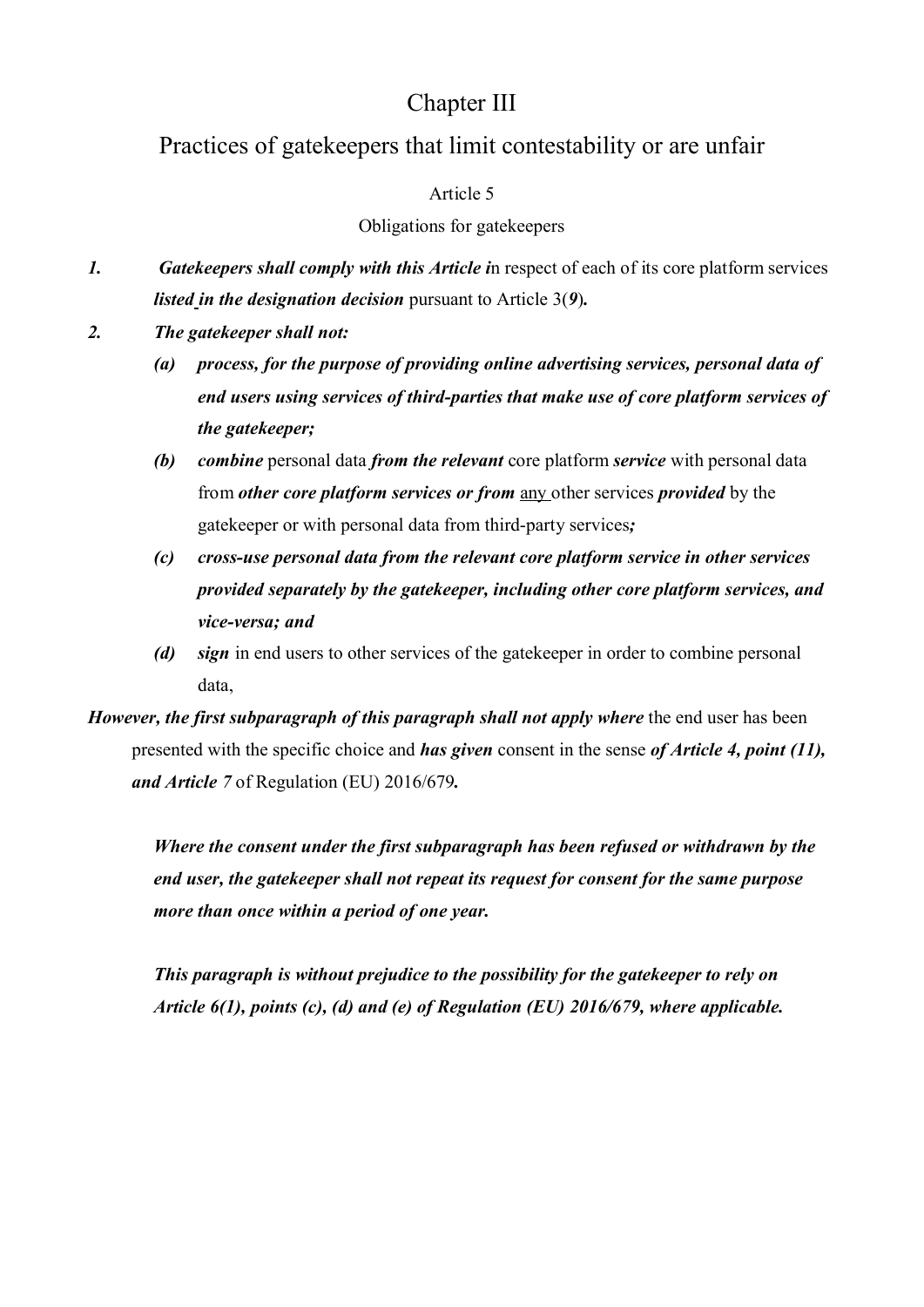# Chapter III

## Practices of gatekeepers that limit contestability or are unfair

### Article 5

### Obligations for gatekeepers

1. ***Gatekeepers shall comply with this Article i***n respect of each of its core platform services ***listed in the designation decision*** pursuant to Article 3(***9***)***.***

2. ***The gatekeeper shall not:***

   (a) ***process, for the purpose of providing online advertising services, personal data of end users using services of third-parties that make use of core platform services of the gatekeeper;***

   (b) ***combine*** personal data ***from the relevant*** core platform ***service*** with personal data from ***other core platform services or from*** any other services ***provided*** by the gatekeeper or with personal data from third-party services***;***

   (c) ***cross-use personal data from the relevant core platform service in other services provided separately by the gatekeeper, including other core platform services, and vice-versa; and***

   (d) ***sign*** in end users to other services of the gatekeeper in order to combine personal data,

***However, the first subparagraph of this paragraph shall not apply where*** the end user has been presented with the specific choice and ***has given*** consent in the sense ***of Article 4, point (11), and Article 7*** of Regulation (EU) 2016/679***.***

***Where the consent under the first subparagraph has been refused or withdrawn by the end user, the gatekeeper shall not repeat its request for consent for the same purpose more than once within a period of one year.***

***This paragraph is without prejudice to the possibility for the gatekeeper to rely on Article 6(1), points (c), (d) and (e) of Regulation (EU) 2016/679, where applicable.***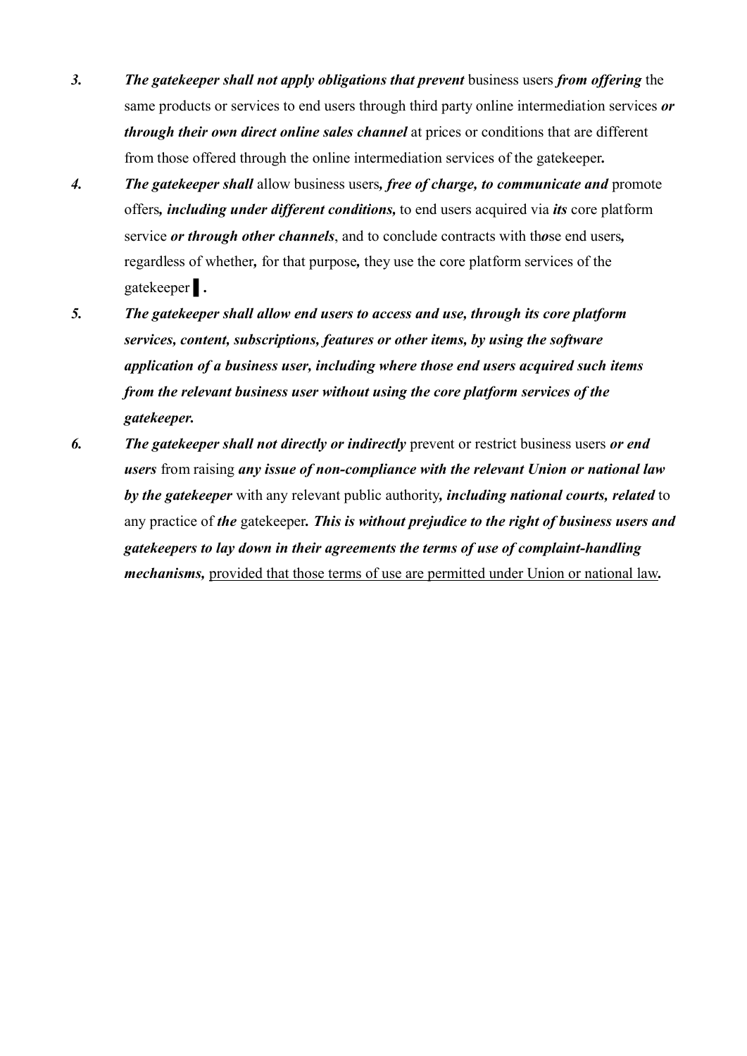3. ***The gatekeeper shall not apply obligations that prevent*** business users ***from offering*** the same products or services to end users through third party online intermediation services ***or through their own direct online sales channel*** at prices or conditions that are different from those offered through the online intermediation services of the gatekeeper**.**

4. ***The gatekeeper shall*** allow business users***, free of charge, to communicate and*** promote offers***, including under different conditions,*** to end users acquired via ***its*** core platform service ***or through other channels***, and to conclude contracts with th***o***se end users***,*** regardless of whether***,*** for that purpose***,*** they use the core platform services of the gatekeeper ▌.

5. ***The gatekeeper shall allow end users to access and use, through its core platform services, content, subscriptions, features or other items, by using the software application of a business user, including where those end users acquired such items from the relevant business user without using the core platform services of the gatekeeper.***

6. ***The gatekeeper shall not directly or indirectly*** prevent or restrict business users ***or end users*** from raising ***any issue of non-compliance with the relevant Union or national law by the gatekeeper*** with any relevant public authority***, including national courts, related*** to any practice of ***the*** gatekeeper***. This is without prejudice to the right of business users and gatekeepers to lay down in their agreements the terms of use of complaint-handling mechanisms,*** <u>provided that those terms of use are permitted under Union or national law</u>***.***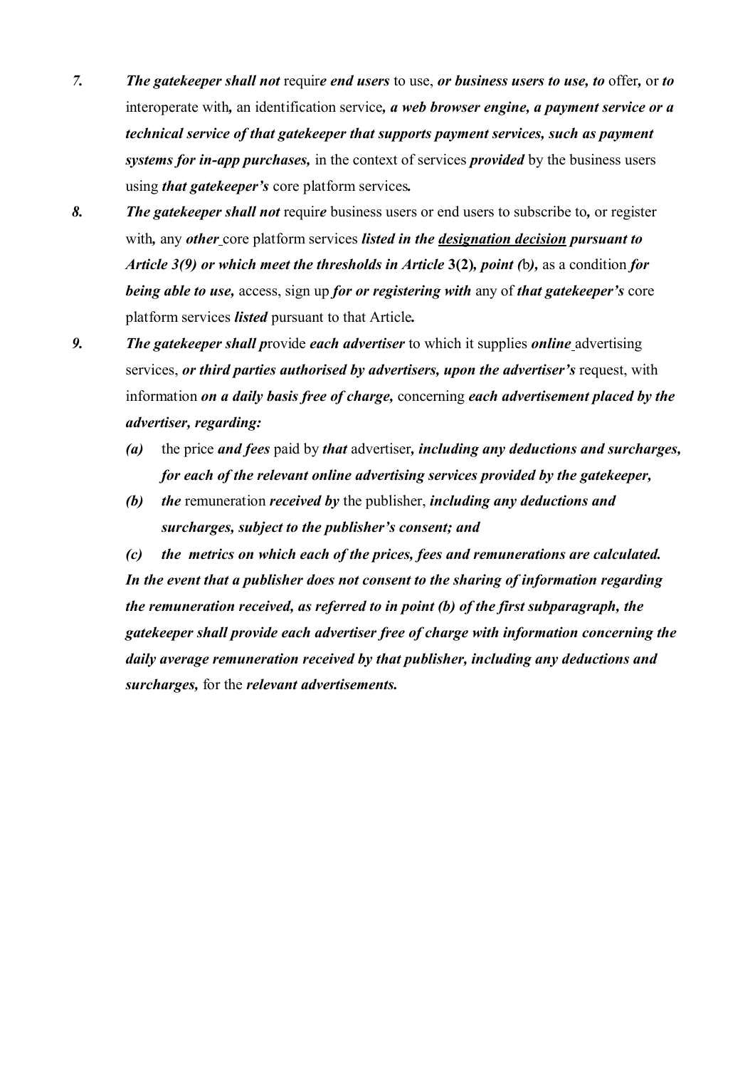7. ***The gatekeeper shall not*** require ***end users*** to use, ***or business users to use, to*** offer**,** or ***to*** interoperate with**,** an identification service***, a web browser engine, a payment service or a technical service of that gatekeeper that supports payment services, such as payment systems for in-app purchases,*** in the context of services ***provided*** by the business users using ***that gatekeeper's*** core platform services**.**

8. ***The gatekeeper shall not*** require business users or end users to subscribe to**,** or register with**,** any ***other*** core platform services ***listed in the <u>designation decision</u> pursuant to Article 3(9) or which meet the thresholds in Article*** **3(2)*****, point (*****b*****),*** as a condition ***for being able to use,*** access, sign up ***for or registering with*** any of ***that gatekeeper's*** core platform services ***listed*** pursuant to that Article**.**

9. ***The gatekeeper shall p***rovide ***each advertiser*** to which it supplies ***online*** advertising services, ***or third parties authorised by advertisers, upon the advertiser's*** request, with information ***on a daily basis free of charge,*** concerning ***each advertisement placed by the advertiser, regarding:***

   ***(a)*** the price ***and fees*** paid by ***that*** advertiser***, including any deductions and surcharges, for each of the relevant online advertising services provided by the gatekeeper,***

   ***(b)*** ***the*** remuneration ***received by*** the publisher, ***including any deductions and surcharges, subject to the publisher's consent; and***

   ***(c)*** ***the metrics on which each of the prices, fees and remunerations are calculated.***

   ***In the event that a publisher does not consent to the sharing of information regarding the remuneration received, as referred to in point (b) of the first subparagraph, the gatekeeper shall provide each advertiser free of charge with information concerning the daily average remuneration received by that publisher, including any deductions and surcharges,*** for the ***relevant advertisements.***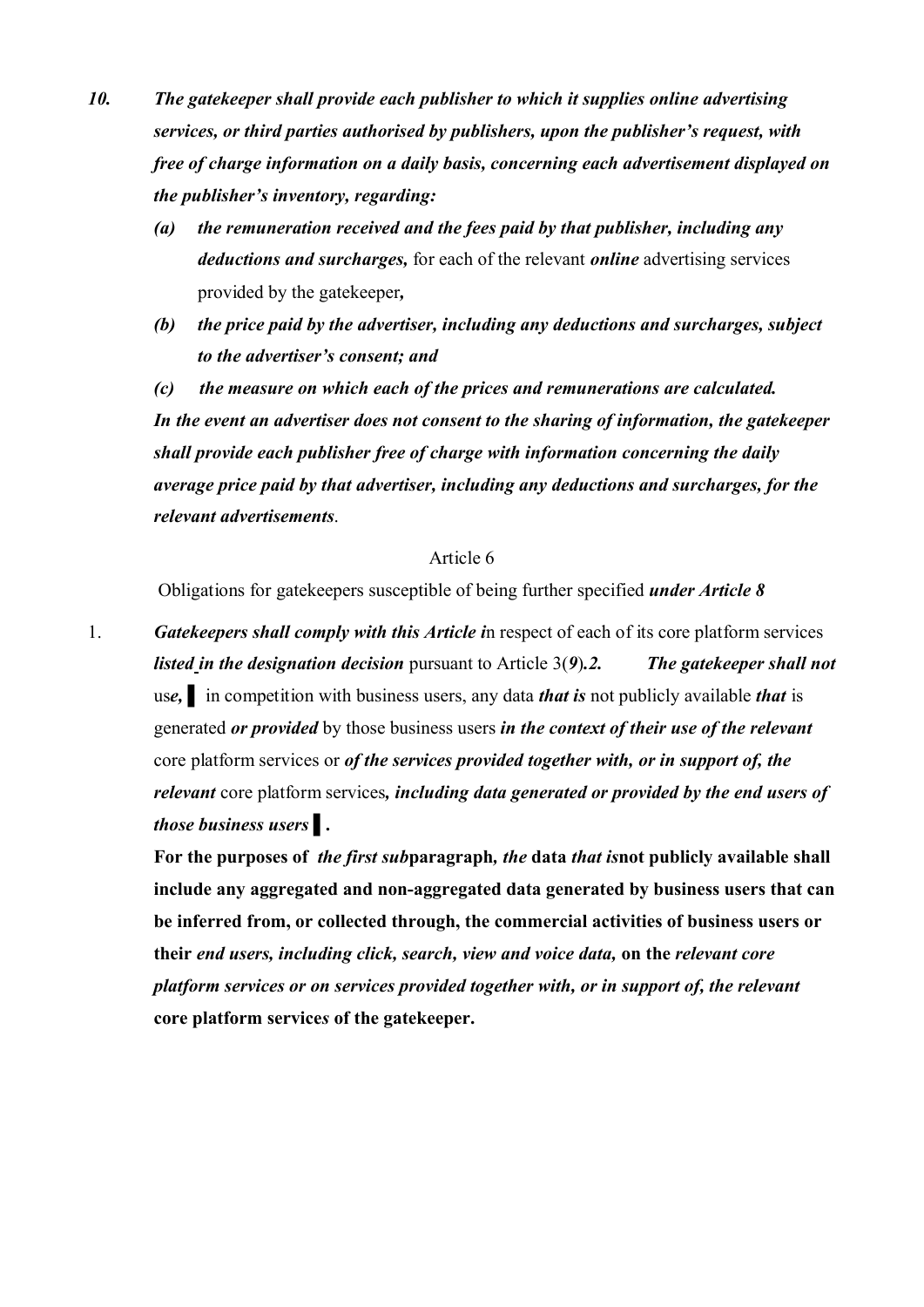10. ***The gatekeeper shall provide each publisher to which it supplies online advertising services, or third parties authorised by publishers, upon the publisher's request, with free of charge information on a daily basis, concerning each advertisement displayed on the publisher's inventory, regarding:***

    (a) ***the remuneration received and the fees paid by that publisher, including any deductions and surcharges,*** for each of the relevant ***online*** advertising services provided by the gatekeeper**,**

    (b) ***the price paid by the advertiser, including any deductions and surcharges, subject to the advertiser's consent; and***

    (c) ***the measure on which each of the prices and remunerations are calculated.***

    ***In the event an advertiser does not consent to the sharing of information, the gatekeeper shall provide each publisher free of charge with information concerning the daily average price paid by that advertiser, including any deductions and surcharges, for the relevant advertisements***.

Article 6

Obligations for gatekeepers susceptible of being further specified ***under Article 8***

1. ***Gatekeepers shall comply with this Article i***n respect of each of its core platform services ***listed in the designation decision*** pursuant to Article 3(***9***)***.2.*** ***The gatekeeper shall not*** us***e,*** ▌ in competition with business users, any data ***that is*** not publicly available ***that*** is generated ***or provided*** by those business users ***in the context of their use of the relevant*** core platform services or ***of the services provided together with, or in support of, the relevant*** core platform services***, including data generated or provided by the end users of those business users*** ▌.

   **For the purposes of** ***the first sub*****paragraph*****,*** ***the*** **data** ***that is*****not publicly available shall include any aggregated and non-aggregated data generated by business users that can be inferred from, or collected through, the commercial activities of business users or their** ***end users, including click, search, view and voice data,*** **on the** ***relevant core platform services or on services provided together with, or in support of, the relevant*** **core platform service*****s*** **of the gatekeeper.**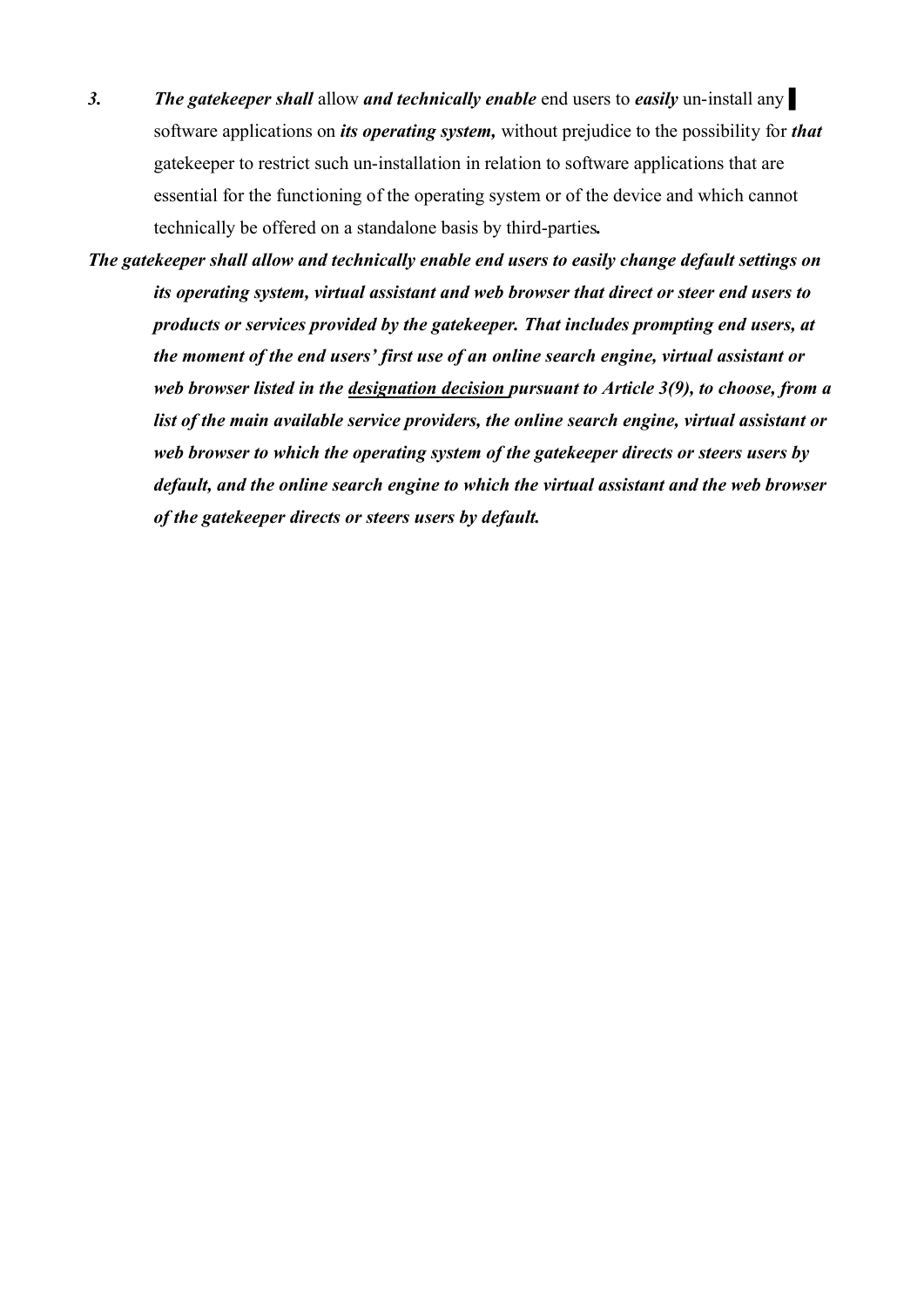***3.*** ***The gatekeeper shall*** allow ***and technically enable*** end users to ***easily*** un-install any ▌ software applications on ***its operating system,*** without prejudice to the possibility for ***that*** gatekeeper to restrict such un-installation in relation to software applications that are essential for the functioning of the operating system or of the device and which cannot technically be offered on a standalone basis by third-parties**.**

***The gatekeeper shall allow and technically enable end users to easily change default settings on its operating system, virtual assistant and web browser that direct or steer end users to products or services provided by the gatekeeper. That includes prompting end users, at the moment of the end users' first use of an online search engine, virtual assistant or web browser listed in the designation decision pursuant to Article 3(9), to choose, from a list of the main available service providers, the online search engine, virtual assistant or web browser to which the operating system of the gatekeeper directs or steers users by default, and the online search engine to which the virtual assistant and the web browser of the gatekeeper directs or steers users by default.***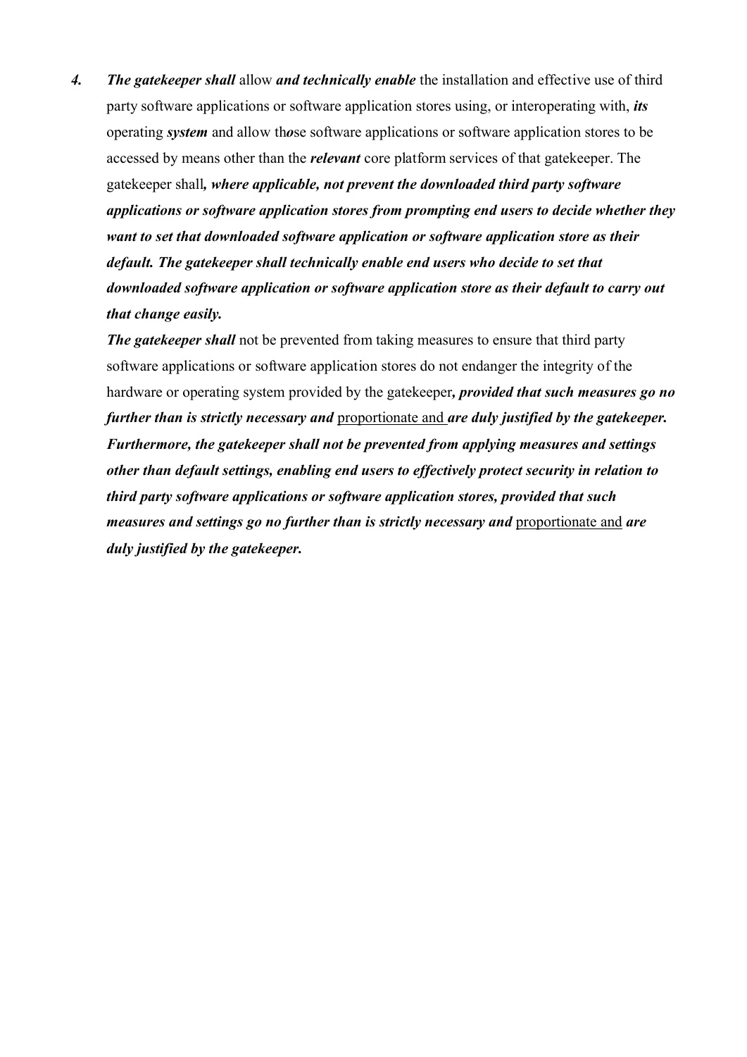***4.*** ***The gatekeeper shall*** allow ***and technically enable*** the installation and effective use of third party software applications or software application stores using, or interoperating with, ***its*** operating ***system*** and allow th***o***se software applications or software application stores to be accessed by means other than the ***relevant*** core platform services of that gatekeeper. The gatekeeper shall***, where applicable, not prevent the downloaded third party software applications or software application stores from prompting end users to decide whether they want to set that downloaded software application or software application store as their default. The gatekeeper shall technically enable end users who decide to set that downloaded software application or software application store as their default to carry out that change easily.***

***The gatekeeper shall*** not be prevented from taking measures to ensure that third party software applications or software application stores do not endanger the integrity of the hardware or operating system provided by the gatekeeper***, provided that such measures go no further than is strictly necessary and*** <u>proportionate and</u> ***are duly justified by the gatekeeper. Furthermore, the gatekeeper shall not be prevented from applying measures and settings other than default settings, enabling end users to effectively protect security in relation to third party software applications or software application stores, provided that such measures and settings go no further than is strictly necessary and*** <u>proportionate and</u> ***are duly justified by the gatekeeper.***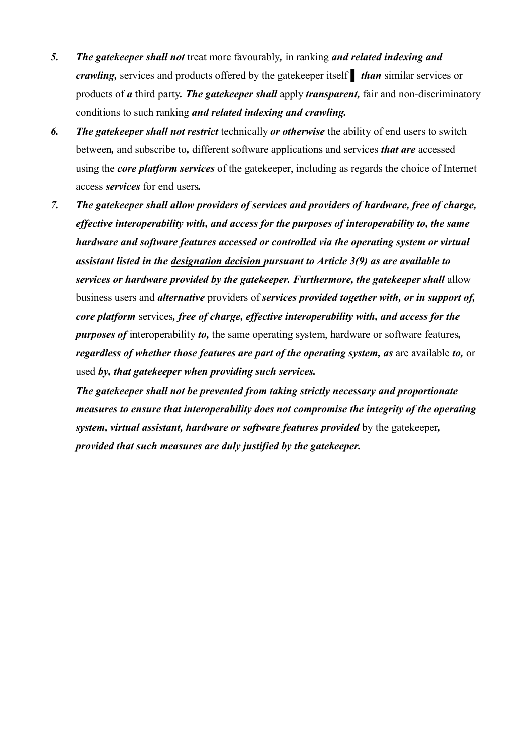5. ***The gatekeeper shall not*** treat more favourably***,*** in ranking ***and related indexing and crawling,*** services and products offered by the gatekeeper itself ▌ ***than*** similar services or products of ***a*** third party***. The gatekeeper shall*** apply ***transparent,*** fair and non-discriminatory conditions to such ranking ***and related indexing and crawling.***

6. ***The gatekeeper shall not restrict*** technically ***or otherwise*** the ability of end users to switch between***,*** and subscribe to***,*** different software applications and services ***that are*** accessed using the ***core platform services*** of the gatekeeper, including as regards the choice of Internet access ***services*** for end users***.***

7. ***The gatekeeper shall allow providers of services and providers of hardware, free of charge, effective interoperability with, and access for the purposes of interoperability to, the same hardware and software features accessed or controlled via the operating system or virtual assistant listed in the <u>designation decision</u> pursuant to Article 3(9) as are available to services or hardware provided by the gatekeeper. Furthermore, the gatekeeper shall*** allow business users and ***alternative*** providers of ***services provided together with, or in support of, core platform*** services***, free of charge, effective interoperability with, and access for the purposes of*** interoperability ***to,*** the same operating system, hardware or software features***, regardless of whether those features are part of the operating system, as*** are available ***to,*** or used ***by, that gatekeeper when providing such services.***

   ***The gatekeeper shall not be prevented from taking strictly necessary and proportionate measures to ensure that interoperability does not compromise the integrity of the operating system, virtual assistant, hardware or software features provided*** by the gatekeeper***, provided that such measures are duly justified by the gatekeeper.***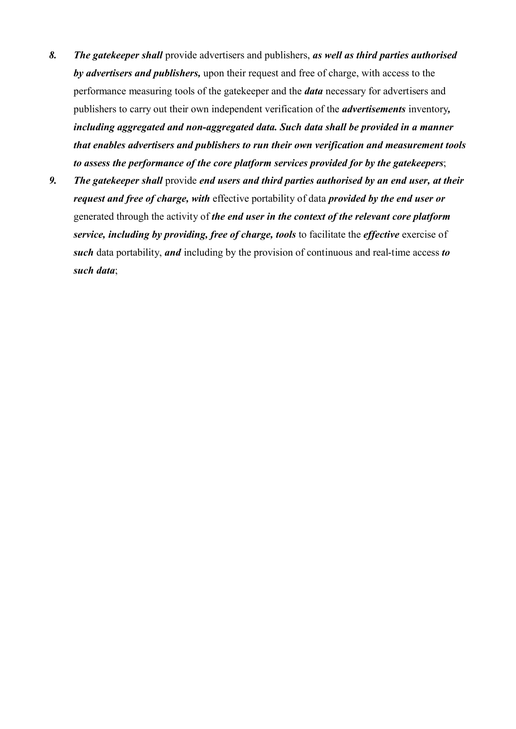*8.* ***The gatekeeper shall*** provide advertisers and publishers, ***as well as third parties authorised by advertisers and publishers,*** upon their request and free of charge, with access to the performance measuring tools of the gatekeeper and the ***data*** necessary for advertisers and publishers to carry out their own independent verification of the ***advertisements*** inventory***, including aggregated and non-aggregated data. Such data shall be provided in a manner that enables advertisers and publishers to run their own verification and measurement tools to assess the performance of the core platform services provided for by the gatekeepers***;

*9.* ***The gatekeeper shall*** provide ***end users and third parties authorised by an end user, at their request and free of charge, with*** effective portability of data ***provided by the end user or*** generated through the activity of ***the end user in the context of the relevant core platform service, including by providing, free of charge, tools*** to facilitate the ***effective*** exercise of ***such*** data portability, ***and*** including by the provision of continuous and real-time access ***to such data***;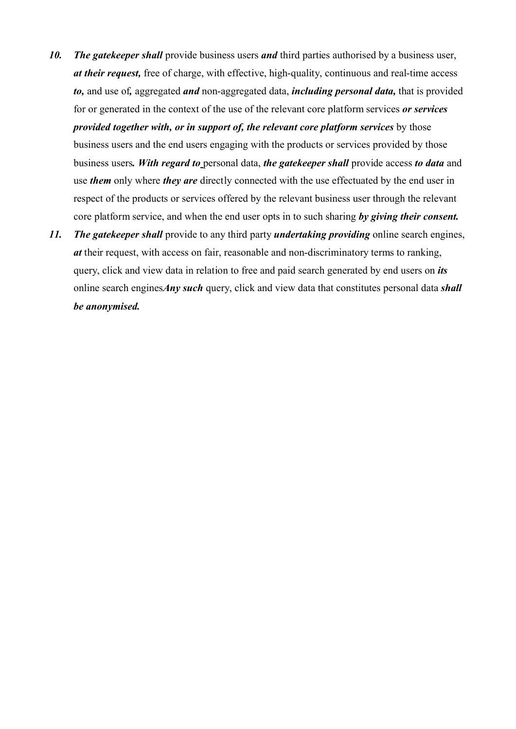10. ***The gatekeeper shall*** provide business users ***and*** third parties authorised by a business user, ***at their request,*** free of charge, with effective, high-quality, continuous and real-time access ***to,*** and use of***,*** aggregated ***and*** non-aggregated data, ***including personal data,*** that is provided for or generated in the context of the use of the relevant core platform services ***or services provided together with, or in support of, the relevant core platform services*** by those business users and the end users engaging with the products or services provided by those business users***. With regard to*** personal data, ***the gatekeeper shall*** provide access ***to data*** and use ***them*** only where ***they are*** directly connected with the use effectuated by the end user in respect of the products or services offered by the relevant business user through the relevant core platform service, and when the end user opts in to such sharing ***by giving their consent.***

11. ***The gatekeeper shall*** provide to any third party ***undertaking providing*** online search engines, ***at*** their request, with access on fair, reasonable and non-discriminatory terms to ranking, query, click and view data in relation to free and paid search generated by end users on ***its*** online search engines***Any such*** query, click and view data that constitutes personal data ***shall be anonymised.***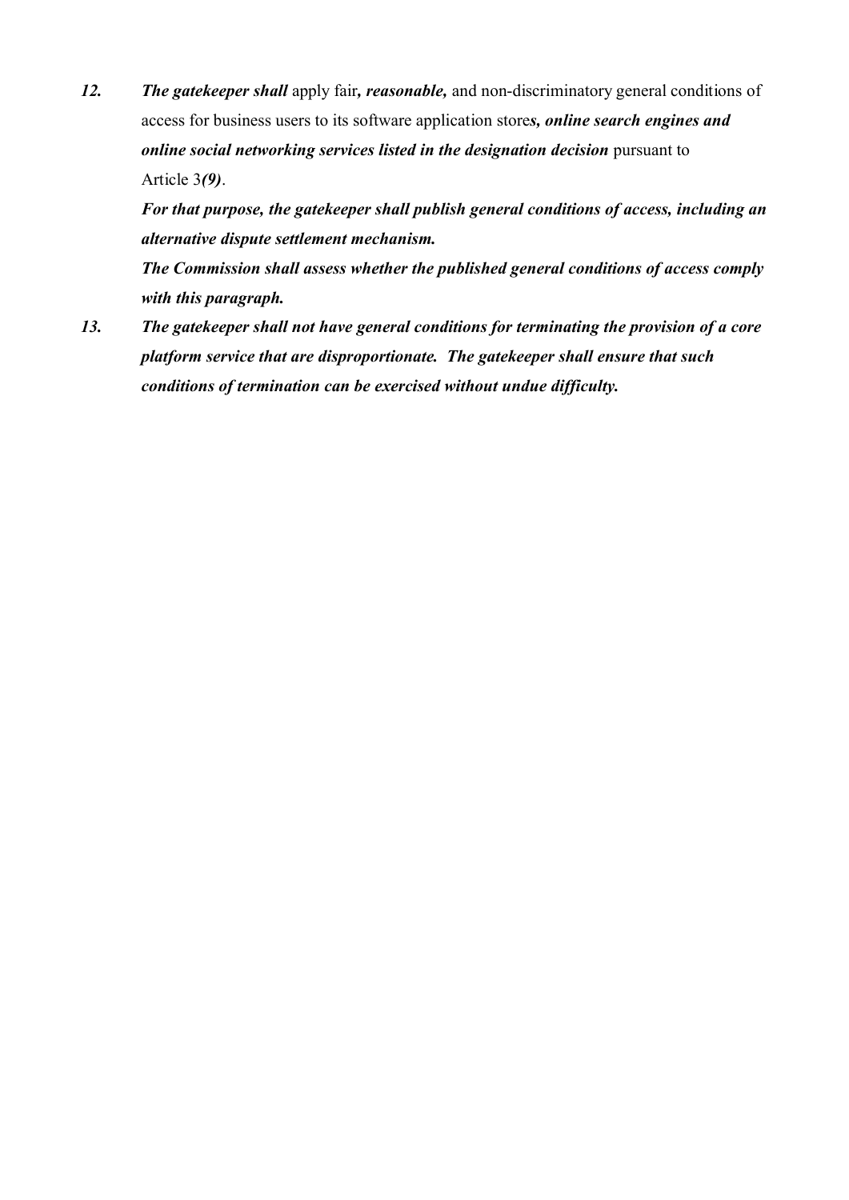12. ***The gatekeeper shall*** apply fair***, reasonable,*** and non-discriminatory general conditions of access for business users to its software application store***s, online search engines and online social networking services listed in the designation decision*** pursuant to Article 3***(9)***.

    ***For that purpose, the gatekeeper shall publish general conditions of access, including an alternative dispute settlement mechanism.***

    ***The Commission shall assess whether the published general conditions of access comply with this paragraph.***

13. ***The gatekeeper shall not have general conditions for terminating the provision of a core platform service that are disproportionate. The gatekeeper shall ensure that such conditions of termination can be exercised without undue difficulty.***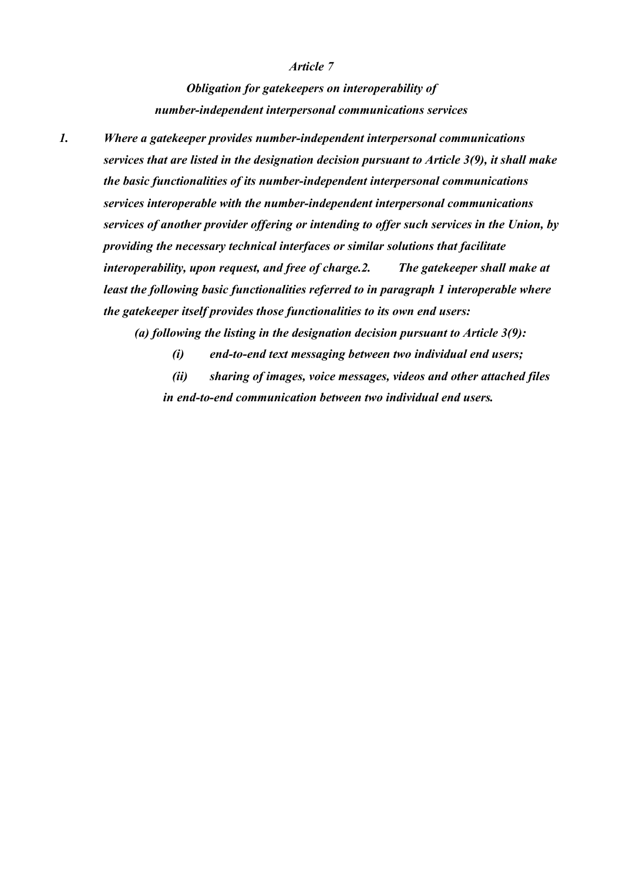*Article 7*

***Obligation for gatekeepers on interoperability of number-independent interpersonal communications services***

***1. Where a gatekeeper provides number-independent interpersonal communications services that are listed in the designation decision pursuant to Article 3(9), it shall make the basic functionalities of its number-independent interpersonal communications services interoperable with the number-independent interpersonal communications services of another provider offering or intending to offer such services in the Union, by providing the necessary technical interfaces or similar solutions that facilitate interoperability, upon request, and free of charge.2. The gatekeeper shall make at least the following basic functionalities referred to in paragraph 1 interoperable where the gatekeeper itself provides those functionalities to its own end users:***

***(a) following the listing in the designation decision pursuant to Article 3(9):***

***(i) end-to-end text messaging between two individual end users;***

***(ii) sharing of images, voice messages, videos and other attached files in end-to-end communication between two individual end users.***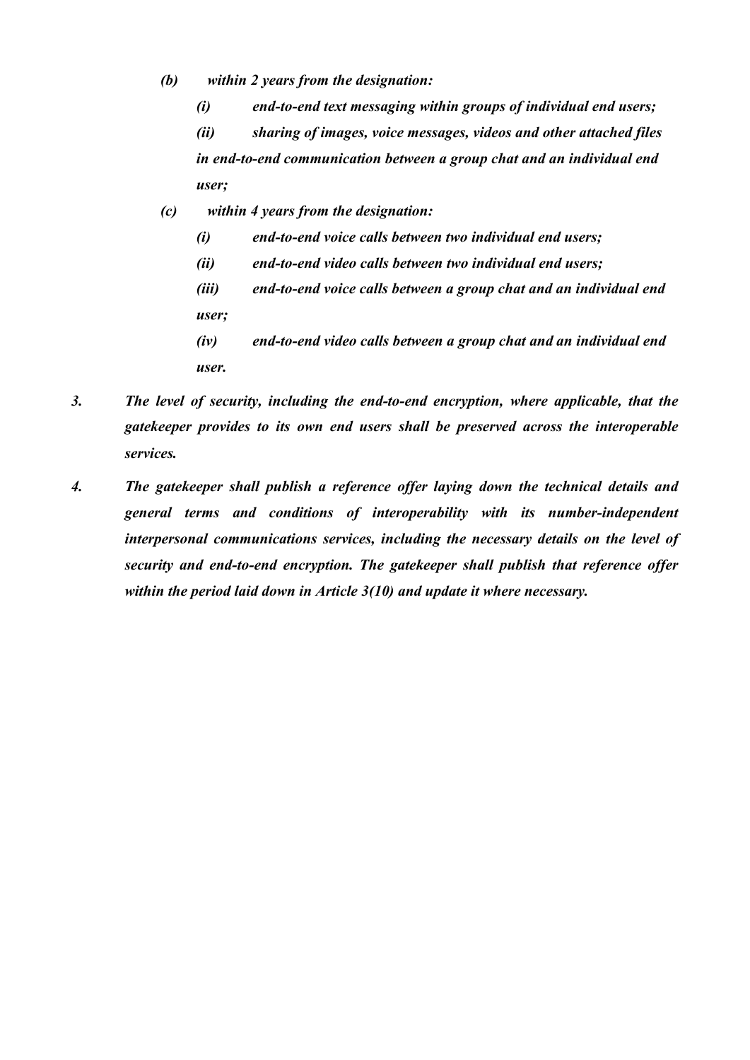*(b) within 2 years from the designation:*

*(i) end-to-end text messaging within groups of individual end users;*

*(ii) sharing of images, voice messages, videos and other attached files in end-to-end communication between a group chat and an individual end user;*

*(c) within 4 years from the designation:*

*(i) end-to-end voice calls between two individual end users;*

*(ii) end-to-end video calls between two individual end users;*

*(iii) end-to-end voice calls between a group chat and an individual end user;*

*(iv) end-to-end video calls between a group chat and an individual end user.*

***3. The level of security, including the end-to-end encryption, where applicable, that the gatekeeper provides to its own end users shall be preserved across the interoperable services.***

***4. The gatekeeper shall publish a reference offer laying down the technical details and general terms and conditions of interoperability with its number-independent interpersonal communications services, including the necessary details on the level of security and end-to-end encryption. The gatekeeper shall publish that reference offer within the period laid down in Article 3(10) and update it where necessary.***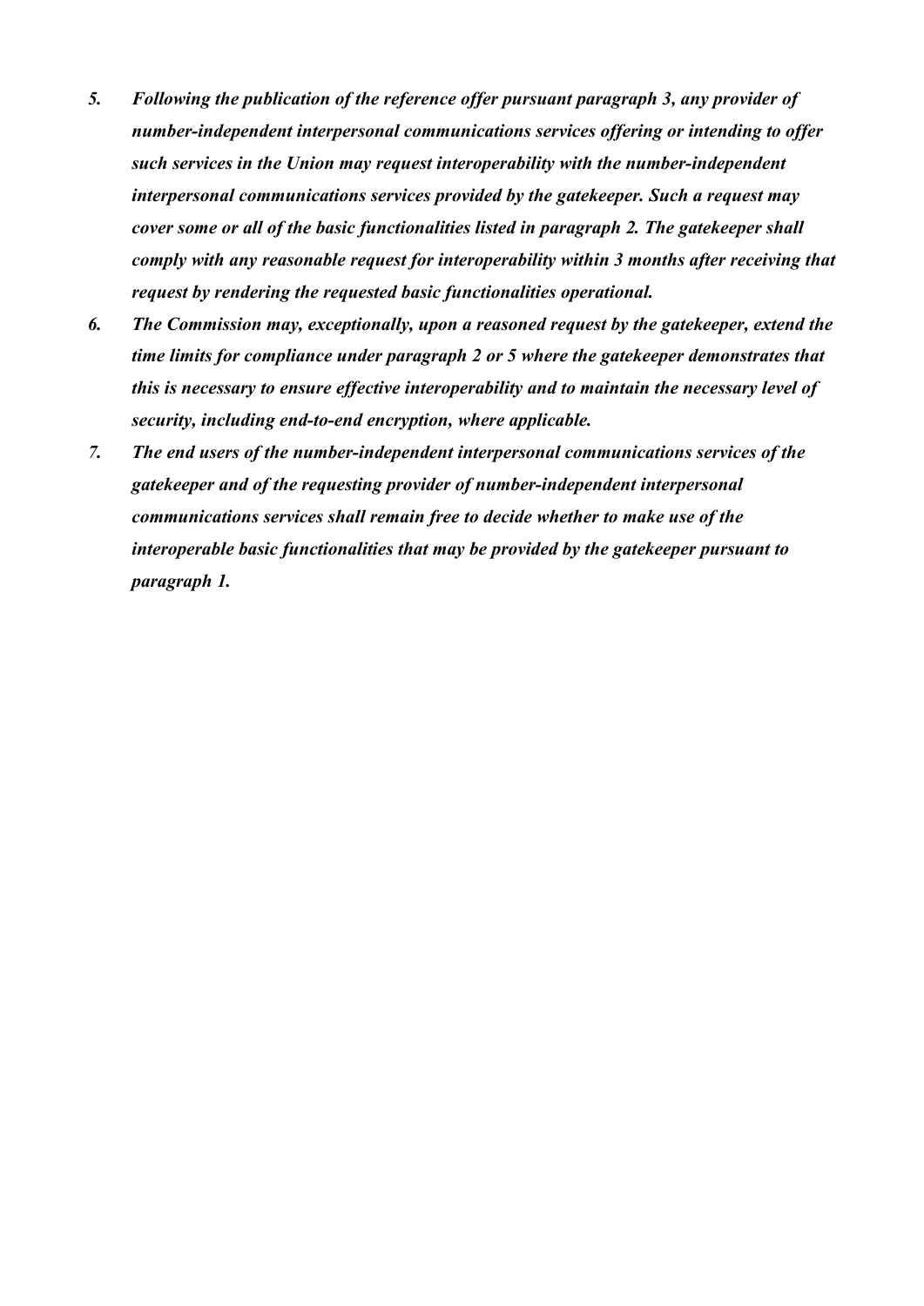5. ***Following the publication of the reference offer pursuant paragraph 3, any provider of number-independent interpersonal communications services offering or intending to offer such services in the Union may request interoperability with the number-independent interpersonal communications services provided by the gatekeeper. Such a request may cover some or all of the basic functionalities listed in paragraph 2. The gatekeeper shall comply with any reasonable request for interoperability within 3 months after receiving that request by rendering the requested basic functionalities operational.***
6. ***The Commission may, exceptionally, upon a reasoned request by the gatekeeper, extend the time limits for compliance under paragraph 2 or 5 where the gatekeeper demonstrates that this is necessary to ensure effective interoperability and to maintain the necessary level of security, including end-to-end encryption, where applicable.***
7. ***The end users of the number-independent interpersonal communications services of the gatekeeper and of the requesting provider of number-independent interpersonal communications services shall remain free to decide whether to make use of the interoperable basic functionalities that may be provided by the gatekeeper pursuant to paragraph 1.***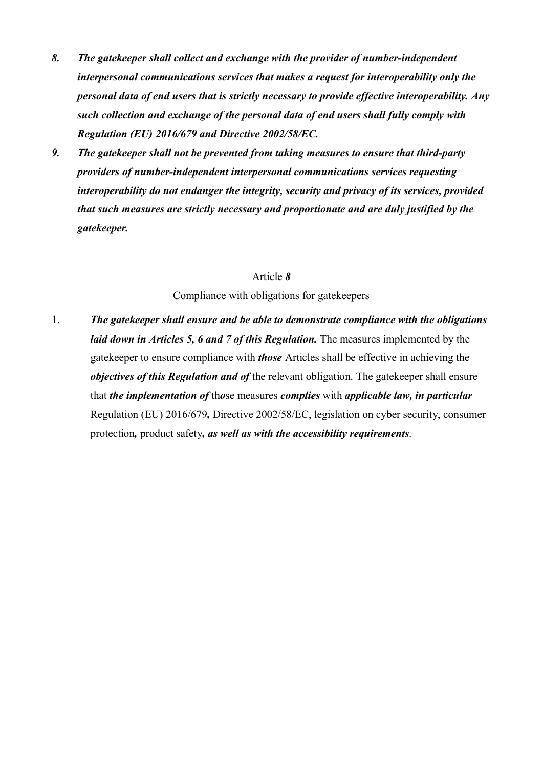8. ***The gatekeeper shall collect and exchange with the provider of number-independent interpersonal communications services that makes a request for interoperability only the personal data of end users that is strictly necessary to provide effective interoperability. Any such collection and exchange of the personal data of end users shall fully comply with Regulation (EU) 2016/679 and Directive 2002/58/EC.***
9. ***The gatekeeper shall not be prevented from taking measures to ensure that third-party providers of number-independent interpersonal communications services requesting interoperability do not endanger the integrity, security and privacy of its services, provided that such measures are strictly necessary and proportionate and are duly justified by the gatekeeper.***

Article ***8***

Compliance with obligations for gatekeepers

1. ***The gatekeeper shall ensure and be able to demonstrate compliance with the obligations laid down in Articles 5, 6 and 7 of this Regulation.*** The measures implemented by the gatekeeper to ensure compliance with ***those*** Articles shall be effective in achieving the ***objectives of this Regulation and of*** the relevant obligation. The gatekeeper shall ensure that ***the implementation of*** th***o***se measures ***complies*** with ***applicable law, in particular*** Regulation (EU) 2016/679***,*** Directive 2002/58/EC, legislation on cyber security, consumer protection***,*** product safety***, as well as with the accessibility requirements***.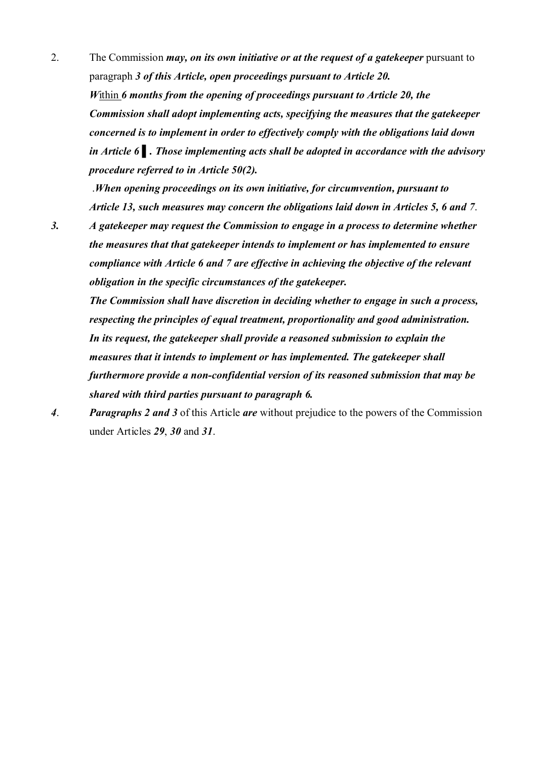2. The Commission ***may, on its own initiative or at the request of a gatekeeper*** pursuant to paragraph ***3 of this Article, open proceedings pursuant to Article 20.***

***W**ithin **6 months from the opening of proceedings pursuant to Article 20, the Commission shall adopt implementing acts, specifying the measures that the gatekeeper concerned is to implement in order to effectively comply with the obligations laid down in Article 6 ▌. Those implementing acts shall be adopted in accordance with the advisory procedure referred to in Article 50(2).***

.***When opening proceedings on its own initiative, for circumvention, pursuant to Article 13, such measures may concern the obligations laid down in Articles 5, 6 and 7***.

***3. A gatekeeper may request the Commission to engage in a process to determine whether the measures that that gatekeeper intends to implement or has implemented to ensure compliance with Article 6 and 7 are effective in achieving the objective of the relevant obligation in the specific circumstances of the gatekeeper.***

***The Commission shall have discretion in deciding whether to engage in such a process, respecting the principles of equal treatment, proportionality and good administration. In its request, the gatekeeper shall provide a reasoned submission to explain the measures that it intends to implement or has implemented. The gatekeeper shall furthermore provide a non-confidential version of its reasoned submission that may be shared with third parties pursuant to paragraph 6.***

***4***. ***Paragraphs 2 and 3*** of this Article ***are*** without prejudice to the powers of the Commission under Articles ***29***, ***30*** and ***31***.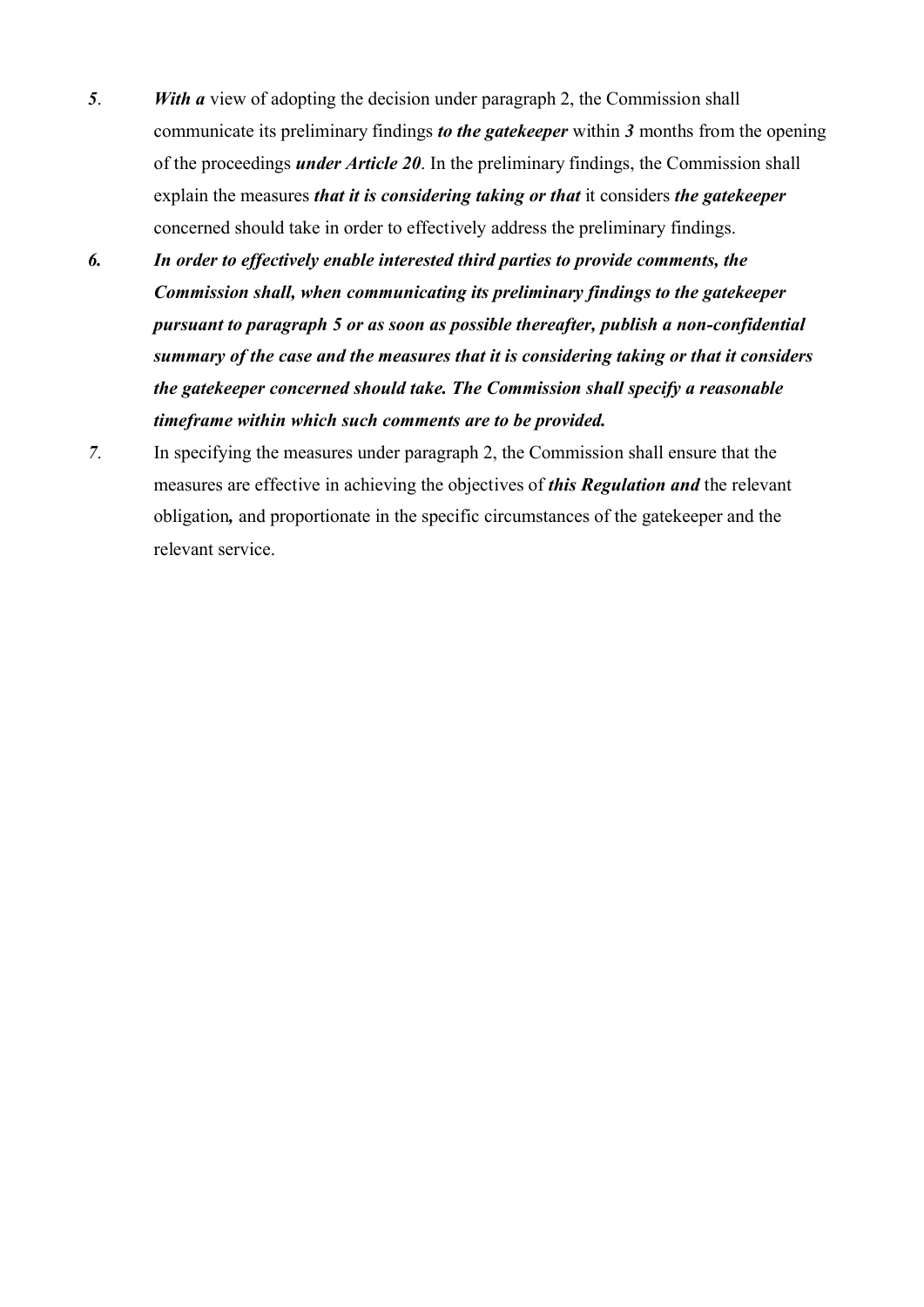***5***. ***With a*** view of adopting the decision under paragraph 2, the Commission shall communicate its preliminary findings ***to the gatekeeper*** within ***3*** months from the opening of the proceedings ***under Article 20***. In the preliminary findings, the Commission shall explain the measures ***that it is considering taking or that*** it considers ***the gatekeeper*** concerned should take in order to effectively address the preliminary findings.

***6. In order to effectively enable interested third parties to provide comments, the Commission shall, when communicating its preliminary findings to the gatekeeper pursuant to paragraph 5 or as soon as possible thereafter, publish a non-confidential summary of the case and the measures that it is considering taking or that it considers the gatekeeper concerned should take. The Commission shall specify a reasonable timeframe within which such comments are to be provided.***

*7*. In specifying the measures under paragraph 2, the Commission shall ensure that the measures are effective in achieving the objectives of ***this Regulation and*** the relevant obligation***,*** and proportionate in the specific circumstances of the gatekeeper and the relevant service.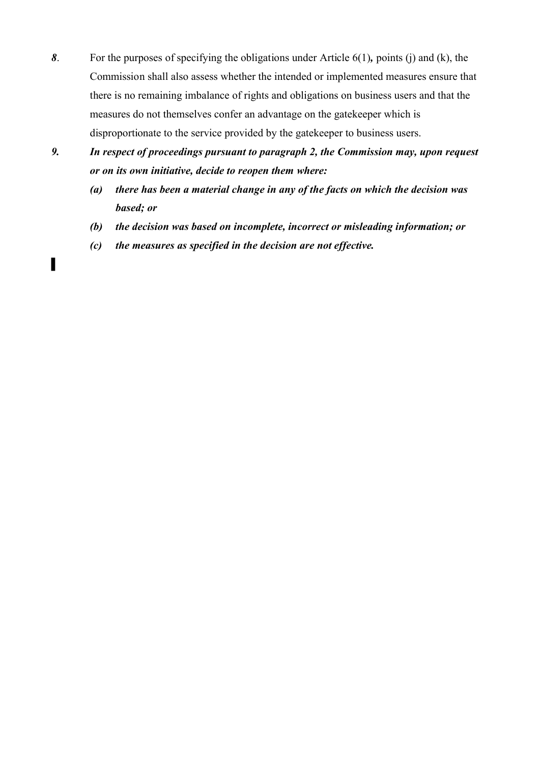*8*. For the purposes of specifying the obligations under Article 6(1)**,** points (j) and (k), the Commission shall also assess whether the intended or implemented measures ensure that there is no remaining imbalance of rights and obligations on business users and that the measures do not themselves confer an advantage on the gatekeeper which is disproportionate to the service provided by the gatekeeper to business users.

***9. In respect of proceedings pursuant to paragraph 2, the Commission may, upon request or on its own initiative, decide to reopen them where:***

***(a) there has been a material change in any of the facts on which the decision was based; or***

***(b) the decision was based on incomplete, incorrect or misleading information; or***

***(c) the measures as specified in the decision are not effective.***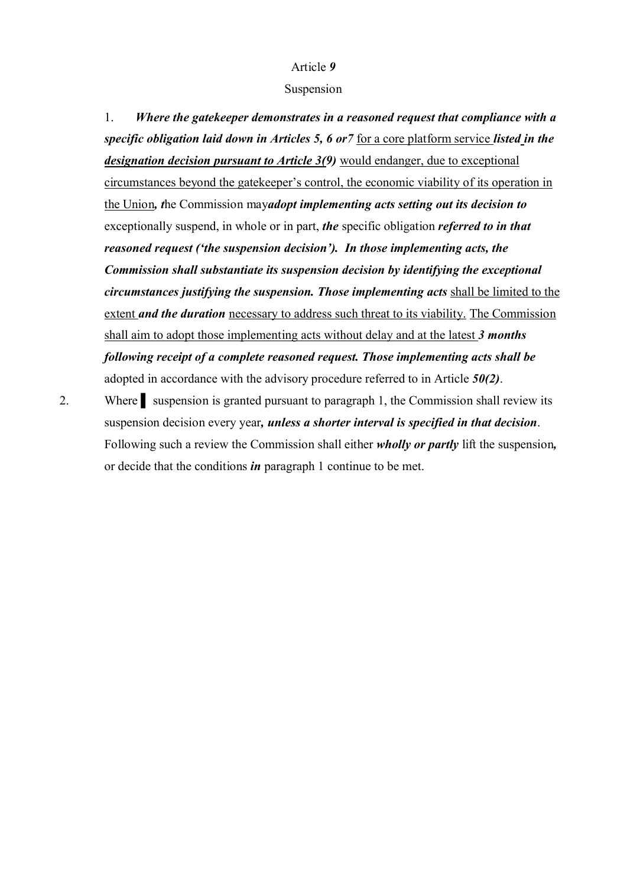Article ***9***

Suspension

1. ***Where the gatekeeper demonstrates in a reasoned request that compliance with a specific obligation laid down in Articles 5, 6 or7*** <u>for a core platform service</u> ***<u>listed</u> in the <u>designation decision pursuant to Article 3(9)</u>*** <u>would endanger, due to exceptional circumstances beyond the gatekeeper's control, the economic viability of its operation in the Union</u>***, t***he Commission may***adopt implementing acts setting out its decision to*** exceptionally suspend, in whole or in part, ***the*** specific obligation ***referred to in that reasoned request ('the suspension decision'). In those implementing acts, the Commission shall substantiate its suspension decision by identifying the exceptional circumstances justifying the suspension. Those implementing acts*** <u>shall be limited to the extent</u> ***and the duration*** <u>necessary to address such threat to its viability.</u> <u>The Commission shall aim to adopt those implementing acts without delay and at the latest</u> ***3 months following receipt of a complete reasoned request. Those implementing acts shall be*** adopted in accordance with the advisory procedure referred to in Article ***50(2)***.

2. Where ▌ suspension is granted pursuant to paragraph 1, the Commission shall review its suspension decision every year***, unless a shorter interval is specified in that decision***. Following such a review the Commission shall either ***wholly or partly*** lift the suspension***,*** or decide that the conditions ***in*** paragraph 1 continue to be met.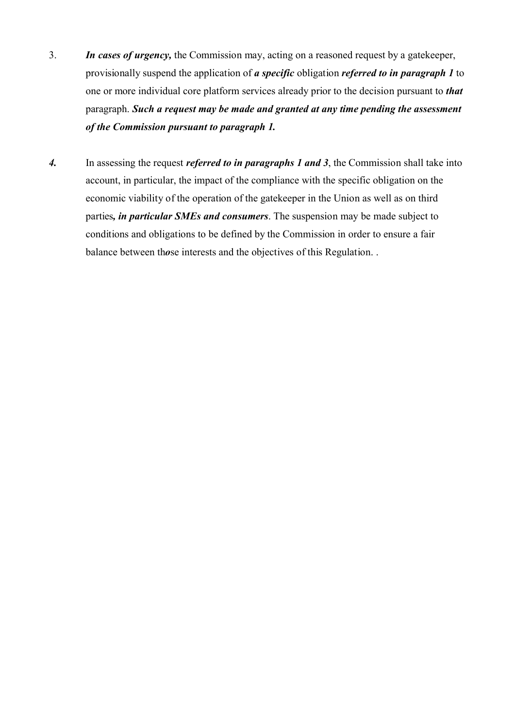3. ***In cases of urgency,*** the Commission may, acting on a reasoned request by a gatekeeper, provisionally suspend the application of ***a specific*** obligation ***referred to in paragraph 1*** to one or more individual core platform services already prior to the decision pursuant to ***that*** paragraph. ***Such a request may be made and granted at any time pending the assessment of the Commission pursuant to paragraph 1.***

***4.*** In assessing the request ***referred to in paragraphs 1 and 3***, the Commission shall take into account, in particular, the impact of the compliance with the specific obligation on the economic viability of the operation of the gatekeeper in the Union as well as on third parties***, in particular SMEs and consumers***. The suspension may be made subject to conditions and obligations to be defined by the Commission in order to ensure a fair balance between th***o***se interests and the objectives of this Regulation. .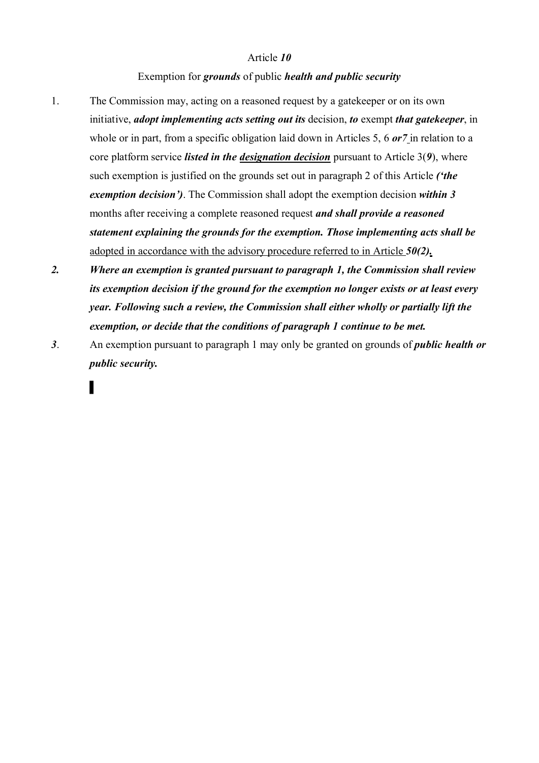Article ***10***

Exemption for ***grounds*** of public ***health and public security***

1. The Commission may, acting on a reasoned request by a gatekeeper or on its own initiative, ***adopt implementing acts setting out its*** decision, ***to*** exempt ***that gatekeeper***, in whole or in part, from a specific obligation laid down in Articles 5, 6 ***or7*** in relation to a core platform service ***listed in the designation decision*** pursuant to Article 3(***9***), where such exemption is justified on the grounds set out in paragraph 2 of this Article ***('the exemption decision')***. The Commission shall adopt the exemption decision ***within 3*** months after receiving a complete reasoned request ***and shall provide a reasoned statement explaining the grounds for the exemption. Those implementing acts shall be*** adopted in accordance with the advisory procedure referred to in Article ***50(2).***

***2.*** ***Where an exemption is granted pursuant to paragraph 1, the Commission shall review its exemption decision if the ground for the exemption no longer exists or at least every year. Following such a review, the Commission shall either wholly or partially lift the exemption, or decide that the conditions of paragraph 1 continue to be met.***

***3***. An exemption pursuant to paragraph 1 may only be granted on grounds of ***public health or public security.***

▌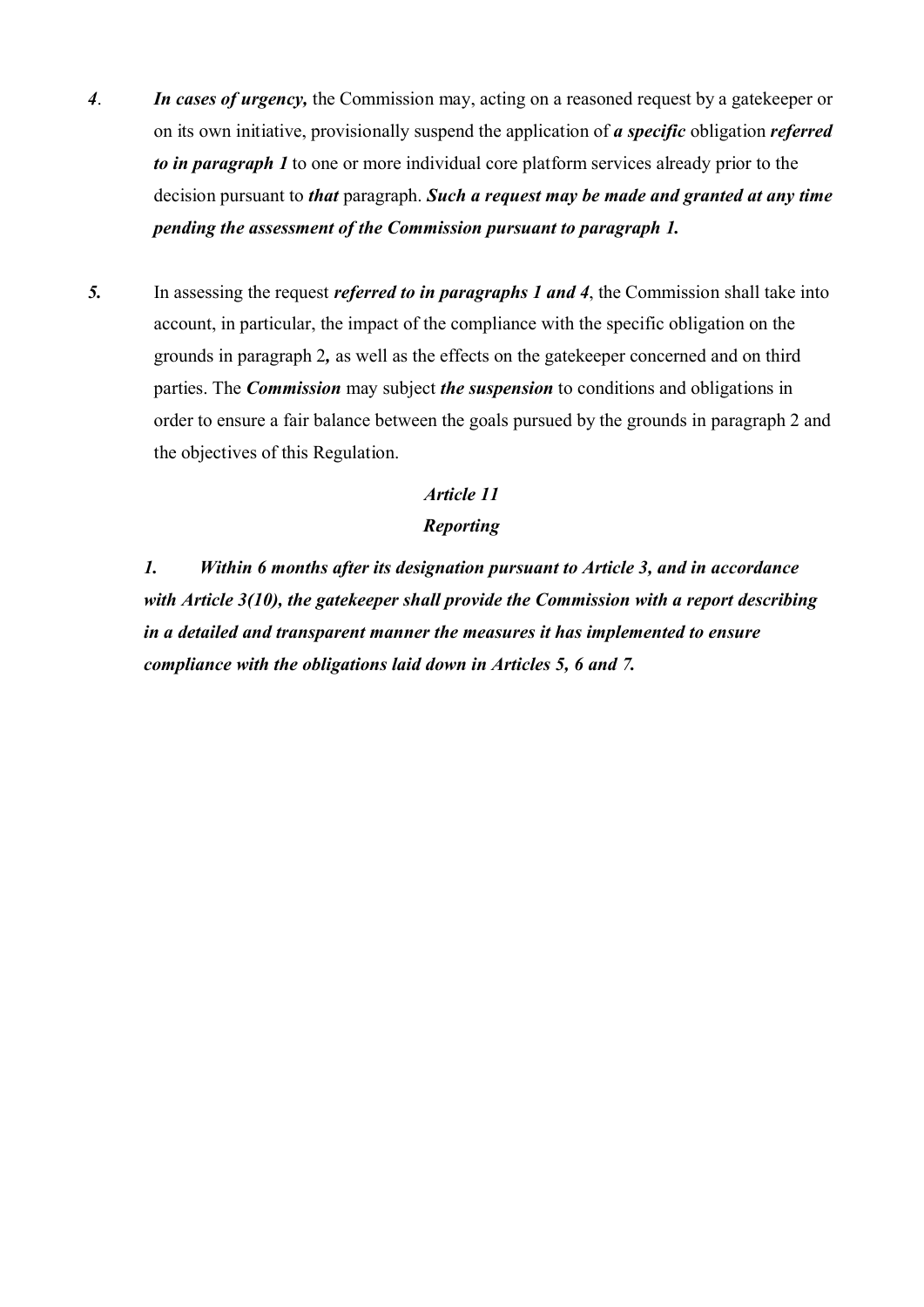*4*. ***In cases of urgency,*** the Commission may, acting on a reasoned request by a gatekeeper or on its own initiative, provisionally suspend the application of ***a specific*** obligation ***referred to in paragraph 1*** to one or more individual core platform services already prior to the decision pursuant to ***that*** paragraph. ***Such a request may be made and granted at any time pending the assessment of the Commission pursuant to paragraph 1.***

***5.*** In assessing the request ***referred to in paragraphs 1 and 4***, the Commission shall take into account, in particular, the impact of the compliance with the specific obligation on the grounds in paragraph 2***,*** as well as the effects on the gatekeeper concerned and on third parties. The ***Commission*** may subject ***the suspension*** to conditions and obligations in order to ensure a fair balance between the goals pursued by the grounds in paragraph 2 and the objectives of this Regulation.

***Article 11***

***Reporting***

***1. Within 6 months after its designation pursuant to Article 3, and in accordance with Article 3(10), the gatekeeper shall provide the Commission with a report describing in a detailed and transparent manner the measures it has implemented to ensure compliance with the obligations laid down in Articles 5, 6 and 7.***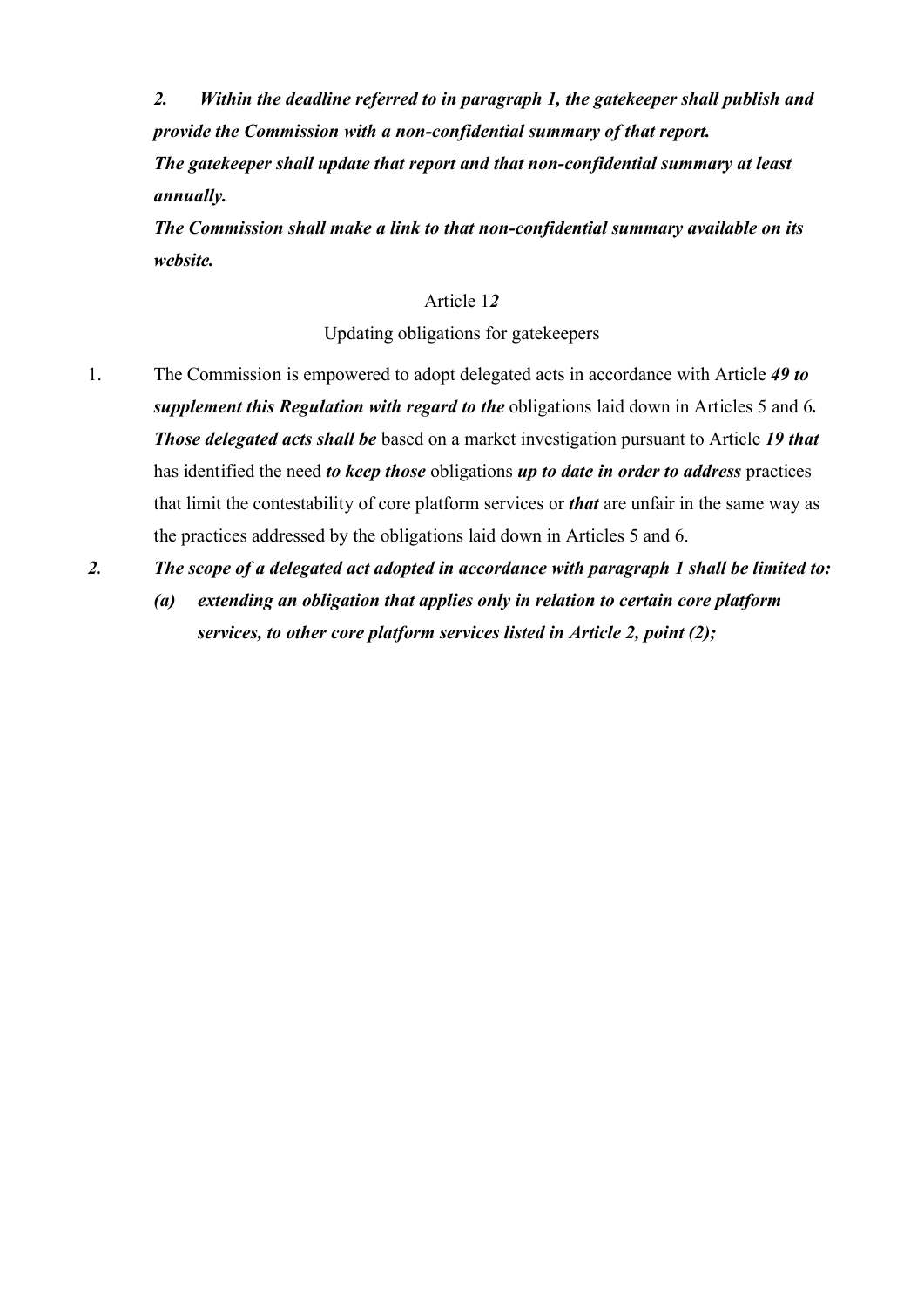***2. Within the deadline referred to in paragraph 1, the gatekeeper shall publish and provide the Commission with a non-confidential summary of that report.***

***The gatekeeper shall update that report and that non-confidential summary at least annually.***

***The Commission shall make a link to that non-confidential summary available on its website.***

Article 1***2***

Updating obligations for gatekeepers

1. The Commission is empowered to adopt delegated acts in accordance with Article ***49 to supplement this Regulation with regard to the*** obligations laid down in Articles 5 and 6***. Those delegated acts shall be*** based on a market investigation pursuant to Article ***19 that*** has identified the need ***to keep those*** obligations ***up to date in order to address*** practices that limit the contestability of core platform services or ***that*** are unfair in the same way as the practices addressed by the obligations laid down in Articles 5 and 6.

***2. The scope of a delegated act adopted in accordance with paragraph 1 shall be limited to:***

***(a) extending an obligation that applies only in relation to certain core platform services, to other core platform services listed in Article 2, point (2);***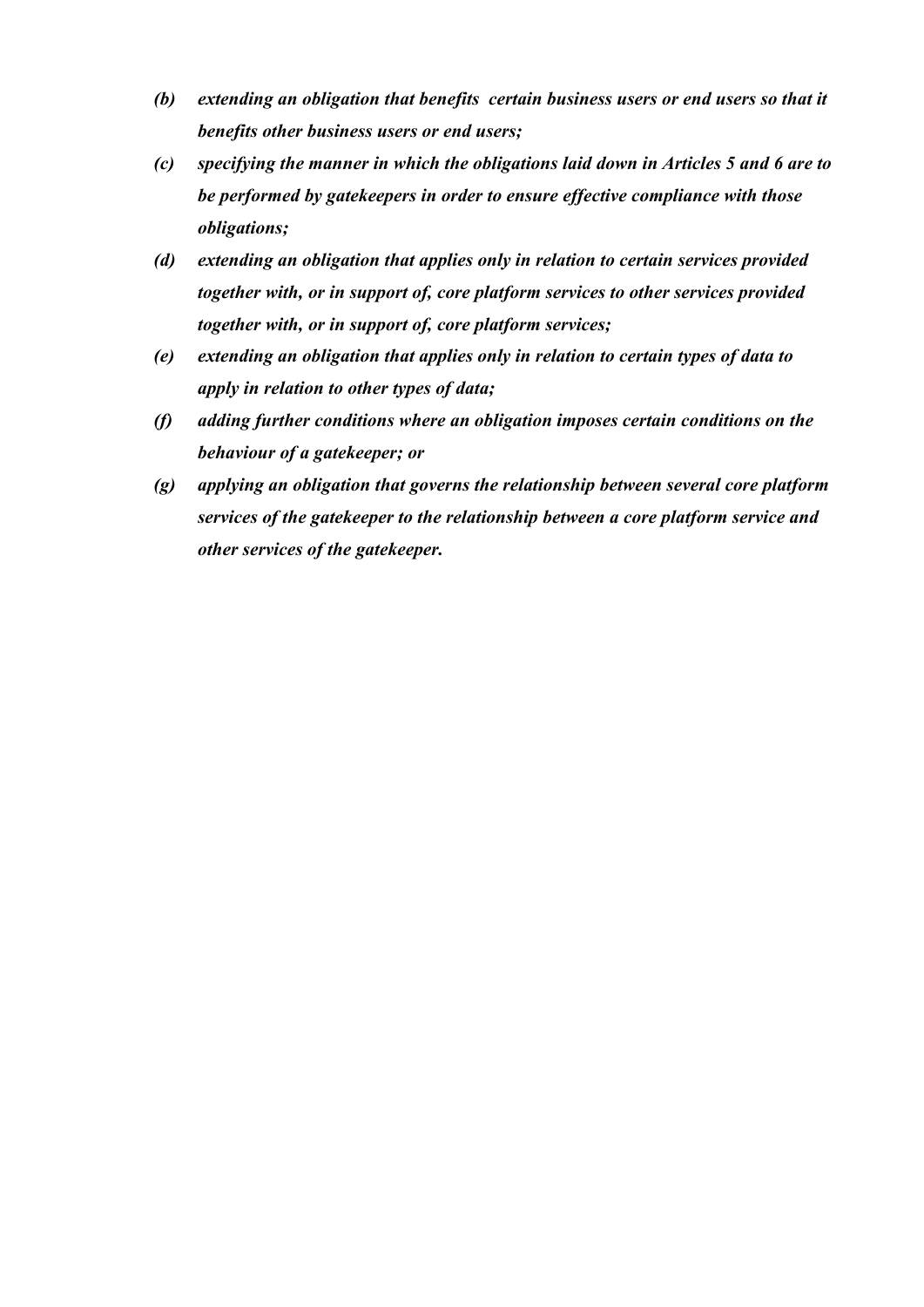***(b)*** ***extending an obligation that benefits certain business users or end users so that it benefits other business users or end users;***

***(c)*** ***specifying the manner in which the obligations laid down in Articles 5 and 6 are to be performed by gatekeepers in order to ensure effective compliance with those obligations;***

***(d)*** ***extending an obligation that applies only in relation to certain services provided together with, or in support of, core platform services to other services provided together with, or in support of, core platform services;***

***(e)*** ***extending an obligation that applies only in relation to certain types of data to apply in relation to other types of data;***

***(f)*** ***adding further conditions where an obligation imposes certain conditions on the behaviour of a gatekeeper; or***

***(g)*** ***applying an obligation that governs the relationship between several core platform services of the gatekeeper to the relationship between a core platform service and other services of the gatekeeper.***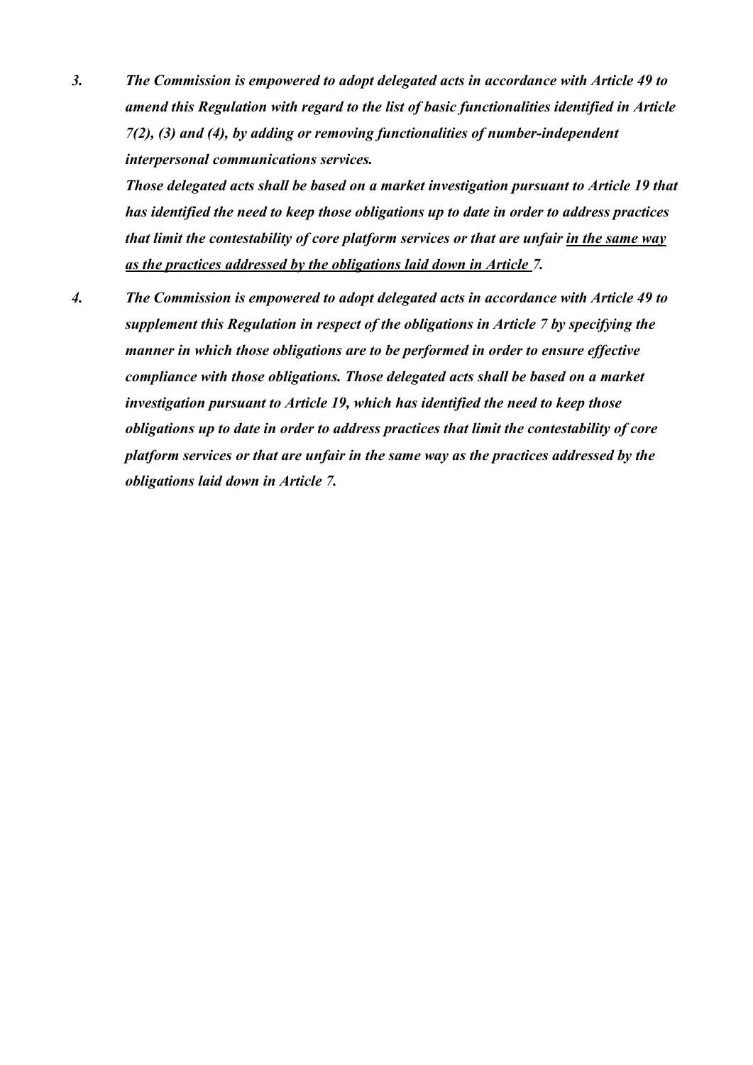***3. The Commission is empowered to adopt delegated acts in accordance with Article 49 to amend this Regulation with regard to the list of basic functionalities identified in Article 7(2), (3) and (4), by adding or removing functionalities of number-independent interpersonal communications services.***

***Those delegated acts shall be based on a market investigation pursuant to Article 19 that has identified the need to keep those obligations up to date in order to address practices that limit the contestability of core platform services or that are unfair <u>in the same way as the practices addressed by the obligations laid down in Article</u> 7.***

***4. The Commission is empowered to adopt delegated acts in accordance with Article 49 to supplement this Regulation in respect of the obligations in Article 7 by specifying the manner in which those obligations are to be performed in order to ensure effective compliance with those obligations. Those delegated acts shall be based on a market investigation pursuant to Article 19, which has identified the need to keep those obligations up to date in order to address practices that limit the contestability of core platform services or that are unfair in the same way as the practices addressed by the obligations laid down in Article 7.***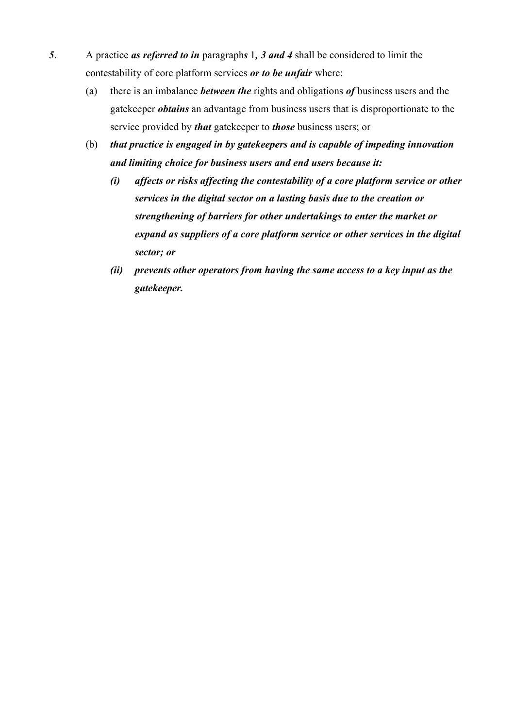***5***. A practice ***as referred to in*** paragraph***s*** 1***, 3 and 4*** shall be considered to limit the contestability of core platform services ***or to be unfair*** where:

(a) there is an imbalance ***between the*** rights and obligations ***of*** business users and the gatekeeper ***obtains*** an advantage from business users that is disproportionate to the service provided by ***that*** gatekeeper to ***those*** business users; or

(b) ***that practice is engaged in by gatekeepers and is capable of impeding innovation and limiting choice for business users and end users because it:***

***(i) affects or risks affecting the contestability of a core platform service or other services in the digital sector on a lasting basis due to the creation or strengthening of barriers for other undertakings to enter the market or expand as suppliers of a core platform service or other services in the digital sector; or***

***(ii) prevents other operators from having the same access to a key input as the gatekeeper.***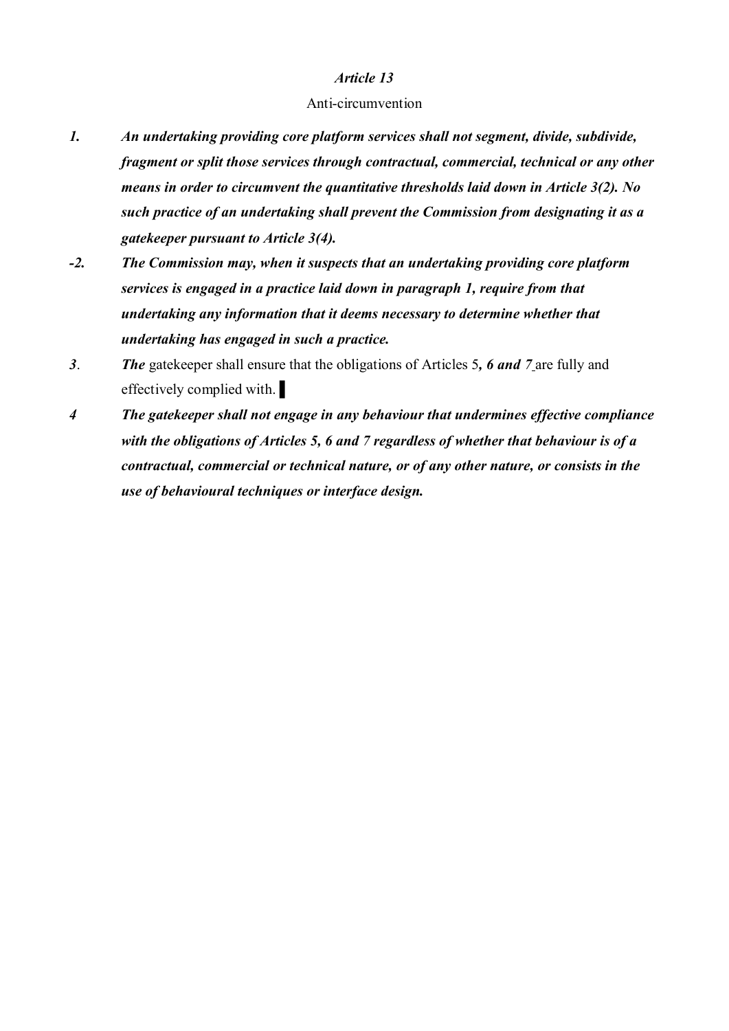*Article 13*

Anti-circumvention

*1.* ***An undertaking providing core platform services shall not segment, divide, subdivide, fragment or split those services through contractual, commercial, technical or any other means in order to circumvent the quantitative thresholds laid down in Article 3(2). No such practice of an undertaking shall prevent the Commission from designating it as a gatekeeper pursuant to Article 3(4).***

*-2.* ***The Commission may, when it suspects that an undertaking providing core platform services is engaged in a practice laid down in paragraph 1, require from that undertaking any information that it deems necessary to determine whether that undertaking has engaged in such a practice.***

*3*. ***The*** gatekeeper shall ensure that the obligations of Articles 5***, 6 and 7*** are fully and effectively complied with. ▌

*4* ***The gatekeeper shall not engage in any behaviour that undermines effective compliance with the obligations of Articles 5, 6 and 7 regardless of whether that behaviour is of a contractual, commercial or technical nature, or of any other nature, or consists in the use of behavioural techniques or interface design.***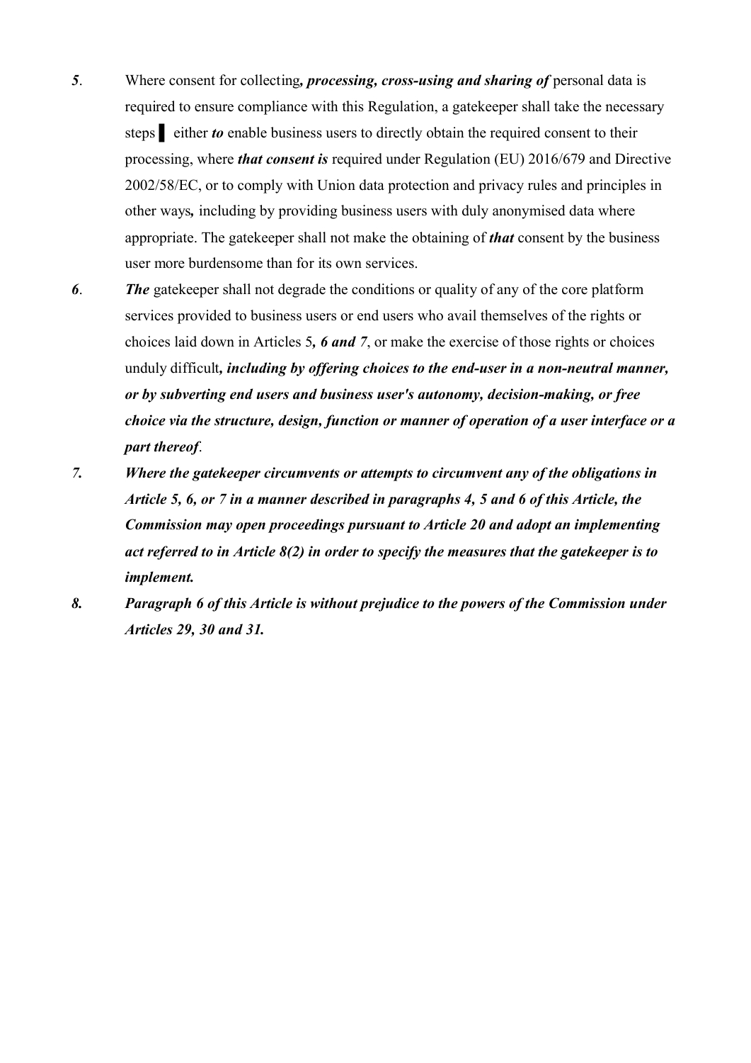***5***. Where consent for collecting***, processing, cross-using and sharing of*** personal data is required to ensure compliance with this Regulation, a gatekeeper shall take the necessary steps ▌ either ***to*** enable business users to directly obtain the required consent to their processing, where ***that consent is*** required under Regulation (EU) 2016/679 and Directive 2002/58/EC, or to comply with Union data protection and privacy rules and principles in other ways***,*** including by providing business users with duly anonymised data where appropriate. The gatekeeper shall not make the obtaining of ***that*** consent by the business user more burdensome than for its own services.

***6***. ***The*** gatekeeper shall not degrade the conditions or quality of any of the core platform services provided to business users or end users who avail themselves of the rights or choices laid down in Articles 5***, 6 and*** *7*, or make the exercise of those rights or choices unduly difficult***, including by offering choices to the end-user in a non-neutral manner, or by subverting end users and business user's autonomy, decision-making, or free choice via the structure, design, function or manner of operation of a user interface or a part thereof***.

***7. Where the gatekeeper circumvents or attempts to circumvent any of the obligations in Article 5, 6, or 7 in a manner described in paragraphs 4, 5 and 6 of this Article, the Commission may open proceedings pursuant to Article 20 and adopt an implementing act referred to in Article 8(2) in order to specify the measures that the gatekeeper is to implement.***

***8. Paragraph 6 of this Article is without prejudice to the powers of the Commission under Articles 29, 30 and 31.***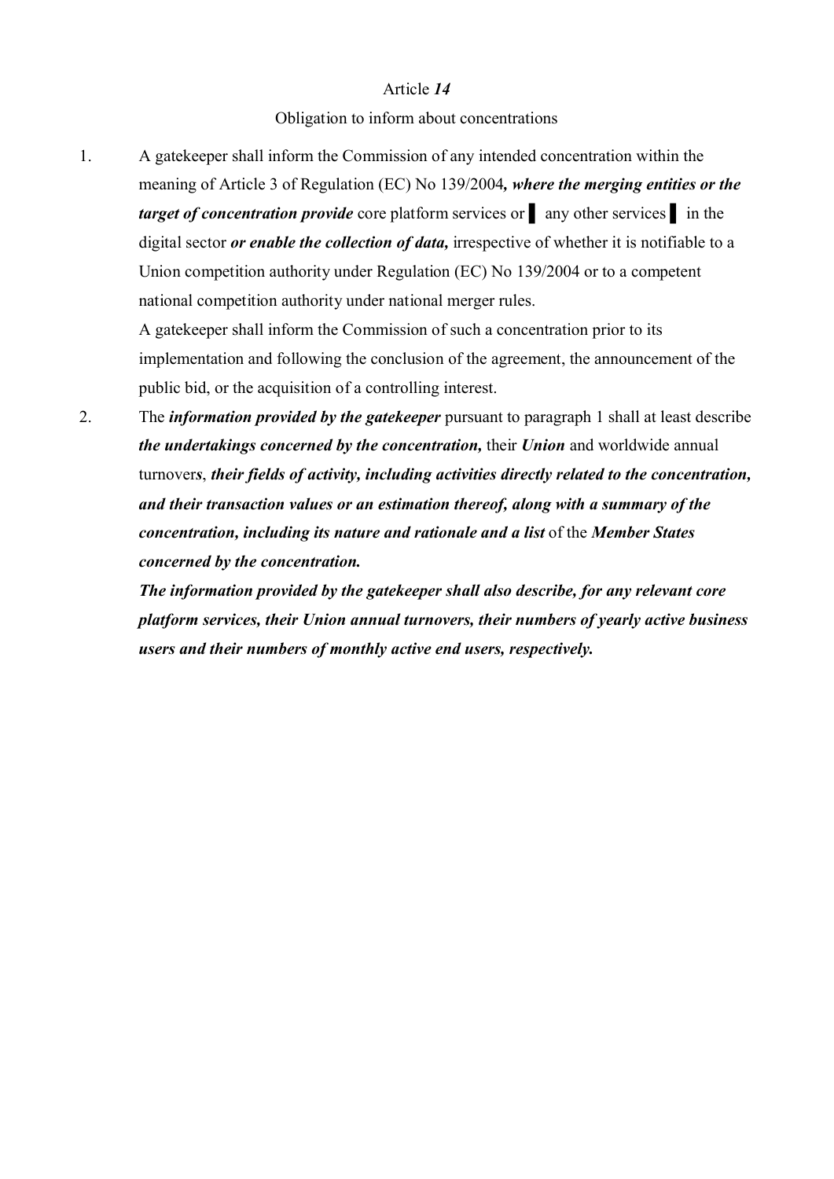Article ***14***

Obligation to inform about concentrations

1. A gatekeeper shall inform the Commission of any intended concentration within the meaning of Article 3 of Regulation (EC) No 139/2004***, where the merging entities or the target of concentration provide*** core platform services or ▌ any other services ▌ in the digital sector ***or enable the collection of data,*** irrespective of whether it is notifiable to a Union competition authority under Regulation (EC) No 139/2004 or to a competent national competition authority under national merger rules.

   A gatekeeper shall inform the Commission of such a concentration prior to its implementation and following the conclusion of the agreement, the announcement of the public bid, or the acquisition of a controlling interest.

2. The ***information provided by the gatekeeper*** pursuant to paragraph 1 shall at least describe ***the undertakings concerned by the concentration,*** their ***Union*** and worldwide annual turnover***s***, ***their fields of activity, including activities directly related to the concentration, and their transaction values or an estimation thereof, along with a summary of the concentration, including its nature and rationale and a list*** of the ***Member States concerned by the concentration.***

   ***The information provided by the gatekeeper shall also describe, for any relevant core platform services, their Union annual turnovers, their numbers of yearly active business users and their numbers of monthly active end users, respectively.***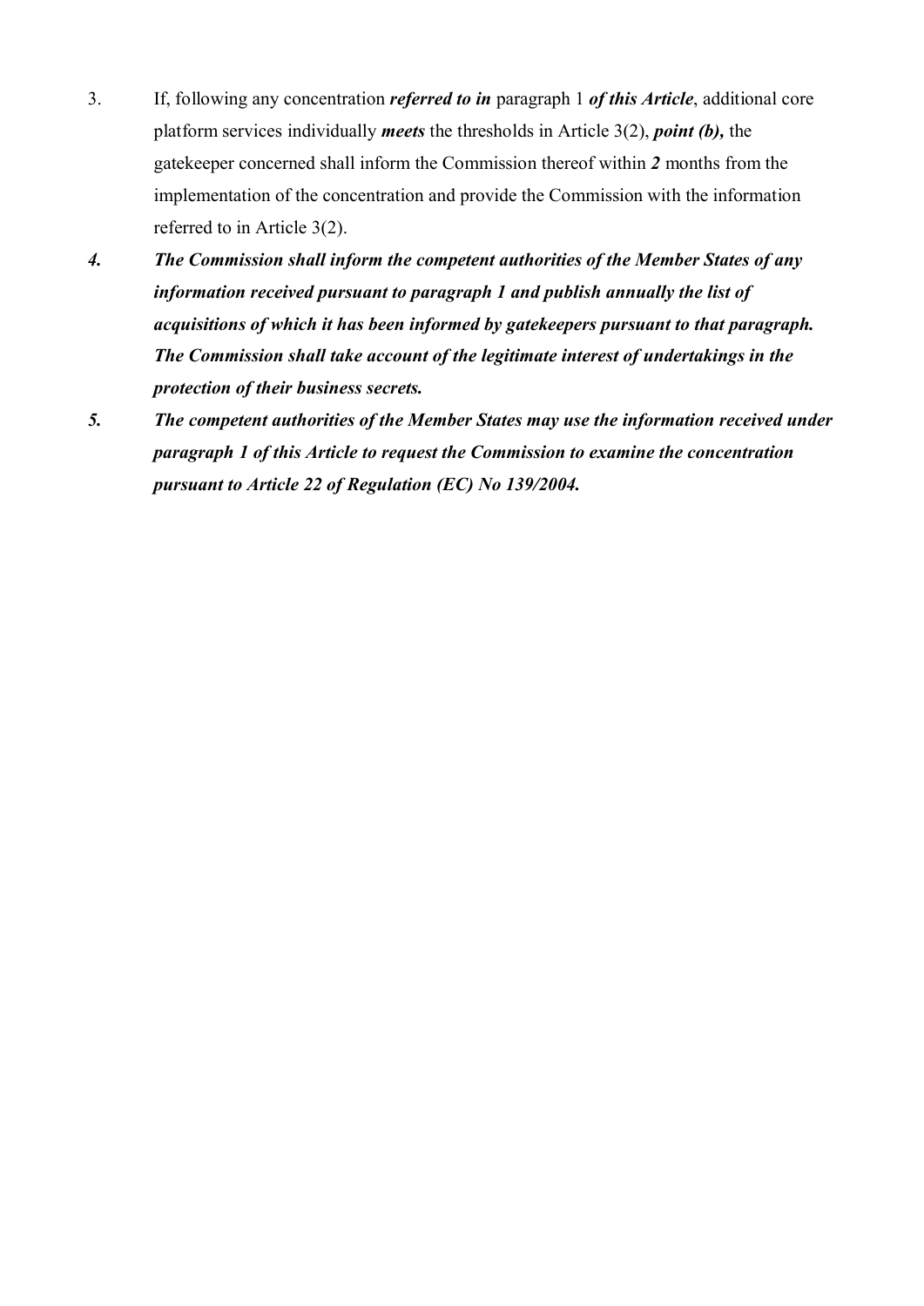3. If, following any concentration ***referred to in*** paragraph 1 ***of this Article***, additional core platform services individually ***meets*** the thresholds in Article 3(2), ***point (b),*** the gatekeeper concerned shall inform the Commission thereof within ***2*** months from the implementation of the concentration and provide the Commission with the information referred to in Article 3(2).

***4. The Commission shall inform the competent authorities of the Member States of any information received pursuant to paragraph 1 and publish annually the list of acquisitions of which it has been informed by gatekeepers pursuant to that paragraph. The Commission shall take account of the legitimate interest of undertakings in the protection of their business secrets.***

***5. The competent authorities of the Member States may use the information received under paragraph 1 of this Article to request the Commission to examine the concentration pursuant to Article 22 of Regulation (EC) No 139/2004.***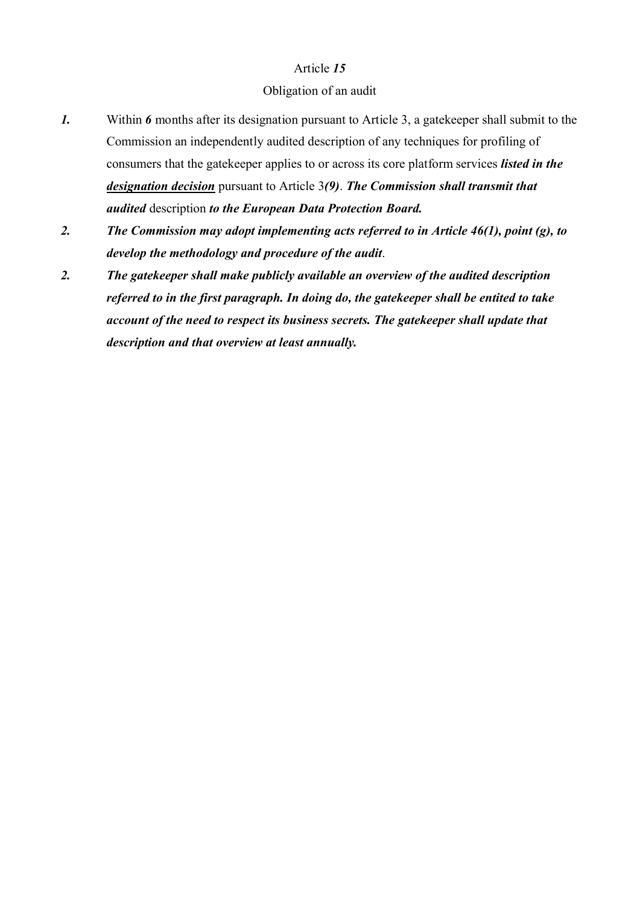Article ***15***

Obligation of an audit

***1.*** Within ***6*** months after its designation pursuant to Article 3, a gatekeeper shall submit to the Commission an independently audited description of any techniques for profiling of consumers that the gatekeeper applies to or across its core platform services ***listed in the <u>designation decision</u>*** pursuant to Article 3***(9)***. ***The Commission shall transmit that audited*** description ***to the European Data Protection Board.***

***2.*** ***The Commission may adopt implementing acts referred to in Article 46(1), point (g), to develop the methodology and procedure of the audit***.

***2.*** ***The gatekeeper shall make publicly available an overview of the audited description referred to in the first paragraph. In doing do, the gatekeeper shall be entited to take account of the need to respect its business secrets. The gatekeeper shall update that description and that overview at least annually.***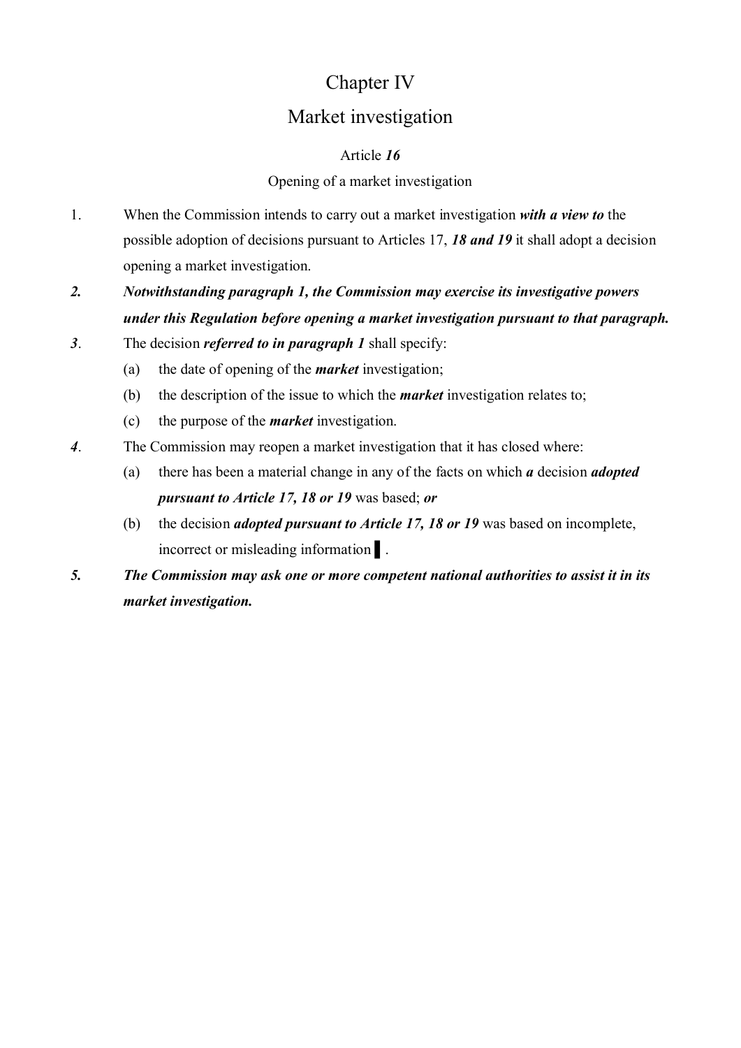# Chapter IV

# Market investigation

### Article ***16***

### Opening of a market investigation

1. When the Commission intends to carry out a market investigation ***with a view to*** the possible adoption of decisions pursuant to Articles 17, ***18 and 19*** it shall adopt a decision opening a market investigation.

***2. Notwithstanding paragraph 1, the Commission may exercise its investigative powers under this Regulation before opening a market investigation pursuant to that paragraph.***

***3***. The decision ***referred to in paragraph 1*** shall specify:

   (a) the date of opening of the ***market*** investigation;

   (b) the description of the issue to which the ***market*** investigation relates to;

   (c) the purpose of the ***market*** investigation.

***4***. The Commission may reopen a market investigation that it has closed where:

   (a) there has been a material change in any of the facts on which ***a*** decision ***adopted pursuant to Article 17, 18 or 19*** was based; ***or***

   (b) the decision ***adopted pursuant to Article 17, 18 or 19*** was based on incomplete, incorrect or misleading information ▌.

***5. The Commission may ask one or more competent national authorities to assist it in its market investigation.***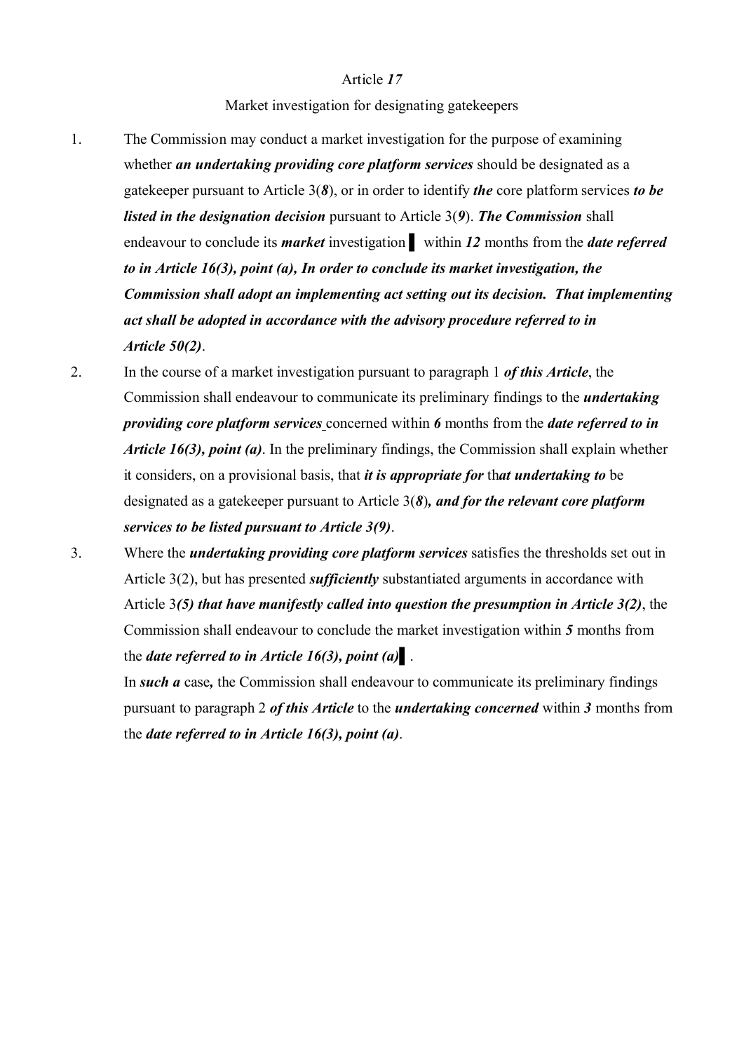Article ***17***

Market investigation for designating gatekeepers

1. The Commission may conduct a market investigation for the purpose of examining whether ***an undertaking providing core platform services*** should be designated as a gatekeeper pursuant to Article 3(***8***), or in order to identify ***the*** core platform services ***to be listed in the designation decision*** pursuant to Article 3(***9***). ***The Commission*** shall endeavour to conclude its ***market*** investigation ▌ within ***12*** months from the ***date referred to in Article 16(3), point (a), In order to conclude its market investigation, the Commission shall adopt an implementing act setting out its decision. That implementing act shall be adopted in accordance with the advisory procedure referred to in Article 50(2)***.
2. In the course of a market investigation pursuant to paragraph 1 ***of this Article***, the Commission shall endeavour to communicate its preliminary findings to the ***undertaking providing core platform services*** concerned within ***6*** months from the ***date referred to in Article 16(3), point (a)***. In the preliminary findings, the Commission shall explain whether it considers, on a provisional basis, that ***it is appropriate for*** th***at undertaking to*** be designated as a gatekeeper pursuant to Article 3(***8***)***, and for the relevant core platform services to be listed pursuant to Article 3(9)***.
3. Where the ***undertaking providing core platform services*** satisfies the thresholds set out in Article 3(2), but has presented ***sufficiently*** substantiated arguments in accordance with Article 3***(5) that have manifestly called into question the presumption in Article 3(2)***, the Commission shall endeavour to conclude the market investigation within ***5*** months from the ***date referred to in Article 16(3), point (a)***▌.

   In ***such a*** case***,*** the Commission shall endeavour to communicate its preliminary findings pursuant to paragraph 2 ***of this Article*** to the ***undertaking concerned*** within ***3*** months from the ***date referred to in Article 16(3), point (a)***.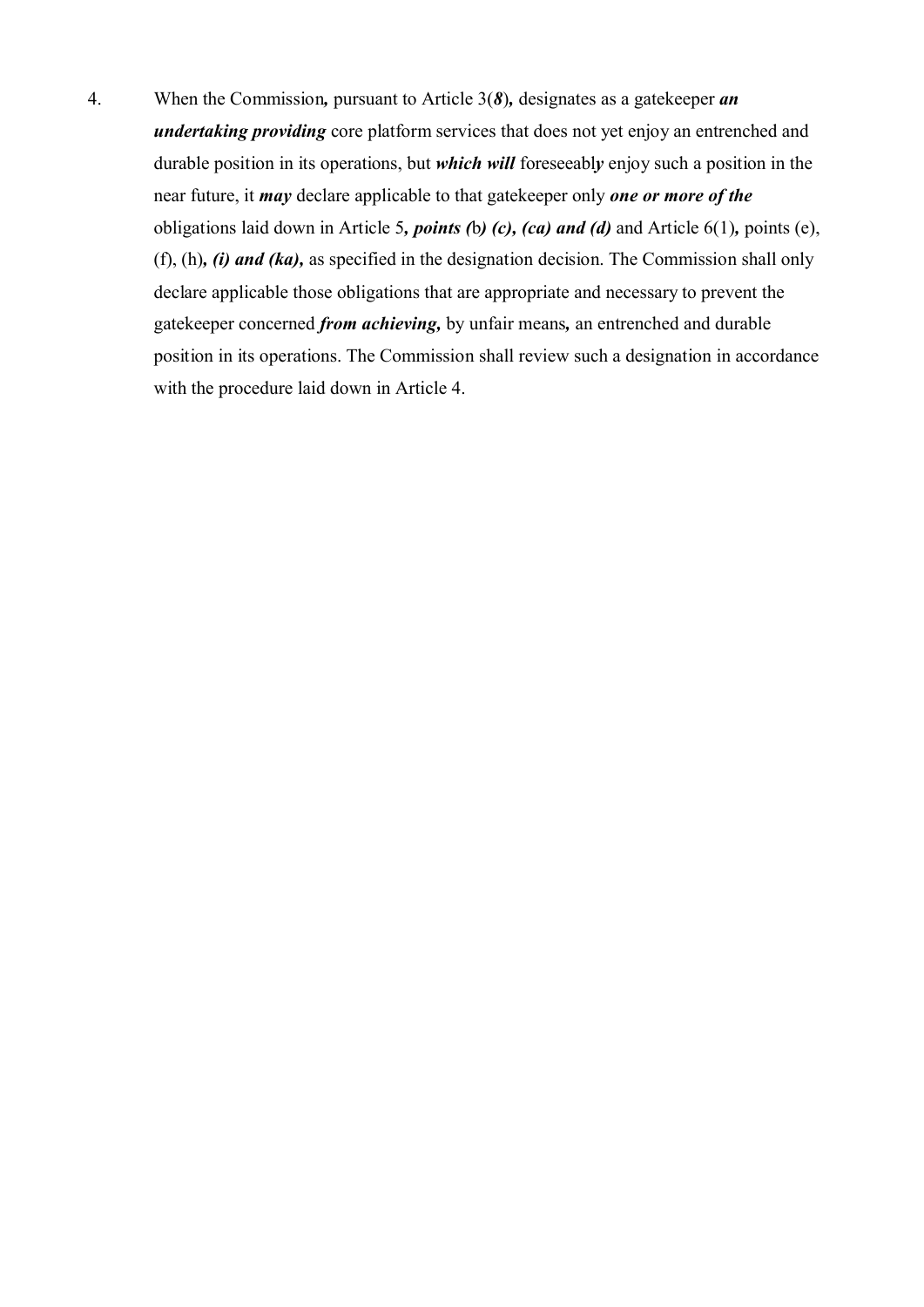4. When the Commission**,** pursuant to Article 3(***8***)**,** designates as a gatekeeper ***an undertaking providing*** core platform services that does not yet enjoy an entrenched and durable position in its operations, but ***which will*** foreseeabl***y*** enjoy such a position in the near future, it ***may*** declare applicable to that gatekeeper only ***one or more of the*** obligations laid down in Article 5***, points (***b***) (c), (ca) and (d)*** and Article 6(1)**,** points (e), (f), (h)***, (i) and (ka),*** as specified in the designation decision. The Commission shall only declare applicable those obligations that are appropriate and necessary to prevent the gatekeeper concerned ***from achieving,*** by unfair means**,** an entrenched and durable position in its operations. The Commission shall review such a designation in accordance with the procedure laid down in Article 4.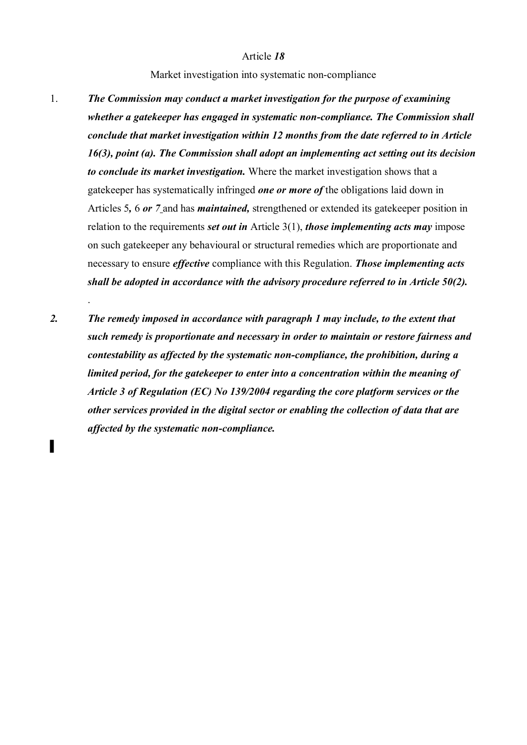Article ***18***

Market investigation into systematic non-compliance

1. ***The Commission may conduct a market investigation for the purpose of examining whether a gatekeeper has engaged in systematic non-compliance. The Commission shall conclude that market investigation within 12 months from the date referred to in Article 16(3), point (a). The Commission shall adopt an implementing act setting out its decision to conclude its market investigation.*** Where the market investigation shows that a gatekeeper has systematically infringed ***one or more of*** the obligations laid down in Articles 5***,*** 6 ***or 7*** and has ***maintained,*** strengthened or extended its gatekeeper position in relation to the requirements ***set out in*** Article 3(1), ***those implementing acts may*** impose on such gatekeeper any behavioural or structural remedies which are proportionate and necessary to ensure ***effective*** compliance with this Regulation. ***Those implementing acts shall be adopted in accordance with the advisory procedure referred to in Article 50(2).***

.

***2.*** ***The remedy imposed in accordance with paragraph 1 may include, to the extent that such remedy is proportionate and necessary in order to maintain or restore fairness and contestability as affected by the systematic non-compliance, the prohibition, during a limited period, for the gatekeeper to enter into a concentration within the meaning of Article 3 of Regulation (EC) No 139/2004 regarding the core platform services or the other services provided in the digital sector or enabling the collection of data that are affected by the systematic non-compliance.***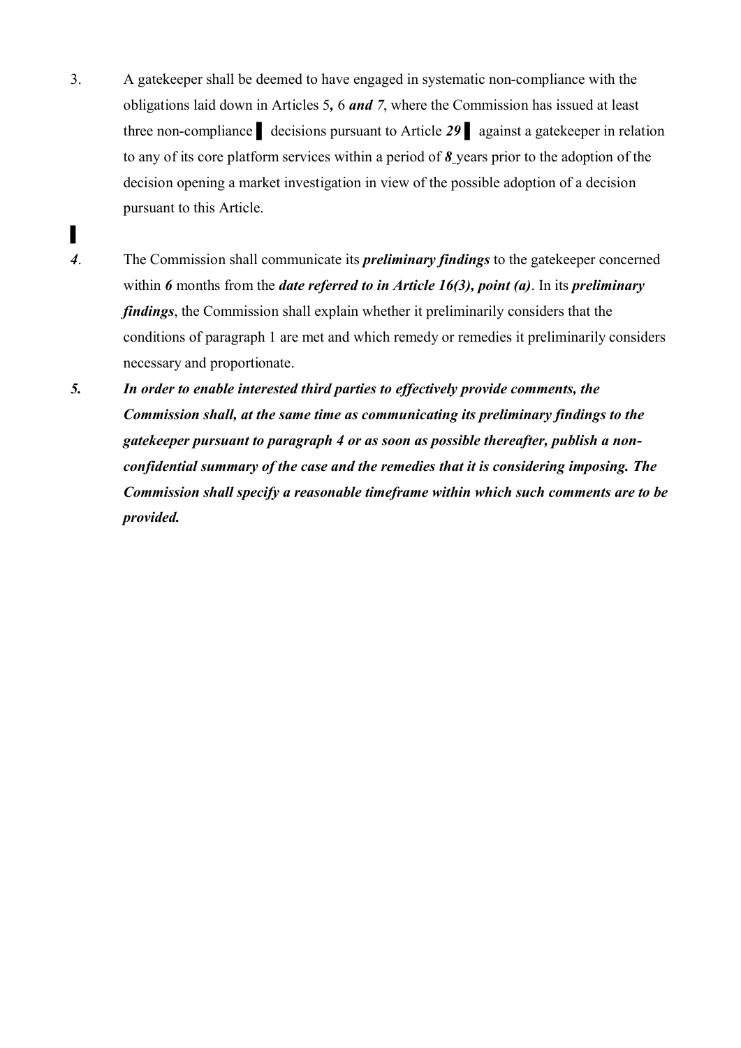3. A gatekeeper shall be deemed to have engaged in systematic non-compliance with the obligations laid down in Articles 5*,* 6 ***and 7***, where the Commission has issued at least three non-compliance ▌ decisions pursuant to Article ***29*** ▌ against a gatekeeper in relation to any of its core platform services within a period of ***8*** years prior to the adoption of the decision opening a market investigation in view of the possible adoption of a decision pursuant to this Article.

▌

***4***. The Commission shall communicate its ***preliminary findings*** to the gatekeeper concerned within ***6*** months from the ***date referred to in Article 16(3), point (a)***. In its ***preliminary findings***, the Commission shall explain whether it preliminarily considers that the conditions of paragraph 1 are met and which remedy or remedies it preliminarily considers necessary and proportionate.

***5. In order to enable interested third parties to effectively provide comments, the Commission shall, at the same time as communicating its preliminary findings to the gatekeeper pursuant to paragraph 4 or as soon as possible thereafter, publish a non-confidential summary of the case and the remedies that it is considering imposing. The Commission shall specify a reasonable timeframe within which such comments are to be provided.***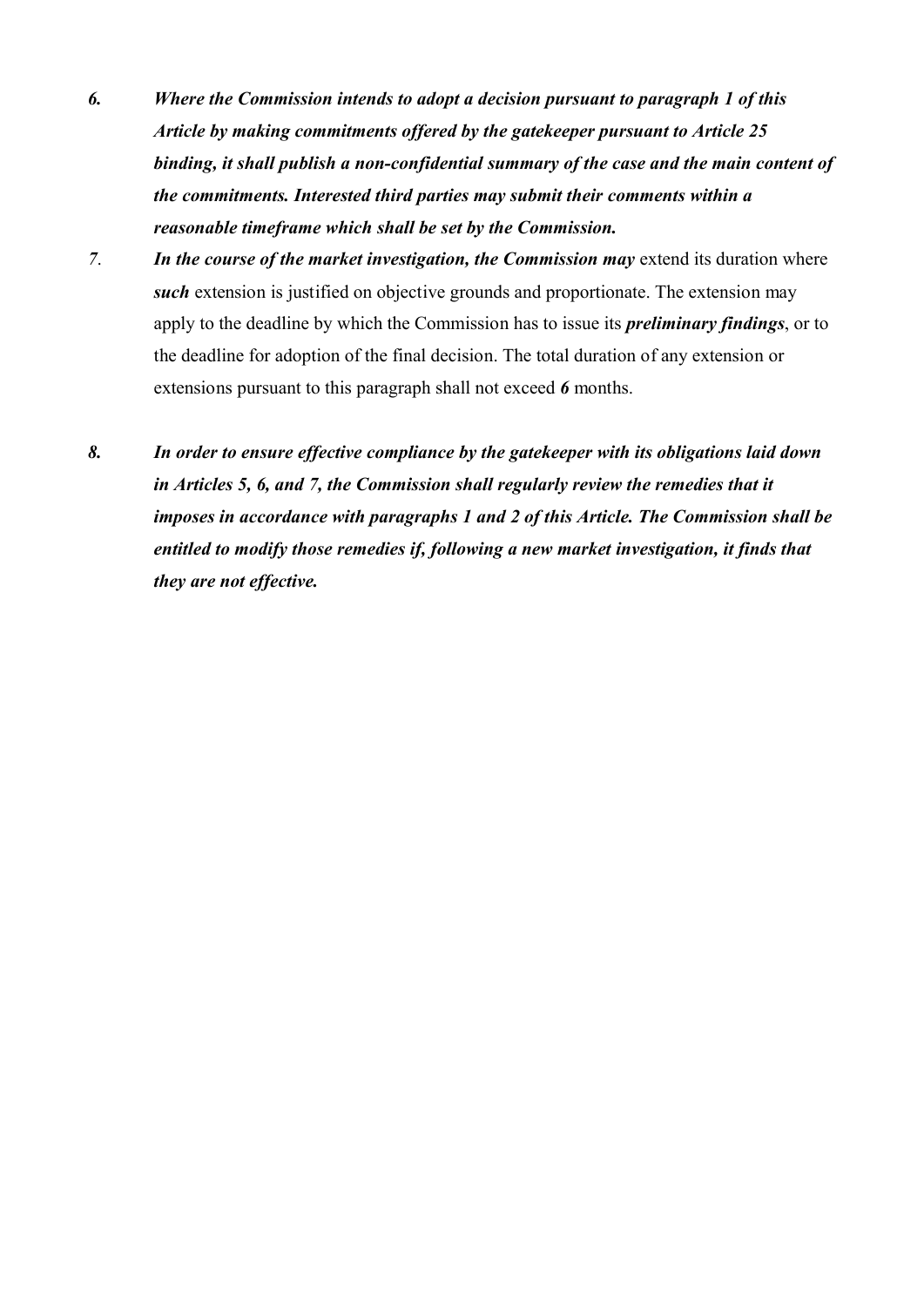6. ***Where the Commission intends to adopt a decision pursuant to paragraph 1 of this Article by making commitments offered by the gatekeeper pursuant to Article 25 binding, it shall publish a non-confidential summary of the case and the main content of the commitments. Interested third parties may submit their comments within a reasonable timeframe which shall be set by the Commission.***

7. ***In the course of the market investigation, the Commission may*** extend its duration where ***such*** extension is justified on objective grounds and proportionate. The extension may apply to the deadline by which the Commission has to issue its ***preliminary findings***, or to the deadline for adoption of the final decision. The total duration of any extension or extensions pursuant to this paragraph shall not exceed ***6*** months.

8. ***In order to ensure effective compliance by the gatekeeper with its obligations laid down in Articles 5, 6, and 7, the Commission shall regularly review the remedies that it imposes in accordance with paragraphs 1 and 2 of this Article. The Commission shall be entitled to modify those remedies if, following a new market investigation, it finds that they are not effective.***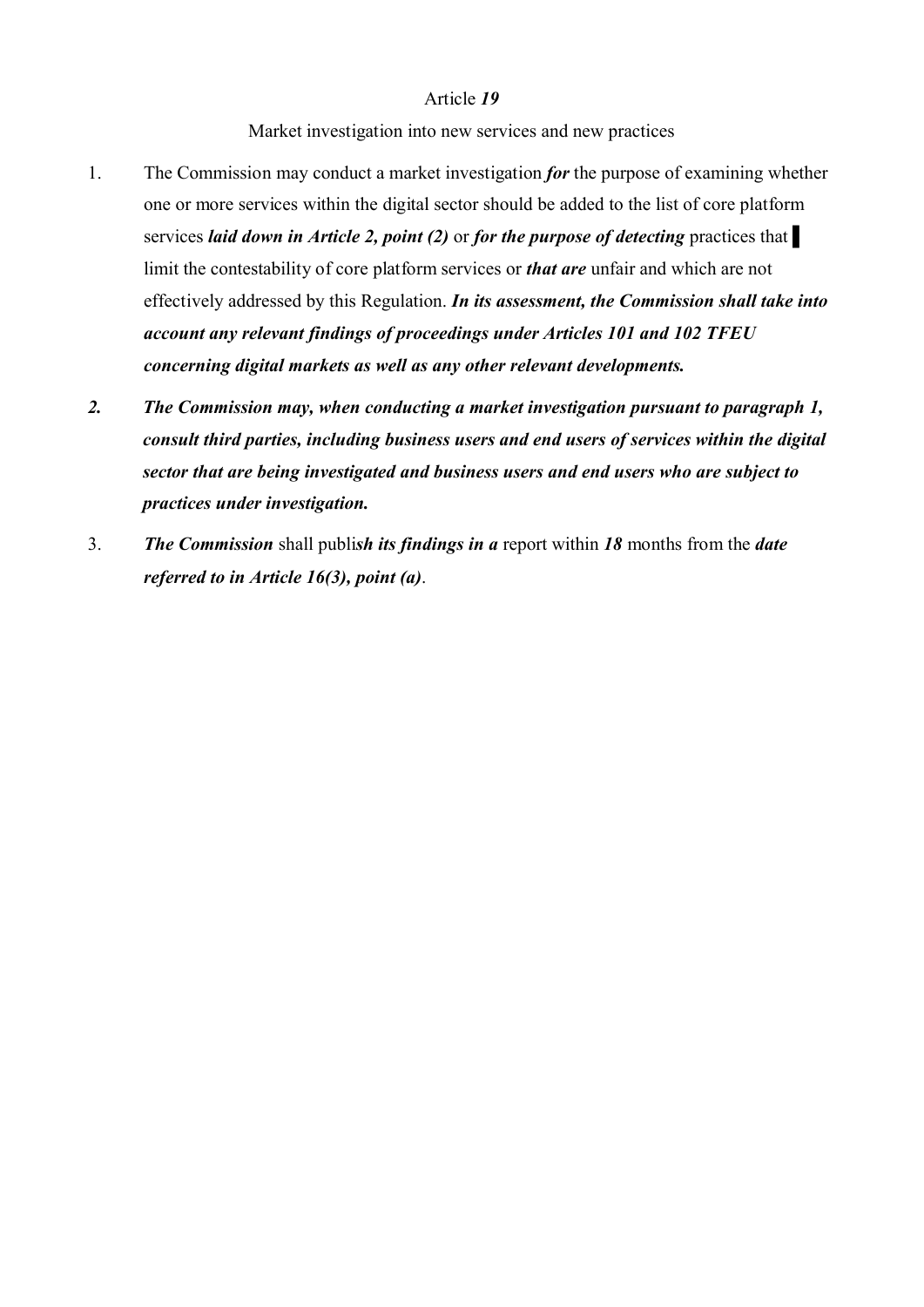Article ***19***

Market investigation into new services and new practices

1. The Commission may conduct a market investigation ***for*** the purpose of examining whether one or more services within the digital sector should be added to the list of core platform services ***laid down in Article 2, point (2)*** or ***for the purpose of detecting*** practices that ▌ limit the contestability of core platform services or ***that are*** unfair and which are not effectively addressed by this Regulation. ***In its assessment, the Commission shall take into account any relevant findings of proceedings under Articles 101 and 102 TFEU concerning digital markets as well as any other relevant developments.***

***2. The Commission may, when conducting a market investigation pursuant to paragraph 1, consult third parties, including business users and end users of services within the digital sector that are being investigated and business users and end users who are subject to practices under investigation.***

3. ***The Commission*** shall publi***sh its findings in a*** report within ***18*** months from the ***date referred to in Article 16(3), point (a)***.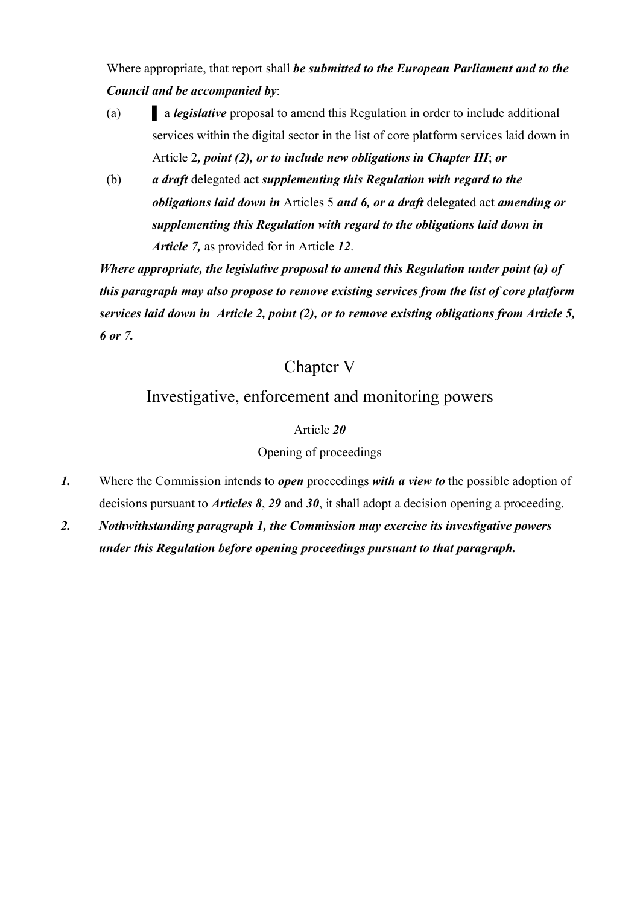Where appropriate, that report shall ***be submitted to the European Parliament and to the Council and be accompanied by***:

(a) ▌ a ***legislative*** proposal to amend this Regulation in order to include additional services within the digital sector in the list of core platform services laid down in Article 2***, point (2), or to include new obligations in Chapter III***; ***or***

(b) ***a draft*** delegated act ***supplementing this Regulation with regard to the obligations laid down in*** Articles 5 ***and 6, or a draft*** delegated act ***amending or supplementing this Regulation with regard to the obligations laid down in Article 7,*** as provided for in Article ***12***.

***Where appropriate, the legislative proposal to amend this Regulation under point (a) of this paragraph may also propose to remove existing services from the list of core platform services laid down in Article 2, point (2), or to remove existing obligations from Article 5, 6 or 7.***

# Chapter V

# Investigative, enforcement and monitoring powers

## Article *20*

## Opening of proceedings

***1.*** Where the Commission intends to ***open*** proceedings ***with a view to*** the possible adoption of decisions pursuant to ***Articles 8***, ***29*** and ***30***, it shall adopt a decision opening a proceeding.

***2.*** ***Nothwithstanding paragraph 1, the Commission may exercise its investigative powers under this Regulation before opening proceedings pursuant to that paragraph.***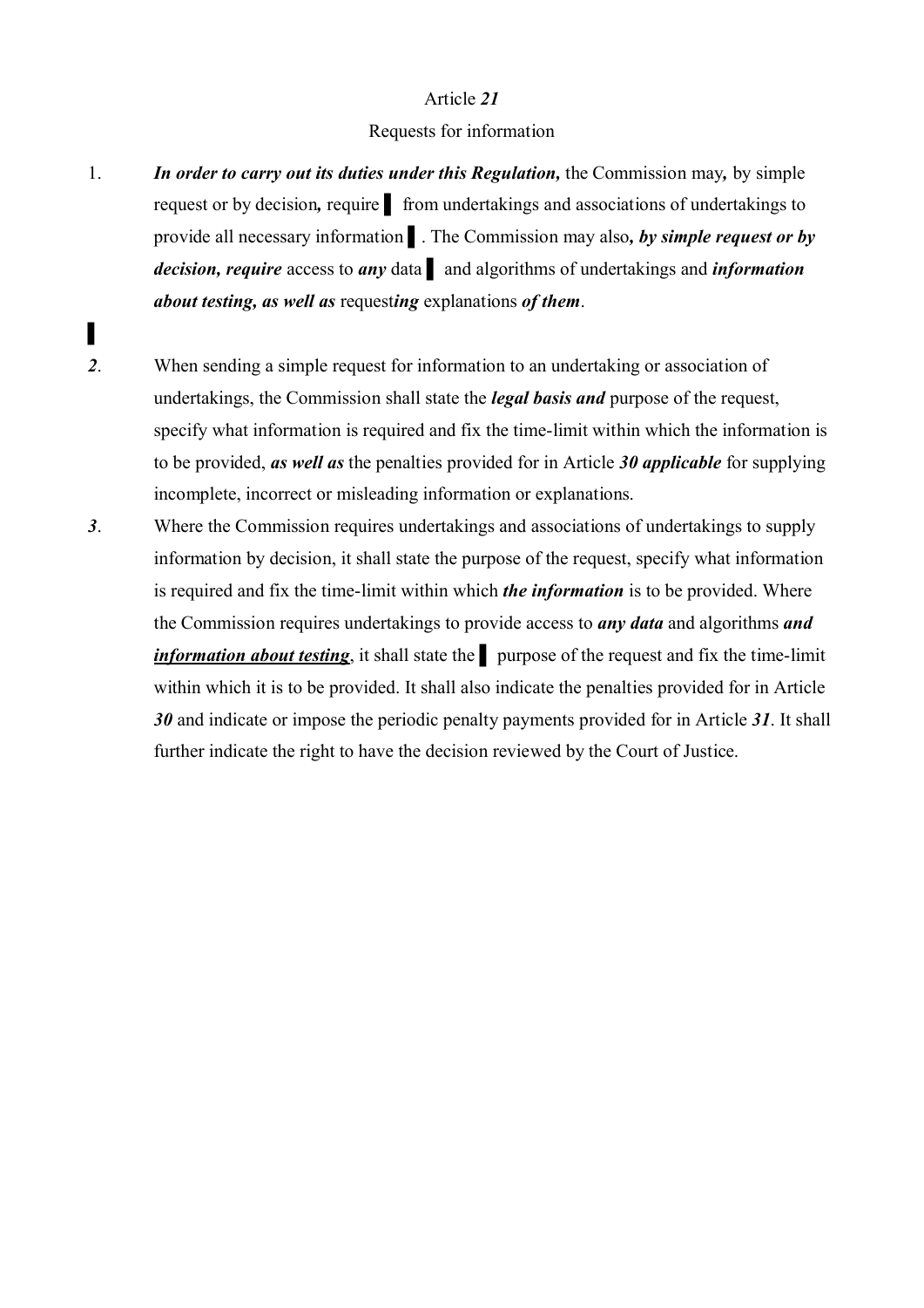Article ***21***

Requests for information

1. ***In order to carry out its duties under this Regulation,*** the Commission may***,*** by simple request or by decision***,*** require ▌ from undertakings and associations of undertakings to provide all necessary information ▌. The Commission may also***, by simple request or by decision, require*** access to ***any*** data ▌ and algorithms of undertakings and ***information about testing, as well as*** request***ing*** explanations ***of them***.

▌

***2***. When sending a simple request for information to an undertaking or association of undertakings, the Commission shall state the ***legal basis and*** purpose of the request, specify what information is required and fix the time-limit within which the information is to be provided, ***as well as*** the penalties provided for in Article ***30 applicable*** for supplying incomplete, incorrect or misleading information or explanations.

***3***. Where the Commission requires undertakings and associations of undertakings to supply information by decision, it shall state the purpose of the request, specify what information is required and fix the time-limit within which ***the information*** is to be provided. Where the Commission requires undertakings to provide access to ***any data*** and algorithms ***and <u>information about testing</u>***, it shall state the ▌ purpose of the request and fix the time-limit within which it is to be provided. It shall also indicate the penalties provided for in Article ***30*** and indicate or impose the periodic penalty payments provided for in Article ***31***. It shall further indicate the right to have the decision reviewed by the Court of Justice.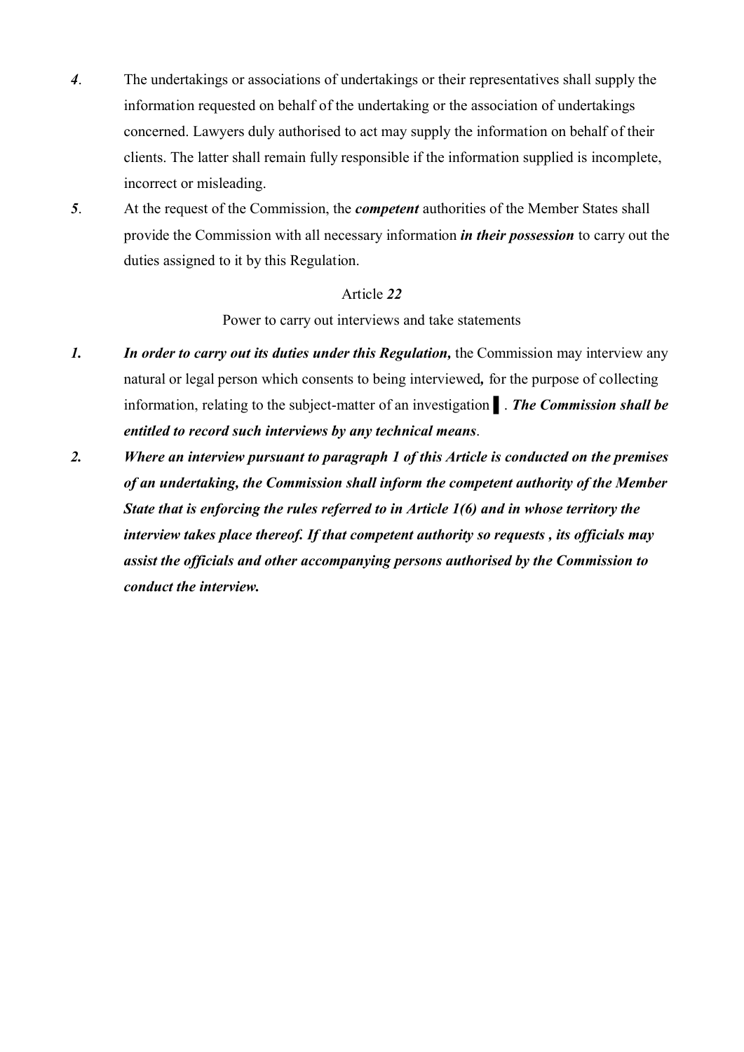*4*. The undertakings or associations of undertakings or their representatives shall supply the information requested on behalf of the undertaking or the association of undertakings concerned. Lawyers duly authorised to act may supply the information on behalf of their clients. The latter shall remain fully responsible if the information supplied is incomplete, incorrect or misleading.

*5*. At the request of the Commission, the ***competent*** authorities of the Member States shall provide the Commission with all necessary information ***in their possession*** to carry out the duties assigned to it by this Regulation.

Article ***22***

Power to carry out interviews and take statements

***1.*** ***In order to carry out its duties under this Regulation,*** the Commission may interview any natural or legal person which consents to being interviewed***,*** for the purpose of collecting information, relating to the subject-matter of an investigation ▌. ***The Commission shall be entitled to record such interviews by any technical means***.

***2.*** ***Where an interview pursuant to paragraph 1 of this Article is conducted on the premises of an undertaking, the Commission shall inform the competent authority of the Member State that is enforcing the rules referred to in Article 1(6) and in whose territory the interview takes place thereof. If that competent authority so requests , its officials may assist the officials and other accompanying persons authorised by the Commission to conduct the interview.***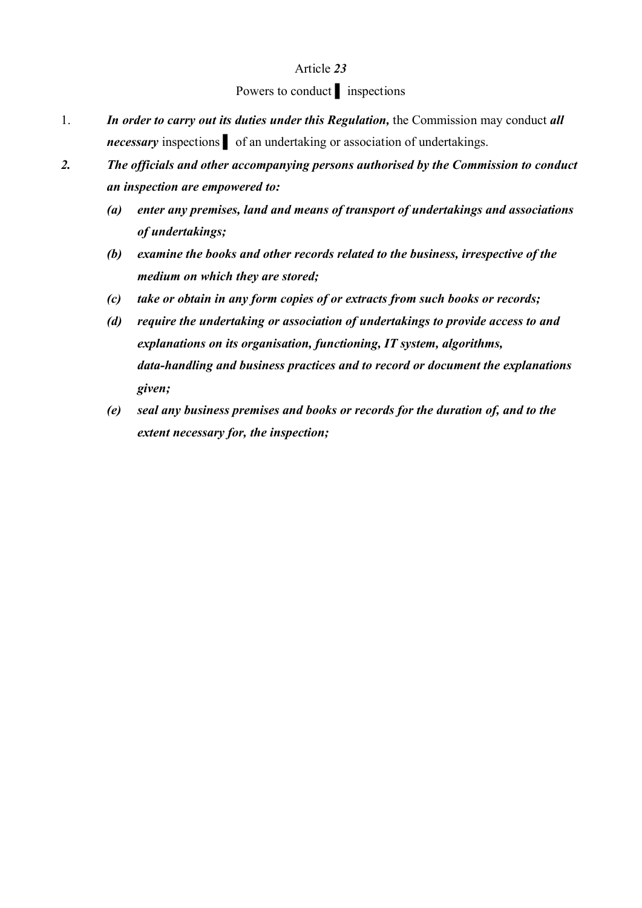Article ***23***

Powers to conduct ▌ inspections

1. ***In order to carry out its duties under this Regulation,*** the Commission may conduct ***all necessary*** inspections ▌ of an undertaking or association of undertakings.

***2. The officials and other accompanying persons authorised by the Commission to conduct an inspection are empowered to:***

   ***(a) enter any premises, land and means of transport of undertakings and associations of undertakings;***

   ***(b) examine the books and other records related to the business, irrespective of the medium on which they are stored;***

   ***(c) take or obtain in any form copies of or extracts from such books or records;***

   ***(d) require the undertaking or association of undertakings to provide access to and explanations on its organisation, functioning, IT system, algorithms, data-handling and business practices and to record or document the explanations given;***

   ***(e) seal any business premises and books or records for the duration of, and to the extent necessary for, the inspection;***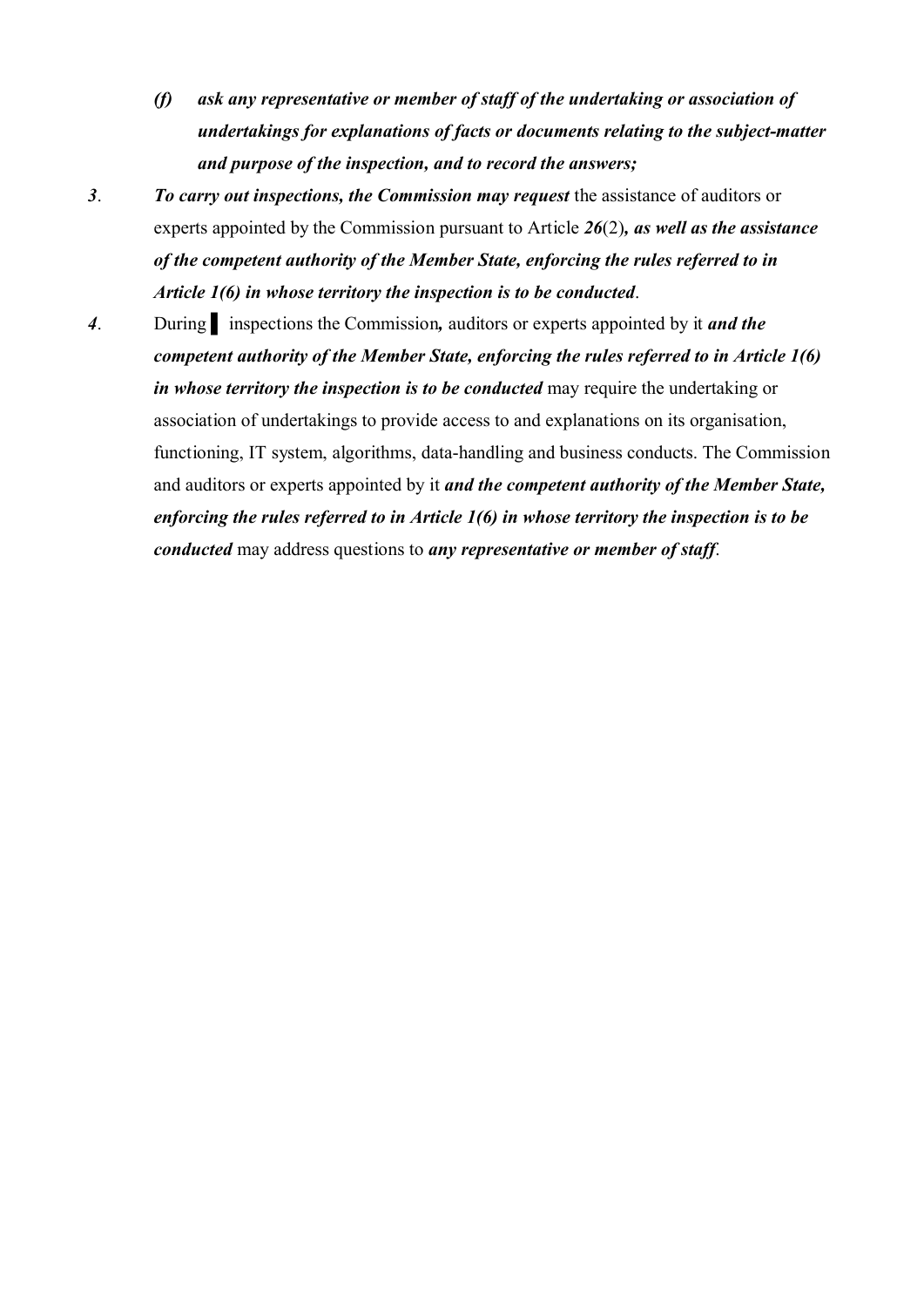*(f)* ***ask any representative or member of staff of the undertaking or association of undertakings for explanations of facts or documents relating to the subject-matter and purpose of the inspection, and to record the answers;***

***3***. ***To carry out inspections, the Commission may request*** the assistance of auditors or experts appointed by the Commission pursuant to Article ***26***(2)***, as well as the assistance of the competent authority of the Member State, enforcing the rules referred to in Article 1(6) in whose territory the inspection is to be conducted***.

***4***. During ▌ inspections the Commission***,*** auditors or experts appointed by it ***and the competent authority of the Member State, enforcing the rules referred to in Article 1(6) in whose territory the inspection is to be conducted*** may require the undertaking or association of undertakings to provide access to and explanations on its organisation, functioning, IT system, algorithms, data-handling and business conducts. The Commission and auditors or experts appointed by it ***and the competent authority of the Member State, enforcing the rules referred to in Article 1(6) in whose territory the inspection is to be conducted*** may address questions to ***any representative or member of staff***.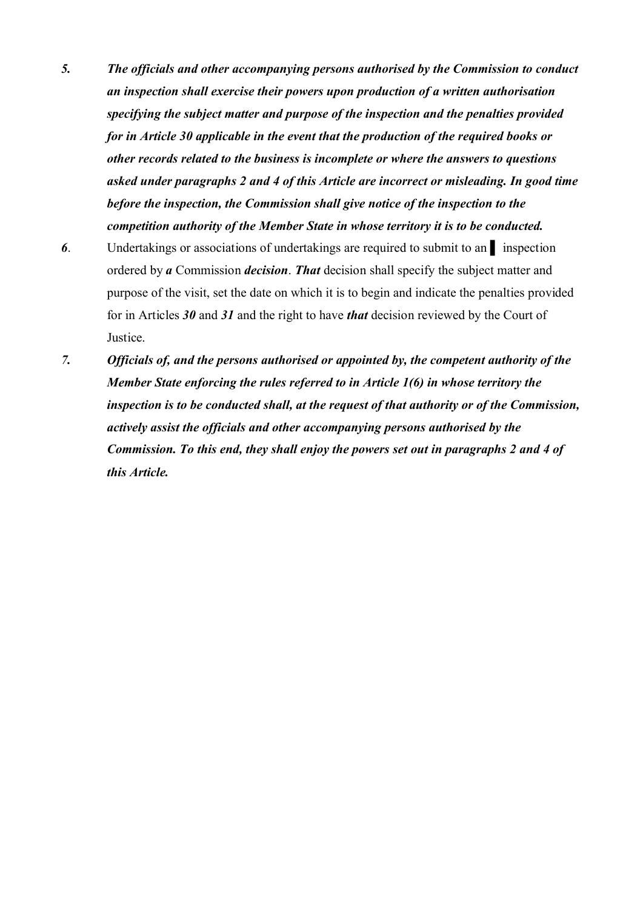5. ***The officials and other accompanying persons authorised by the Commission to conduct an inspection shall exercise their powers upon production of a written authorisation specifying the subject matter and purpose of the inspection and the penalties provided for in Article 30 applicable in the event that the production of the required books or other records related to the business is incomplete or where the answers to questions asked under paragraphs 2 and 4 of this Article are incorrect or misleading. In good time before the inspection, the Commission shall give notice of the inspection to the competition authority of the Member State in whose territory it is to be conducted.***

***6***. Undertakings or associations of undertakings are required to submit to an ▌ inspection ordered by ***a*** Commission ***decision***. ***That*** decision shall specify the subject matter and purpose of the visit, set the date on which it is to begin and indicate the penalties provided for in Articles ***30*** and ***31*** and the right to have ***that*** decision reviewed by the Court of Justice.

*7.* ***Officials of, and the persons authorised or appointed by, the competent authority of the Member State enforcing the rules referred to in Article 1(6) in whose territory the inspection is to be conducted shall, at the request of that authority or of the Commission, actively assist the officials and other accompanying persons authorised by the Commission. To this end, they shall enjoy the powers set out in paragraphs 2 and 4 of this Article.***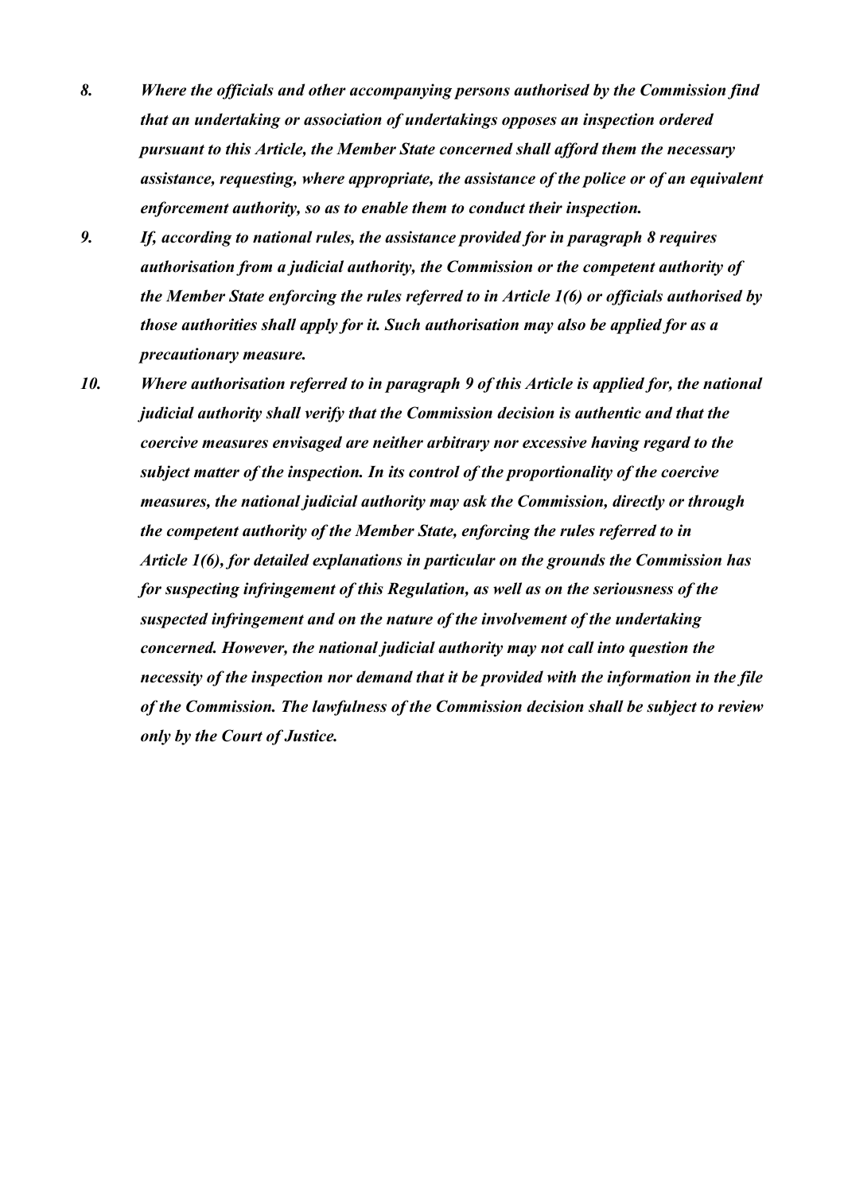8. *Where the officials and other accompanying persons authorised by the Commission find that an undertaking or association of undertakings opposes an inspection ordered pursuant to this Article, the Member State concerned shall afford them the necessary assistance, requesting, where appropriate, the assistance of the police or of an equivalent enforcement authority, so as to enable them to conduct their inspection.*

9. *If, according to national rules, the assistance provided for in paragraph 8 requires authorisation from a judicial authority, the Commission or the competent authority of the Member State enforcing the rules referred to in Article 1(6) or officials authorised by those authorities shall apply for it. Such authorisation may also be applied for as a precautionary measure.*

10. *Where authorisation referred to in paragraph 9 of this Article is applied for, the national judicial authority shall verify that the Commission decision is authentic and that the coercive measures envisaged are neither arbitrary nor excessive having regard to the subject matter of the inspection. In its control of the proportionality of the coercive measures, the national judicial authority may ask the Commission, directly or through the competent authority of the Member State, enforcing the rules referred to in Article 1(6), for detailed explanations in particular on the grounds the Commission has for suspecting infringement of this Regulation, as well as on the seriousness of the suspected infringement and on the nature of the involvement of the undertaking concerned. However, the national judicial authority may not call into question the necessity of the inspection nor demand that it be provided with the information in the file of the Commission. The lawfulness of the Commission decision shall be subject to review only by the Court of Justice.*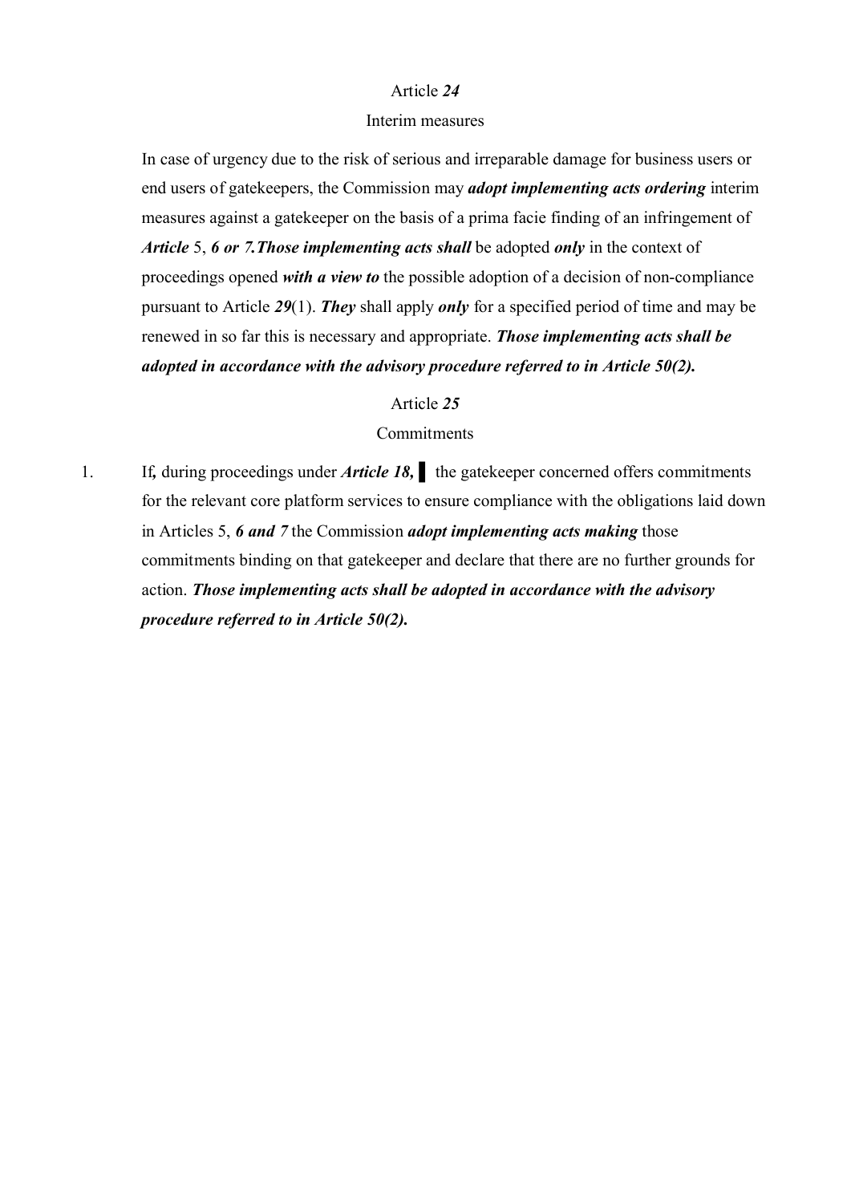Article ***24***

Interim measures

In case of urgency due to the risk of serious and irreparable damage for business users or end users of gatekeepers, the Commission may ***adopt implementing acts ordering*** interim measures against a gatekeeper on the basis of a prima facie finding of an infringement of ***Article*** 5, ***6 or 7.Those implementing acts shall*** be adopted ***only*** in the context of proceedings opened ***with a view to*** the possible adoption of a decision of non-compliance pursuant to Article ***29***(1). ***They*** shall apply ***only*** for a specified period of time and may be renewed in so far this is necessary and appropriate. ***Those implementing acts shall be adopted in accordance with the advisory procedure referred to in Article 50(2).***

Article ***25***

Commitments

1. If**,** during proceedings under ***Article 18,*** ▌ the gatekeeper concerned offers commitments for the relevant core platform services to ensure compliance with the obligations laid down in Articles 5, ***6 and 7*** the Commission ***adopt implementing acts making*** those commitments binding on that gatekeeper and declare that there are no further grounds for action. ***Those implementing acts shall be adopted in accordance with the advisory procedure referred to in Article 50(2).***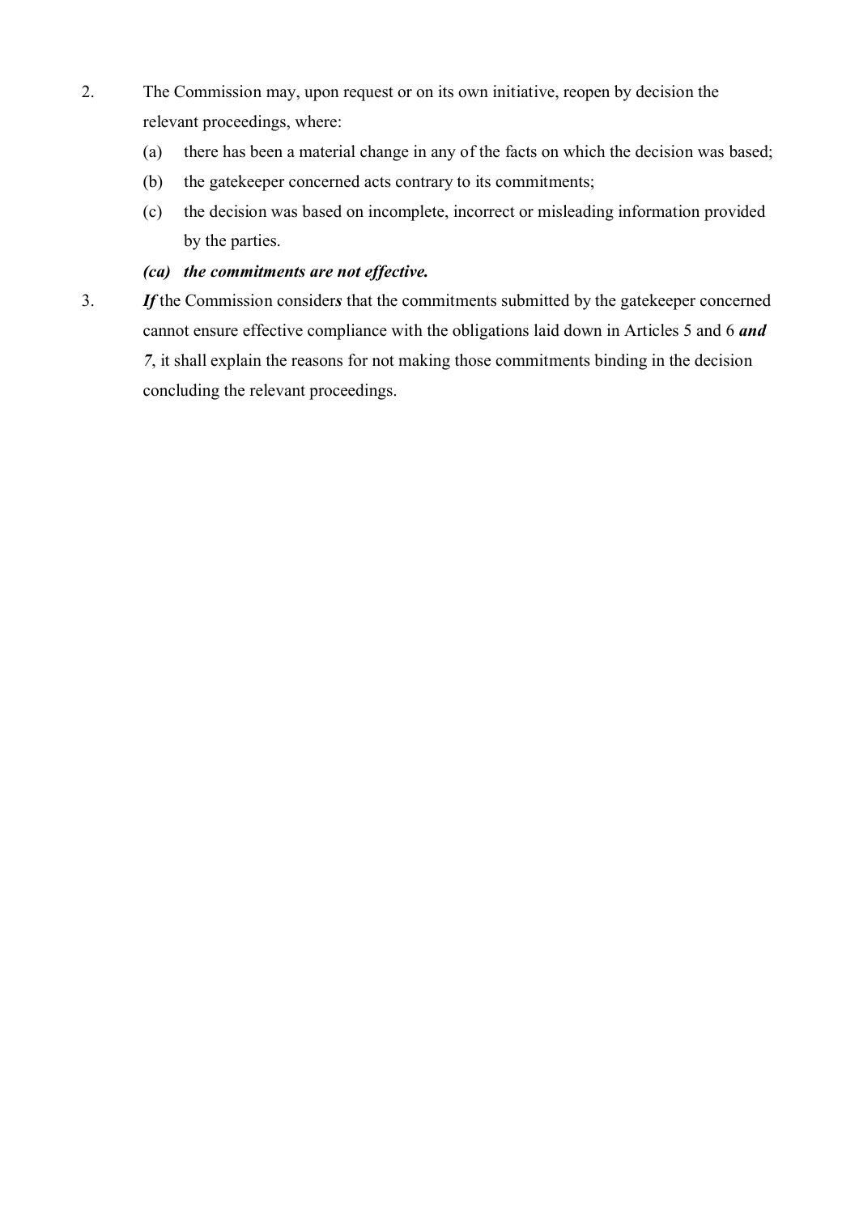2. The Commission may, upon request or on its own initiative, reopen by decision the relevant proceedings, where:

   (a) there has been a material change in any of the facts on which the decision was based;

   (b) the gatekeeper concerned acts contrary to its commitments;

   (c) the decision was based on incomplete, incorrect or misleading information provided by the parties.

   ***(ca) the commitments are not effective.***

3. ***If*** the Commission consider***s*** that the commitments submitted by the gatekeeper concerned cannot ensure effective compliance with the obligations laid down in Articles 5 and 6 ***and 7***, it shall explain the reasons for not making those commitments binding in the decision concluding the relevant proceedings.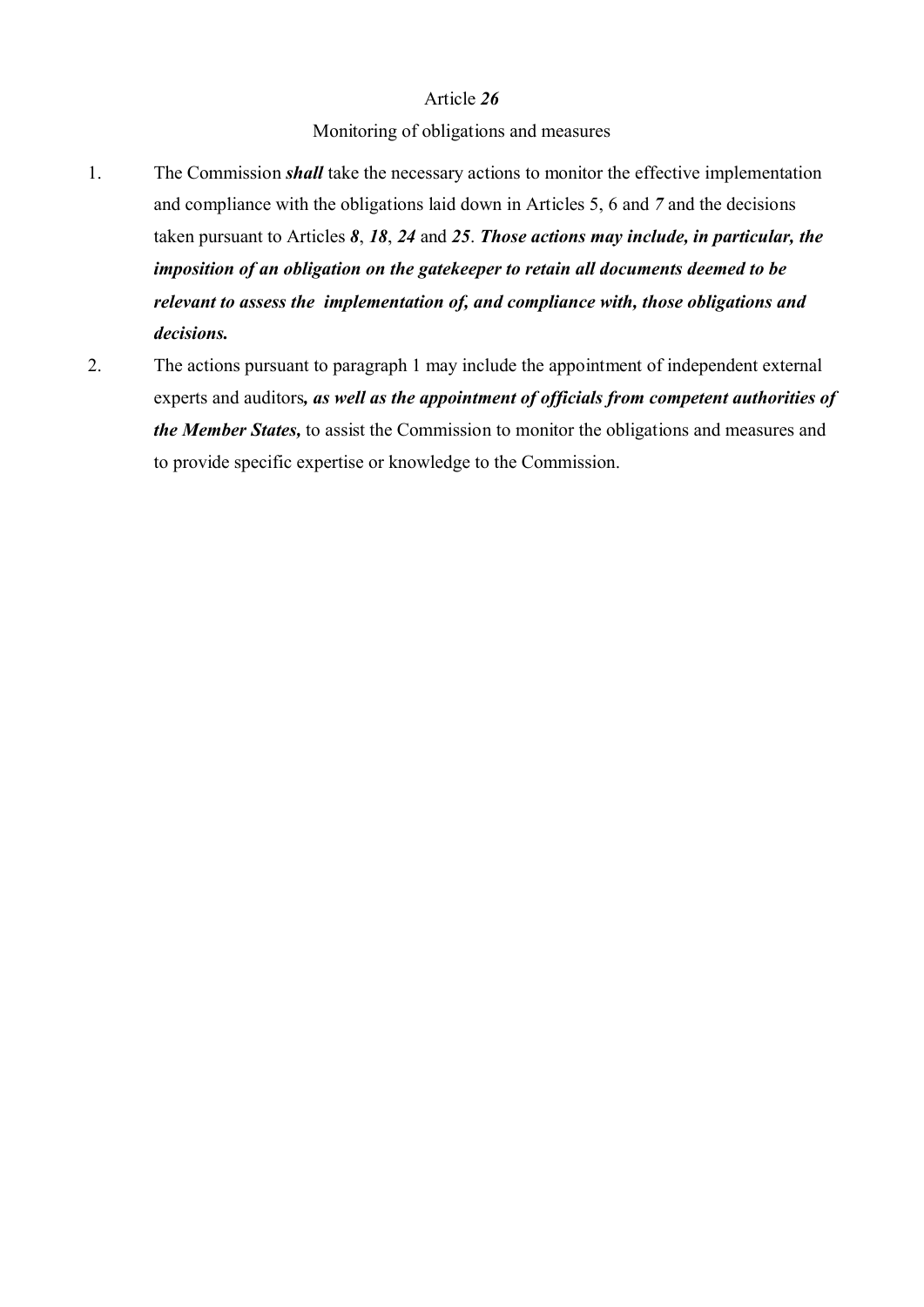Article ***26***

Monitoring of obligations and measures

1. The Commission ***shall*** take the necessary actions to monitor the effective implementation and compliance with the obligations laid down in Articles 5, 6 and *7* and the decisions taken pursuant to Articles ***8***, ***18***, ***24*** and ***25***. ***Those actions may include, in particular, the imposition of an obligation on the gatekeeper to retain all documents deemed to be relevant to assess the implementation of, and compliance with, those obligations and decisions.***
2. The actions pursuant to paragraph 1 may include the appointment of independent external experts and auditors***, as well as the appointment of officials from competent authorities of the Member States,*** to assist the Commission to monitor the obligations and measures and to provide specific expertise or knowledge to the Commission.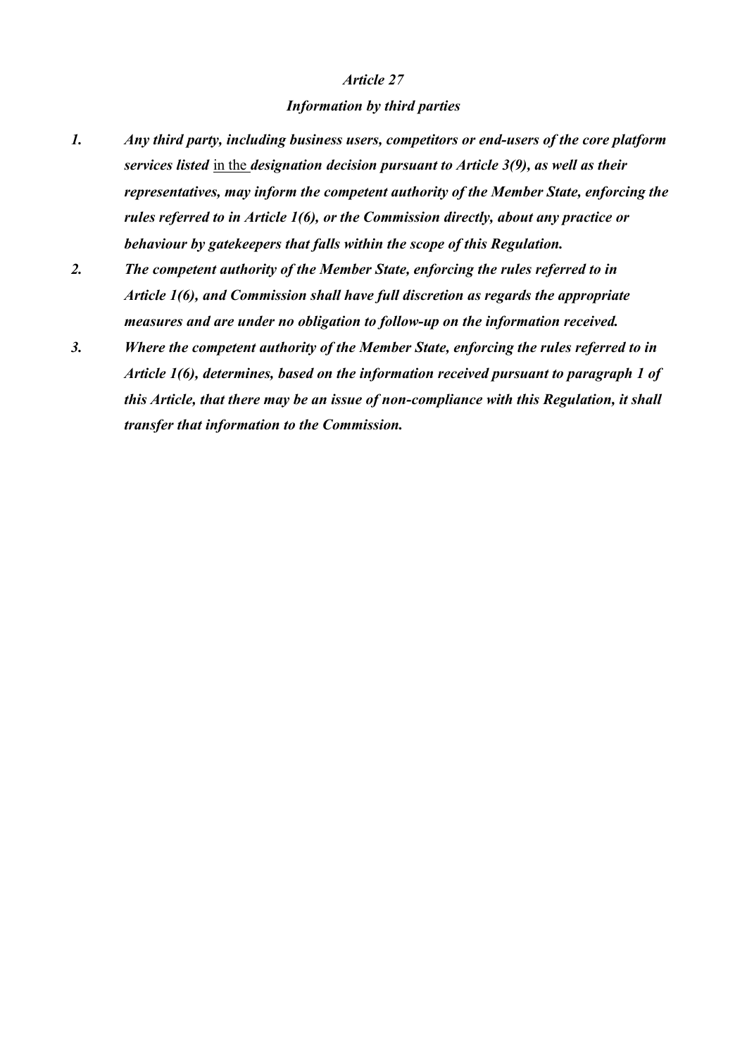*Article 27*

***Information by third parties***

1. ***Any third party, including business users, competitors or end-users of the core platform services listed*** in the ***designation decision pursuant to Article 3(9), as well as their representatives, may inform the competent authority of the Member State, enforcing the rules referred to in Article 1(6), or the Commission directly, about any practice or behaviour by gatekeepers that falls within the scope of this Regulation.***
2. ***The competent authority of the Member State, enforcing the rules referred to in Article 1(6), and Commission shall have full discretion as regards the appropriate measures and are under no obligation to follow-up on the information received.***
3. ***Where the competent authority of the Member State, enforcing the rules referred to in Article 1(6), determines, based on the information received pursuant to paragraph 1 of this Article, that there may be an issue of non-compliance with this Regulation, it shall transfer that information to the Commission.***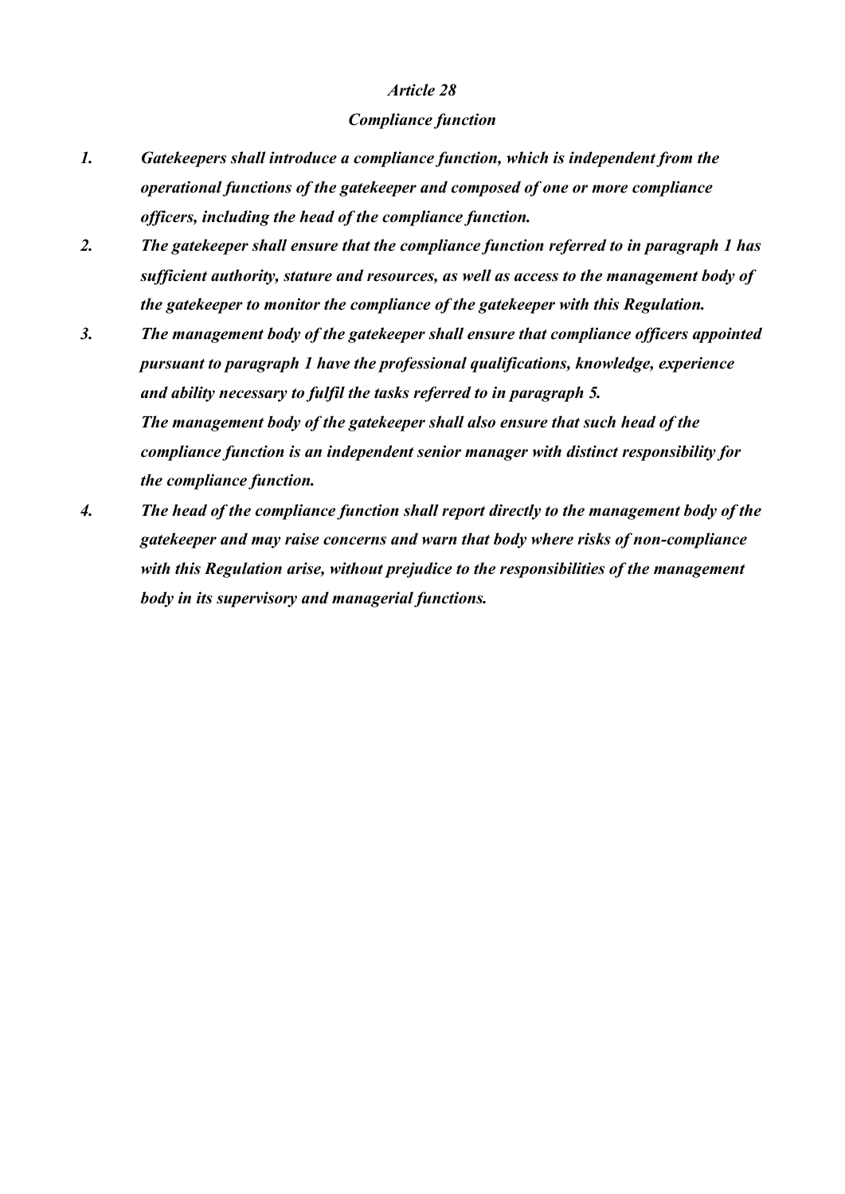*Article 28*

***Compliance function***

1. ***Gatekeepers shall introduce a compliance function, which is independent from the operational functions of the gatekeeper and composed of one or more compliance officers, including the head of the compliance function.***
2. ***The gatekeeper shall ensure that the compliance function referred to in paragraph 1 has sufficient authority, stature and resources, as well as access to the management body of the gatekeeper to monitor the compliance of the gatekeeper with this Regulation.***
3. ***The management body of the gatekeeper shall ensure that compliance officers appointed pursuant to paragraph 1 have the professional qualifications, knowledge, experience and ability necessary to fulfil the tasks referred to in paragraph 5.***

   ***The management body of the gatekeeper shall also ensure that such head of the compliance function is an independent senior manager with distinct responsibility for the compliance function.***
4. ***The head of the compliance function shall report directly to the management body of the gatekeeper and may raise concerns and warn that body where risks of non-compliance with this Regulation arise, without prejudice to the responsibilities of the management body in its supervisory and managerial functions.***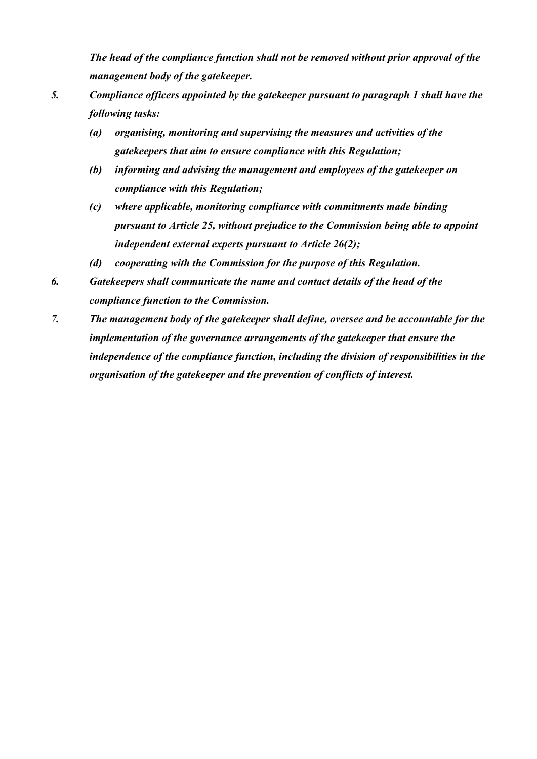*The head of the compliance function shall not be removed without prior approval of the management body of the gatekeeper.*

5. ***Compliance officers appointed by the gatekeeper pursuant to paragraph 1 shall have the following tasks:***

   (a) ***organising, monitoring and supervising the measures and activities of the gatekeepers that aim to ensure compliance with this Regulation;***

   (b) ***informing and advising the management and employees of the gatekeeper on compliance with this Regulation;***

   (c) ***where applicable, monitoring compliance with commitments made binding pursuant to Article 25, without prejudice to the Commission being able to appoint independent external experts pursuant to Article 26(2);***

   (d) ***cooperating with the Commission for the purpose of this Regulation.***

6. ***Gatekeepers shall communicate the name and contact details of the head of the compliance function to the Commission.***

7. ***The management body of the gatekeeper shall define, oversee and be accountable for the implementation of the governance arrangements of the gatekeeper that ensure the independence of the compliance function, including the division of responsibilities in the organisation of the gatekeeper and the prevention of conflicts of interest.***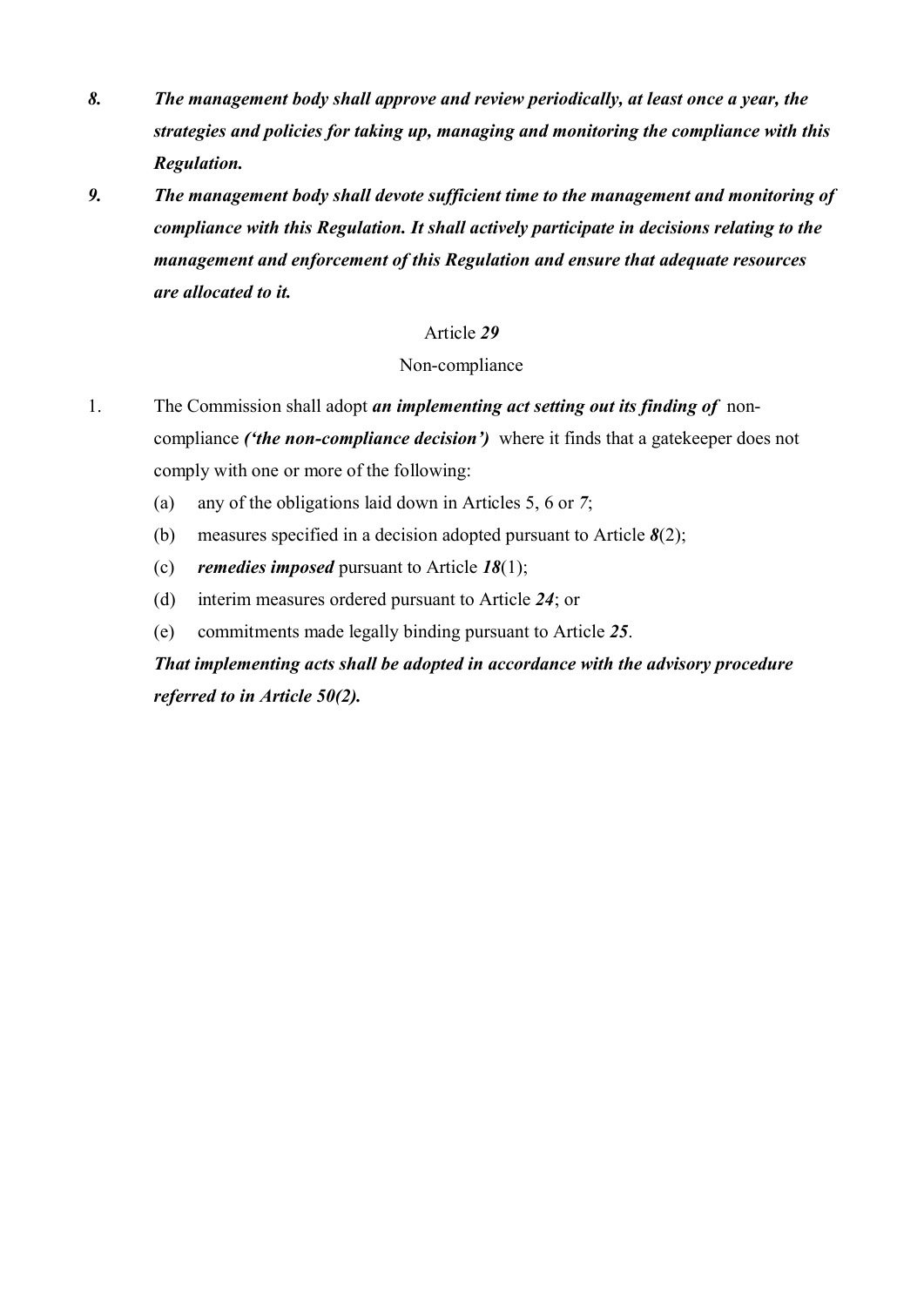8. ***The management body shall approve and review periodically, at least once a year, the strategies and policies for taking up, managing and monitoring the compliance with this Regulation.***

9. ***The management body shall devote sufficient time to the management and monitoring of compliance with this Regulation. It shall actively participate in decisions relating to the management and enforcement of this Regulation and ensure that adequate resources are allocated to it.***

Article ***29***

Non-compliance

1. The Commission shall adopt ***an implementing act setting out its finding of*** non-compliance ***('the non-compliance decision')*** where it finds that a gatekeeper does not comply with one or more of the following:

   (a) any of the obligations laid down in Articles 5, 6 or *7*;

   (b) measures specified in a decision adopted pursuant to Article ***8***(2);

   (c) ***remedies imposed*** pursuant to Article ***18***(1);

   (d) interim measures ordered pursuant to Article ***24***; or

   (e) commitments made legally binding pursuant to Article ***25***.

   ***That implementing acts shall be adopted in accordance with the advisory procedure referred to in Article 50(2).***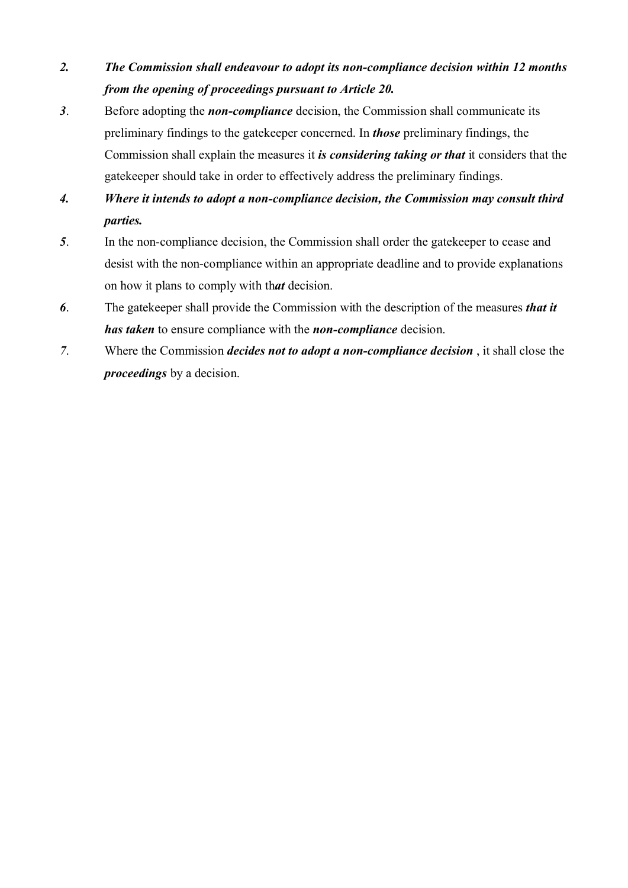*2.* ***The Commission shall endeavour to adopt its non-compliance decision within 12 months from the opening of proceedings pursuant to Article 20.***

*3*. Before adopting the ***non-compliance*** decision, the Commission shall communicate its preliminary findings to the gatekeeper concerned. In ***those*** preliminary findings, the Commission shall explain the measures it ***is considering taking or that*** it considers that the gatekeeper should take in order to effectively address the preliminary findings.

*4.* ***Where it intends to adopt a non-compliance decision, the Commission may consult third parties.***

*5*. In the non-compliance decision, the Commission shall order the gatekeeper to cease and desist with the non-compliance within an appropriate deadline and to provide explanations on how it plans to comply with th***at*** decision.

*6*. The gatekeeper shall provide the Commission with the description of the measures ***that it has taken*** to ensure compliance with the ***non-compliance*** decision.

*7*. Where the Commission ***decides not to adopt a non-compliance decision*** , it shall close the ***proceedings*** by a decision.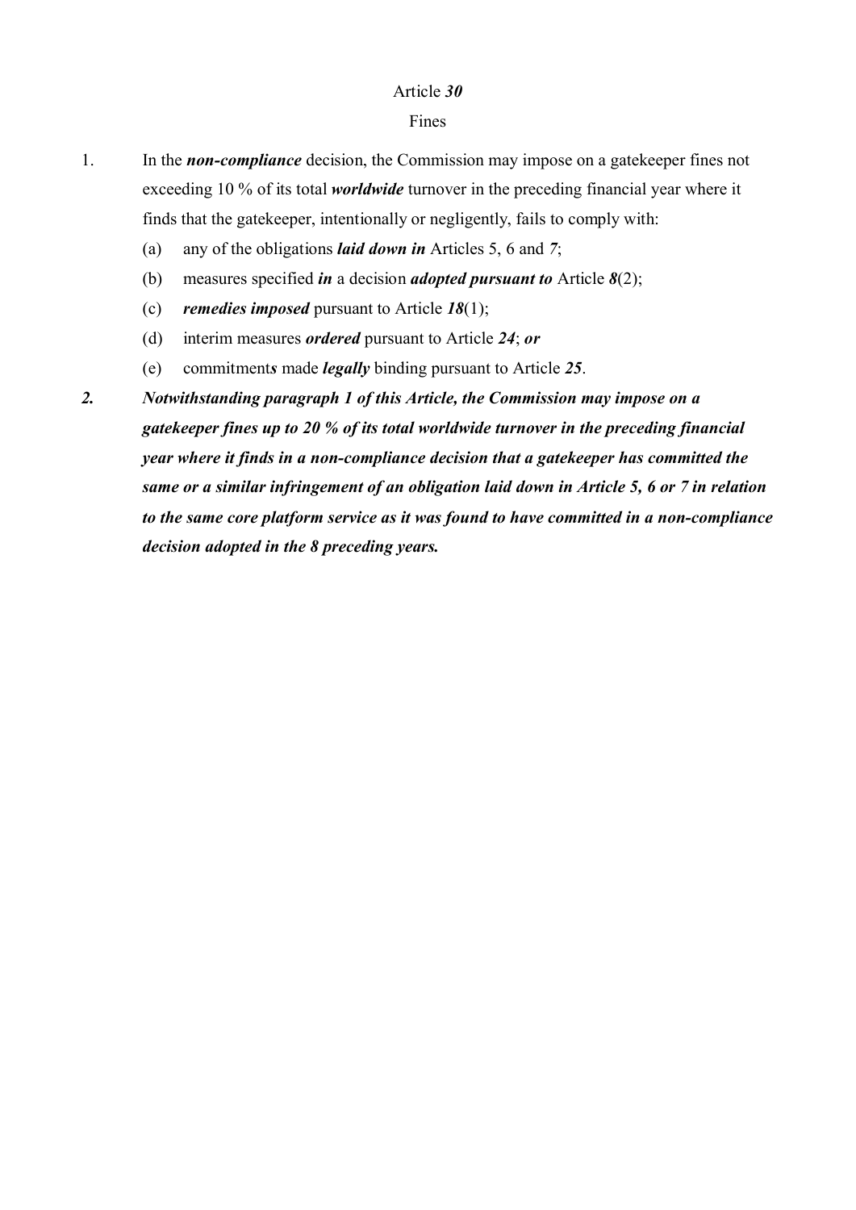Article ***30***

Fines

1. In the ***non-compliance*** decision, the Commission may impose on a gatekeeper fines not exceeding 10 % of its total ***worldwide*** turnover in the preceding financial year where it finds that the gatekeeper, intentionally or negligently, fails to comply with:

   (a) any of the obligations ***laid down in*** Articles 5, 6 and *7*;

   (b) measures specified ***in*** a decision ***adopted pursuant to*** Article ***8***(2);

   (c) ***remedies imposed*** pursuant to Article ***18***(1);

   (d) interim measures ***ordered*** pursuant to Article ***24***; ***or***

   (e) commitment***s*** made ***legally*** binding pursuant to Article ***25***.

***2. Notwithstanding paragraph 1 of this Article, the Commission may impose on a gatekeeper fines up to 20 % of its total worldwide turnover in the preceding financial year where it finds in a non-compliance decision that a gatekeeper has committed the same or a similar infringement of an obligation laid down in Article 5, 6 or 7 in relation to the same core platform service as it was found to have committed in a non-compliance decision adopted in the 8 preceding years.***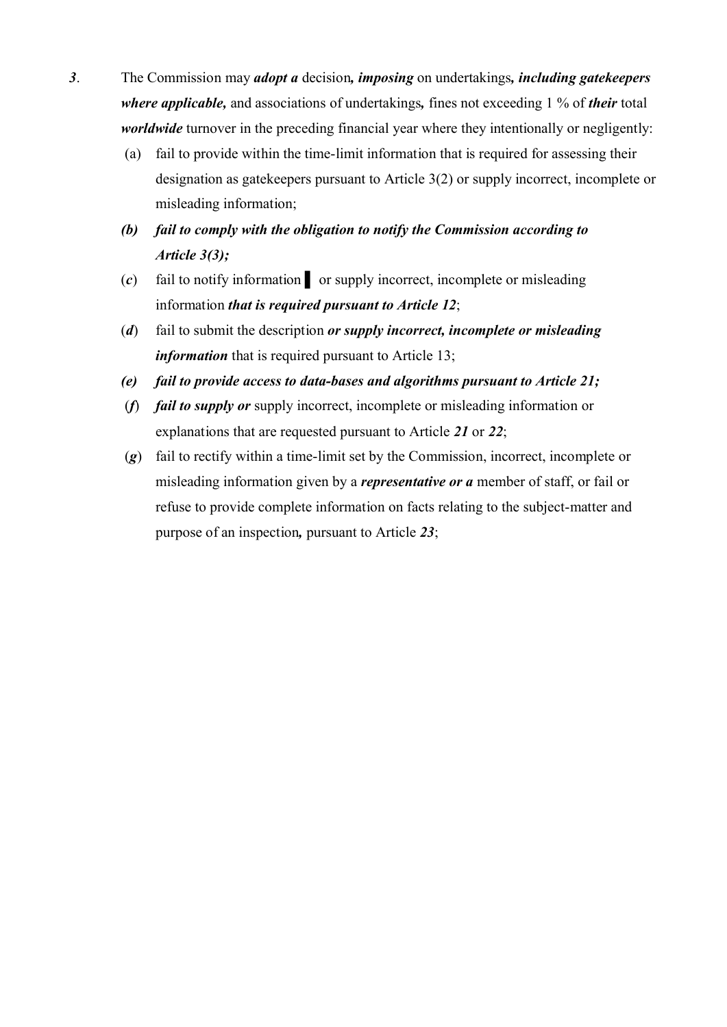***3***. The Commission may ***adopt a*** decision***, imposing*** on undertakings***, including gatekeepers where applicable,*** and associations of undertakings***,*** fines not exceeding 1 % of ***their*** total ***worldwide*** turnover in the preceding financial year where they intentionally or negligently:

(a) fail to provide within the time-limit information that is required for assessing their designation as gatekeepers pursuant to Article 3(2) or supply incorrect, incomplete or misleading information;

***(b) fail to comply with the obligation to notify the Commission according to Article 3(3);***

(***c***) fail to notify information ▌ or supply incorrect, incomplete or misleading information ***that is required pursuant to Article 12***;

(***d***) fail to submit the description ***or supply incorrect, incomplete or misleading information*** that is required pursuant to Article 13;

***(e) fail to provide access to data-bases and algorithms pursuant to Article 21;***

(***f***) ***fail to supply or*** supply incorrect, incomplete or misleading information or explanations that are requested pursuant to Article ***21*** or ***22***;

(***g***) fail to rectify within a time-limit set by the Commission, incorrect, incomplete or misleading information given by a ***representative or a*** member of staff, or fail or refuse to provide complete information on facts relating to the subject-matter and purpose of an inspection***,*** pursuant to Article ***23***;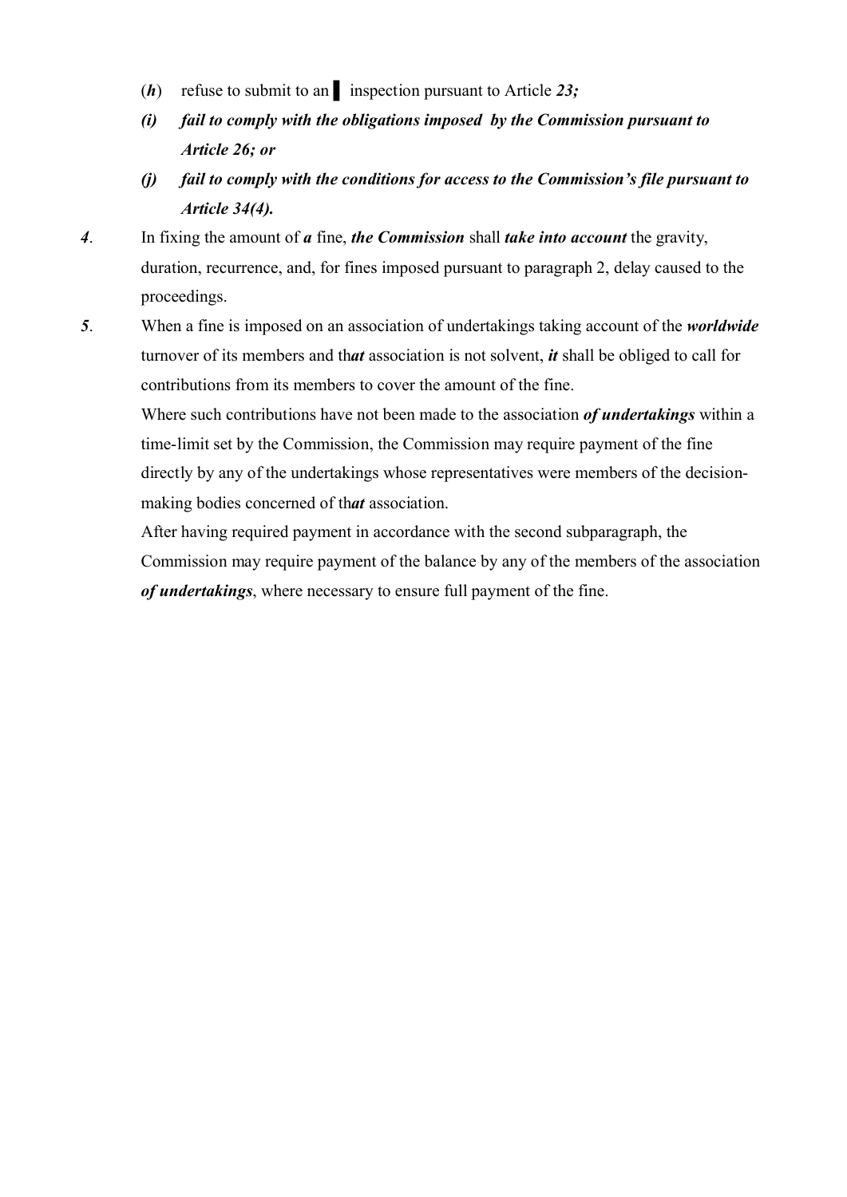(***h***) refuse to submit to an ▌ inspection pursuant to Article ***23;***

***(i) fail to comply with the obligations imposed by the Commission pursuant to Article 26; or***

***(j) fail to comply with the conditions for access to the Commission's file pursuant to Article 34(4).***

***4***. In fixing the amount of ***a*** fine, ***the Commission*** shall ***take into account*** the gravity, duration, recurrence, and, for fines imposed pursuant to paragraph 2, delay caused to the proceedings.

***5***. When a fine is imposed on an association of undertakings taking account of the ***worldwide*** turnover of its members and th***at*** association is not solvent, ***it*** shall be obliged to call for contributions from its members to cover the amount of the fine.

Where such contributions have not been made to the association ***of undertakings*** within a time-limit set by the Commission, the Commission may require payment of the fine directly by any of the undertakings whose representatives were members of the decision-making bodies concerned of th***at*** association.

After having required payment in accordance with the second subparagraph, the Commission may require payment of the balance by any of the members of the association ***of undertakings***, where necessary to ensure full payment of the fine.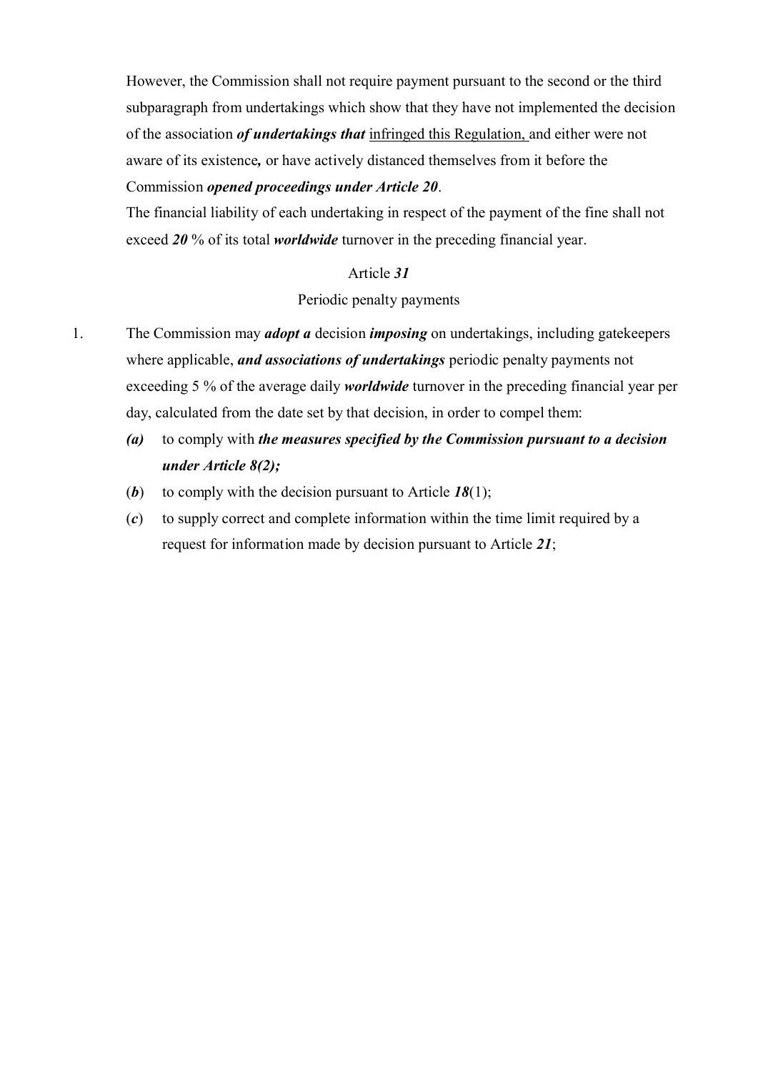However, the Commission shall not require payment pursuant to the second or the third subparagraph from undertakings which show that they have not implemented the decision of the association ***of undertakings that*** infringed this Regulation, and either were not aware of its existence***,*** or have actively distanced themselves from it before the Commission ***opened proceedings under Article 20***.

The financial liability of each undertaking in respect of the payment of the fine shall not exceed ***20*** % of its total ***worldwide*** turnover in the preceding financial year.

Article ***31***

Periodic penalty payments

1. The Commission may ***adopt a*** decision ***imposing*** on undertakings, including gatekeepers where applicable, ***and associations of undertakings*** periodic penalty payments not exceeding 5 % of the average daily ***worldwide*** turnover in the preceding financial year per day, calculated from the date set by that decision, in order to compel them:

   ***(a)*** to comply with ***the measures specified by the Commission pursuant to a decision under Article 8(2);***

   (***b***) to comply with the decision pursuant to Article ***18***(1);

   (***c***) to supply correct and complete information within the time limit required by a request for information made by decision pursuant to Article ***21***;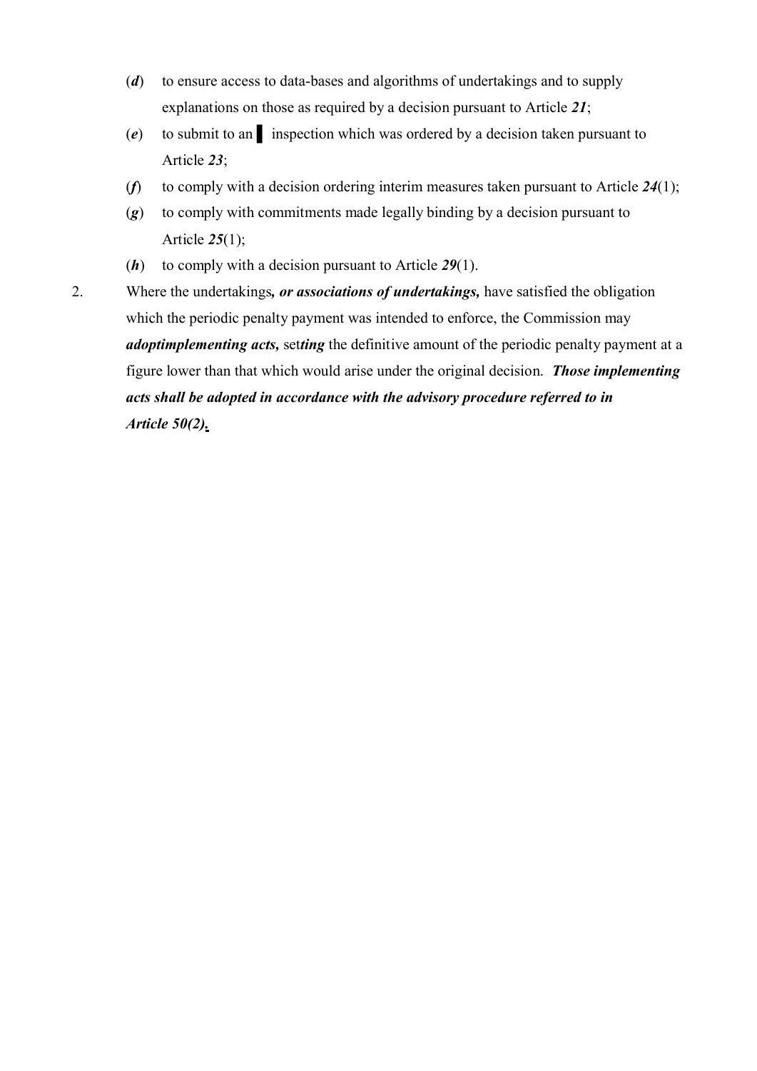(***d***) to ensure access to data-bases and algorithms of undertakings and to supply explanations on those as required by a decision pursuant to Article ***21***;

(***e***) to submit to an ▌ inspection which was ordered by a decision taken pursuant to Article ***23***;

(***f***) to comply with a decision ordering interim measures taken pursuant to Article ***24***(1);

(***g***) to comply with commitments made legally binding by a decision pursuant to Article ***25***(1);

(***h***) to comply with a decision pursuant to Article ***29***(1).

2. Where the undertakings***, or associations of undertakings,*** have satisfied the obligation which the periodic penalty payment was intended to enforce, the Commission may ***adoptimplementing acts,*** set***ting*** the definitive amount of the periodic penalty payment at a figure lower than that which would arise under the original decision. ***Those implementing acts shall be adopted in accordance with the advisory procedure referred to in Article 50(2).***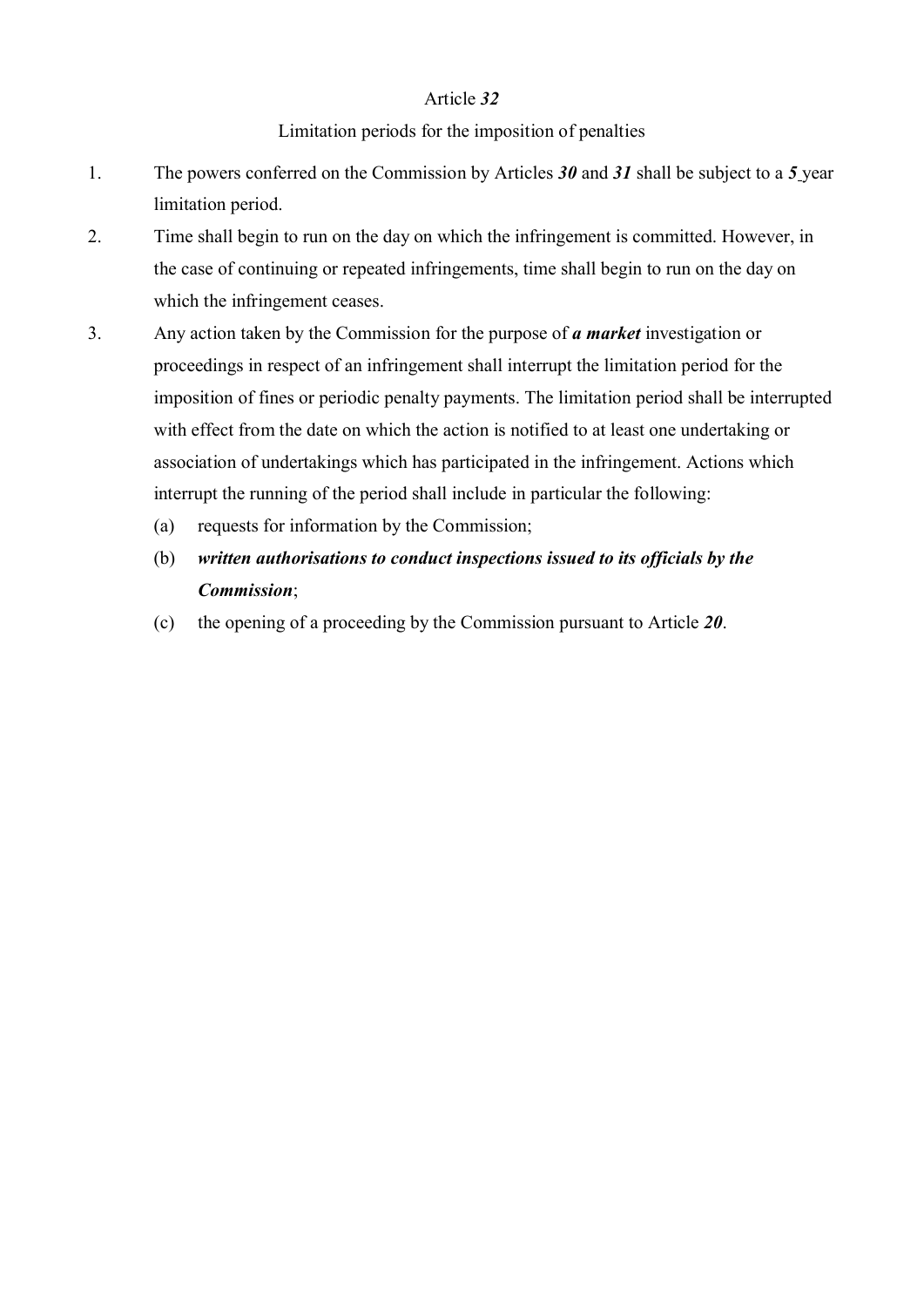Article ***32***

Limitation periods for the imposition of penalties

1. The powers conferred on the Commission by Articles ***30*** and ***31*** shall be subject to a ***5*** year limitation period.
2. Time shall begin to run on the day on which the infringement is committed. However, in the case of continuing or repeated infringements, time shall begin to run on the day on which the infringement ceases.
3. Any action taken by the Commission for the purpose of ***a market*** investigation or proceedings in respect of an infringement shall interrupt the limitation period for the imposition of fines or periodic penalty payments. The limitation period shall be interrupted with effect from the date on which the action is notified to at least one undertaking or association of undertakings which has participated in the infringement. Actions which interrupt the running of the period shall include in particular the following:
   (a) requests for information by the Commission;
   (b) ***written authorisations to conduct inspections issued to its officials by the Commission***;
   (c) the opening of a proceeding by the Commission pursuant to Article ***20***.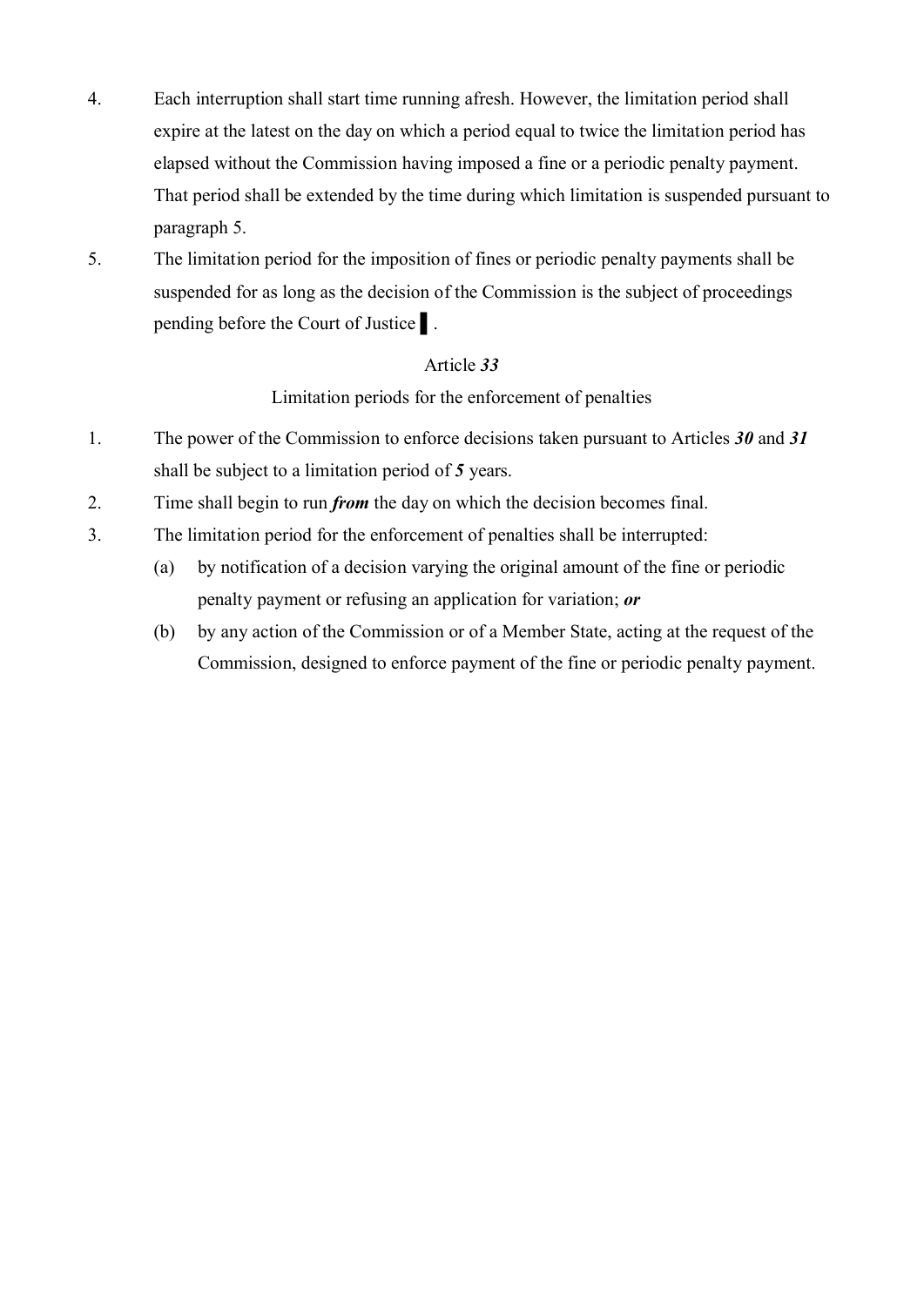4. Each interruption shall start time running afresh. However, the limitation period shall expire at the latest on the day on which a period equal to twice the limitation period has elapsed without the Commission having imposed a fine or a periodic penalty payment. That period shall be extended by the time during which limitation is suspended pursuant to paragraph 5.

5. The limitation period for the imposition of fines or periodic penalty payments shall be suspended for as long as the decision of the Commission is the subject of proceedings pending before the Court of Justice ▌.

Article ***33***

Limitation periods for the enforcement of penalties

1. The power of the Commission to enforce decisions taken pursuant to Articles ***30*** and ***31*** shall be subject to a limitation period of ***5*** years.

2. Time shall begin to run ***from*** the day on which the decision becomes final.

3. The limitation period for the enforcement of penalties shall be interrupted:

   (a) by notification of a decision varying the original amount of the fine or periodic penalty payment or refusing an application for variation; ***or***

   (b) by any action of the Commission or of a Member State, acting at the request of the Commission, designed to enforce payment of the fine or periodic penalty payment.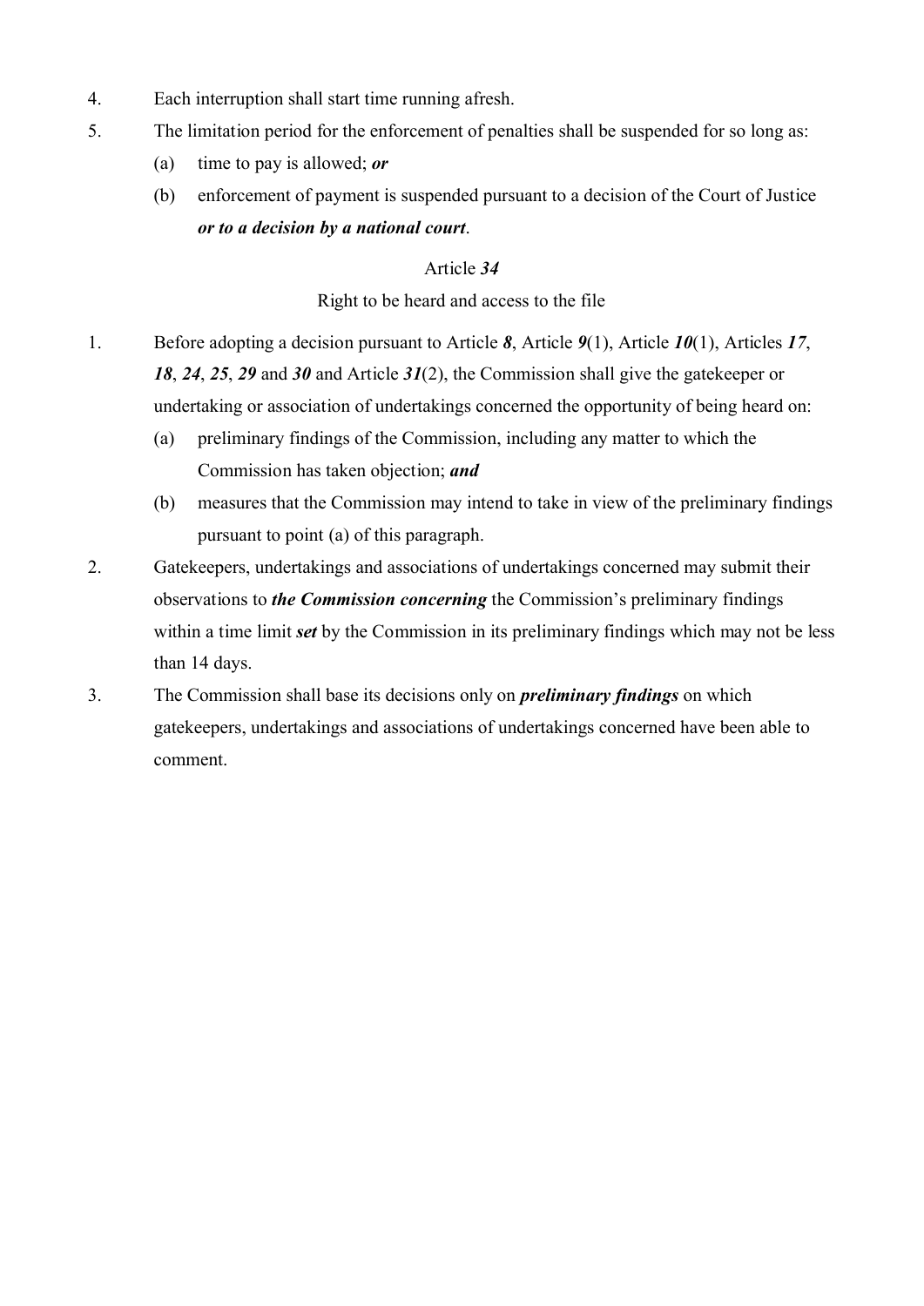4. Each interruption shall start time running afresh.

5. The limitation period for the enforcement of penalties shall be suspended for so long as:

   (a) time to pay is allowed; ***or***

   (b) enforcement of payment is suspended pursuant to a decision of the Court of Justice ***or to a decision by a national court***.

Article ***34***

Right to be heard and access to the file

1. Before adopting a decision pursuant to Article ***8***, Article ***9***(1), Article ***10***(1), Articles ***17***, ***18***, ***24***, ***25***, ***29*** and ***30*** and Article ***31***(2), the Commission shall give the gatekeeper or undertaking or association of undertakings concerned the opportunity of being heard on:

   (a) preliminary findings of the Commission, including any matter to which the Commission has taken objection; ***and***

   (b) measures that the Commission may intend to take in view of the preliminary findings pursuant to point (a) of this paragraph.

2. Gatekeepers, undertakings and associations of undertakings concerned may submit their observations to ***the Commission concerning*** the Commission's preliminary findings within a time limit ***set*** by the Commission in its preliminary findings which may not be less than 14 days.

3. The Commission shall base its decisions only on ***preliminary findings*** on which gatekeepers, undertakings and associations of undertakings concerned have been able to comment.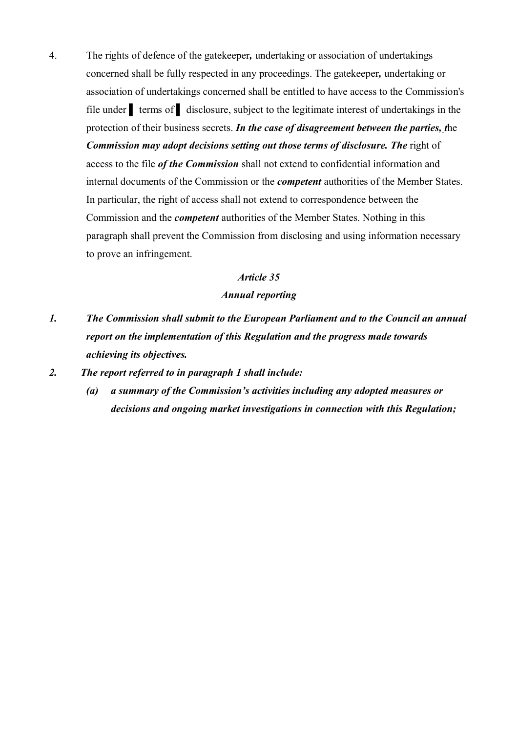4. The rights of defence of the gatekeeper**,** undertaking or association of undertakings concerned shall be fully respected in any proceedings. The gatekeeper**,** undertaking or association of undertakings concerned shall be entitled to have access to the Commission's file under ▌ terms of ▌ disclosure, subject to the legitimate interest of undertakings in the protection of their business secrets. ***In the case of disagreement between the parties, t***he ***Commission may adopt decisions setting out those terms of disclosure. The*** right of access to the file ***of the Commission*** shall not extend to confidential information and internal documents of the Commission or the ***competent*** authorities of the Member States. In particular, the right of access shall not extend to correspondence between the Commission and the ***competent*** authorities of the Member States. Nothing in this paragraph shall prevent the Commission from disclosing and using information necessary to prove an infringement.

### *Article 35*
### *Annual reporting*

***1. The Commission shall submit to the European Parliament and to the Council an annual report on the implementation of this Regulation and the progress made towards achieving its objectives.***

***2. The report referred to in paragraph 1 shall include:***

***(a) a summary of the Commission's activities including any adopted measures or decisions and ongoing market investigations in connection with this Regulation;***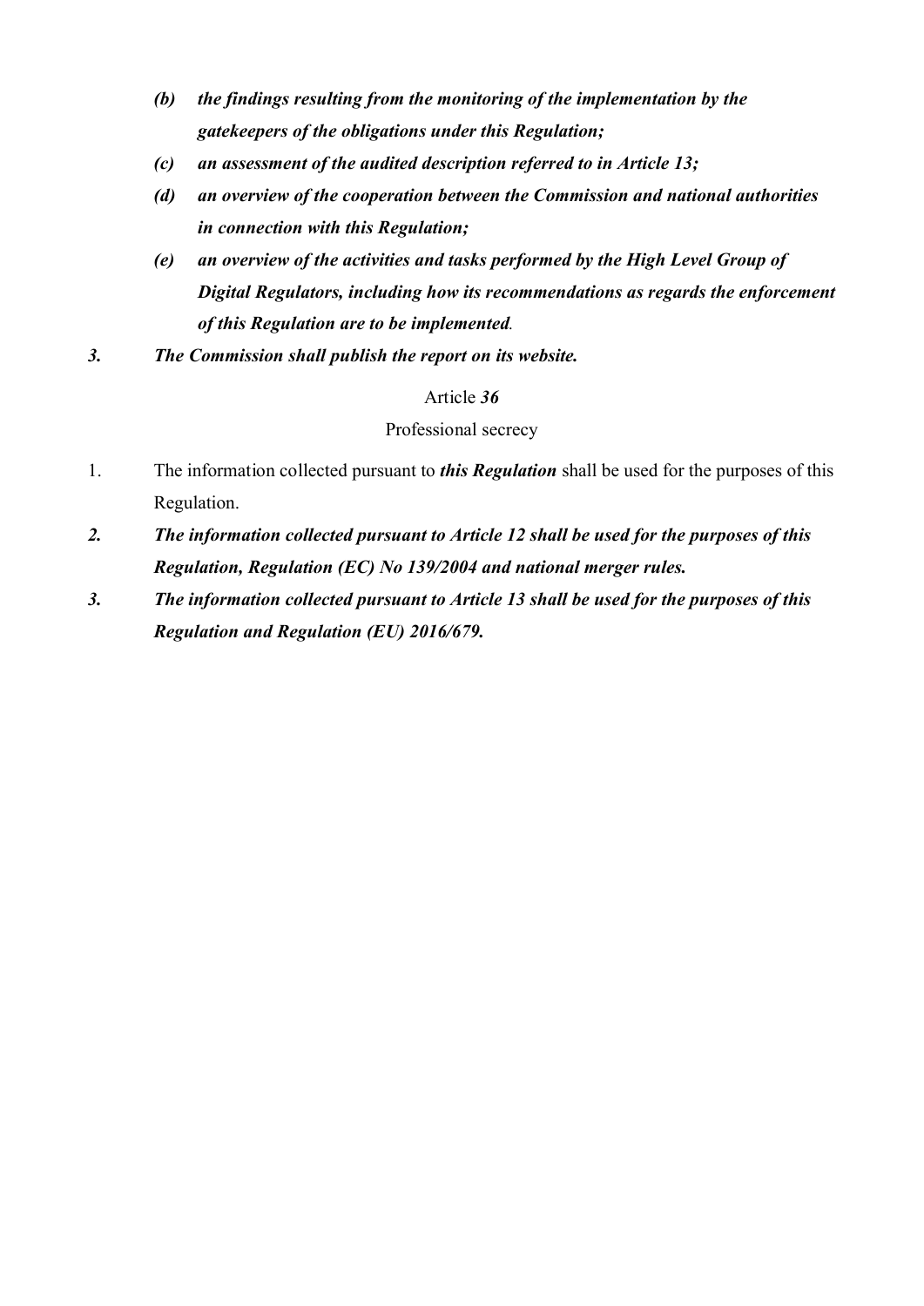*(b)* ***the findings resulting from the monitoring of the implementation by the gatekeepers of the obligations under this Regulation;***

*(c)* ***an assessment of the audited description referred to in Article 13;***

*(d)* ***an overview of the cooperation between the Commission and national authorities in connection with this Regulation;***

*(e)* ***an overview of the activities and tasks performed by the High Level Group of Digital Regulators, including how its recommendations as regards the enforcement of this Regulation are to be implemented.***

***3. The Commission shall publish the report on its website.***

Article ***36***

Professional secrecy

1. The information collected pursuant to ***this Regulation*** shall be used for the purposes of this Regulation.

***2. The information collected pursuant to Article 12 shall be used for the purposes of this Regulation, Regulation (EC) No 139/2004 and national merger rules.***

***3. The information collected pursuant to Article 13 shall be used for the purposes of this Regulation and Regulation (EU) 2016/679.***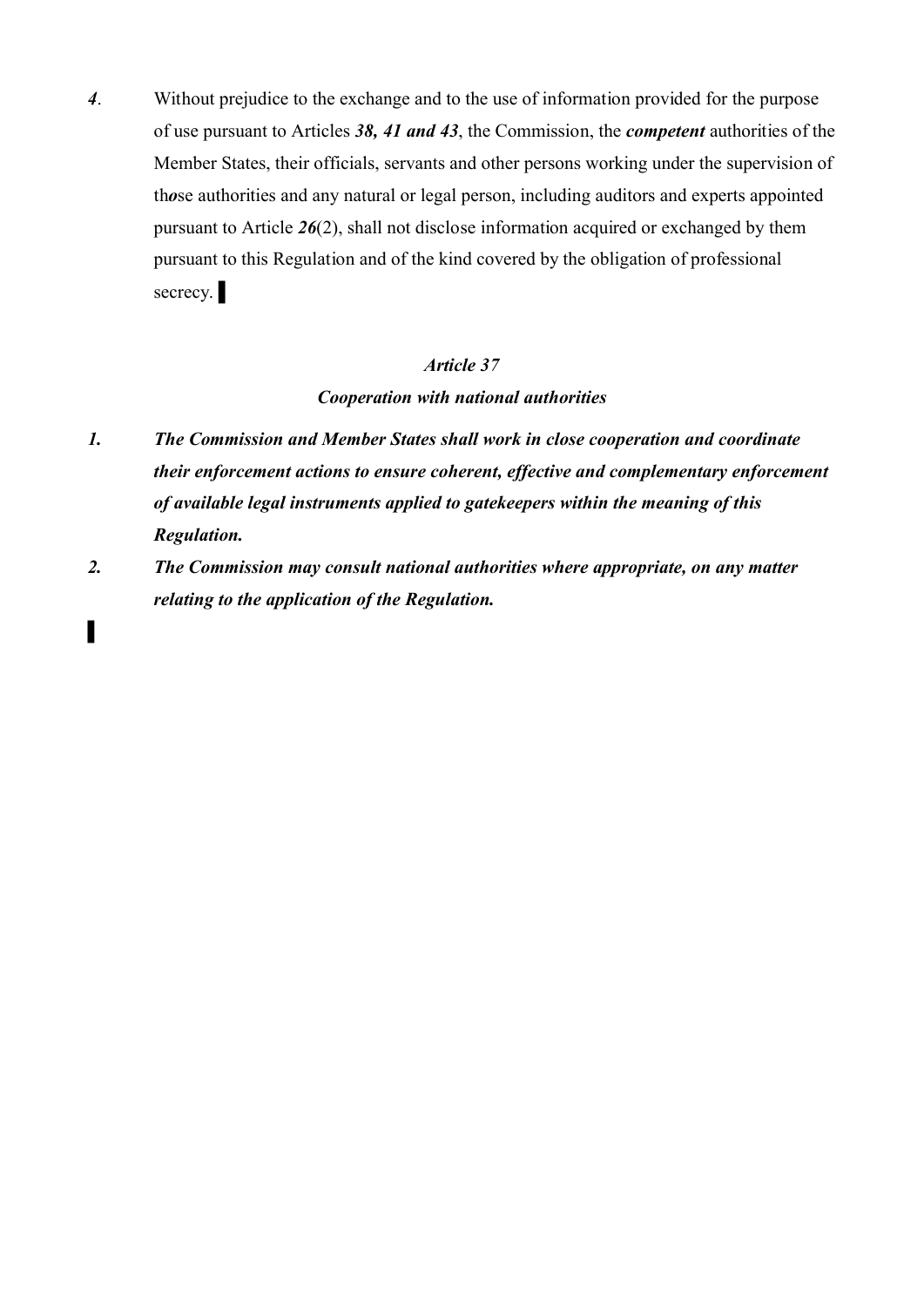*4*. Without prejudice to the exchange and to the use of information provided for the purpose of use pursuant to Articles ***38, 41 and 43***, the Commission, the ***competent*** authorities of the Member States, their officials, servants and other persons working under the supervision of th***o***se authorities and any natural or legal person, including auditors and experts appointed pursuant to Article ***26***(2), shall not disclose information acquired or exchanged by them pursuant to this Regulation and of the kind covered by the obligation of professional secrecy. ▌

### *Article 37*

### ***Cooperation with national authorities***

***1.*** ***The Commission and Member States shall work in close cooperation and coordinate their enforcement actions to ensure coherent, effective and complementary enforcement of available legal instruments applied to gatekeepers within the meaning of this Regulation.***

***2.*** ***The Commission may consult national authorities where appropriate, on any matter relating to the application of the Regulation.***

▌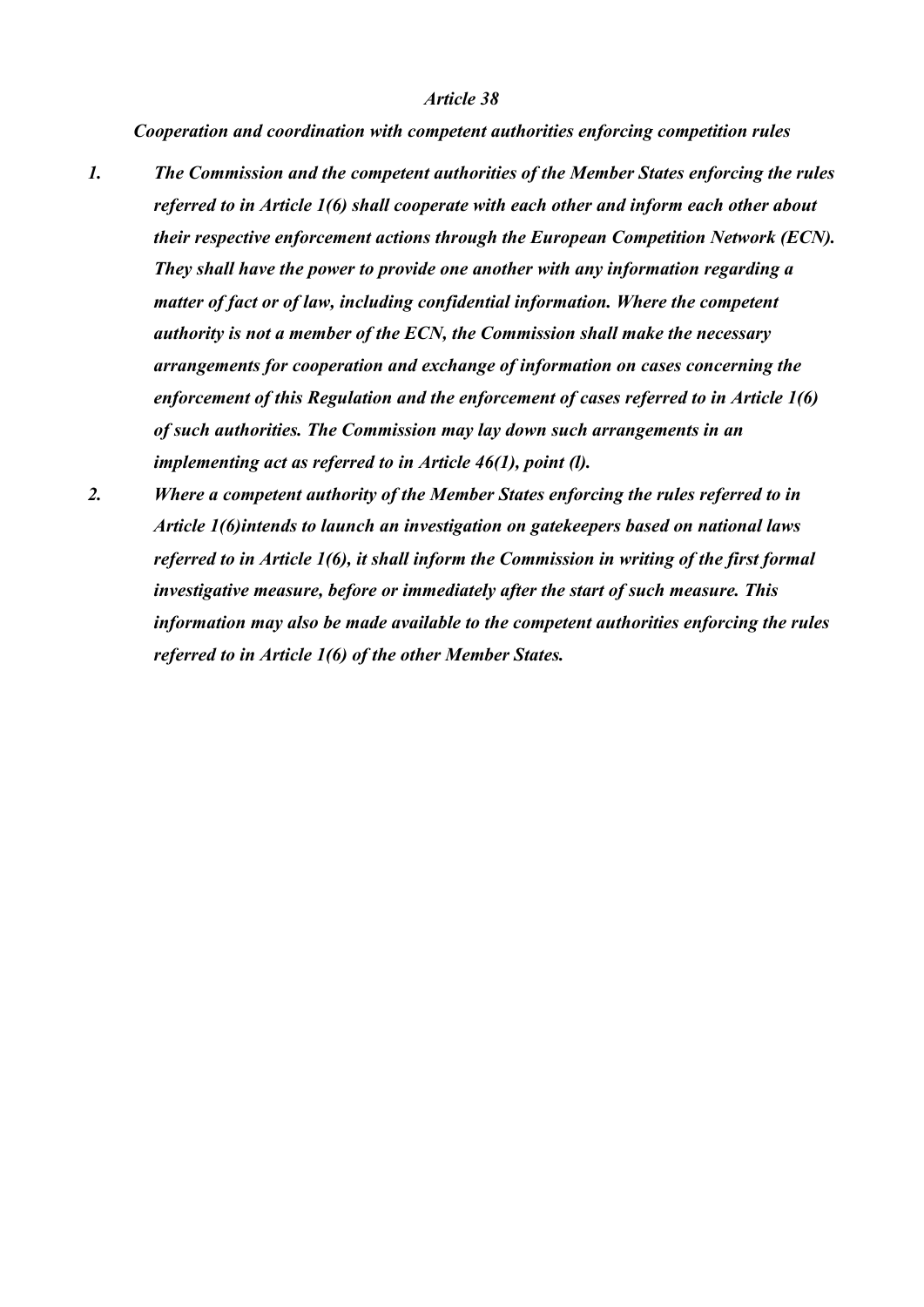*Article 38*

***Cooperation and coordination with competent authorities enforcing competition rules***

1. ***The Commission and the competent authorities of the Member States enforcing the rules referred to in Article 1(6) shall cooperate with each other and inform each other about their respective enforcement actions through the European Competition Network (ECN). They shall have the power to provide one another with any information regarding a matter of fact or of law, including confidential information. Where the competent authority is not a member of the ECN, the Commission shall make the necessary arrangements for cooperation and exchange of information on cases concerning the enforcement of this Regulation and the enforcement of cases referred to in Article 1(6) of such authorities. The Commission may lay down such arrangements in an implementing act as referred to in Article 46(1), point (l).***

2. ***Where a competent authority of the Member States enforcing the rules referred to in Article 1(6)intends to launch an investigation on gatekeepers based on national laws referred to in Article 1(6), it shall inform the Commission in writing of the first formal investigative measure, before or immediately after the start of such measure. This information may also be made available to the competent authorities enforcing the rules referred to in Article 1(6) of the other Member States.***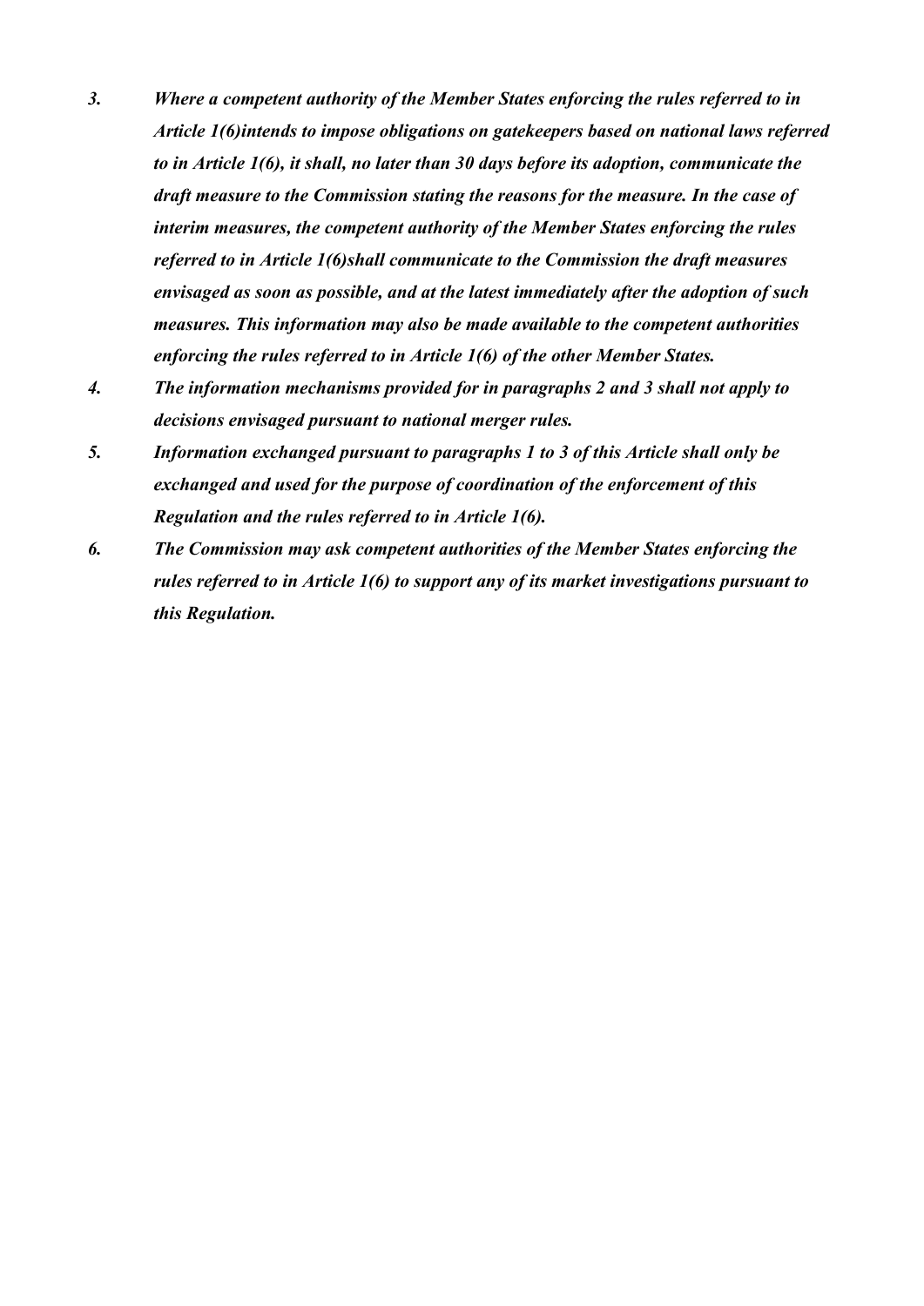3. ***Where a competent authority of the Member States enforcing the rules referred to in Article 1(6)intends to impose obligations on gatekeepers based on national laws referred to in Article 1(6), it shall, no later than 30 days before its adoption, communicate the draft measure to the Commission stating the reasons for the measure. In the case of interim measures, the competent authority of the Member States enforcing the rules referred to in Article 1(6)shall communicate to the Commission the draft measures envisaged as soon as possible, and at the latest immediately after the adoption of such measures. This information may also be made available to the competent authorities enforcing the rules referred to in Article 1(6) of the other Member States.***

4. ***The information mechanisms provided for in paragraphs 2 and 3 shall not apply to decisions envisaged pursuant to national merger rules.***

5. ***Information exchanged pursuant to paragraphs 1 to 3 of this Article shall only be exchanged and used for the purpose of coordination of the enforcement of this Regulation and the rules referred to in Article 1(6).***

6. ***The Commission may ask competent authorities of the Member States enforcing the rules referred to in Article 1(6) to support any of its market investigations pursuant to this Regulation.***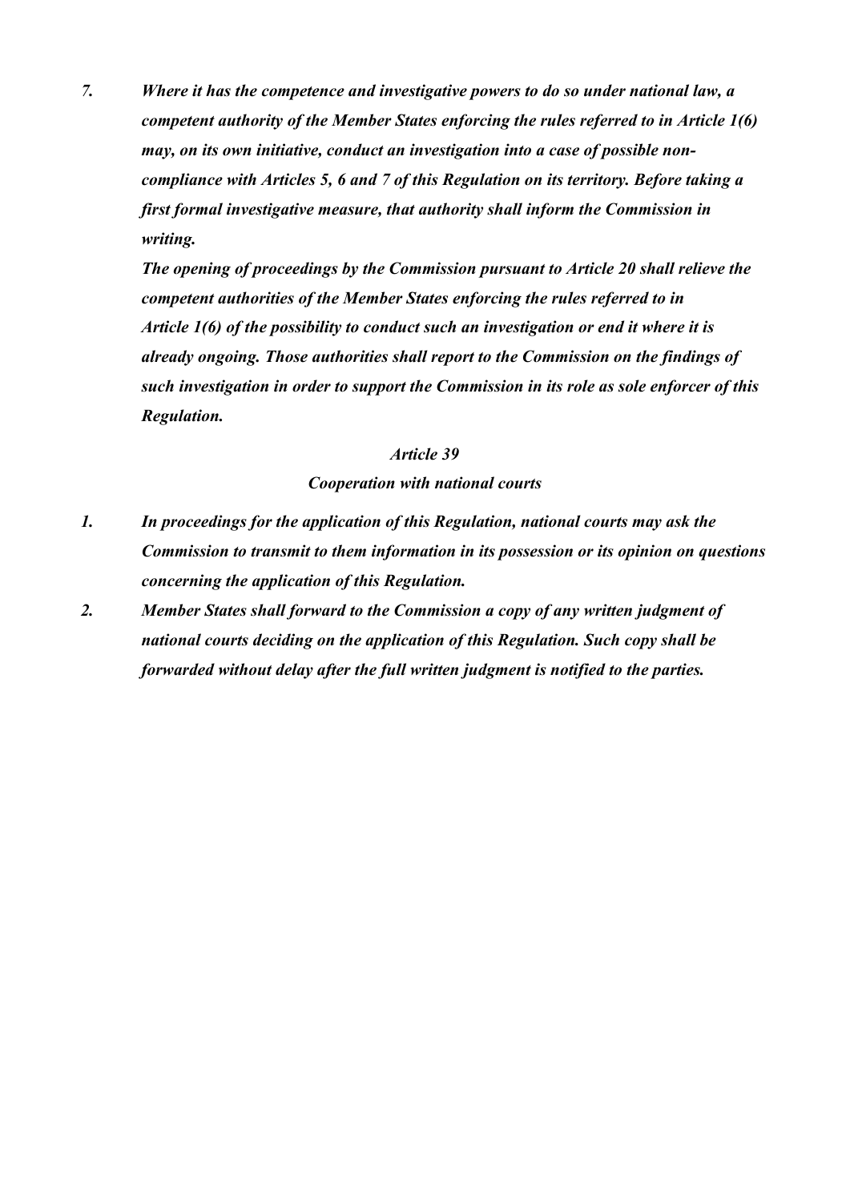7. ***Where it has the competence and investigative powers to do so under national law, a competent authority of the Member States enforcing the rules referred to in Article 1(6) may, on its own initiative, conduct an investigation into a case of possible non-compliance with Articles 5, 6 and 7 of this Regulation on its territory. Before taking a first formal investigative measure, that authority shall inform the Commission in writing.***

   ***The opening of proceedings by the Commission pursuant to Article 20 shall relieve the competent authorities of the Member States enforcing the rules referred to in Article 1(6) of the possibility to conduct such an investigation or end it where it is already ongoing. Those authorities shall report to the Commission on the findings of such investigation in order to support the Commission in its role as sole enforcer of this Regulation.***

### ***Article 39***

### ***Cooperation with national courts***

1. ***In proceedings for the application of this Regulation, national courts may ask the Commission to transmit to them information in its possession or its opinion on questions concerning the application of this Regulation.***

2. ***Member States shall forward to the Commission a copy of any written judgment of national courts deciding on the application of this Regulation. Such copy shall be forwarded without delay after the full written judgment is notified to the parties.***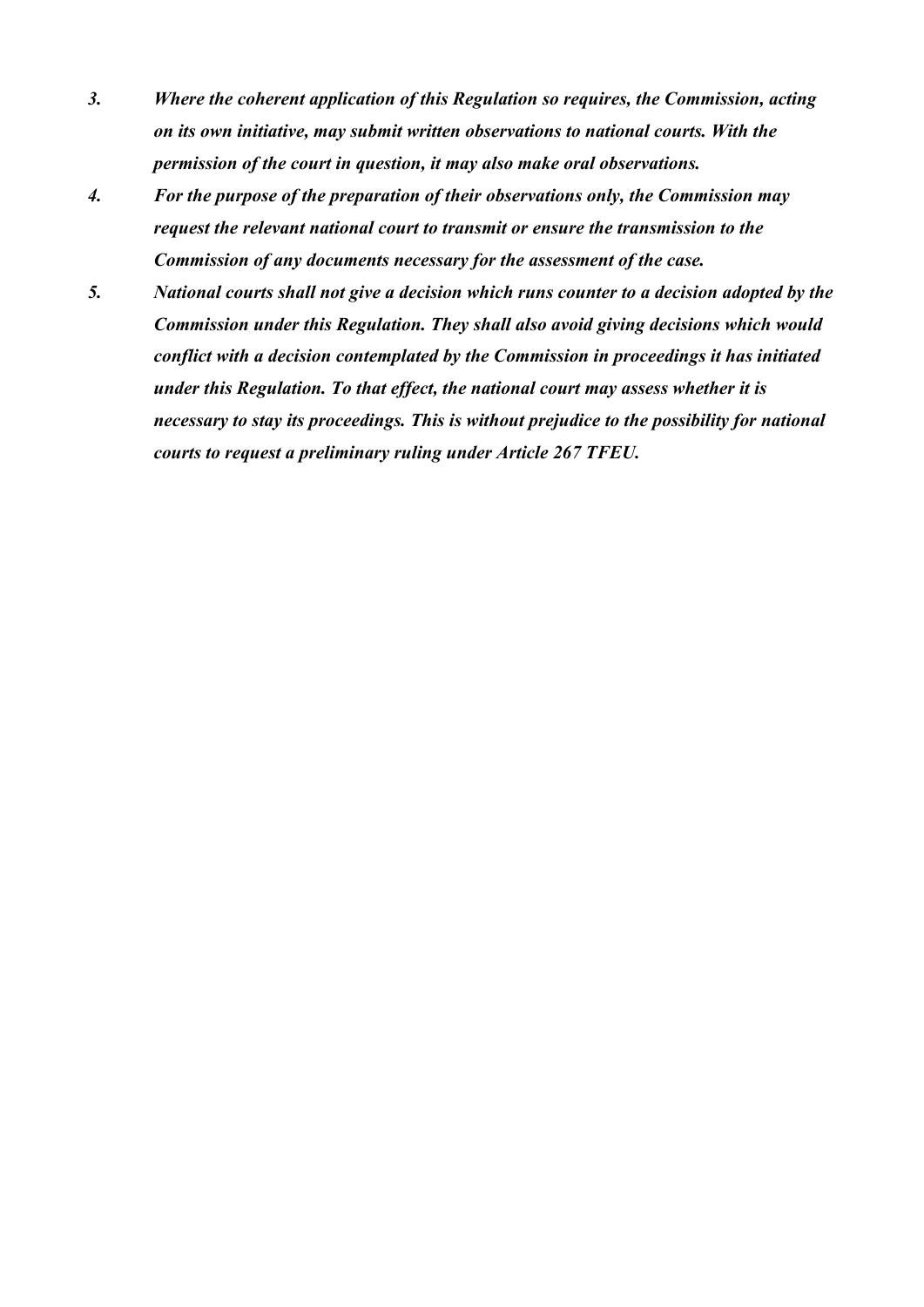3. ***Where the coherent application of this Regulation so requires, the Commission, acting on its own initiative, may submit written observations to national courts. With the permission of the court in question, it may also make oral observations.***

4. ***For the purpose of the preparation of their observations only, the Commission may request the relevant national court to transmit or ensure the transmission to the Commission of any documents necessary for the assessment of the case.***

5. ***National courts shall not give a decision which runs counter to a decision adopted by the Commission under this Regulation. They shall also avoid giving decisions which would conflict with a decision contemplated by the Commission in proceedings it has initiated under this Regulation. To that effect, the national court may assess whether it is necessary to stay its proceedings. This is without prejudice to the possibility for national courts to request a preliminary ruling under Article 267 TFEU.***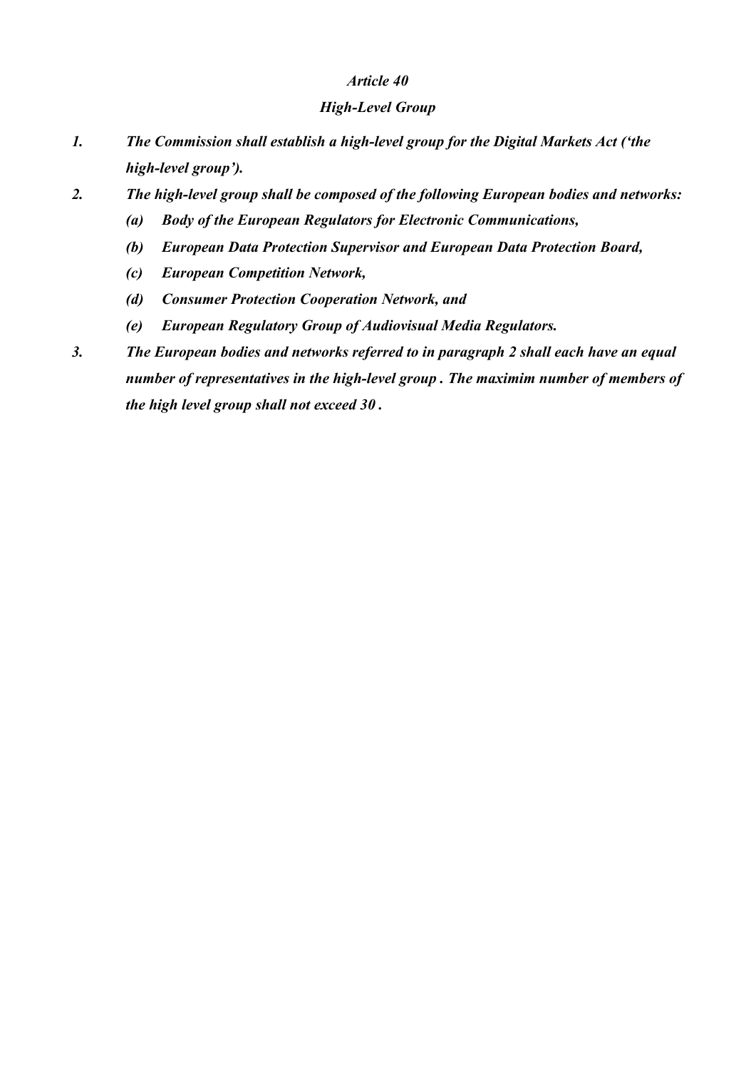*Article 40*

***High-Level Group***

1. ***The Commission shall establish a high-level group for the Digital Markets Act ('the high-level group').***
2. ***The high-level group shall be composed of the following European bodies and networks:***
   - ***(a) Body of the European Regulators for Electronic Communications,***
   - ***(b) European Data Protection Supervisor and European Data Protection Board,***
   - ***(c) European Competition Network,***
   - ***(d) Consumer Protection Cooperation Network, and***
   - ***(e) European Regulatory Group of Audiovisual Media Regulators.***
3. ***The European bodies and networks referred to in paragraph 2 shall each have an equal number of representatives in the high-level group . The maximim number of members of the high level group shall not exceed 30 .***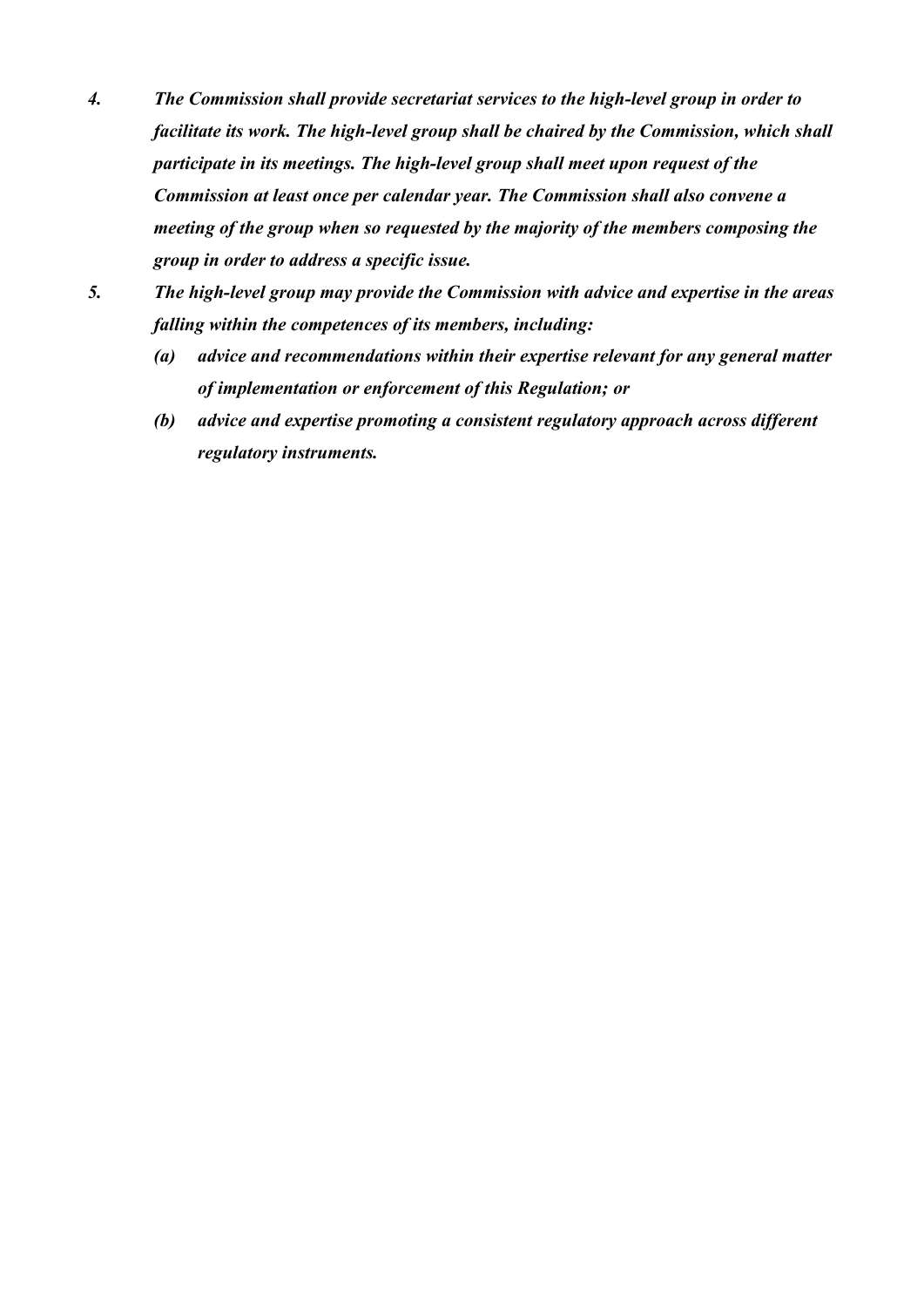4. *The Commission shall provide secretariat services to the high-level group in order to facilitate its work. The high-level group shall be chaired by the Commission, which shall participate in its meetings. The high-level group shall meet upon request of the Commission at least once per calendar year. The Commission shall also convene a meeting of the group when so requested by the majority of the members composing the group in order to address a specific issue.*

5. *The high-level group may provide the Commission with advice and expertise in the areas falling within the competences of its members, including:*

   (a) *advice and recommendations within their expertise relevant for any general matter of implementation or enforcement of this Regulation; or*

   (b) *advice and expertise promoting a consistent regulatory approach across different regulatory instruments.*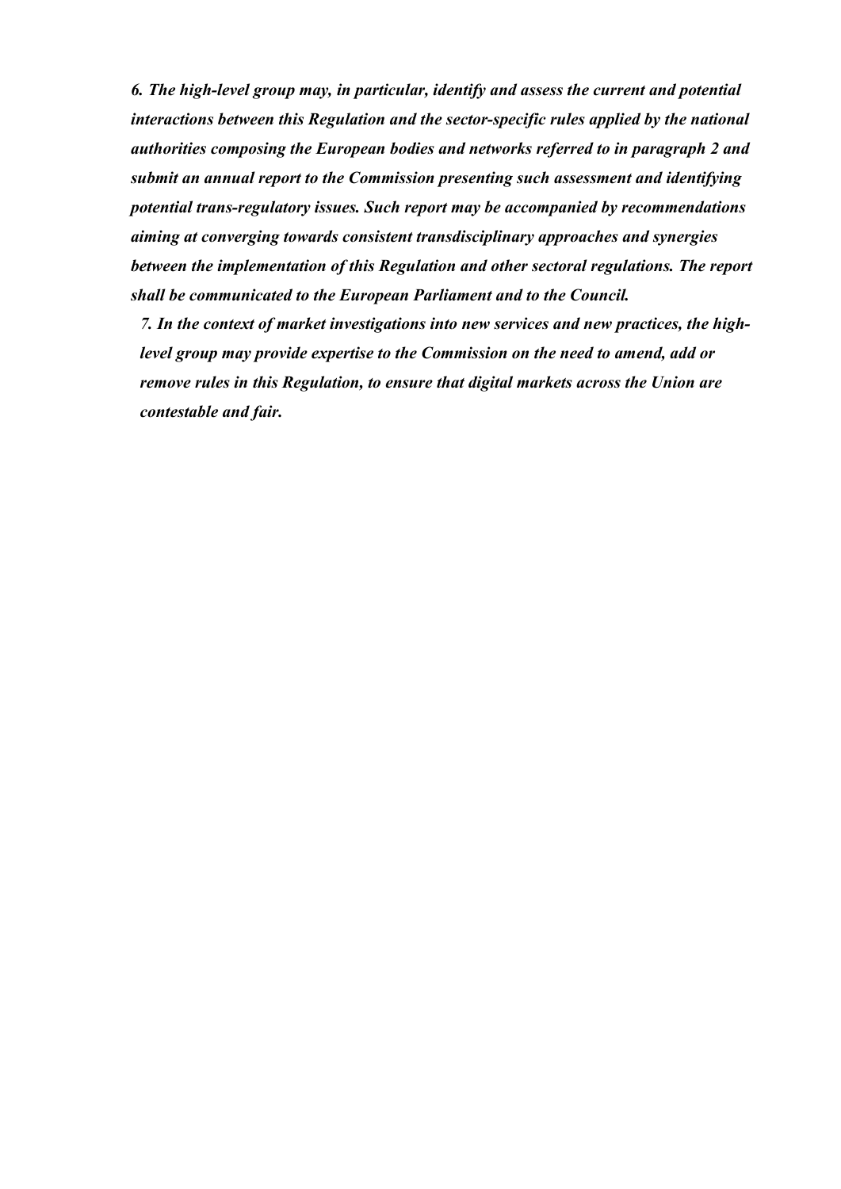***6. The high-level group may, in particular, identify and assess the current and potential interactions between this Regulation and the sector-specific rules applied by the national authorities composing the European bodies and networks referred to in paragraph 2 and submit an annual report to the Commission presenting such assessment and identifying potential trans-regulatory issues. Such report may be accompanied by recommendations aiming at converging towards consistent transdisciplinary approaches and synergies between the implementation of this Regulation and other sectoral regulations. The report shall be communicated to the European Parliament and to the Council.***

***7. In the context of market investigations into new services and new practices, the high-level group may provide expertise to the Commission on the need to amend, add or remove rules in this Regulation, to ensure that digital markets across the Union are contestable and fair.***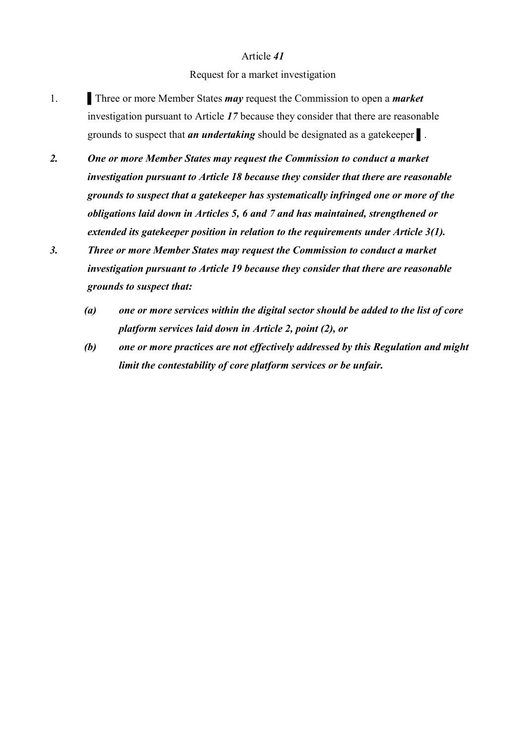Article ***41***

Request for a market investigation

1. ▌Three or more Member States ***may*** request the Commission to open a ***market*** investigation pursuant to Article ***17*** because they consider that there are reasonable grounds to suspect that ***an undertaking*** should be designated as a gatekeeper ▌.

***2. One or more Member States may request the Commission to conduct a market investigation pursuant to Article 18 because they consider that there are reasonable grounds to suspect that a gatekeeper has systematically infringed one or more of the obligations laid down in Articles 5, 6 and 7 and has maintained, strengthened or extended its gatekeeper position in relation to the requirements under Article 3(1).***

***3. Three or more Member States may request the Commission to conduct a market investigation pursuant to Article 19 because they consider that there are reasonable grounds to suspect that:***

***(a) one or more services within the digital sector should be added to the list of core platform services laid down in Article 2, point (2), or***

***(b) one or more practices are not effectively addressed by this Regulation and might limit the contestability of core platform services or be unfair.***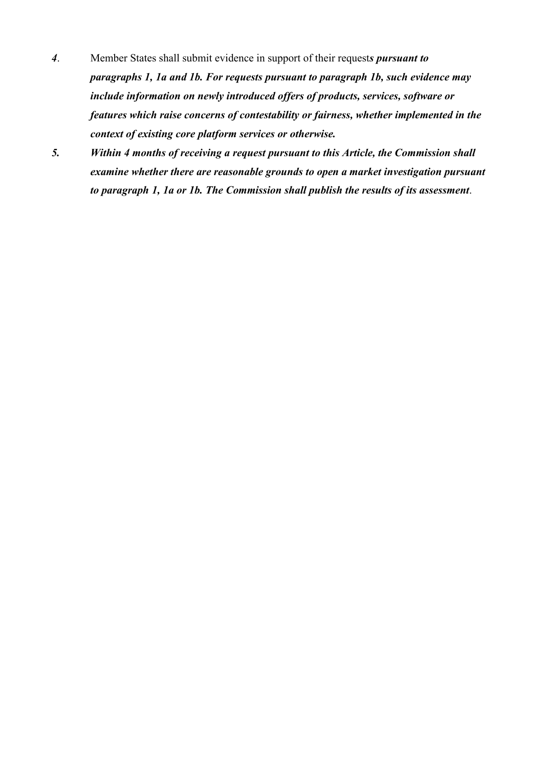*4*. Member States shall submit evidence in support of their request***s pursuant to paragraphs 1, 1a and 1b. For requests pursuant to paragraph 1b, such evidence may include information on newly introduced offers of products, services, software or features which raise concerns of contestability or fairness, whether implemented in the context of existing core platform services or otherwise.***

***5. Within 4 months of receiving a request pursuant to this Article, the Commission shall examine whether there are reasonable grounds to open a market investigation pursuant to paragraph 1, 1a or 1b. The Commission shall publish the results of its assessment***.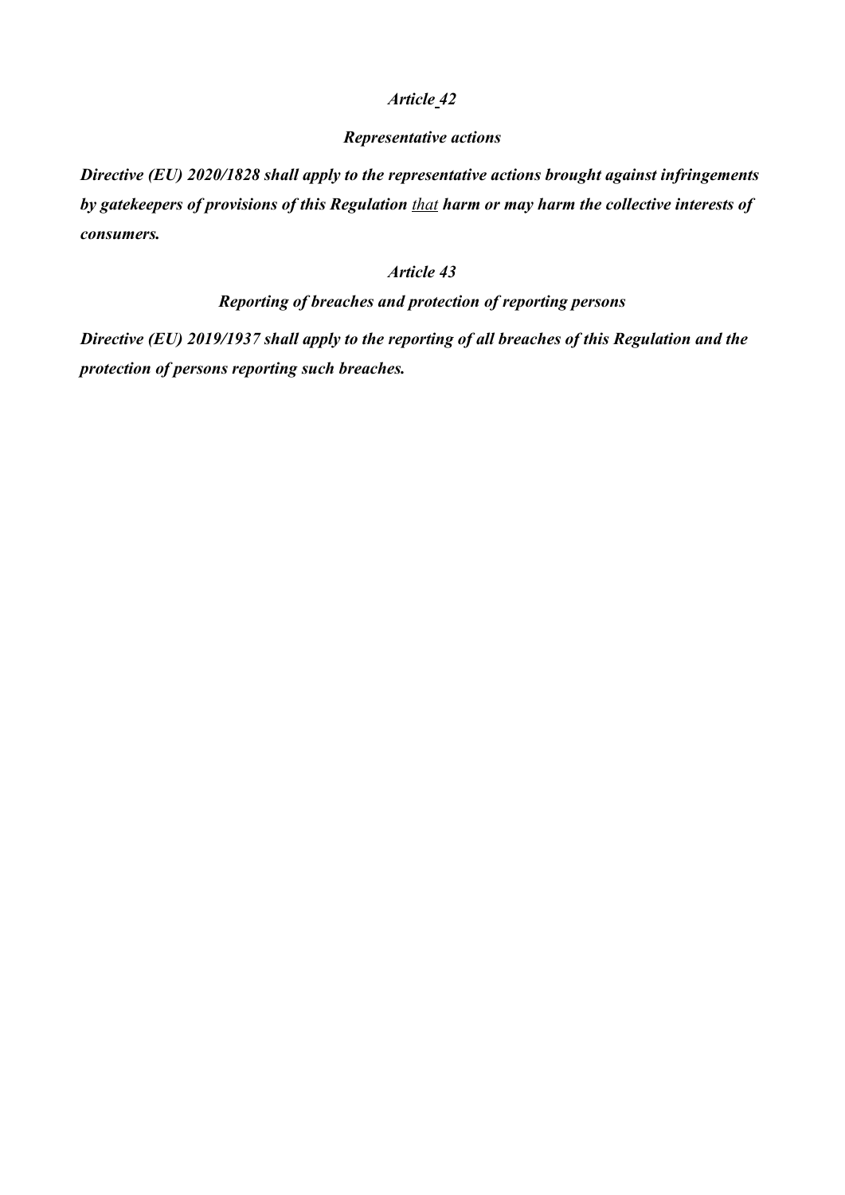*Article 42*

***Representative actions***

***Directive (EU) 2020/1828 shall apply to the representative actions brought against infringements by gatekeepers of provisions of this Regulation*** <u>*that*</u> ***harm or may harm the collective interests of consumers.***

*Article 43*

***Reporting of breaches and protection of reporting persons***

***Directive (EU) 2019/1937 shall apply to the reporting of all breaches of this Regulation and the protection of persons reporting such breaches.***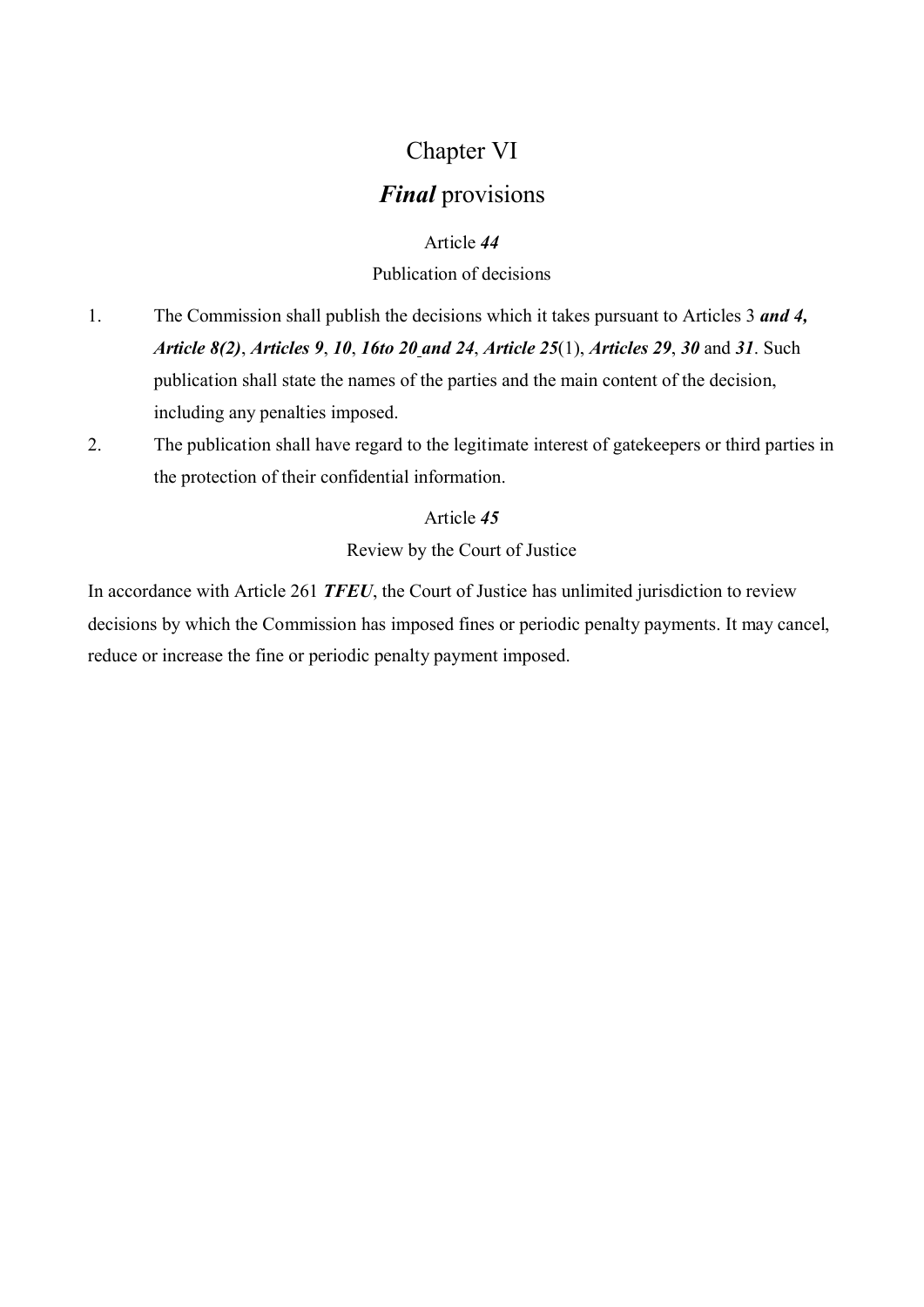# Chapter VI

# ***Final*** provisions

### Article ***44***

### Publication of decisions

1. The Commission shall publish the decisions which it takes pursuant to Articles 3 ***and 4, Article 8(2)***, ***Articles 9***, ***10***, ***16to 20 and 24***, ***Article 25***(1), ***Articles 29***, ***30*** and ***31***. Such publication shall state the names of the parties and the main content of the decision, including any penalties imposed.
2. The publication shall have regard to the legitimate interest of gatekeepers or third parties in the protection of their confidential information.

### Article ***45***

### Review by the Court of Justice

In accordance with Article 261 ***TFEU***, the Court of Justice has unlimited jurisdiction to review decisions by which the Commission has imposed fines or periodic penalty payments. It may cancel, reduce or increase the fine or periodic penalty payment imposed.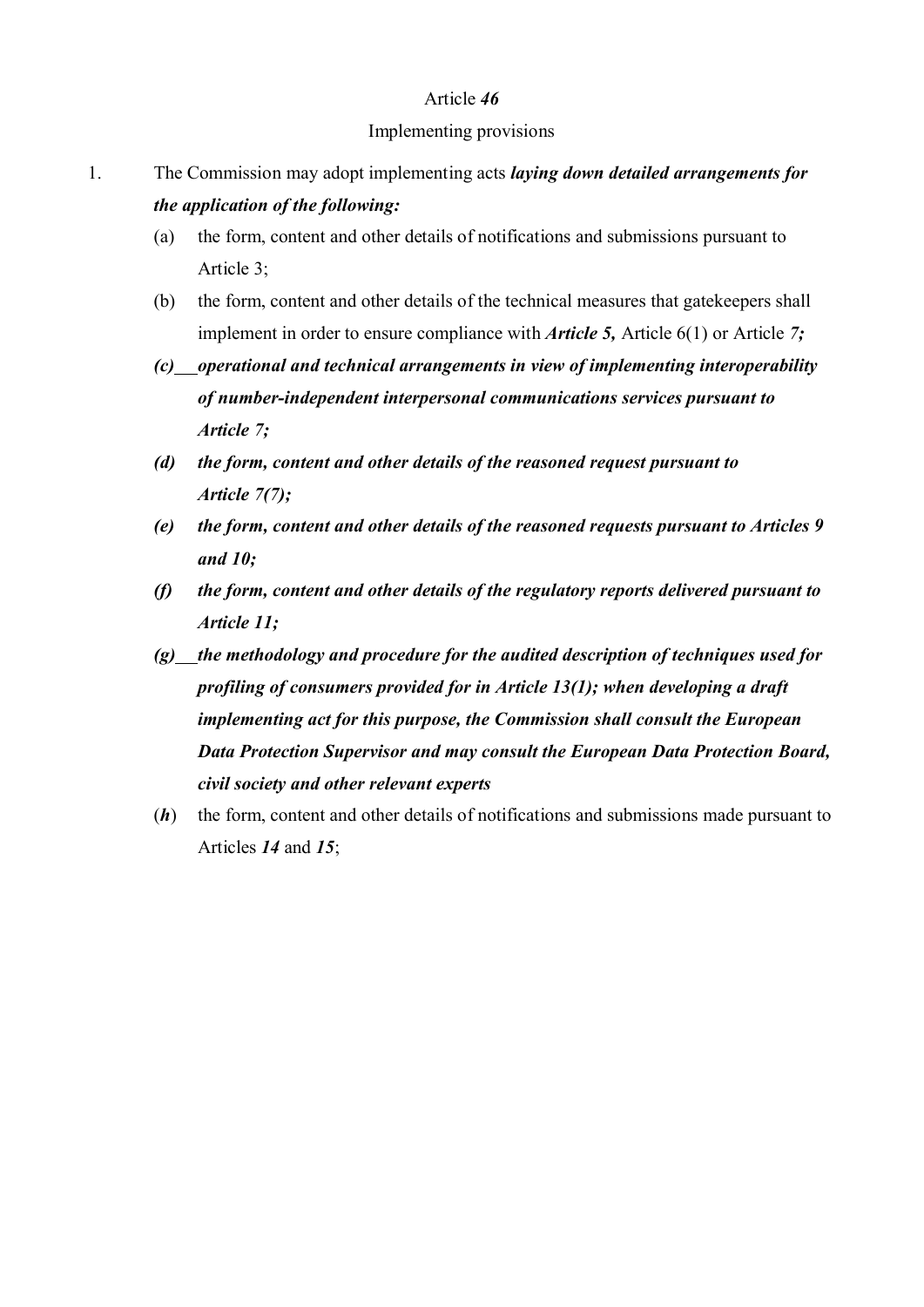Article ***46***

Implementing provisions

1. The Commission may adopt implementing acts ***laying down detailed arrangements for the application of the following:***

   (a) the form, content and other details of notifications and submissions pursuant to Article 3;

   (b) the form, content and other details of the technical measures that gatekeepers shall implement in order to ensure compliance with ***Article 5,*** Article 6(1) or Article *7;*

   ***(c) operational and technical arrangements in view of implementing interoperability of number-independent interpersonal communications services pursuant to Article 7;***

   ***(d) the form, content and other details of the reasoned request pursuant to Article 7(7);***

   ***(e) the form, content and other details of the reasoned requests pursuant to Articles 9 and 10;***

   ***(f) the form, content and other details of the regulatory reports delivered pursuant to Article 11;***

   ***(g) the methodology and procedure for the audited description of techniques used for profiling of consumers provided for in Article 13(1); when developing a draft implementing act for this purpose, the Commission shall consult the European Data Protection Supervisor and may consult the European Data Protection Board, civil society and other relevant experts***

   (***h***) the form, content and other details of notifications and submissions made pursuant to Articles ***14*** and ***15***;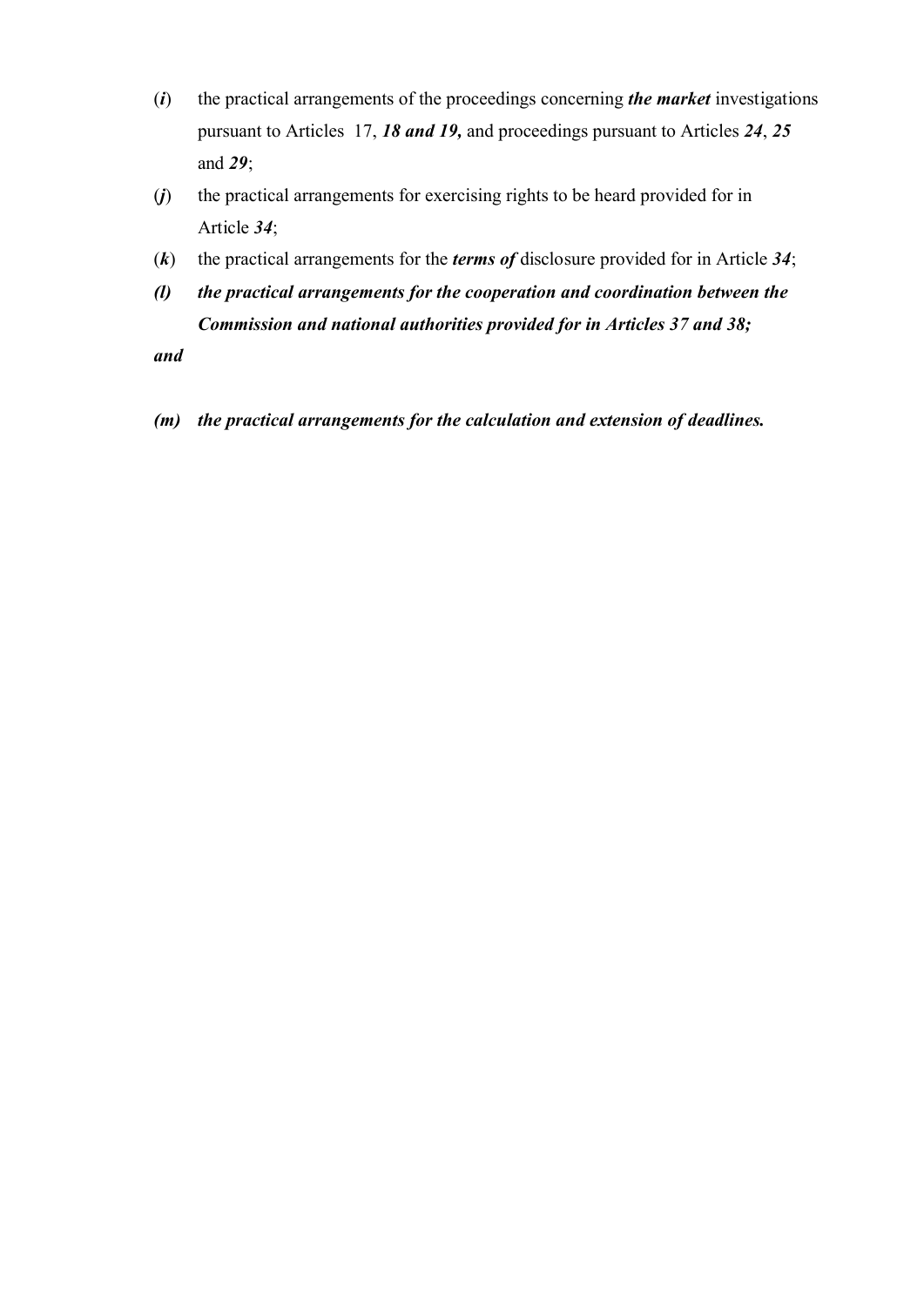(*i*) the practical arrangements of the proceedings concerning ***the market*** investigations pursuant to Articles 17, ***18 and 19,*** and proceedings pursuant to Articles ***24***, ***25*** and ***29***;

(*j*) the practical arrangements for exercising rights to be heard provided for in Article ***34***;

(*k*) the practical arrangements for the ***terms of*** disclosure provided for in Article ***34***;

***(l) the practical arrangements for the cooperation and coordination between the Commission and national authorities provided for in Articles 37 and 38;***

***and***

***(m) the practical arrangements for the calculation and extension of deadlines.***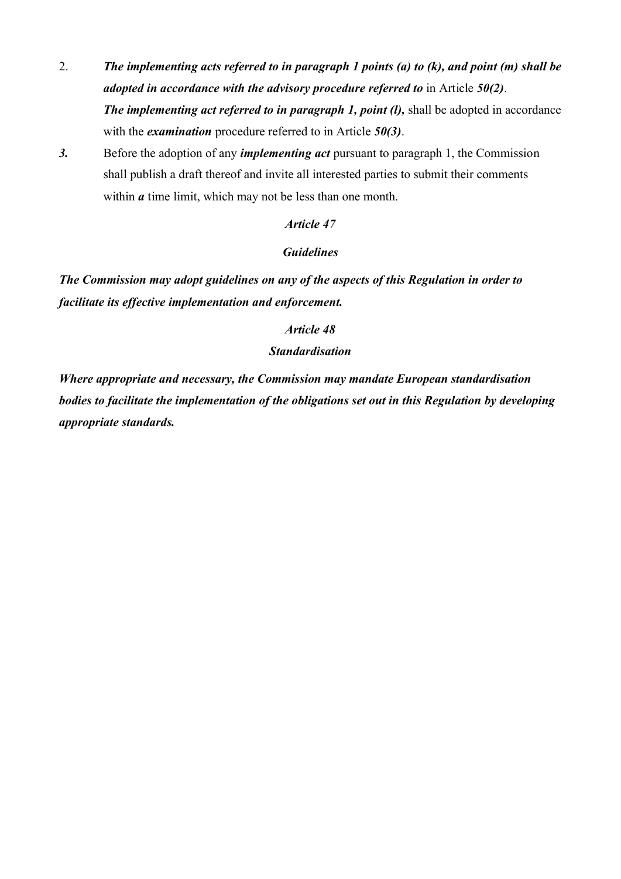2. ***The implementing acts referred to in paragraph 1 points (a) to (k), and point (m) shall be adopted in accordance with the advisory procedure referred to*** in Article ***50(2)***.
***The implementing act referred to in paragraph 1, point (l),*** shall be adopted in accordance with the ***examination*** procedure referred to in Article ***50(3)***.

***3.*** Before the adoption of any ***implementing act*** pursuant to paragraph 1, the Commission shall publish a draft thereof and invite all interested parties to submit their comments within ***a*** time limit, which may not be less than one month.

### *Article 47*

### *Guidelines*

***The Commission may adopt guidelines on any of the aspects of this Regulation in order to facilitate its effective implementation and enforcement.***

### *Article 48*

### *Standardisation*

***Where appropriate and necessary, the Commission may mandate European standardisation bodies to facilitate the implementation of the obligations set out in this Regulation by developing appropriate standards.***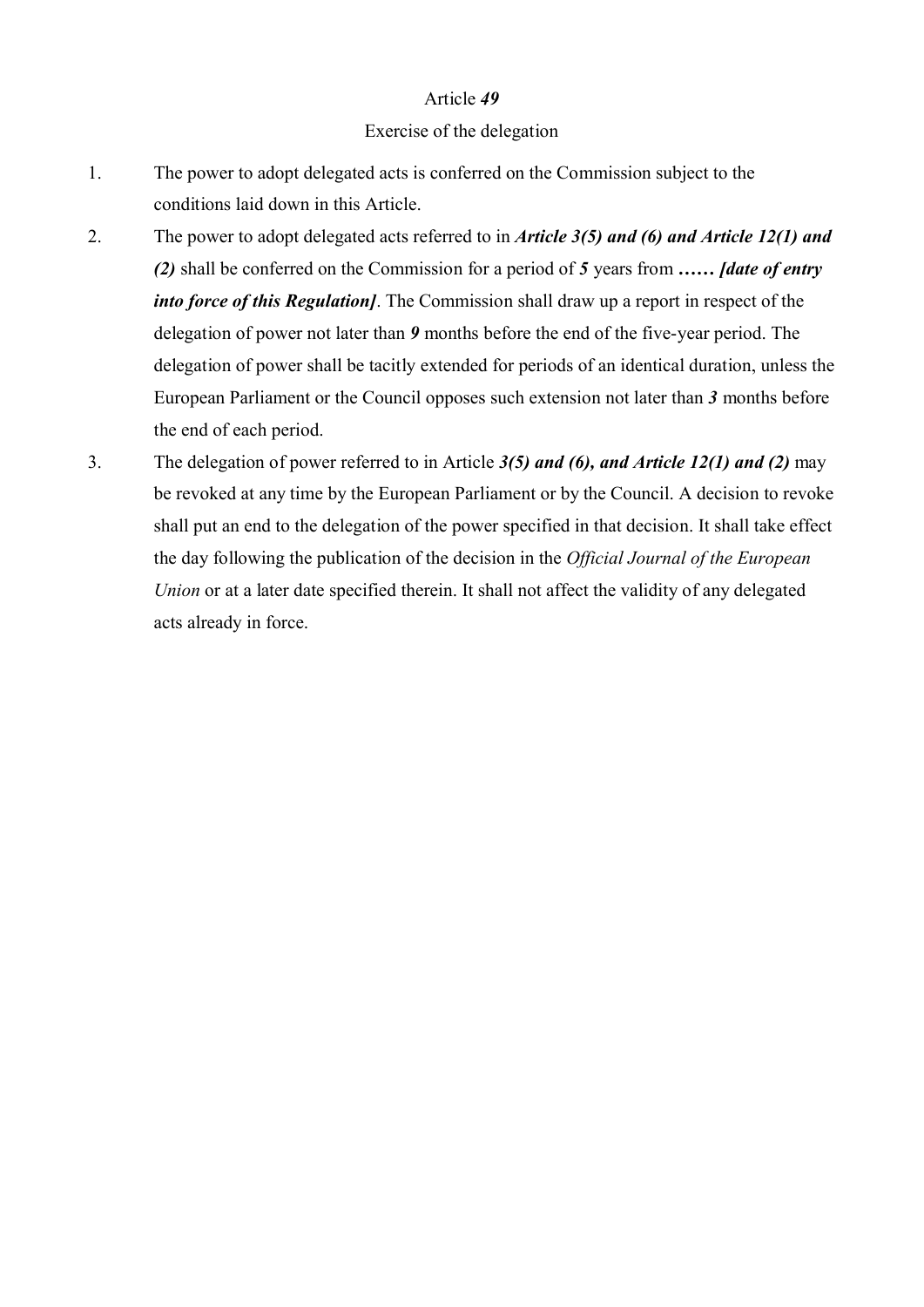Article ***49***

Exercise of the delegation

1. The power to adopt delegated acts is conferred on the Commission subject to the conditions laid down in this Article.
2. The power to adopt delegated acts referred to in ***Article 3(5) and (6) and Article 12(1) and (2)*** shall be conferred on the Commission for a period of ***5*** years from ***…… [date of entry into force of this Regulation]***. The Commission shall draw up a report in respect of the delegation of power not later than ***9*** months before the end of the five-year period. The delegation of power shall be tacitly extended for periods of an identical duration, unless the European Parliament or the Council opposes such extension not later than ***3*** months before the end of each period.
3. The delegation of power referred to in Article ***3(5) and (6), and Article 12(1) and (2)*** may be revoked at any time by the European Parliament or by the Council. A decision to revoke shall put an end to the delegation of the power specified in that decision. It shall take effect the day following the publication of the decision in the *Official Journal of the European Union* or at a later date specified therein. It shall not affect the validity of any delegated acts already in force.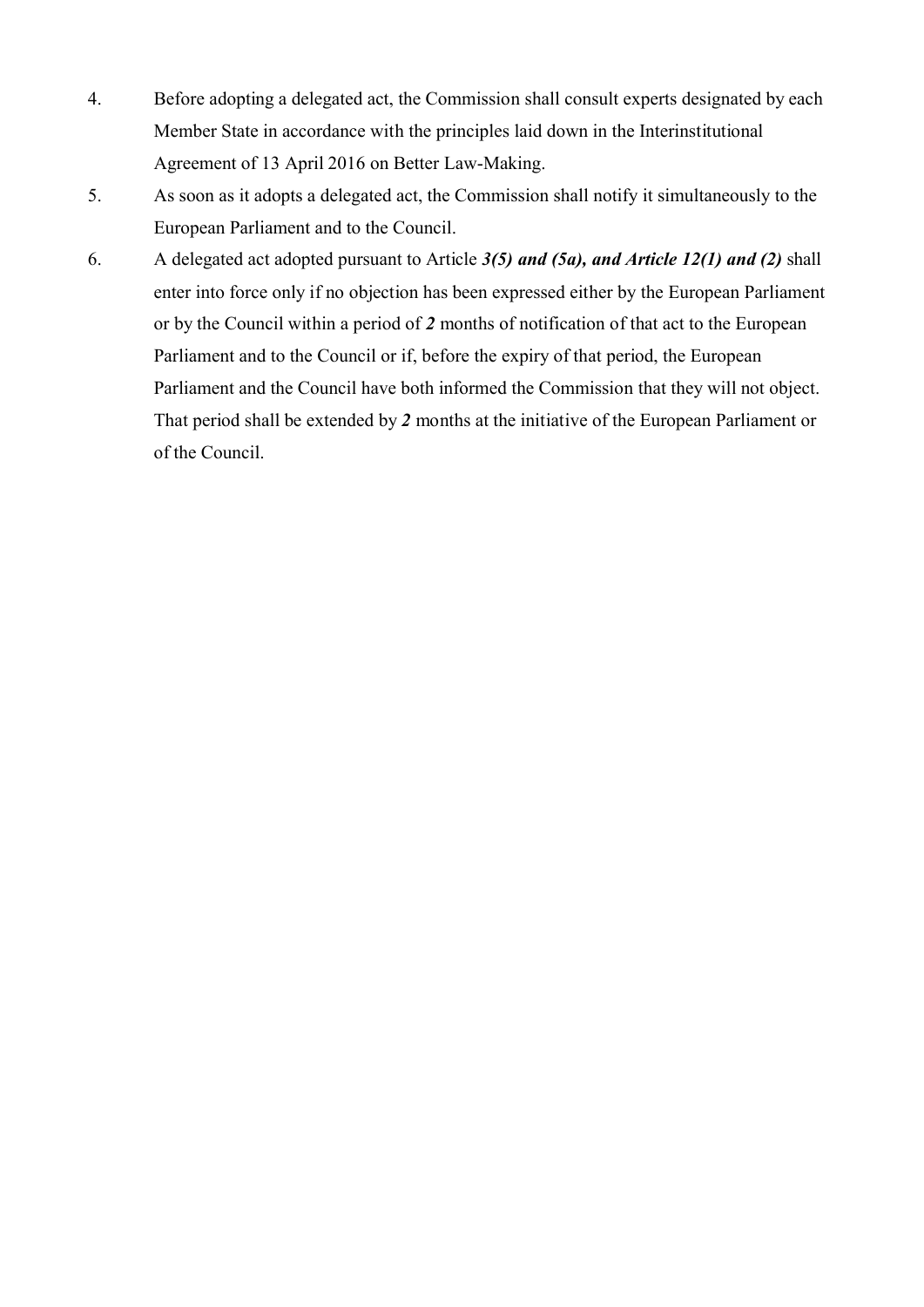4. Before adopting a delegated act, the Commission shall consult experts designated by each Member State in accordance with the principles laid down in the Interinstitutional Agreement of 13 April 2016 on Better Law-Making.
5. As soon as it adopts a delegated act, the Commission shall notify it simultaneously to the European Parliament and to the Council.
6. A delegated act adopted pursuant to Article ***3(5) and (5a), and Article 12(1) and (2)*** shall enter into force only if no objection has been expressed either by the European Parliament or by the Council within a period of ***2*** months of notification of that act to the European Parliament and to the Council or if, before the expiry of that period, the European Parliament and the Council have both informed the Commission that they will not object. That period shall be extended by ***2*** months at the initiative of the European Parliament or of the Council.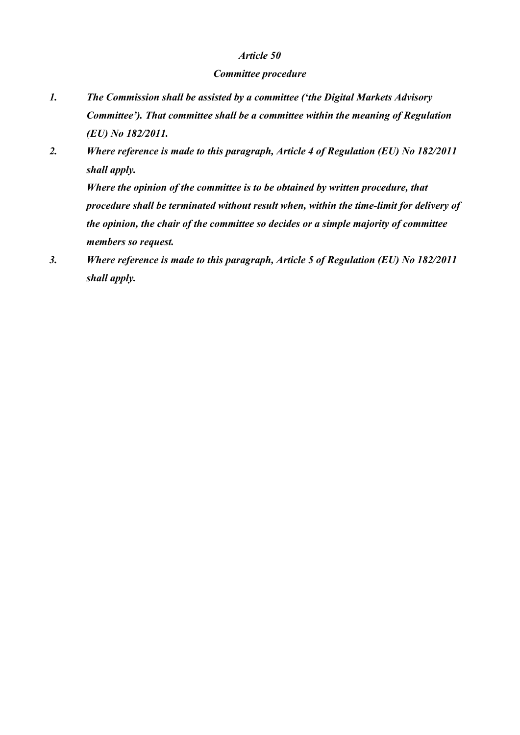***Article 50***

***Committee procedure***

1. ***The Commission shall be assisted by a committee ('the Digital Markets Advisory Committee'). That committee shall be a committee within the meaning of Regulation (EU) No 182/2011.***

2. ***Where reference is made to this paragraph, Article 4 of Regulation (EU) No 182/2011 shall apply.***

   ***Where the opinion of the committee is to be obtained by written procedure, that procedure shall be terminated without result when, within the time-limit for delivery of the opinion, the chair of the committee so decides or a simple majority of committee members so request.***

3. ***Where reference is made to this paragraph, Article 5 of Regulation (EU) No 182/2011 shall apply.***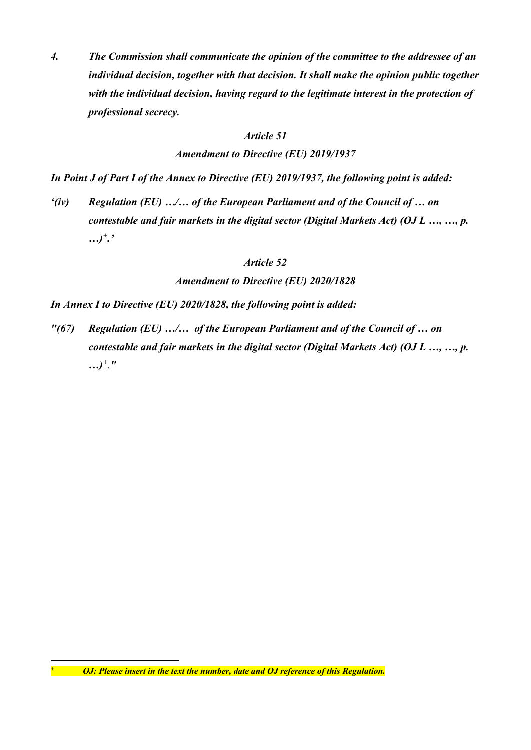*4. The Commission shall communicate the opinion of the committee to the addressee of an individual decision, together with that decision. It shall make the opinion public together with the individual decision, having regard to the legitimate interest in the protection of professional secrecy.*

*Article 51*

*Amendment to Directive (EU) 2019/1937*

*In Point J of Part I of the Annex to Directive (EU) 2019/1937, the following point is added:*

*'(iv) Regulation (EU) …/… of the European Parliament and of the Council of … on contestable and fair markets in the digital sector (Digital Markets Act) (OJ L …, …, p. …)[+].'*

*Article 52*

*Amendment to Directive (EU) 2020/1828*

*In Annex I to Directive (EU) 2020/1828, the following point is added:*

*"(67) Regulation (EU) …/… of the European Parliament and of the Council of … on contestable and fair markets in the digital sector (Digital Markets Act) (OJ L …, …, p. …)[+]."*

---

[+] *OJ: Please insert in the text the number, date and OJ reference of this Regulation.*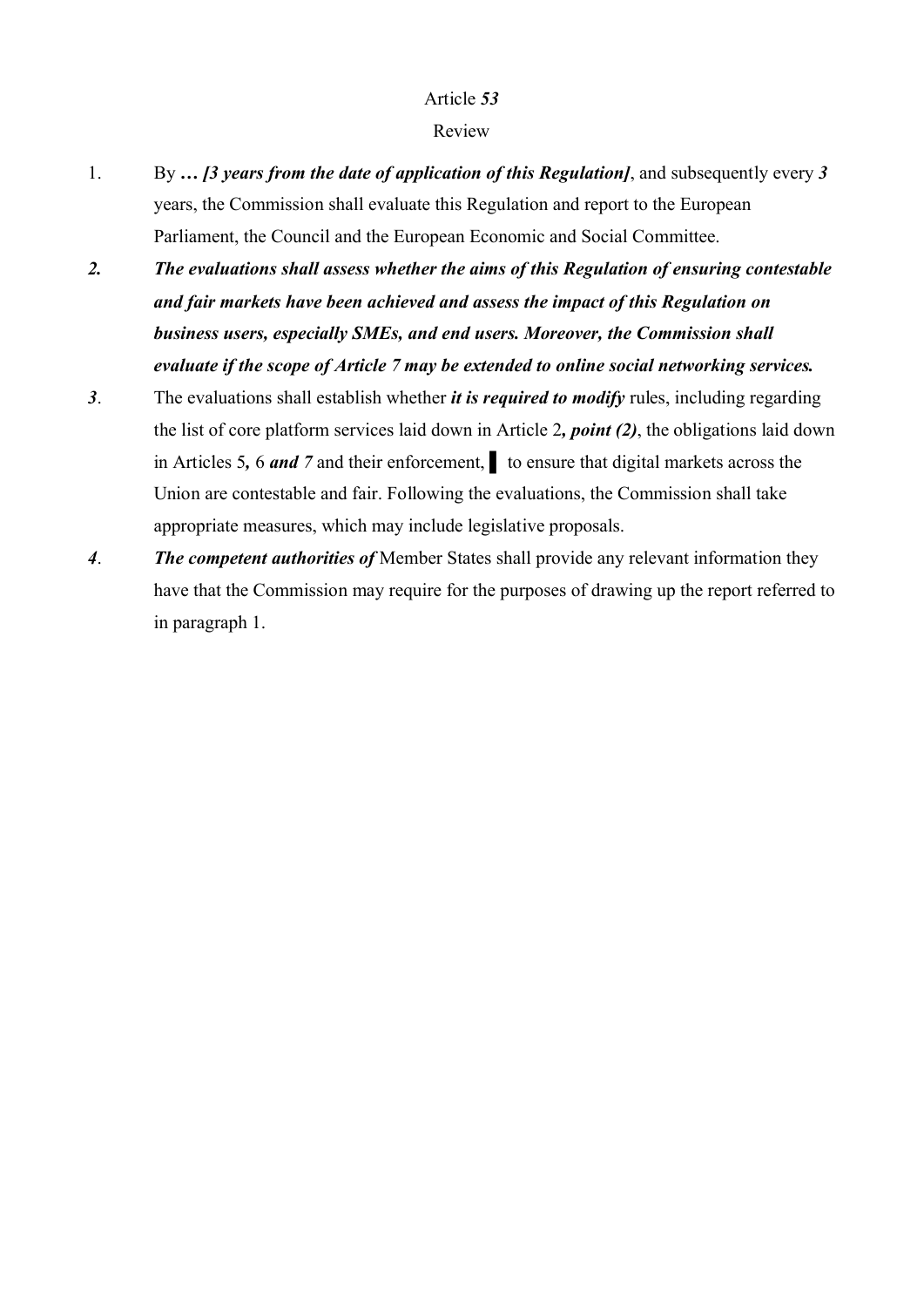Article ***53***

Review

1. By ***… [3 years from the date of application of this Regulation]***, and subsequently every ***3*** years, the Commission shall evaluate this Regulation and report to the European Parliament, the Council and the European Economic and Social Committee.

***2. The evaluations shall assess whether the aims of this Regulation of ensuring contestable and fair markets have been achieved and assess the impact of this Regulation on business users, especially SMEs, and end users. Moreover, the Commission shall evaluate if the scope of Article 7 may be extended to online social networking services.***

***3***. The evaluations shall establish whether ***it is required to modify*** rules, including regarding the list of core platform services laid down in Article 2***, point (2)***, the obligations laid down in Articles 5***,*** 6 ***and 7*** and their enforcement, ▌ to ensure that digital markets across the Union are contestable and fair. Following the evaluations, the Commission shall take appropriate measures, which may include legislative proposals.

***4***. ***The competent authorities of*** Member States shall provide any relevant information they have that the Commission may require for the purposes of drawing up the report referred to in paragraph 1.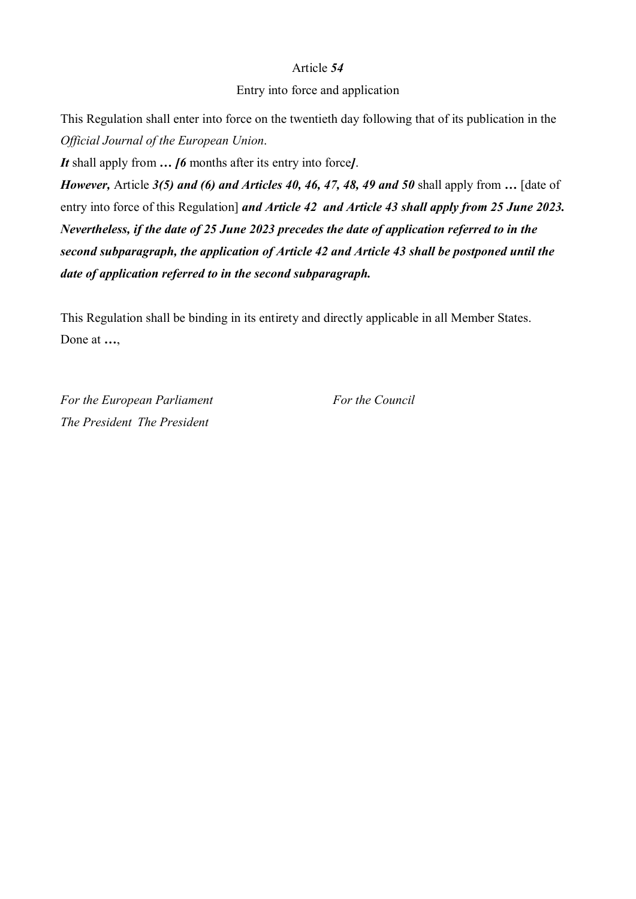Article ***54***

Entry into force and application

This Regulation shall enter into force on the twentieth day following that of its publication in the *Official Journal of the European Union*.

***It*** shall apply from ***… [6*** months after its entry into force***]***.

***However,*** Article ***3(5) and (6) and Articles 40, 46, 47, 48, 49 and 50*** shall apply from **…** [date of entry into force of this Regulation] ***and Article 42 and Article 43 shall apply from 25 June 2023. Nevertheless, if the date of 25 June 2023 precedes the date of application referred to in the second subparagraph, the application of Article 42 and Article 43 shall be postponed until the date of application referred to in the second subparagraph.***

This Regulation shall be binding in its entirety and directly applicable in all Member States.

Done at **…**,

*For the European Parliament* *For the Council*

*The President The President*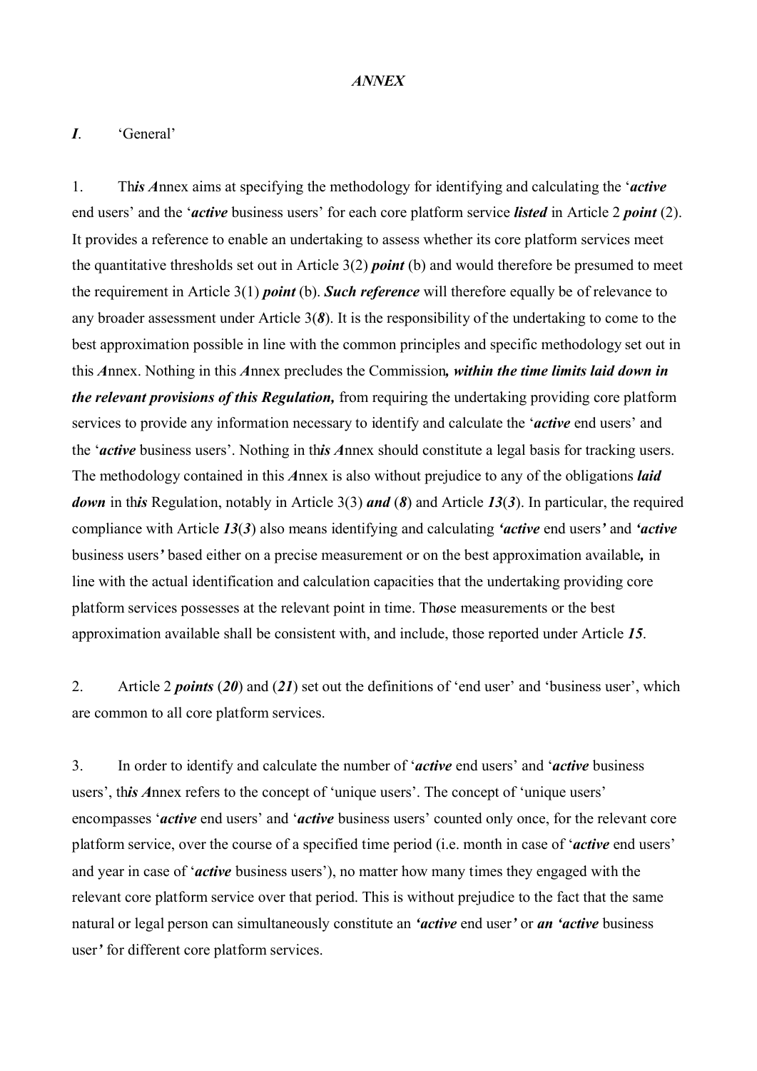*ANNEX*

***I***. 'General'

1. Th***is A***nnex aims at specifying the methodology for identifying and calculating the '***active*** end users' and the '***active*** business users' for each core platform service ***listed*** in Article 2 ***point*** (2). It provides a reference to enable an undertaking to assess whether its core platform services meet the quantitative thresholds set out in Article 3(2) ***point*** (b) and would therefore be presumed to meet the requirement in Article 3(1) ***point*** (b). ***Such reference*** will therefore equally be of relevance to any broader assessment under Article 3(***8***). It is the responsibility of the undertaking to come to the best approximation possible in line with the common principles and specific methodology set out in this ***A***nnex. Nothing in this ***A***nnex precludes the Commission***, within the time limits laid down in the relevant provisions of this Regulation,*** from requiring the undertaking providing core platform services to provide any information necessary to identify and calculate the '***active*** end users' and the '***active*** business users'. Nothing in th***is A***nnex should constitute a legal basis for tracking users. The methodology contained in this ***A***nnex is also without prejudice to any of the obligations ***laid down*** in th***is*** Regulation, notably in Article 3(3) ***and*** (***8***) and Article ***13***(***3***). In particular, the required compliance with Article ***13***(***3***) also means identifying and calculating ***'active*** end users***'*** and ***'active*** business users***'*** based either on a precise measurement or on the best approximation available***,*** in line with the actual identification and calculation capacities that the undertaking providing core platform services possesses at the relevant point in time. Th***o***se measurements or the best approximation available shall be consistent with, and include, those reported under Article ***15***.

2. Article 2 ***points*** (***20***) and (***21***) set out the definitions of 'end user' and 'business user', which are common to all core platform services.

3. In order to identify and calculate the number of '***active*** end users' and '***active*** business users', th***is A***nnex refers to the concept of 'unique users'. The concept of 'unique users' encompasses '***active*** end users' and '***active*** business users' counted only once, for the relevant core platform service, over the course of a specified time period (i.e. month in case of '***active*** end users' and year in case of '***active*** business users'), no matter how many times they engaged with the relevant core platform service over that period. This is without prejudice to the fact that the same natural or legal person can simultaneously constitute an ***'active*** end user***'*** or ***an 'active*** business user***'*** for different core platform services.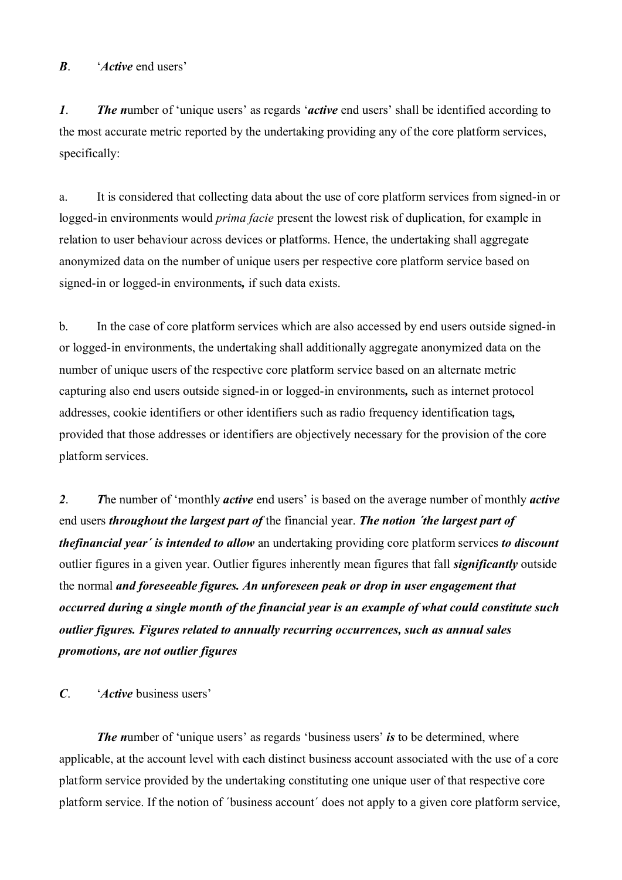***B***. '***Active*** end users'

***1***. ***The n***umber of 'unique users' as regards '***active*** end users' shall be identified according to the most accurate metric reported by the undertaking providing any of the core platform services, specifically:

a. It is considered that collecting data about the use of core platform services from signed-in or logged-in environments would *prima facie* present the lowest risk of duplication, for example in relation to user behaviour across devices or platforms. Hence, the undertaking shall aggregate anonymized data on the number of unique users per respective core platform service based on signed-in or logged-in environments***,*** if such data exists.

b. In the case of core platform services which are also accessed by end users outside signed-in or logged-in environments, the undertaking shall additionally aggregate anonymized data on the number of unique users of the respective core platform service based on an alternate metric capturing also end users outside signed-in or logged-in environments***,*** such as internet protocol addresses, cookie identifiers or other identifiers such as radio frequency identification tags***,*** provided that those addresses or identifiers are objectively necessary for the provision of the core platform services.

***2***. ***T***he number of 'monthly ***active*** end users' is based on the average number of monthly ***active*** end users ***throughout the largest part of*** the financial year. ***The notion ´the largest part of thefinancial year´ is intended to allow*** an undertaking providing core platform services ***to discount*** outlier figures in a given year. Outlier figures inherently mean figures that fall ***significantly*** outside the normal ***and foreseeable figures. An unforeseen peak or drop in user engagement that occurred during a single month of the financial year is an example of what could constitute such outlier figures. Figures related to annually recurring occurrences, such as annual sales promotions, are not outlier figures***

***C***. '***Active*** business users'

***The n***umber of 'unique users' as regards 'business users' ***is*** to be determined, where applicable, at the account level with each distinct business account associated with the use of a core platform service provided by the undertaking constituting one unique user of that respective core platform service. If the notion of ´business account´ does not apply to a given core platform service,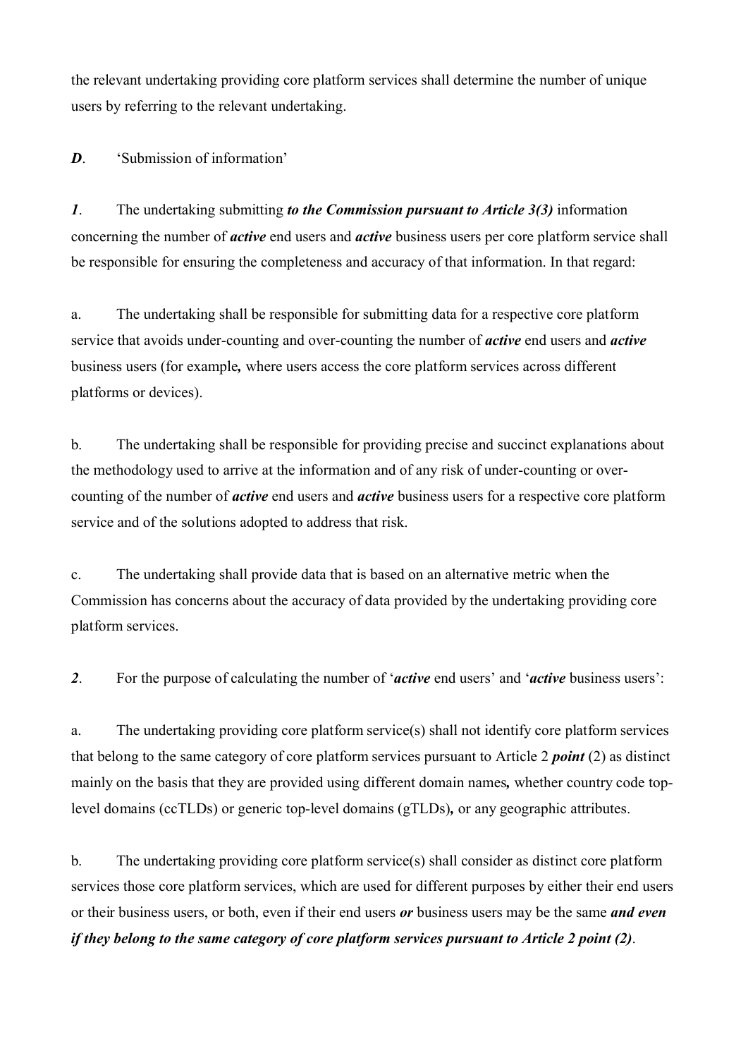the relevant undertaking providing core platform services shall determine the number of unique users by referring to the relevant undertaking.

***D***. 'Submission of information'

***1***. The undertaking submitting ***to the Commission pursuant to Article 3(3)*** information concerning the number of ***active*** end users and ***active*** business users per core platform service shall be responsible for ensuring the completeness and accuracy of that information. In that regard:

a. The undertaking shall be responsible for submitting data for a respective core platform service that avoids under-counting and over-counting the number of ***active*** end users and ***active*** business users (for example**,** where users access the core platform services across different platforms or devices).

b. The undertaking shall be responsible for providing precise and succinct explanations about the methodology used to arrive at the information and of any risk of under-counting or over-counting of the number of ***active*** end users and ***active*** business users for a respective core platform service and of the solutions adopted to address that risk.

c. The undertaking shall provide data that is based on an alternative metric when the Commission has concerns about the accuracy of data provided by the undertaking providing core platform services.

***2***. For the purpose of calculating the number of '***active*** end users' and '***active*** business users':

a. The undertaking providing core platform service(s) shall not identify core platform services that belong to the same category of core platform services pursuant to Article 2 ***point*** (2) as distinct mainly on the basis that they are provided using different domain names**,** whether country code top-level domains (ccTLDs) or generic top-level domains (gTLDs)**,** or any geographic attributes.

b. The undertaking providing core platform service(s) shall consider as distinct core platform services those core platform services, which are used for different purposes by either their end users or their business users, or both, even if their end users ***or*** business users may be the same ***and even if they belong to the same category of core platform services pursuant to Article 2 point (2)***.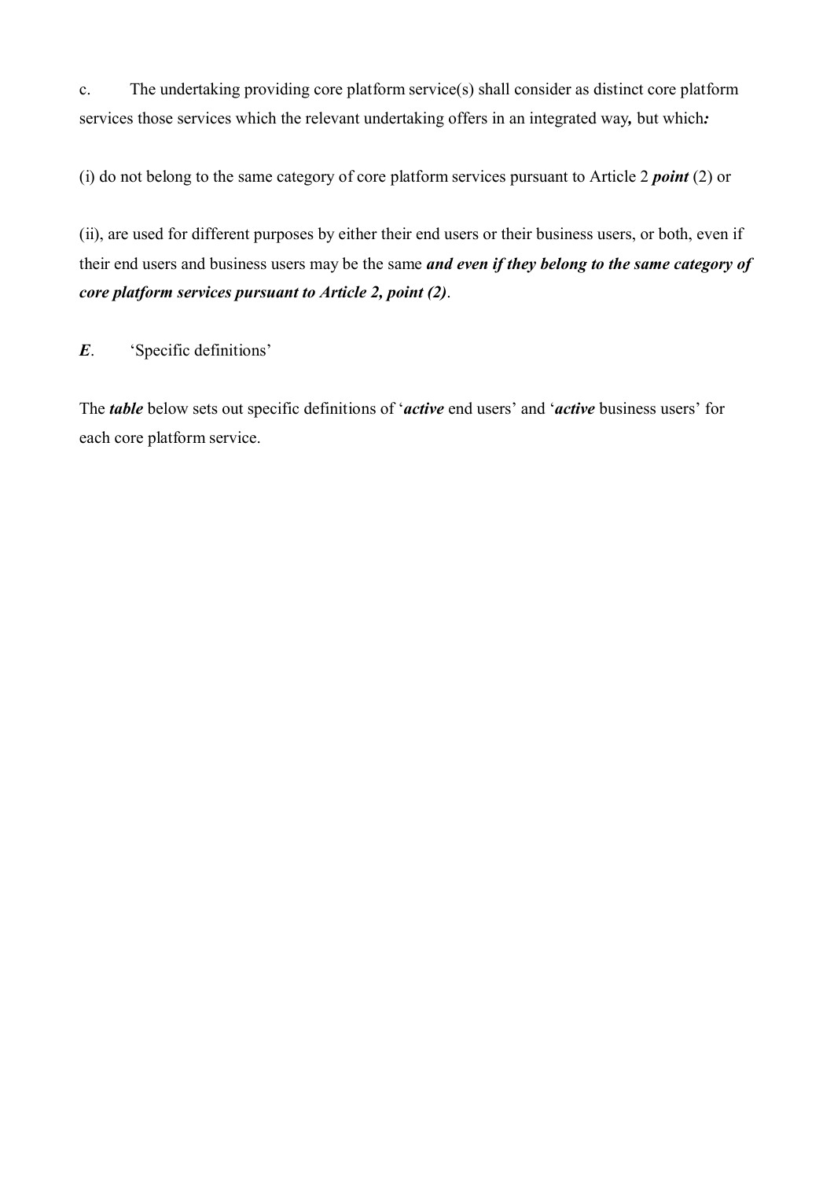c. The undertaking providing core platform service(s) shall consider as distinct core platform services those services which the relevant undertaking offers in an integrated way*,* but which*:*

(i) do not belong to the same category of core platform services pursuant to Article 2 ***point*** (2) or

(ii), are used for different purposes by either their end users or their business users, or both, even if their end users and business users may be the same ***and even if they belong to the same category of core platform services pursuant to Article 2, point (2)***.

***E***. 'Specific definitions'

The ***table*** below sets out specific definitions of '***active*** end users' and '***active*** business users' for each core platform service.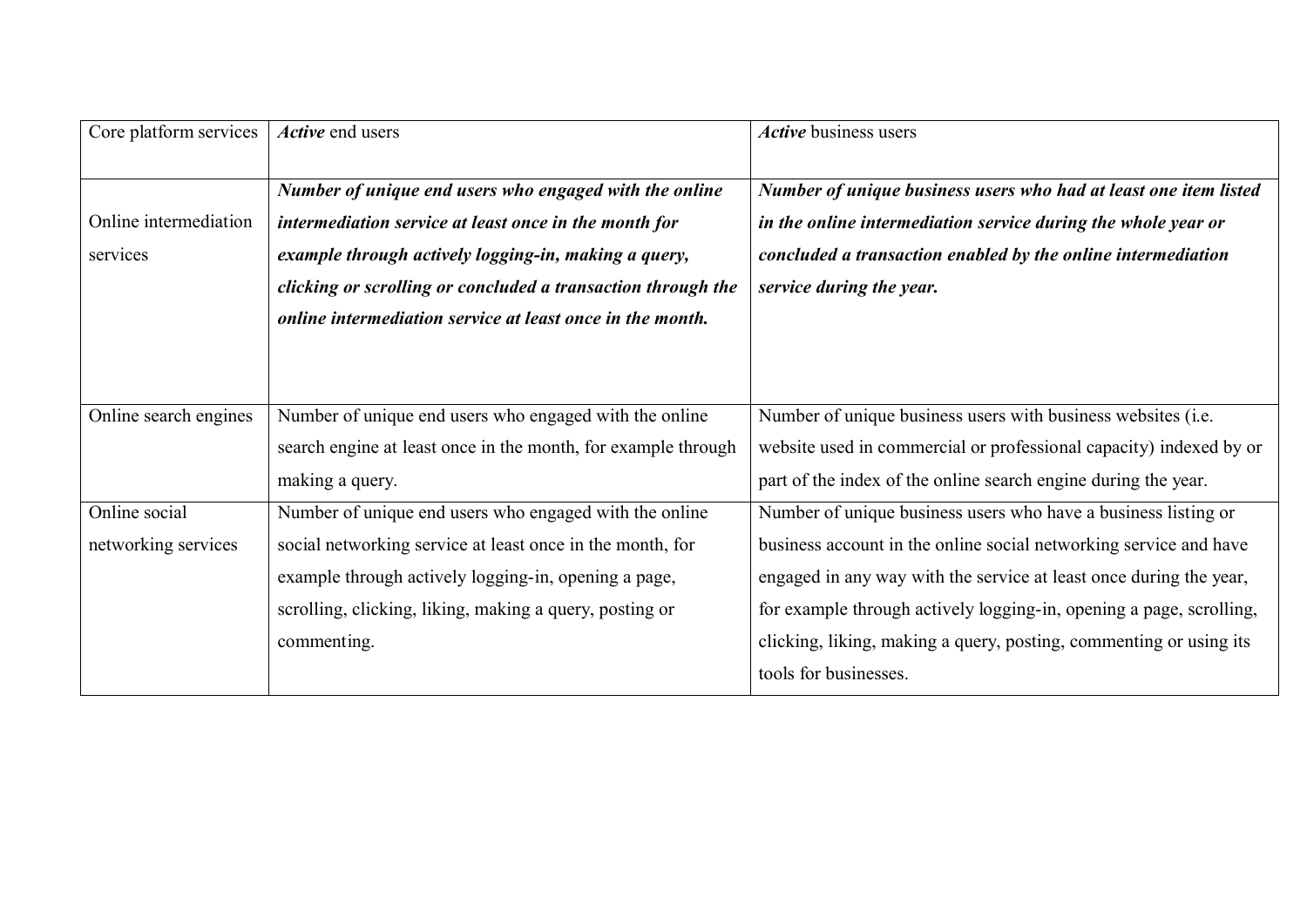| Core platform services | ***Active*** end users | ***Active*** business users |
| --- | --- | --- |
| Online intermediation services | ***Number of unique end users who engaged with the online intermediation service at least once in the month for example through actively logging-in, making a query, clicking or scrolling or concluded a transaction through the online intermediation service at least once in the month.*** | ***Number of unique business users who had at least one item listed in the online intermediation service during the whole year or concluded a transaction enabled by the online intermediation service during the year.*** |
| Online search engines | Number of unique end users who engaged with the online search engine at least once in the month, for example through making a query. | Number of unique business users with business websites (i.e. website used in commercial or professional capacity) indexed by or part of the index of the online search engine during the year. |
| Online social networking services | Number of unique end users who engaged with the online social networking service at least once in the month, for example through actively logging-in, opening a page, scrolling, clicking, liking, making a query, posting or commenting. | Number of unique business users who have a business listing or business account in the online social networking service and have engaged in any way with the service at least once during the year, for example through actively logging-in, opening a page, scrolling, clicking, liking, making a query, posting, commenting or using its tools for businesses. |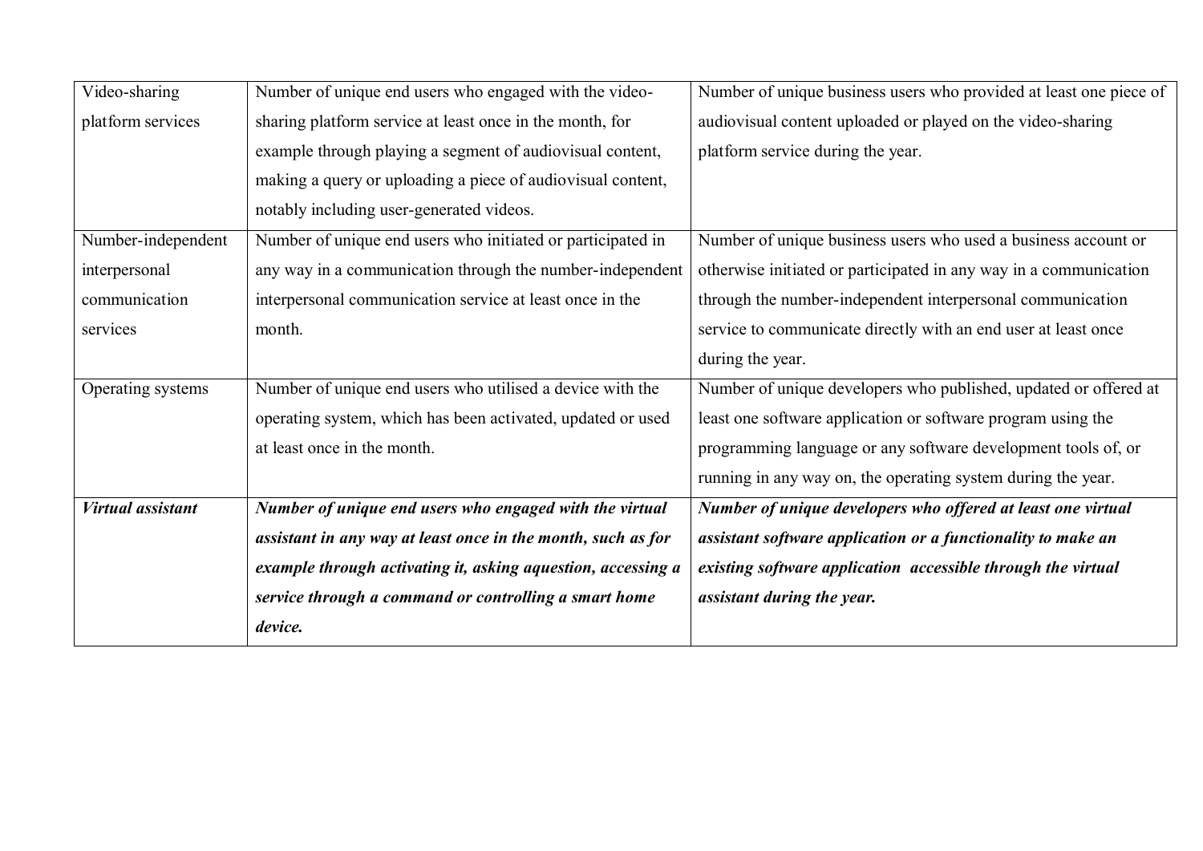| | | |
|---|---|---|
| Video-sharing platform services | Number of unique end users who engaged with the video-sharing platform service at least once in the month, for example through playing a segment of audiovisual content, making a query or uploading a piece of audiovisual content, notably including user-generated videos. | Number of unique business users who provided at least one piece of audiovisual content uploaded or played on the video-sharing platform service during the year. |
| Number-independent interpersonal communication services | Number of unique end users who initiated or participated in any way in a communication through the number-independent interpersonal communication service at least once in the month. | Number of unique business users who used a business account or otherwise initiated or participated in any way in a communication through the number-independent interpersonal communication service to communicate directly with an end user at least once during the year. |
| Operating systems | Number of unique end users who utilised a device with the operating system, which has been activated, updated or used at least once in the month. | Number of unique developers who published, updated or offered at least one software application or software program using the programming language or any software development tools of, or running in any way on, the operating system during the year. |
| ***Virtual assistant*** | ***Number of unique end users who engaged with the virtual assistant in any way at least once in the month, such as for example through activating it, asking aquestion, accessing a service through a command or controlling a smart home device.*** | ***Number of unique developers who offered at least one virtual assistant software application or a functionality to make an existing software application accessible through the virtual assistant during the year.*** |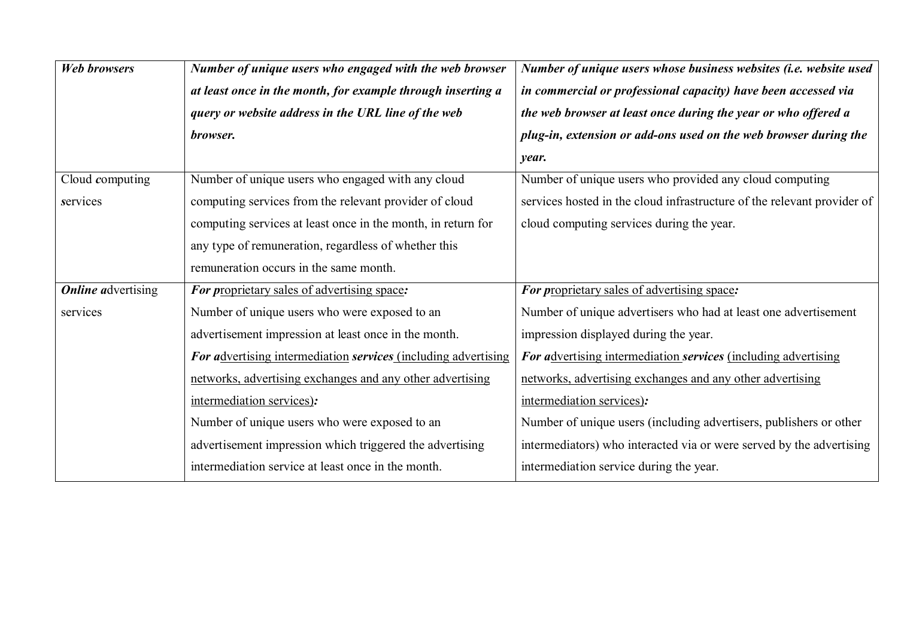| | | |
|---|---|---|
| ***Web browsers*** | ***Number of unique users who engaged with the web browser at least once in the month, for example through inserting a query or website address in the URL line of the web browser.*** | ***Number of unique users whose business websites (i.e. website used in commercial or professional capacity) have been accessed via the web browser at least once during the year or who offered a plug-in, extension or add-ons used on the web browser during the year.*** |
| Cloud ***c***omputing ***s***ervices | Number of unique users who engaged with any cloud computing services from the relevant provider of cloud computing services at least once in the month, in return for any type of remuneration, regardless of whether this remuneration occurs in the same month. | Number of unique users who provided any cloud computing services hosted in the cloud infrastructure of the relevant provider of cloud computing services during the year. |
| ***Online a***dvertising services | ***For p***roprietary sales of advertising space***:*** Number of unique users who were exposed to an advertisement impression at least once in the month. ***For a***dvertising intermediation ***services*** (including advertising networks, advertising exchanges and any other advertising intermediation services)***:*** Number of unique users who were exposed to an advertisement impression which triggered the advertising intermediation service at least once in the month. | ***For p***roprietary sales of advertising space***:*** Number of unique advertisers who had at least one advertisement impression displayed during the year. ***For a***dvertising intermediation ***services*** (including advertising networks, advertising exchanges and any other advertising intermediation services)***:*** Number of unique users (including advertisers, publishers or other intermediators) who interacted via or were served by the advertising intermediation service during the year. |